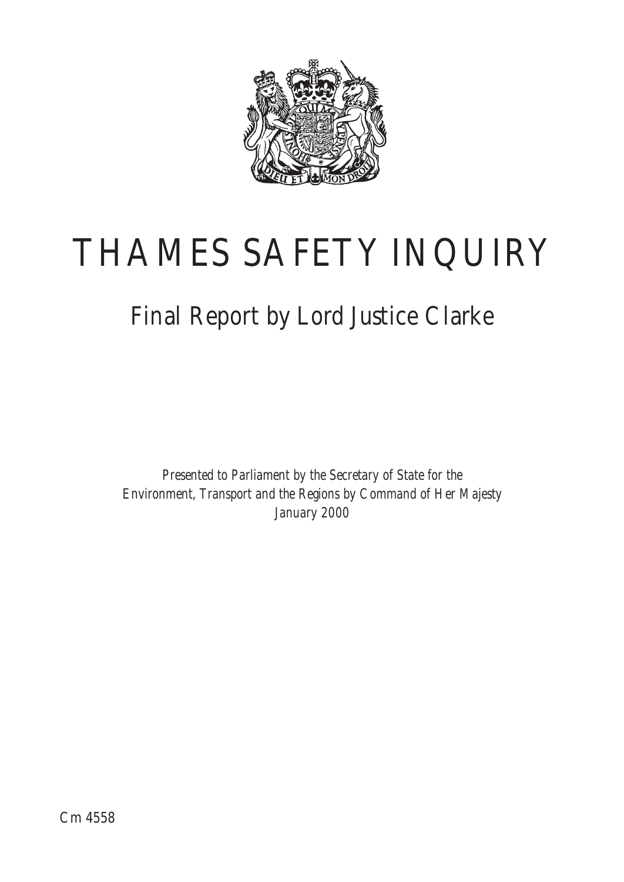# THAMES SAFETY INQUIRY

## Final Report by Lord Justice Clarke

*Presented to Parliament by the Secretary of State for the Environment, Transport and the Regions by Command of Her Majesty*
*January 2000*

Cm 4558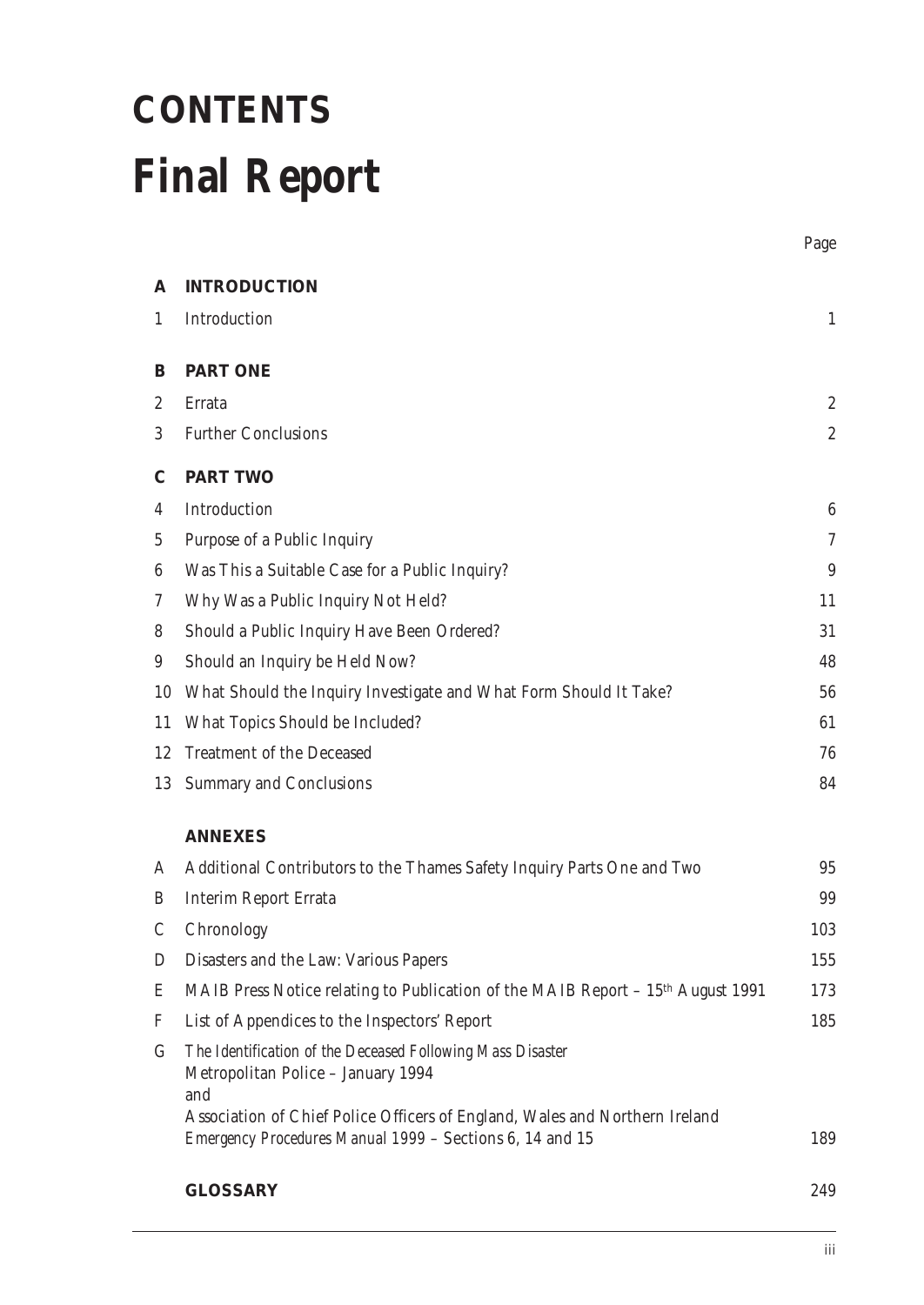# CONTENTS

# Final Report

| | | Page |
|---|---|---|
| **A** | **INTRODUCTION** | |
| 1 | Introduction | 1 |
| **B** | **PART ONE** | |
| 2 | Errata | 2 |
| 3 | Further Conclusions | 2 |
| **C** | **PART TWO** | |
| 4 | Introduction | 6 |
| 5 | Purpose of a Public Inquiry | 7 |
| 6 | Was This a Suitable Case for a Public Inquiry? | 9 |
| 7 | Why Was a Public Inquiry Not Held? | 11 |
| 8 | Should a Public Inquiry Have Been Ordered? | 31 |
| 9 | Should an Inquiry be Held Now? | 48 |
| 10 | What Should the Inquiry Investigate and What Form Should It Take? | 56 |
| 11 | What Topics Should be Included? | 61 |
| 12 | Treatment of the Deceased | 76 |
| 13 | Summary and Conclusions | 84 |
| | **ANNEXES** | |
| A | Additional Contributors to the Thames Safety Inquiry Parts One and Two | 95 |
| B | Interim Report Errata | 99 |
| C | Chronology | 103 |
| D | Disasters and the Law: Various Papers | 155 |
| E | MAIB Press Notice relating to Publication of the MAIB Report – 15th August 1991 | 173 |
| F | List of Appendices to the Inspectors' Report | 185 |
| G | *The Identification of the Deceased Following Mass Disaster* Metropolitan Police – January 1994 and Association of Chief Police Officers of England, Wales and Northern Ireland *Emergency Procedures Manual 1999* – Sections 6, 14 and 15 | 189 |
| | **GLOSSARY** | 249 |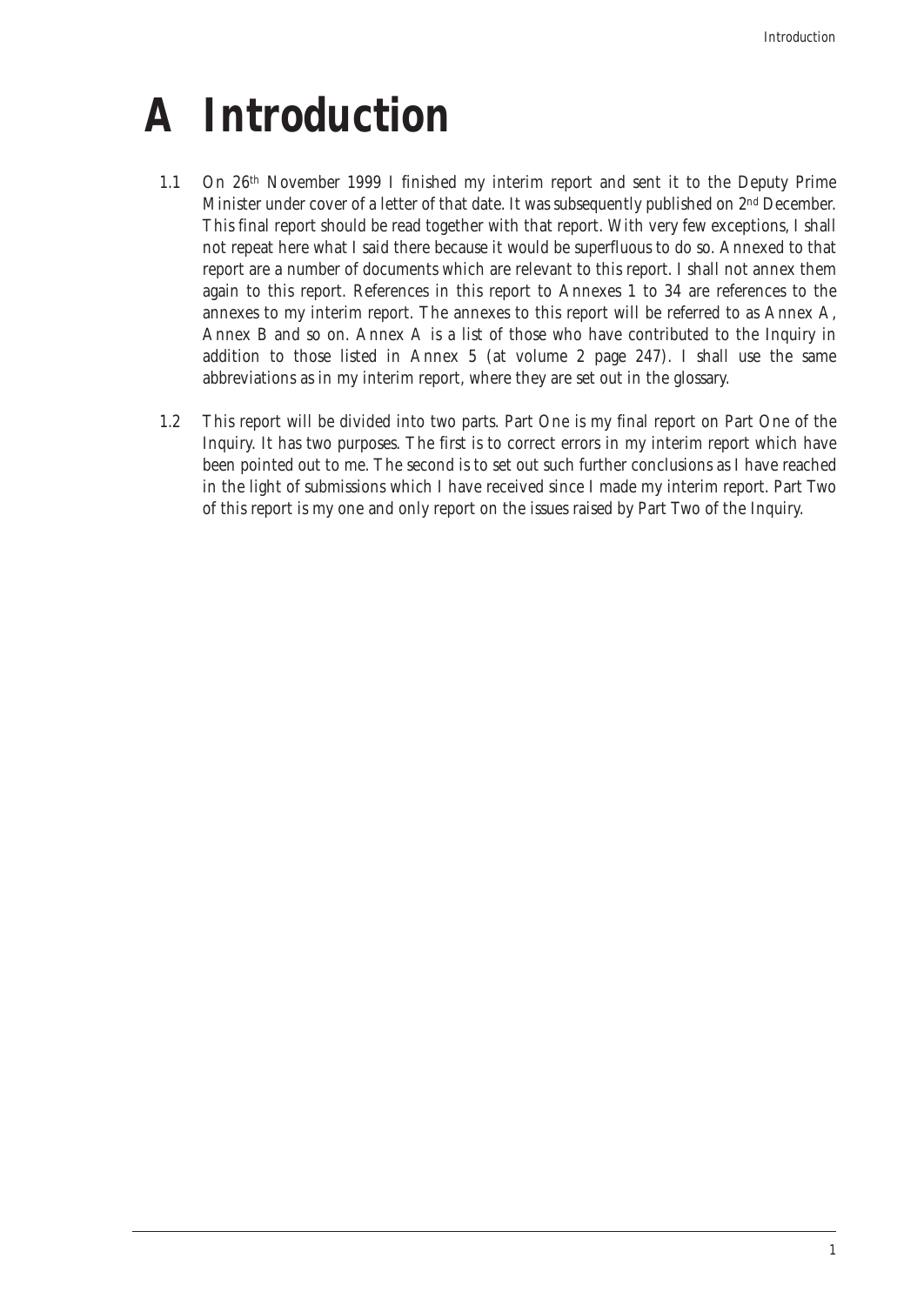# A Introduction

1.1 On 26th November 1999 I finished my interim report and sent it to the Deputy Prime Minister under cover of a letter of that date. It was subsequently published on 2nd December. This final report should be read together with that report. With very few exceptions, I shall not repeat here what I said there because it would be superfluous to do so. Annexed to that report are a number of documents which are relevant to this report. I shall not annex them again to this report. References in this report to Annexes 1 to 34 are references to the annexes to my interim report. The annexes to this report will be referred to as Annex A, Annex B and so on. Annex A is a list of those who have contributed to the Inquiry in addition to those listed in Annex 5 (at volume 2 page 247). I shall use the same abbreviations as in my interim report, where they are set out in the glossary.

1.2 This report will be divided into two parts. Part One is my final report on Part One of the Inquiry. It has two purposes. The first is to correct errors in my interim report which have been pointed out to me. The second is to set out such further conclusions as I have reached in the light of submissions which I have received since I made my interim report. Part Two of this report is my one and only report on the issues raised by Part Two of the Inquiry.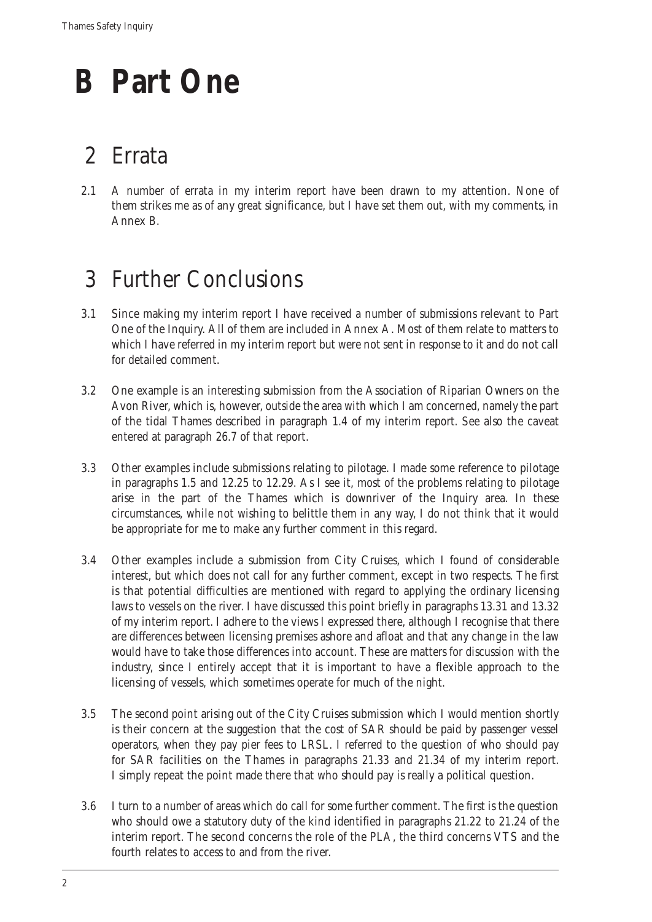# B Part One

## 2 Errata

2.1 A number of errata in my interim report have been drawn to my attention. None of them strikes me as of any great significance, but I have set them out, with my comments, in Annex B.

## 3 Further Conclusions

3.1 Since making my interim report I have received a number of submissions relevant to Part One of the Inquiry. All of them are included in Annex A. Most of them relate to matters to which I have referred in my interim report but were not sent in response to it and do not call for detailed comment.

3.2 One example is an interesting submission from the Association of Riparian Owners on the Avon River, which is, however, outside the area with which I am concerned, namely the part of the tidal Thames described in paragraph 1.4 of my interim report. See also the caveat entered at paragraph 26.7 of that report.

3.3 Other examples include submissions relating to pilotage. I made some reference to pilotage in paragraphs 1.5 and 12.25 to 12.29. As I see it, most of the problems relating to pilotage arise in the part of the Thames which is downriver of the Inquiry area. In these circumstances, while not wishing to belittle them in any way, I do not think that it would be appropriate for me to make any further comment in this regard.

3.4 Other examples include a submission from City Cruises, which I found of considerable interest, but which does not call for any further comment, except in two respects. The first is that potential difficulties are mentioned with regard to applying the ordinary licensing laws to vessels on the river. I have discussed this point briefly in paragraphs 13.31 and 13.32 of my interim report. I adhere to the views I expressed there, although I recognise that there are differences between licensing premises ashore and afloat and that any change in the law would have to take those differences into account. These are matters for discussion with the industry, since I entirely accept that it is important to have a flexible approach to the licensing of vessels, which sometimes operate for much of the night.

3.5 The second point arising out of the City Cruises submission which I would mention shortly is their concern at the suggestion that the cost of SAR should be paid by passenger vessel operators, when they pay pier fees to LRSL. I referred to the question of who should pay for SAR facilities on the Thames in paragraphs 21.33 and 21.34 of my interim report. I simply repeat the point made there that who should pay is really a political question.

3.6 I turn to a number of areas which do call for some further comment. The first is the question who should owe a statutory duty of the kind identified in paragraphs 21.22 to 21.24 of the interim report. The second concerns the role of the PLA, the third concerns VTS and the fourth relates to access to and from the river.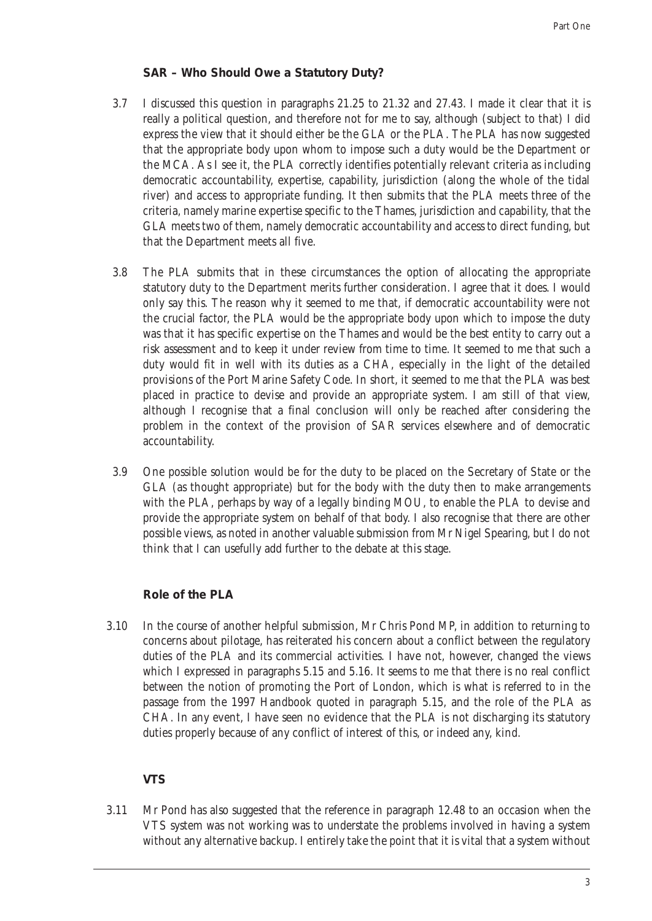### SAR – Who Should Owe a Statutory Duty?

3.7 I discussed this question in paragraphs 21.25 to 21.32 and 27.43. I made it clear that it is really a political question, and therefore not for me to say, although (subject to that) I did express the view that it should either be the GLA or the PLA. The PLA has now suggested that the appropriate body upon whom to impose such a duty would be the Department or the MCA. As I see it, the PLA correctly identifies potentially relevant criteria as including democratic accountability, expertise, capability, jurisdiction (along the whole of the tidal river) and access to appropriate funding. It then submits that the PLA meets three of the criteria, namely marine expertise specific to the Thames, jurisdiction and capability, that the GLA meets two of them, namely democratic accountability and access to direct funding, but that the Department meets all five.

3.8 The PLA submits that in these circumstances the option of allocating the appropriate statutory duty to the Department merits further consideration. I agree that it does. I would only say this. The reason why it seemed to me that, if democratic accountability were not the crucial factor, the PLA would be the appropriate body upon which to impose the duty was that it has specific expertise on the Thames and would be the best entity to carry out a risk assessment and to keep it under review from time to time. It seemed to me that such a duty would fit in well with its duties as a CHA, especially in the light of the detailed provisions of the Port Marine Safety Code. In short, it seemed to me that the PLA was best placed in practice to devise and provide an appropriate system. I am still of that view, although I recognise that a final conclusion will only be reached after considering the problem in the context of the provision of SAR services elsewhere and of democratic accountability.

3.9 One possible solution would be for the duty to be placed on the Secretary of State or the GLA (as thought appropriate) but for the body with the duty then to make arrangements with the PLA, perhaps by way of a legally binding MOU, to enable the PLA to devise and provide the appropriate system on behalf of that body. I also recognise that there are other possible views, as noted in another valuable submission from Mr Nigel Spearing, but I do not think that I can usefully add further to the debate at this stage.

### Role of the PLA

3.10 In the course of another helpful submission, Mr Chris Pond MP, in addition to returning to concerns about pilotage, has reiterated his concern about a conflict between the regulatory duties of the PLA and its commercial activities. I have not, however, changed the views which I expressed in paragraphs 5.15 and 5.16. It seems to me that there is no real conflict between the notion of promoting the Port of London, which is what is referred to in the passage from the 1997 Handbook quoted in paragraph 5.15, and the role of the PLA as CHA. In any event, I have seen no evidence that the PLA is not discharging its statutory duties properly because of any conflict of interest of this, or indeed any, kind.

### VTS

3.11 Mr Pond has also suggested that the reference in paragraph 12.48 to an occasion when the VTS system was not working was to understate the problems involved in having a system without any alternative backup. I entirely take the point that it is vital that a system without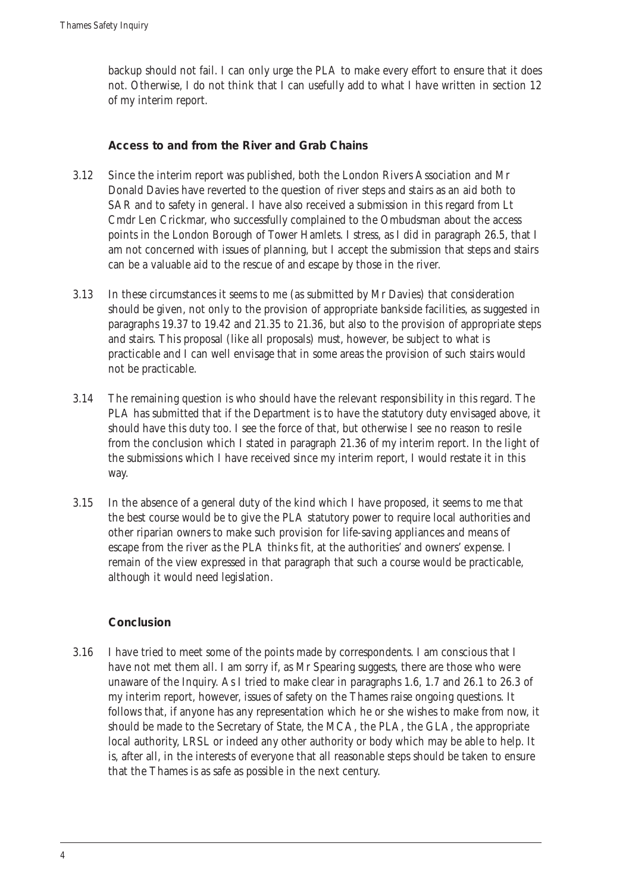backup should not fail. I can only urge the PLA to make every effort to ensure that it does not. Otherwise, I do not think that I can usefully add to what I have written in section 12 of my interim report.

### Access to and from the River and Grab Chains

3.12 Since the interim report was published, both the London Rivers Association and Mr Donald Davies have reverted to the question of river steps and stairs as an aid both to SAR and to safety in general. I have also received a submission in this regard from Lt Cmdr Len Crickmar, who successfully complained to the Ombudsman about the access points in the London Borough of Tower Hamlets. I stress, as I did in paragraph 26.5, that I am not concerned with issues of planning, but I accept the submission that steps and stairs can be a valuable aid to the rescue of and escape by those in the river.

3.13 In these circumstances it seems to me (as submitted by Mr Davies) that consideration should be given, not only to the provision of appropriate bankside facilities, as suggested in paragraphs 19.37 to 19.42 and 21.35 to 21.36, but also to the provision of appropriate steps and stairs. This proposal (like all proposals) must, however, be subject to what is practicable and I can well envisage that in some areas the provision of such stairs would not be practicable.

3.14 The remaining question is who should have the relevant responsibility in this regard. The PLA has submitted that if the Department is to have the statutory duty envisaged above, it should have this duty too. I see the force of that, but otherwise I see no reason to resile from the conclusion which I stated in paragraph 21.36 of my interim report. In the light of the submissions which I have received since my interim report, I would restate it in this way.

3.15 In the absence of a general duty of the kind which I have proposed, it seems to me that the best course would be to give the PLA statutory power to require local authorities and other riparian owners to make such provision for life-saving appliances and means of escape from the river as the PLA thinks fit, at the authorities' and owners' expense. I remain of the view expressed in that paragraph that such a course would be practicable, although it would need legislation.

### Conclusion

3.16 I have tried to meet some of the points made by correspondents. I am conscious that I have not met them all. I am sorry if, as Mr Spearing suggests, there are those who were unaware of the Inquiry. As I tried to make clear in paragraphs 1.6, 1.7 and 26.1 to 26.3 of my interim report, however, issues of safety on the Thames raise ongoing questions. It follows that, if anyone has any representation which he or she wishes to make from now, it should be made to the Secretary of State, the MCA, the PLA, the GLA, the appropriate local authority, LRSL or indeed any other authority or body which may be able to help. It is, after all, in the interests of everyone that all reasonable steps should be taken to ensure that the Thames is as safe as possible in the next century.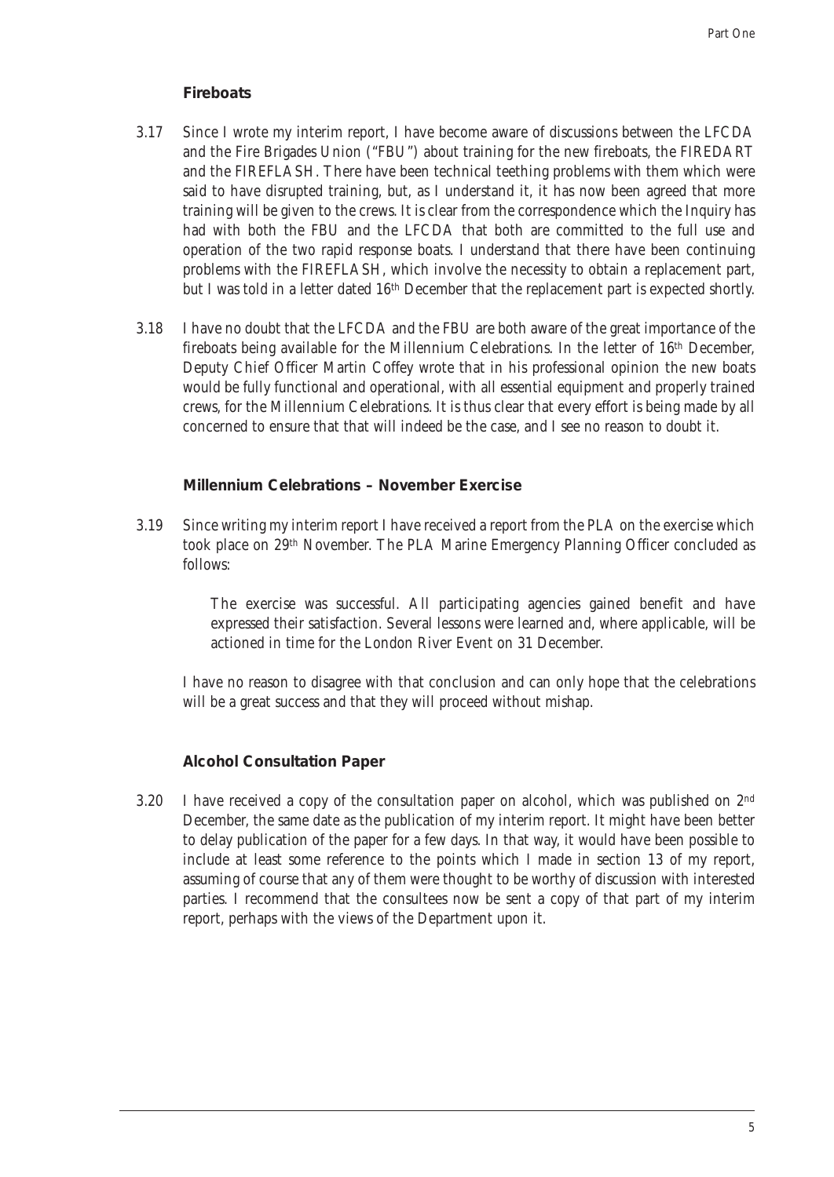### Fireboats

3.17 Since I wrote my interim report, I have become aware of discussions between the LFCDA and the Fire Brigades Union ("FBU") about training for the new fireboats, the FIREDART and the FIREFLASH. There have been technical teething problems with them which were said to have disrupted training, but, as I understand it, it has now been agreed that more training will be given to the crews. It is clear from the correspondence which the Inquiry has had with both the FBU and the LFCDA that both are committed to the full use and operation of the two rapid response boats. I understand that there have been continuing problems with the FIREFLASH, which involve the necessity to obtain a replacement part, but I was told in a letter dated 16th December that the replacement part is expected shortly.

3.18 I have no doubt that the LFCDA and the FBU are both aware of the great importance of the fireboats being available for the Millennium Celebrations. In the letter of 16th December, Deputy Chief Officer Martin Coffey wrote that in his professional opinion the new boats would be fully functional and operational, with all essential equipment and properly trained crews, for the Millennium Celebrations. It is thus clear that every effort is being made by all concerned to ensure that that will indeed be the case, and I see no reason to doubt it.

### Millennium Celebrations – November Exercise

3.19 Since writing my interim report I have received a report from the PLA on the exercise which took place on 29th November. The PLA Marine Emergency Planning Officer concluded as follows:

> The exercise was successful. All participating agencies gained benefit and have expressed their satisfaction. Several lessons were learned and, where applicable, will be actioned in time for the London River Event on 31 December.

I have no reason to disagree with that conclusion and can only hope that the celebrations will be a great success and that they will proceed without mishap.

### Alcohol Consultation Paper

3.20 I have received a copy of the consultation paper on alcohol, which was published on 2nd December, the same date as the publication of my interim report. It might have been better to delay publication of the paper for a few days. In that way, it would have been possible to include at least some reference to the points which I made in section 13 of my report, assuming of course that any of them were thought to be worthy of discussion with interested parties. I recommend that the consultees now be sent a copy of that part of my interim report, perhaps with the views of the Department upon it.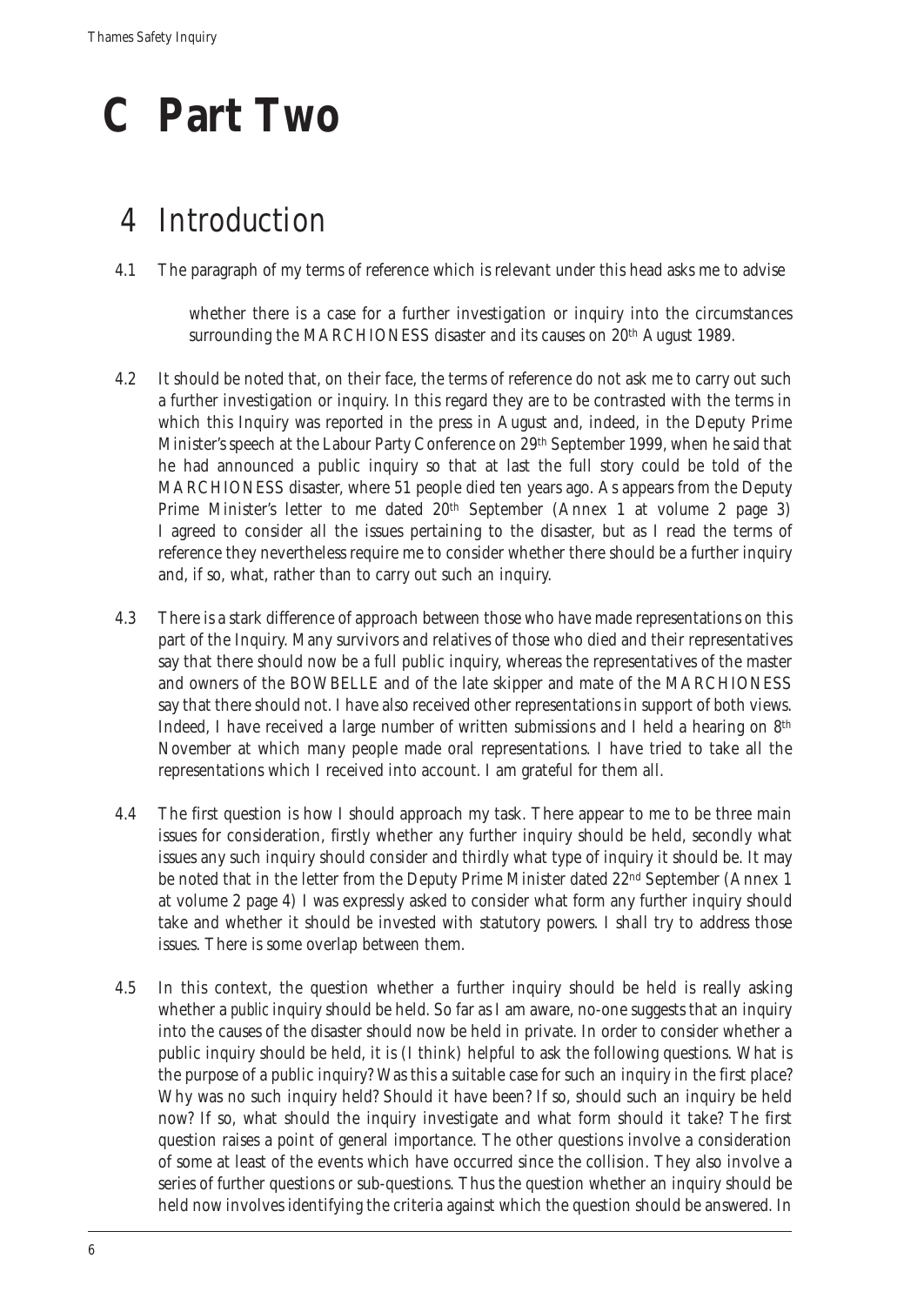# C Part Two

## 4 Introduction

4.1 The paragraph of my terms of reference which is relevant under this head asks me to advise

> whether there is a case for a further investigation or inquiry into the circumstances surrounding the MARCHIONESS disaster and its causes on 20th August 1989.

4.2 It should be noted that, on their face, the terms of reference do not ask me to carry out such a further investigation or inquiry. In this regard they are to be contrasted with the terms in which this Inquiry was reported in the press in August and, indeed, in the Deputy Prime Minister's speech at the Labour Party Conference on 29th September 1999, when he said that he had announced a public inquiry so that at last the full story could be told of the MARCHIONESS disaster, where 51 people died ten years ago. As appears from the Deputy Prime Minister's letter to me dated 20th September (Annex 1 at volume 2 page 3) I agreed to consider all the issues pertaining to the disaster, but as I read the terms of reference they nevertheless require me to consider whether there should be a further inquiry and, if so, what, rather than to carry out such an inquiry.

4.3 There is a stark difference of approach between those who have made representations on this part of the Inquiry. Many survivors and relatives of those who died and their representatives say that there should now be a full public inquiry, whereas the representatives of the master and owners of the BOWBELLE and of the late skipper and mate of the MARCHIONESS say that there should not. I have also received other representations in support of both views. Indeed, I have received a large number of written submissions and I held a hearing on 8th November at which many people made oral representations. I have tried to take all the representations which I received into account. I am grateful for them all.

4.4 The first question is how I should approach my task. There appear to me to be three main issues for consideration, firstly whether any further inquiry should be held, secondly what issues any such inquiry should consider and thirdly what type of inquiry it should be. It may be noted that in the letter from the Deputy Prime Minister dated 22nd September (Annex 1 at volume 2 page 4) I was expressly asked to consider what form any further inquiry should take and whether it should be invested with statutory powers. I shall try to address those issues. There is some overlap between them.

4.5 In this context, the question whether a further inquiry should be held is really asking whether a *public* inquiry should be held. So far as I am aware, no-one suggests that an inquiry into the causes of the disaster should now be held in private. In order to consider whether a public inquiry should be held, it is (I think) helpful to ask the following questions. What is the purpose of a public inquiry? Was this a suitable case for such an inquiry in the first place? Why was no such inquiry held? Should it have been? If so, should such an inquiry be held now? If so, what should the inquiry investigate and what form should it take? The first question raises a point of general importance. The other questions involve a consideration of some at least of the events which have occurred since the collision. They also involve a series of further questions or sub-questions. Thus the question whether an inquiry should be held now involves identifying the criteria against which the question should be answered. In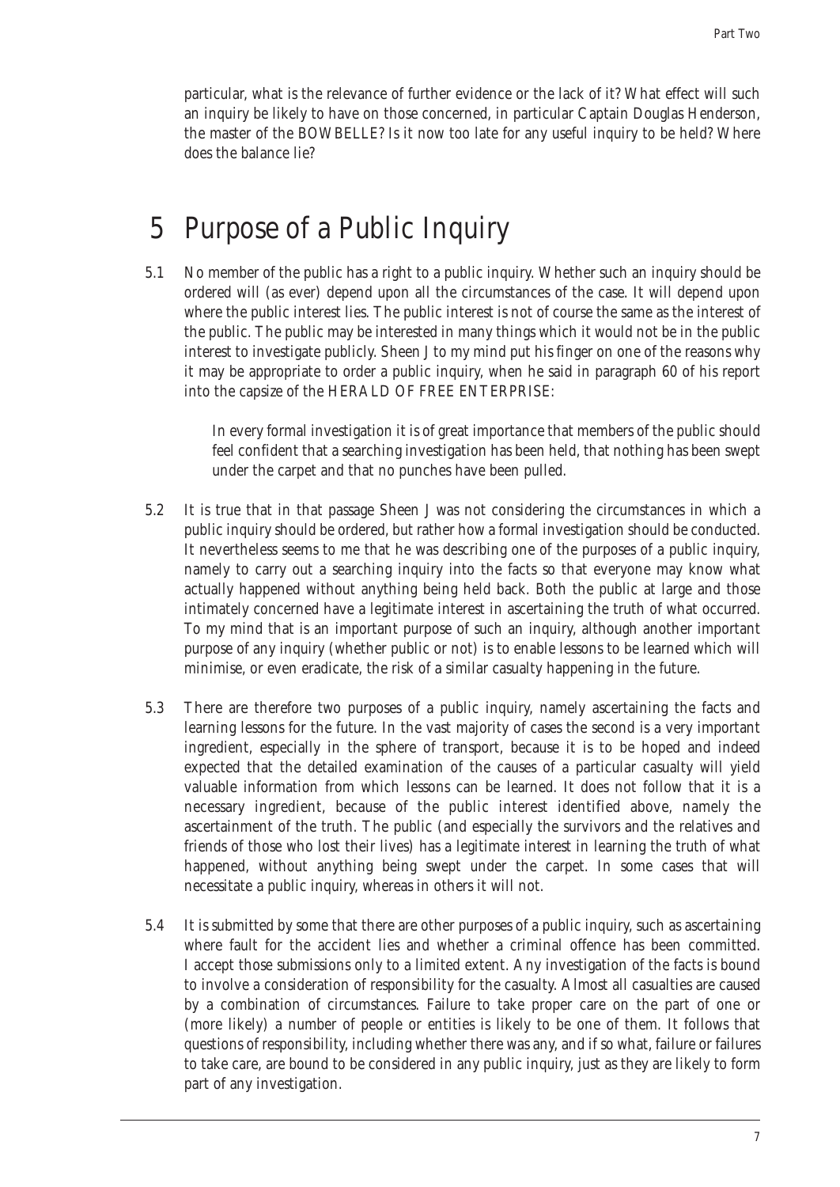particular, what is the relevance of further evidence or the lack of it? What effect will such an inquiry be likely to have on those concerned, in particular Captain Douglas Henderson, the master of the BOWBELLE? Is it now too late for any useful inquiry to be held? Where does the balance lie?

# 5 Purpose of a Public Inquiry

5.1 No member of the public has a right to a public inquiry. Whether such an inquiry should be ordered will (as ever) depend upon all the circumstances of the case. It will depend upon where the public interest lies. The public interest is not of course the same as the interest of the public. The public may be interested in many things which it would not be in the public interest to investigate publicly. Sheen J to my mind put his finger on one of the reasons why it may be appropriate to order a public inquiry, when he said in paragraph 60 of his report into the capsize of the HERALD OF FREE ENTERPRISE:

> In every formal investigation it is of great importance that members of the public should feel confident that a searching investigation has been held, that nothing has been swept under the carpet and that no punches have been pulled.

5.2 It is true that in that passage Sheen J was not considering the circumstances in which a public inquiry should be ordered, but rather how a formal investigation should be conducted. It nevertheless seems to me that he was describing one of the purposes of a public inquiry, namely to carry out a searching inquiry into the facts so that everyone may know what actually happened without anything being held back. Both the public at large and those intimately concerned have a legitimate interest in ascertaining the truth of what occurred. To my mind that is an important purpose of such an inquiry, although another important purpose of any inquiry (whether public or not) is to enable lessons to be learned which will minimise, or even eradicate, the risk of a similar casualty happening in the future.

5.3 There are therefore two purposes of a public inquiry, namely ascertaining the facts and learning lessons for the future. In the vast majority of cases the second is a very important ingredient, especially in the sphere of transport, because it is to be hoped and indeed expected that the detailed examination of the causes of a particular casualty will yield valuable information from which lessons can be learned. It does not follow that it is a necessary ingredient, because of the public interest identified above, namely the ascertainment of the truth. The public (and especially the survivors and the relatives and friends of those who lost their lives) has a legitimate interest in learning the truth of what happened, without anything being swept under the carpet. In some cases that will necessitate a public inquiry, whereas in others it will not.

5.4 It is submitted by some that there are other purposes of a public inquiry, such as ascertaining where fault for the accident lies and whether a criminal offence has been committed. I accept those submissions only to a limited extent. Any investigation of the facts is bound to involve a consideration of responsibility for the casualty. Almost all casualties are caused by a combination of circumstances. Failure to take proper care on the part of one or (more likely) a number of people or entities is likely to be one of them. It follows that questions of responsibility, including whether there was any, and if so what, failure or failures to take care, are bound to be considered in any public inquiry, just as they are likely to form part of any investigation.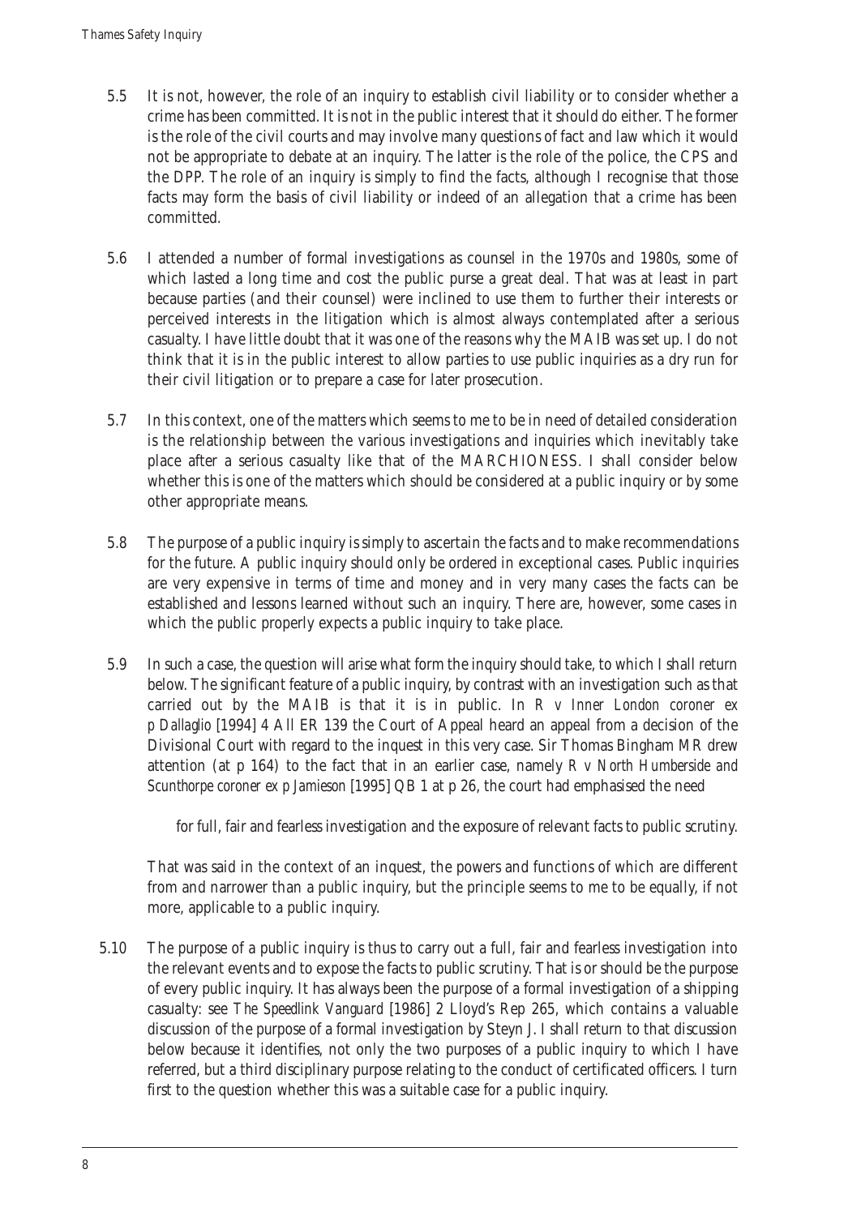5.5 It is not, however, the role of an inquiry to establish civil liability or to consider whether a crime has been committed. It is not in the public interest that it should do either. The former is the role of the civil courts and may involve many questions of fact and law which it would not be appropriate to debate at an inquiry. The latter is the role of the police, the CPS and the DPP. The role of an inquiry is simply to find the facts, although I recognise that those facts may form the basis of civil liability or indeed of an allegation that a crime has been committed.

5.6 I attended a number of formal investigations as counsel in the 1970s and 1980s, some of which lasted a long time and cost the public purse a great deal. That was at least in part because parties (and their counsel) were inclined to use them to further their interests or perceived interests in the litigation which is almost always contemplated after a serious casualty. I have little doubt that it was one of the reasons why the MAIB was set up. I do not think that it is in the public interest to allow parties to use public inquiries as a dry run for their civil litigation or to prepare a case for later prosecution.

5.7 In this context, one of the matters which seems to me to be in need of detailed consideration is the relationship between the various investigations and inquiries which inevitably take place after a serious casualty like that of the MARCHIONESS. I shall consider below whether this is one of the matters which should be considered at a public inquiry or by some other appropriate means.

5.8 The purpose of a public inquiry is simply to ascertain the facts and to make recommendations for the future. A public inquiry should only be ordered in exceptional cases. Public inquiries are very expensive in terms of time and money and in very many cases the facts can be established and lessons learned without such an inquiry. There are, however, some cases in which the public properly expects a public inquiry to take place.

5.9 In such a case, the question will arise what form the inquiry should take, to which I shall return below. The significant feature of a public inquiry, by contrast with an investigation such as that carried out by the MAIB is that it is in public. In *R v Inner London coroner ex p Dallaglio* [1994] 4 All ER 139 the Court of Appeal heard an appeal from a decision of the Divisional Court with regard to the inquest in this very case. Sir Thomas Bingham MR drew attention (at p 164) to the fact that in an earlier case, namely *R v North Humberside and Scunthorpe coroner ex p Jamieson* [1995] QB 1 at p 26, the court had emphasised the need

> for full, fair and fearless investigation and the exposure of relevant facts to public scrutiny.

That was said in the context of an inquest, the powers and functions of which are different from and narrower than a public inquiry, but the principle seems to me to be equally, if not more, applicable to a public inquiry.

5.10 The purpose of a public inquiry is thus to carry out a full, fair and fearless investigation into the relevant events and to expose the facts to public scrutiny. That is or should be the purpose of every public inquiry. It has always been the purpose of a formal investigation of a shipping casualty: see *The Speedlink Vanguard* [1986] 2 Lloyd's Rep 265, which contains a valuable discussion of the purpose of a formal investigation by Steyn J. I shall return to that discussion below because it identifies, not only the two purposes of a public inquiry to which I have referred, but a third disciplinary purpose relating to the conduct of certificated officers. I turn first to the question whether this was a suitable case for a public inquiry.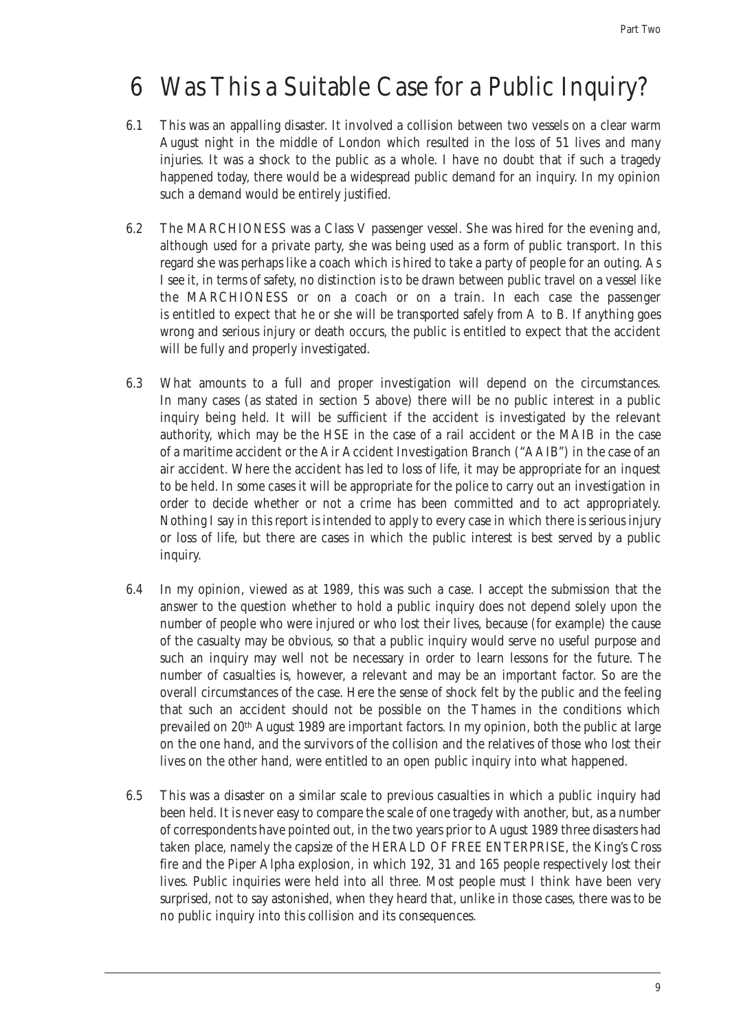# 6 Was This a Suitable Case for a Public Inquiry?

6.1 This was an appalling disaster. It involved a collision between two vessels on a clear warm August night in the middle of London which resulted in the loss of 51 lives and many injuries. It was a shock to the public as a whole. I have no doubt that if such a tragedy happened today, there would be a widespread public demand for an inquiry. In my opinion such a demand would be entirely justified.

6.2 The MARCHIONESS was a Class V passenger vessel. She was hired for the evening and, although used for a private party, she was being used as a form of public transport. In this regard she was perhaps like a coach which is hired to take a party of people for an outing. As I see it, in terms of safety, no distinction is to be drawn between public travel on a vessel like the MARCHIONESS or on a coach or on a train. In each case the passenger is entitled to expect that he or she will be transported safely from A to B. If anything goes wrong and serious injury or death occurs, the public is entitled to expect that the accident will be fully and properly investigated.

6.3 What amounts to a full and proper investigation will depend on the circumstances. In many cases (as stated in section 5 above) there will be no public interest in a public inquiry being held. It will be sufficient if the accident is investigated by the relevant authority, which may be the HSE in the case of a rail accident or the MAIB in the case of a maritime accident or the Air Accident Investigation Branch ("AAIB") in the case of an air accident. Where the accident has led to loss of life, it may be appropriate for an inquest to be held. In some cases it will be appropriate for the police to carry out an investigation in order to decide whether or not a crime has been committed and to act appropriately. Nothing I say in this report is intended to apply to every case in which there is serious injury or loss of life, but there are cases in which the public interest is best served by a public inquiry.

6.4 In my opinion, viewed as at 1989, this was such a case. I accept the submission that the answer to the question whether to hold a public inquiry does not depend solely upon the number of people who were injured or who lost their lives, because (for example) the cause of the casualty may be obvious, so that a public inquiry would serve no useful purpose and such an inquiry may well not be necessary in order to learn lessons for the future. The number of casualties is, however, a relevant and may be an important factor. So are the overall circumstances of the case. Here the sense of shock felt by the public and the feeling that such an accident should not be possible on the Thames in the conditions which prevailed on 20th August 1989 are important factors. In my opinion, both the public at large on the one hand, and the survivors of the collision and the relatives of those who lost their lives on the other hand, were entitled to an open public inquiry into what happened.

6.5 This was a disaster on a similar scale to previous casualties in which a public inquiry had been held. It is never easy to compare the scale of one tragedy with another, but, as a number of correspondents have pointed out, in the two years prior to August 1989 three disasters had taken place, namely the capsize of the HERALD OF FREE ENTERPRISE, the King's Cross fire and the Piper Alpha explosion, in which 192, 31 and 165 people respectively lost their lives. Public inquiries were held into all three. Most people must I think have been very surprised, not to say astonished, when they heard that, unlike in those cases, there was to be no public inquiry into this collision and its consequences.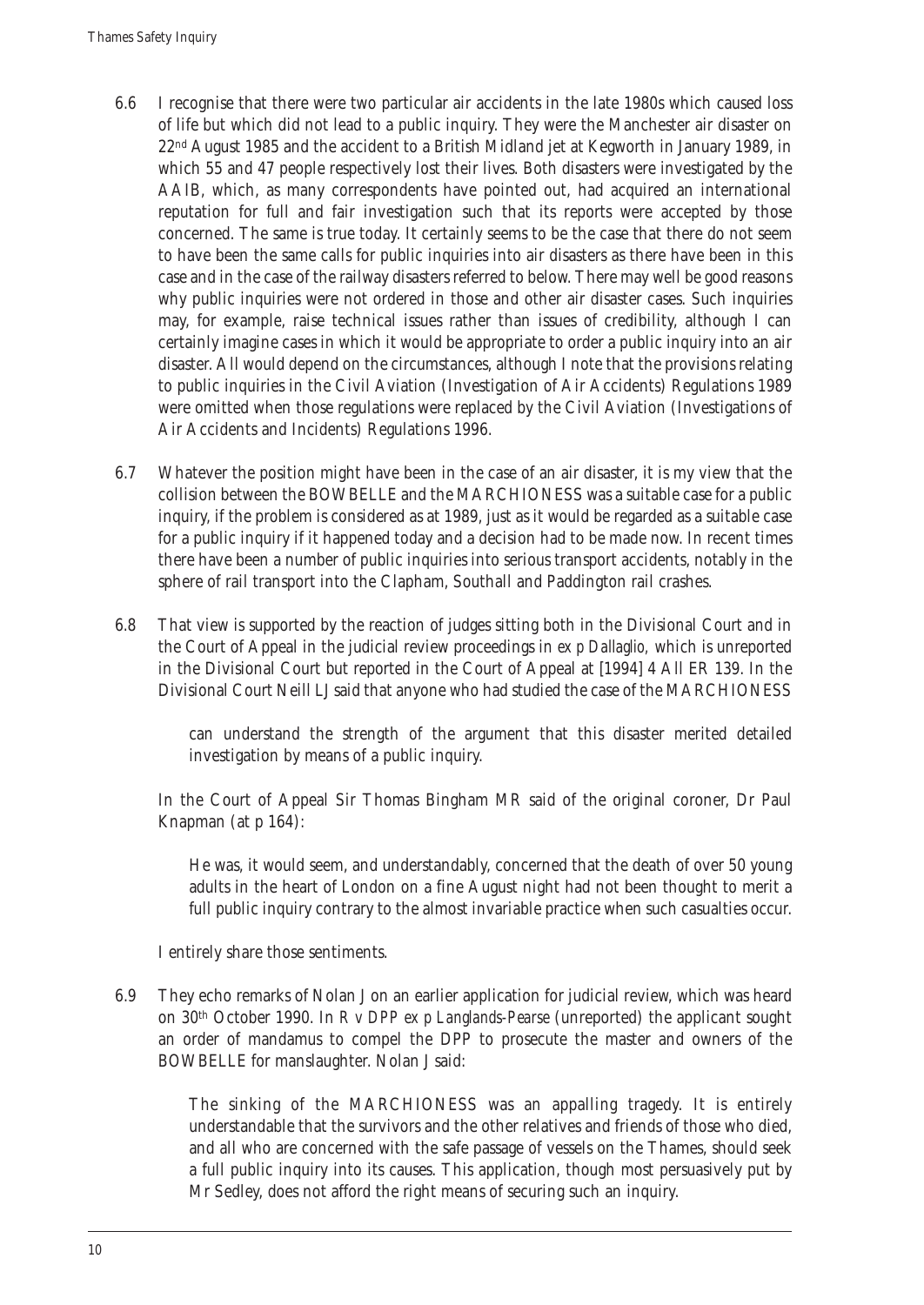6.6 I recognise that there were two particular air accidents in the late 1980s which caused loss of life but which did not lead to a public inquiry. They were the Manchester air disaster on 22nd August 1985 and the accident to a British Midland jet at Kegworth in January 1989, in which 55 and 47 people respectively lost their lives. Both disasters were investigated by the AAIB, which, as many correspondents have pointed out, had acquired an international reputation for full and fair investigation such that its reports were accepted by those concerned. The same is true today. It certainly seems to be the case that there do not seem to have been the same calls for public inquiries into air disasters as there have been in this case and in the case of the railway disasters referred to below. There may well be good reasons why public inquiries were not ordered in those and other air disaster cases. Such inquiries may, for example, raise technical issues rather than issues of credibility, although I can certainly imagine cases in which it would be appropriate to order a public inquiry into an air disaster. All would depend on the circumstances, although I note that the provisions relating to public inquiries in the Civil Aviation (Investigation of Air Accidents) Regulations 1989 were omitted when those regulations were replaced by the Civil Aviation (Investigations of Air Accidents and Incidents) Regulations 1996.

6.7 Whatever the position might have been in the case of an air disaster, it is my view that the collision between the BOWBELLE and the MARCHIONESS was a suitable case for a public inquiry, if the problem is considered as at 1989, just as it would be regarded as a suitable case for a public inquiry if it happened today and a decision had to be made now. In recent times there have been a number of public inquiries into serious transport accidents, notably in the sphere of rail transport into the Clapham, Southall and Paddington rail crashes.

6.8 That view is supported by the reaction of judges sitting both in the Divisional Court and in the Court of Appeal in the judicial review proceedings in *ex p Dallaglio*, which is unreported in the Divisional Court but reported in the Court of Appeal at [1994] 4 All ER 139. In the Divisional Court Neill LJ said that anyone who had studied the case of the MARCHIONESS

> can understand the strength of the argument that this disaster merited detailed investigation by means of a public inquiry.

In the Court of Appeal Sir Thomas Bingham MR said of the original coroner, Dr Paul Knapman (at p 164):

> He was, it would seem, and understandably, concerned that the death of over 50 young adults in the heart of London on a fine August night had not been thought to merit a full public inquiry contrary to the almost invariable practice when such casualties occur.

I entirely share those sentiments.

6.9 They echo remarks of Nolan J on an earlier application for judicial review, which was heard on 30th October 1990. In *R v DPP ex p Langlands-Pearse* (unreported) the applicant sought an order of mandamus to compel the DPP to prosecute the master and owners of the BOWBELLE for manslaughter. Nolan J said:

> The sinking of the MARCHIONESS was an appalling tragedy. It is entirely understandable that the survivors and the other relatives and friends of those who died, and all who are concerned with the safe passage of vessels on the Thames, should seek a full public inquiry into its causes. This application, though most persuasively put by Mr Sedley, does not afford the right means of securing such an inquiry.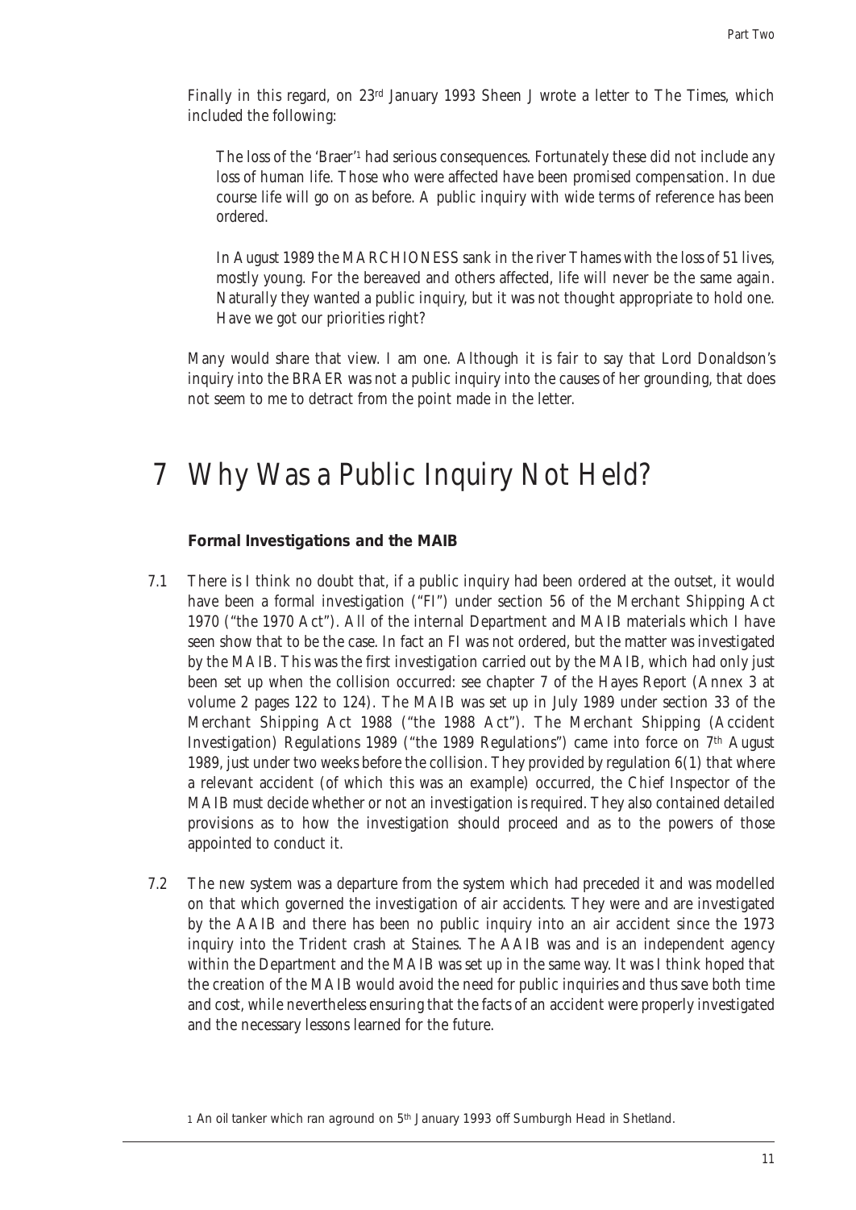Finally in this regard, on 23rd January 1993 Sheen J wrote a letter to The Times, which included the following:

> The loss of the 'Braer'[1] had serious consequences. Fortunately these did not include any loss of human life. Those who were affected have been promised compensation. In due course life will go on as before. A public inquiry with wide terms of reference has been ordered.
>
> In August 1989 the MARCHIONESS sank in the river Thames with the loss of 51 lives, mostly young. For the bereaved and others affected, life will never be the same again. Naturally they wanted a public inquiry, but it was not thought appropriate to hold one. Have we got our priorities right?

Many would share that view. I am one. Although it is fair to say that Lord Donaldson's inquiry into the BRAER was not a public inquiry into the causes of her grounding, that does not seem to me to detract from the point made in the letter.

# 7 Why Was a Public Inquiry Not Held?

### Formal Investigations and the MAIB

7.1 There is I think no doubt that, if a public inquiry had been ordered at the outset, it would have been a formal investigation ("FI") under section 56 of the Merchant Shipping Act 1970 ("the 1970 Act"). All of the internal Department and MAIB materials which I have seen show that to be the case. In fact an FI was not ordered, but the matter was investigated by the MAIB. This was the first investigation carried out by the MAIB, which had only just been set up when the collision occurred: see chapter 7 of the Hayes Report (Annex 3 at volume 2 pages 122 to 124). The MAIB was set up in July 1989 under section 33 of the Merchant Shipping Act 1988 ("the 1988 Act"). The Merchant Shipping (Accident Investigation) Regulations 1989 ("the 1989 Regulations") came into force on 7th August 1989, just under two weeks before the collision. They provided by regulation 6(1) that where a relevant accident (of which this was an example) occurred, the Chief Inspector of the MAIB must decide whether or not an investigation is required. They also contained detailed provisions as to how the investigation should proceed and as to the powers of those appointed to conduct it.

7.2 The new system was a departure from the system which had preceded it and was modelled on that which governed the investigation of air accidents. They were and are investigated by the AAIB and there has been no public inquiry into an air accident since the 1973 inquiry into the Trident crash at Staines. The AAIB was and is an independent agency within the Department and the MAIB was set up in the same way. It was I think hoped that the creation of the MAIB would avoid the need for public inquiries and thus save both time and cost, while nevertheless ensuring that the facts of an accident were properly investigated and the necessary lessons learned for the future.

[1] An oil tanker which ran aground on 5th January 1993 off Sumburgh Head in Shetland.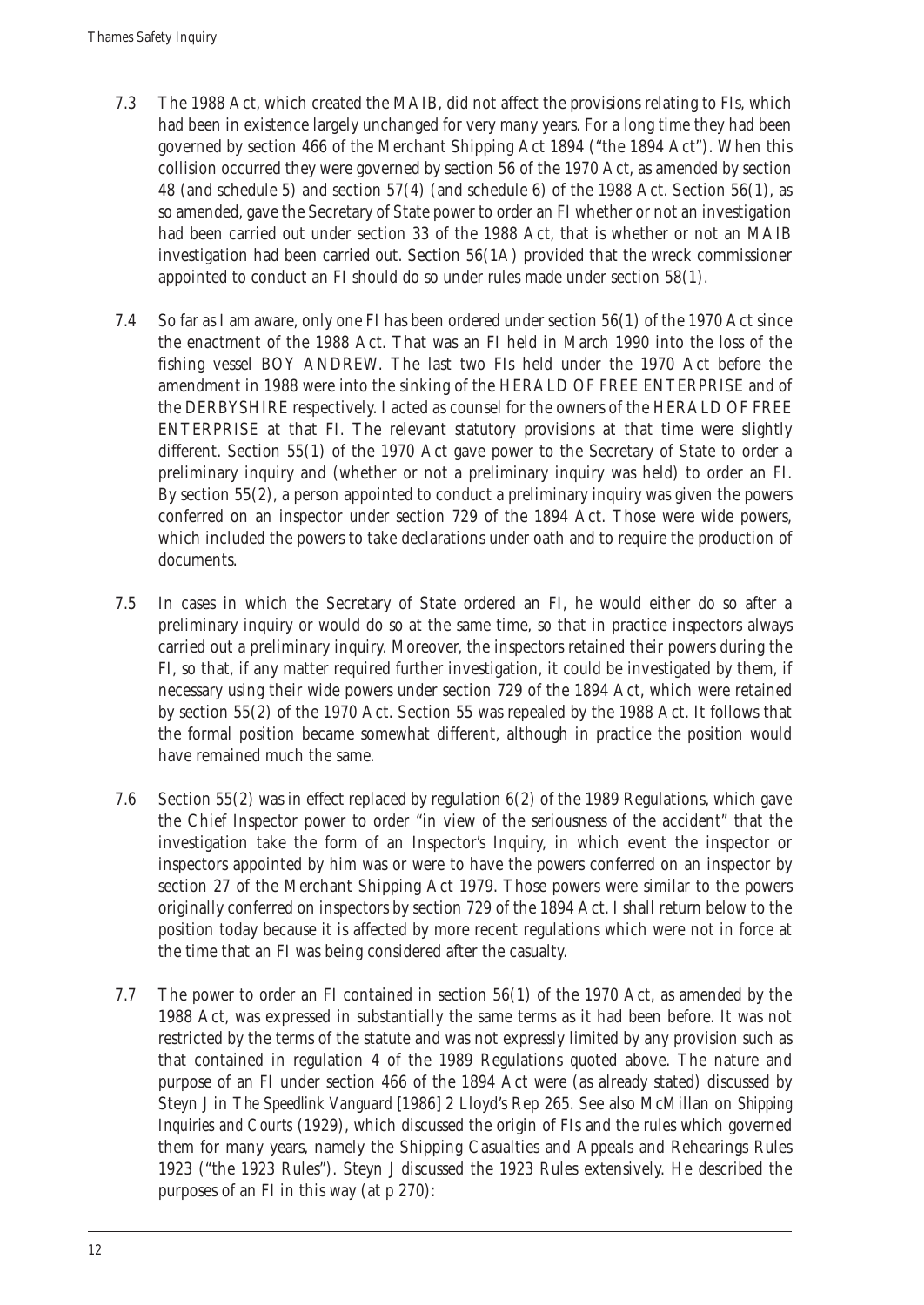7.3 The 1988 Act, which created the MAIB, did not affect the provisions relating to FIs, which had been in existence largely unchanged for very many years. For a long time they had been governed by section 466 of the Merchant Shipping Act 1894 ("the 1894 Act"). When this collision occurred they were governed by section 56 of the 1970 Act, as amended by section 48 (and schedule 5) and section 57(4) (and schedule 6) of the 1988 Act. Section 56(1), as so amended, gave the Secretary of State power to order an FI whether or not an investigation had been carried out under section 33 of the 1988 Act, that is whether or not an MAIB investigation had been carried out. Section 56(1A) provided that the wreck commissioner appointed to conduct an FI should do so under rules made under section 58(1).

7.4 So far as I am aware, only one FI has been ordered under section 56(1) of the 1970 Act since the enactment of the 1988 Act. That was an FI held in March 1990 into the loss of the fishing vessel BOY ANDREW. The last two FIs held under the 1970 Act before the amendment in 1988 were into the sinking of the HERALD OF FREE ENTERPRISE and of the DERBYSHIRE respectively. I acted as counsel for the owners of the HERALD OF FREE ENTERPRISE at that FI. The relevant statutory provisions at that time were slightly different. Section 55(1) of the 1970 Act gave power to the Secretary of State to order a preliminary inquiry and (whether or not a preliminary inquiry was held) to order an FI. By section 55(2), a person appointed to conduct a preliminary inquiry was given the powers conferred on an inspector under section 729 of the 1894 Act. Those were wide powers, which included the powers to take declarations under oath and to require the production of documents.

7.5 In cases in which the Secretary of State ordered an FI, he would either do so after a preliminary inquiry or would do so at the same time, so that in practice inspectors always carried out a preliminary inquiry. Moreover, the inspectors retained their powers during the FI, so that, if any matter required further investigation, it could be investigated by them, if necessary using their wide powers under section 729 of the 1894 Act, which were retained by section 55(2) of the 1970 Act. Section 55 was repealed by the 1988 Act. It follows that the formal position became somewhat different, although in practice the position would have remained much the same.

7.6 Section 55(2) was in effect replaced by regulation 6(2) of the 1989 Regulations, which gave the Chief Inspector power to order "in view of the seriousness of the accident" that the investigation take the form of an Inspector's Inquiry, in which event the inspector or inspectors appointed by him was or were to have the powers conferred on an inspector by section 27 of the Merchant Shipping Act 1979. Those powers were similar to the powers originally conferred on inspectors by section 729 of the 1894 Act. I shall return below to the position today because it is affected by more recent regulations which were not in force at the time that an FI was being considered after the casualty.

7.7 The power to order an FI contained in section 56(1) of the 1970 Act, as amended by the 1988 Act, was expressed in substantially the same terms as it had been before. It was not restricted by the terms of the statute and was not expressly limited by any provision such as that contained in regulation 4 of the 1989 Regulations quoted above. The nature and purpose of an FI under section 466 of the 1894 Act were (as already stated) discussed by Steyn J in *The Speedlink Vanguard* [1986] 2 Lloyd's Rep 265. See also McMillan on *Shipping Inquiries and Courts* (1929), which discussed the origin of FIs and the rules which governed them for many years, namely the Shipping Casualties and Appeals and Rehearings Rules 1923 ("the 1923 Rules"). Steyn J discussed the 1923 Rules extensively. He described the purposes of an FI in this way (at p 270):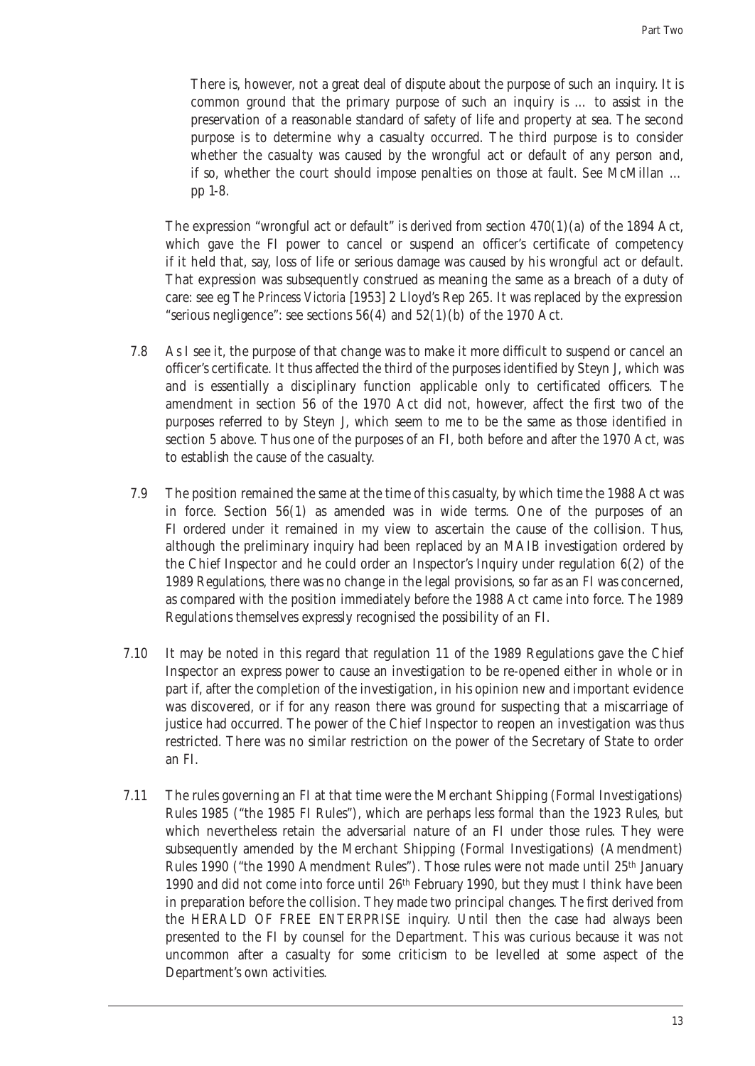> There is, however, not a great deal of dispute about the purpose of such an inquiry. It is common ground that the primary purpose of such an inquiry is … to assist in the preservation of a reasonable standard of safety of life and property at sea. The second purpose is to determine why a casualty occurred. The third purpose is to consider whether the casualty was caused by the wrongful act or default of any person and, if so, whether the court should impose penalties on those at fault. See McMillan … pp 1-8.

The expression "wrongful act or default" is derived from section 470(1)(a) of the 1894 Act, which gave the FI power to cancel or suspend an officer's certificate of competency if it held that, say, loss of life or serious damage was caused by his wrongful act or default. That expression was subsequently construed as meaning the same as a breach of a duty of care: see eg *The Princess Victoria* [1953] 2 Lloyd's Rep 265. It was replaced by the expression "serious negligence": see sections 56(4) and 52(1)(b) of the 1970 Act.

7.8 As I see it, the purpose of that change was to make it more difficult to suspend or cancel an officer's certificate. It thus affected the third of the purposes identified by Steyn J, which was and is essentially a disciplinary function applicable only to certificated officers. The amendment in section 56 of the 1970 Act did not, however, affect the first two of the purposes referred to by Steyn J, which seem to me to be the same as those identified in section 5 above. Thus one of the purposes of an FI, both before and after the 1970 Act, was to establish the cause of the casualty.

7.9 The position remained the same at the time of this casualty, by which time the 1988 Act was in force. Section 56(1) as amended was in wide terms. One of the purposes of an FI ordered under it remained in my view to ascertain the cause of the collision. Thus, although the preliminary inquiry had been replaced by an MAIB investigation ordered by the Chief Inspector and he could order an Inspector's Inquiry under regulation 6(2) of the 1989 Regulations, there was no change in the legal provisions, so far as an FI was concerned, as compared with the position immediately before the 1988 Act came into force. The 1989 Regulations themselves expressly recognised the possibility of an FI.

7.10 It may be noted in this regard that regulation 11 of the 1989 Regulations gave the Chief Inspector an express power to cause an investigation to be re-opened either in whole or in part if, after the completion of the investigation, in his opinion new and important evidence was discovered, or if for any reason there was ground for suspecting that a miscarriage of justice had occurred. The power of the Chief Inspector to reopen an investigation was thus restricted. There was no similar restriction on the power of the Secretary of State to order an FI.

7.11 The rules governing an FI at that time were the Merchant Shipping (Formal Investigations) Rules 1985 ("the 1985 FI Rules"), which are perhaps less formal than the 1923 Rules, but which nevertheless retain the adversarial nature of an FI under those rules. They were subsequently amended by the Merchant Shipping (Formal Investigations) (Amendment) Rules 1990 ("the 1990 Amendment Rules"). Those rules were not made until 25th January 1990 and did not come into force until 26th February 1990, but they must I think have been in preparation before the collision. They made two principal changes. The first derived from the HERALD OF FREE ENTERPRISE inquiry. Until then the case had always been presented to the FI by counsel for the Department. This was curious because it was not uncommon after a casualty for some criticism to be levelled at some aspect of the Department's own activities.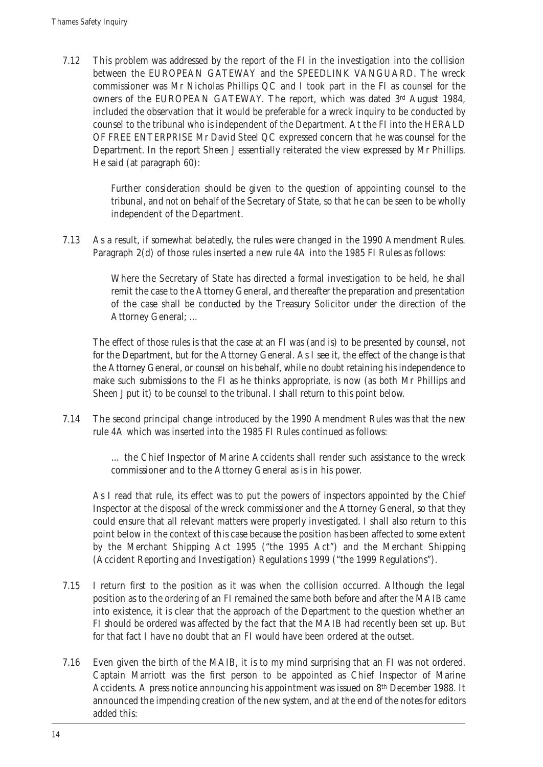7.12 This problem was addressed by the report of the FI in the investigation into the collision between the EUROPEAN GATEWAY and the SPEEDLINK VANGUARD. The wreck commissioner was Mr Nicholas Phillips QC and I took part in the FI as counsel for the owners of the EUROPEAN GATEWAY. The report, which was dated 3rd August 1984, included the observation that it would be preferable for a wreck inquiry to be conducted by counsel to the tribunal who is independent of the Department. At the FI into the HERALD OF FREE ENTERPRISE Mr David Steel QC expressed concern that he was counsel for the Department. In the report Sheen J essentially reiterated the view expressed by Mr Phillips. He said (at paragraph 60):

> Further consideration should be given to the question of appointing counsel to the tribunal, and *not* on behalf of the Secretary of State, so that he can be seen to be wholly independent of the Department.

7.13 As a result, if somewhat belatedly, the rules were changed in the 1990 Amendment Rules. Paragraph 2(d) of those rules inserted a new rule 4A into the 1985 FI Rules as follows:

> Where the Secretary of State has directed a formal investigation to be held, he shall remit the case to the Attorney General, and thereafter the preparation and presentation of the case shall be conducted by the Treasury Solicitor under the direction of the Attorney General; …

The effect of those rules is that the case at an FI was (and is) to be presented by counsel, not for the Department, but for the Attorney General. As I see it, the effect of the change is that the Attorney General, or counsel on his behalf, while no doubt retaining his independence to make such submissions to the FI as he thinks appropriate, is now (as both Mr Phillips and Sheen J put it) to be counsel to the tribunal. I shall return to this point below.

7.14 The second principal change introduced by the 1990 Amendment Rules was that the new rule 4A which was inserted into the 1985 FI Rules continued as follows:

> … the Chief Inspector of Marine Accidents shall render such assistance to the wreck commissioner and to the Attorney General as is in his power.

As I read that rule, its effect was to put the powers of inspectors appointed by the Chief Inspector at the disposal of the wreck commissioner and the Attorney General, so that they could ensure that all relevant matters were properly investigated. I shall also return to this point below in the context of this case because the position has been affected to some extent by the Merchant Shipping Act 1995 ("the 1995 Act") and the Merchant Shipping (Accident Reporting and Investigation) Regulations 1999 ("the 1999 Regulations").

7.15 I return first to the position as it was when the collision occurred. Although the legal position as to the ordering of an FI remained the same both before and after the MAIB came into existence, it is clear that the approach of the Department to the question whether an FI should be ordered was affected by the fact that the MAIB had recently been set up. But for that fact I have no doubt that an FI would have been ordered at the outset.

7.16 Even given the birth of the MAIB, it is to my mind surprising that an FI was not ordered. Captain Marriott was the first person to be appointed as Chief Inspector of Marine Accidents. A press notice announcing his appointment was issued on 8th December 1988. It announced the impending creation of the new system, and at the end of the notes for editors added this: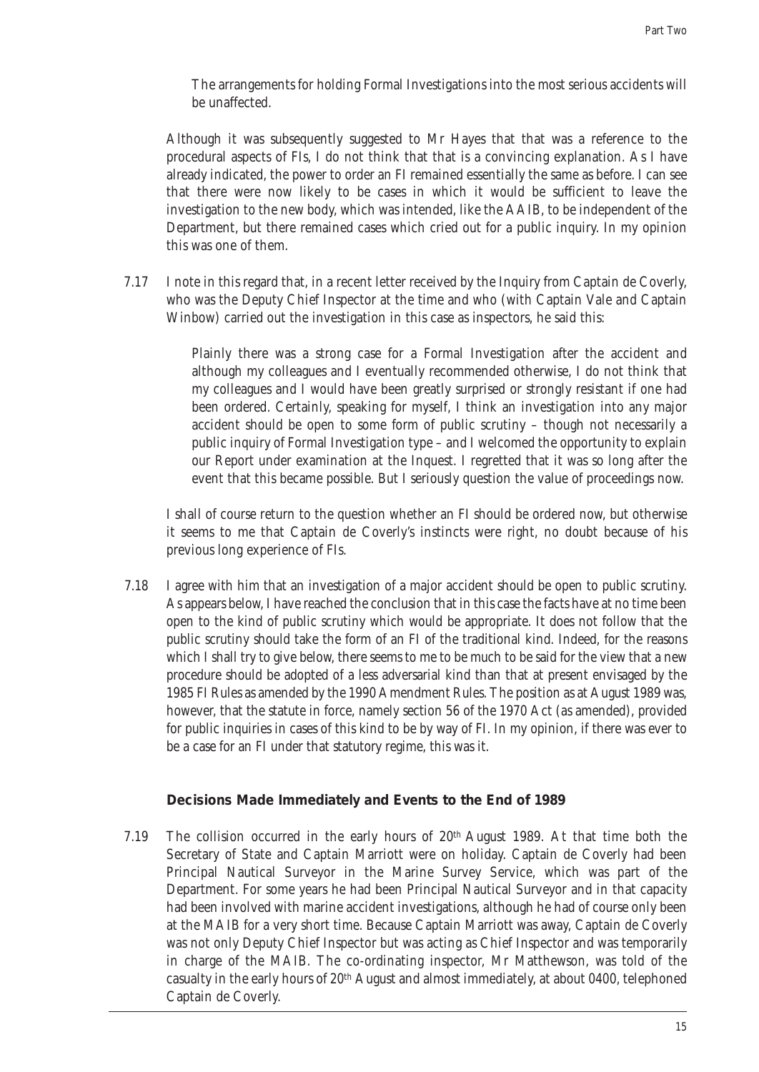> The arrangements for holding Formal Investigations into the most serious accidents will be unaffected.

Although it was subsequently suggested to Mr Hayes that that was a reference to the procedural aspects of FIs, I do not think that that is a convincing explanation. As I have already indicated, the power to order an FI remained essentially the same as before. I can see that there were now likely to be cases in which it would be sufficient to leave the investigation to the new body, which was intended, like the AAIB, to be independent of the Department, but there remained cases which cried out for a public inquiry. In my opinion this was one of them.

7.17 I note in this regard that, in a recent letter received by the Inquiry from Captain de Coverly, who was the Deputy Chief Inspector at the time and who (with Captain Vale and Captain Winbow) carried out the investigation in this case as inspectors, he said this:

> Plainly there was a strong case for a Formal Investigation after the accident and although my colleagues and I eventually recommended otherwise, I do not think that my colleagues and I would have been greatly surprised or strongly resistant if one had been ordered. Certainly, speaking for myself, I think an investigation into any major accident should be open to some form of public scrutiny – though not necessarily a public inquiry of Formal Investigation type – and I welcomed the opportunity to explain our Report under examination at the Inquest. I regretted that it was so long after the event that this became possible. But I seriously question the value of proceedings now.

I shall of course return to the question whether an FI should be ordered now, but otherwise it seems to me that Captain de Coverly's instincts were right, no doubt because of his previous long experience of FIs.

7.18 I agree with him that an investigation of a major accident should be open to public scrutiny. As appears below, I have reached the conclusion that in this case the facts have at no time been open to the kind of public scrutiny which would be appropriate. It does not follow that the public scrutiny should take the form of an FI of the traditional kind. Indeed, for the reasons which I shall try to give below, there seems to me to be much to be said for the view that a new procedure should be adopted of a less adversarial kind than that at present envisaged by the 1985 FI Rules as amended by the 1990 Amendment Rules. The position as at August 1989 was, however, that the statute in force, namely section 56 of the 1970 Act (as amended), provided for public inquiries in cases of this kind to be by way of FI. In my opinion, if there was ever to be a case for an FI under that statutory regime, this was it.

### Decisions Made Immediately and Events to the End of 1989

7.19 The collision occurred in the early hours of 20th August 1989. At that time both the Secretary of State and Captain Marriott were on holiday. Captain de Coverly had been Principal Nautical Surveyor in the Marine Survey Service, which was part of the Department. For some years he had been Principal Nautical Surveyor and in that capacity had been involved with marine accident investigations, although he had of course only been at the MAIB for a very short time. Because Captain Marriott was away, Captain de Coverly was not only Deputy Chief Inspector but was acting as Chief Inspector and was temporarily in charge of the MAIB. The co-ordinating inspector, Mr Matthewson, was told of the casualty in the early hours of 20th August and almost immediately, at about 0400, telephoned Captain de Coverly.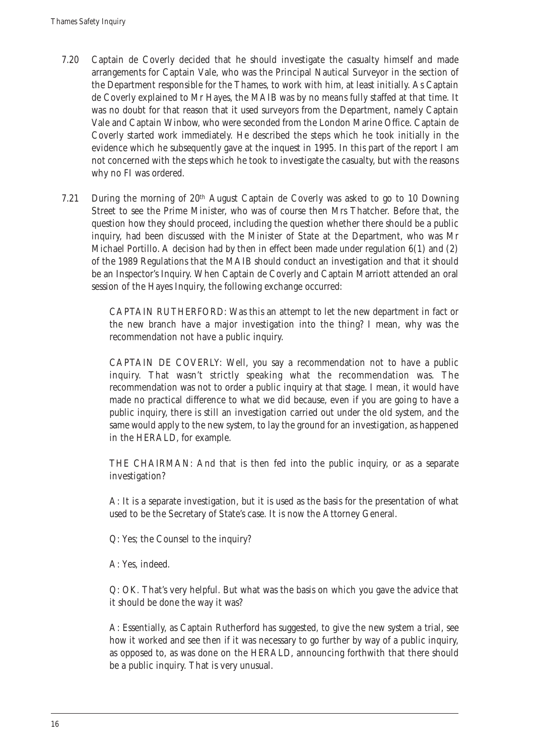7.20 Captain de Coverly decided that he should investigate the casualty himself and made arrangements for Captain Vale, who was the Principal Nautical Surveyor in the section of the Department responsible for the Thames, to work with him, at least initially. As Captain de Coverly explained to Mr Hayes, the MAIB was by no means fully staffed at that time. It was no doubt for that reason that it used surveyors from the Department, namely Captain Vale and Captain Winbow, who were seconded from the London Marine Office. Captain de Coverly started work immediately. He described the steps which he took initially in the evidence which he subsequently gave at the inquest in 1995. In this part of the report I am not concerned with the steps which he took to investigate the casualty, but with the reasons why no FI was ordered.

7.21 During the morning of 20th August Captain de Coverly was asked to go to 10 Downing Street to see the Prime Minister, who was of course then Mrs Thatcher. Before that, the question how they should proceed, including the question whether there should be a public inquiry, had been discussed with the Minister of State at the Department, who was Mr Michael Portillo. A decision had by then in effect been made under regulation 6(1) and (2) of the 1989 Regulations that the MAIB should conduct an investigation and that it should be an Inspector's Inquiry. When Captain de Coverly and Captain Marriott attended an oral session of the Hayes Inquiry, the following exchange occurred:

> CAPTAIN RUTHERFORD: Was this an attempt to let the new department in fact or the new branch have a major investigation into the thing? I mean, why was the recommendation not have a public inquiry.
>
> CAPTAIN DE COVERLY: Well, you say a recommendation not to have a public inquiry. That wasn't strictly speaking what the recommendation was. The recommendation was not to order a public inquiry at that stage. I mean, it would have made no practical difference to what we did because, even if you are going to have a public inquiry, there is still an investigation carried out under the old system, and the same would apply to the new system, to lay the ground for an investigation, as happened in the HERALD, for example.
>
> THE CHAIRMAN: And that is then fed into the public inquiry, or as a separate investigation?
>
> A: It is a separate investigation, but it is used as the basis for the presentation of what used to be the Secretary of State's case. It is now the Attorney General.
>
> Q: Yes; the Counsel to the inquiry?
>
> A: Yes, indeed.
>
> Q: OK. That's very helpful. But what was the basis on which you gave the advice that it should be done the way it was?
>
> A: Essentially, as Captain Rutherford has suggested, to give the new system a trial, see how it worked and see then if it was necessary to go further by way of a public inquiry, as opposed to, as was done on the HERALD, announcing forthwith that there should be a public inquiry. That is very unusual.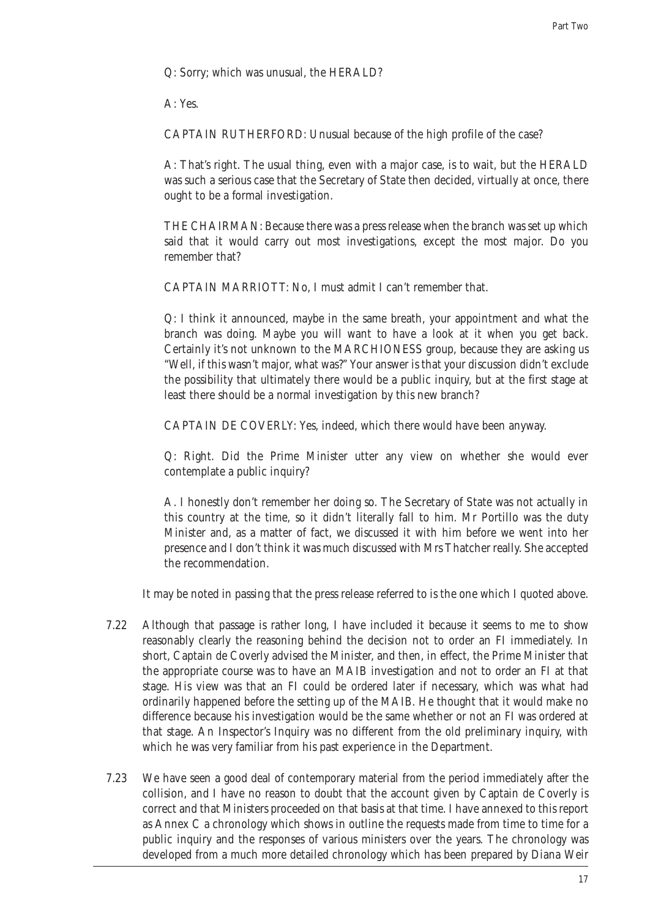Q: Sorry; which was unusual, the HERALD?

A: Yes.

CAPTAIN RUTHERFORD: Unusual because of the high profile of the case?

A: That's right. The usual thing, even with a major case, is to wait, but the HERALD was such a serious case that the Secretary of State then decided, virtually at once, there ought to be a formal investigation.

THE CHAIRMAN: Because there was a press release when the branch was set up which said that it would carry out most investigations, except the most major. Do you remember that?

CAPTAIN MARRIOTT: No, I must admit I can't remember that.

Q: I think it announced, maybe in the same breath, your appointment and what the branch was doing. Maybe you will want to have a look at it when you get back. Certainly it's not unknown to the MARCHIONESS group, because they are asking us "Well, if this wasn't major, what was?" Your answer is that your discussion didn't exclude the possibility that ultimately there would be a public inquiry, but at the first stage at least there should be a normal investigation by this new branch?

CAPTAIN DE COVERLY: Yes, indeed, which there would have been anyway.

Q: Right. Did the Prime Minister utter any view on whether she would ever contemplate a public inquiry?

A. I honestly don't remember her doing so. The Secretary of State was not actually in this country at the time, so it didn't literally fall to him. Mr Portillo was the duty Minister and, as a matter of fact, we discussed it with him before we went into her presence and I don't think it was much discussed with Mrs Thatcher really. She accepted the recommendation.

It may be noted in passing that the press release referred to is the one which I quoted above.

7.22 Although that passage is rather long, I have included it because it seems to me to show reasonably clearly the reasoning behind the decision not to order an FI immediately. In short, Captain de Coverly advised the Minister, and then, in effect, the Prime Minister that the appropriate course was to have an MAIB investigation and not to order an FI at that stage. His view was that an FI could be ordered later if necessary, which was what had ordinarily happened before the setting up of the MAIB. He thought that it would make no difference because his investigation would be the same whether or not an FI was ordered at that stage. An Inspector's Inquiry was no different from the old preliminary inquiry, with which he was very familiar from his past experience in the Department.

7.23 We have seen a good deal of contemporary material from the period immediately after the collision, and I have no reason to doubt that the account given by Captain de Coverly is correct and that Ministers proceeded on that basis at that time. I have annexed to this report as Annex C a chronology which shows in outline the requests made from time to time for a public inquiry and the responses of various ministers over the years. The chronology was developed from a much more detailed chronology which has been prepared by Diana Weir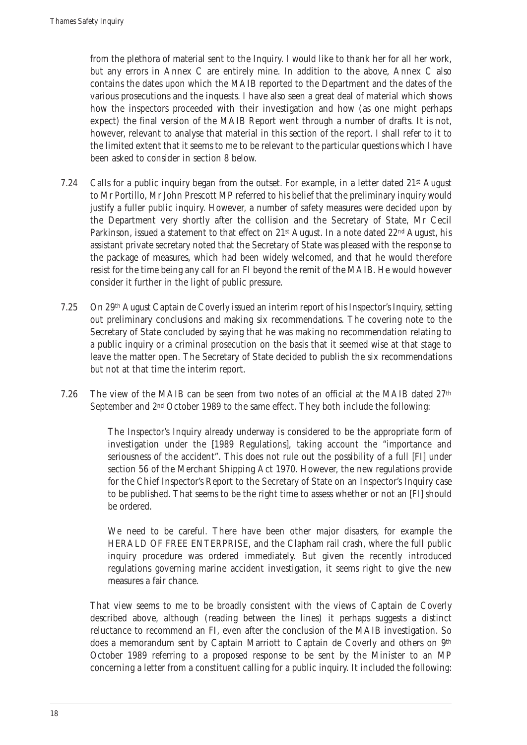from the plethora of material sent to the Inquiry. I would like to thank her for all her work, but any errors in Annex C are entirely mine. In addition to the above, Annex C also contains the dates upon which the MAIB reported to the Department and the dates of the various prosecutions and the inquests. I have also seen a great deal of material which shows how the inspectors proceeded with their investigation and how (as one might perhaps expect) the final version of the MAIB Report went through a number of drafts. It is not, however, relevant to analyse that material in this section of the report. I shall refer to it to the limited extent that it seems to me to be relevant to the particular questions which I have been asked to consider in section 8 below.

7.24 Calls for a public inquiry began from the outset. For example, in a letter dated 21st August to Mr Portillo, Mr John Prescott MP referred to his belief that the preliminary inquiry would justify a fuller public inquiry. However, a number of safety measures were decided upon by the Department very shortly after the collision and the Secretary of State, Mr Cecil Parkinson, issued a statement to that effect on 21st August. In a note dated 22nd August, his assistant private secretary noted that the Secretary of State was pleased with the response to the package of measures, which had been widely welcomed, and that he would therefore resist for the time being any call for an FI beyond the remit of the MAIB. He would however consider it further in the light of public pressure.

7.25 On 29th August Captain de Coverly issued an interim report of his Inspector's Inquiry, setting out preliminary conclusions and making six recommendations. The covering note to the Secretary of State concluded by saying that he was making no recommendation relating to a public inquiry or a criminal prosecution on the basis that it seemed wise at that stage to leave the matter open. The Secretary of State decided to publish the six recommendations but not at that time the interim report.

7.26 The view of the MAIB can be seen from two notes of an official at the MAIB dated 27th September and 2nd October 1989 to the same effect. They both include the following:

> The Inspector's Inquiry already underway is considered to be the appropriate form of investigation under the [1989 Regulations], taking account the "importance and seriousness of the accident". This does not rule out the possibility of a full [FI] under section 56 of the Merchant Shipping Act 1970. However, the new regulations provide for the Chief Inspector's Report to the Secretary of State on an Inspector's Inquiry case to be published. That seems to be the right time to assess whether or not an [FI] should be ordered.
>
> We need to be careful. There have been other major disasters, for example the HERALD OF FREE ENTERPRISE, and the Clapham rail crash, where the full public inquiry procedure was ordered immediately. But given the recently introduced regulations governing marine accident investigation, it seems right to give the new measures a fair chance.

That view seems to me to be broadly consistent with the views of Captain de Coverly described above, although (reading between the lines) it perhaps suggests a distinct reluctance to recommend an FI, even after the conclusion of the MAIB investigation. So does a memorandum sent by Captain Marriott to Captain de Coverly and others on 9th October 1989 referring to a proposed response to be sent by the Minister to an MP concerning a letter from a constituent calling for a public inquiry. It included the following: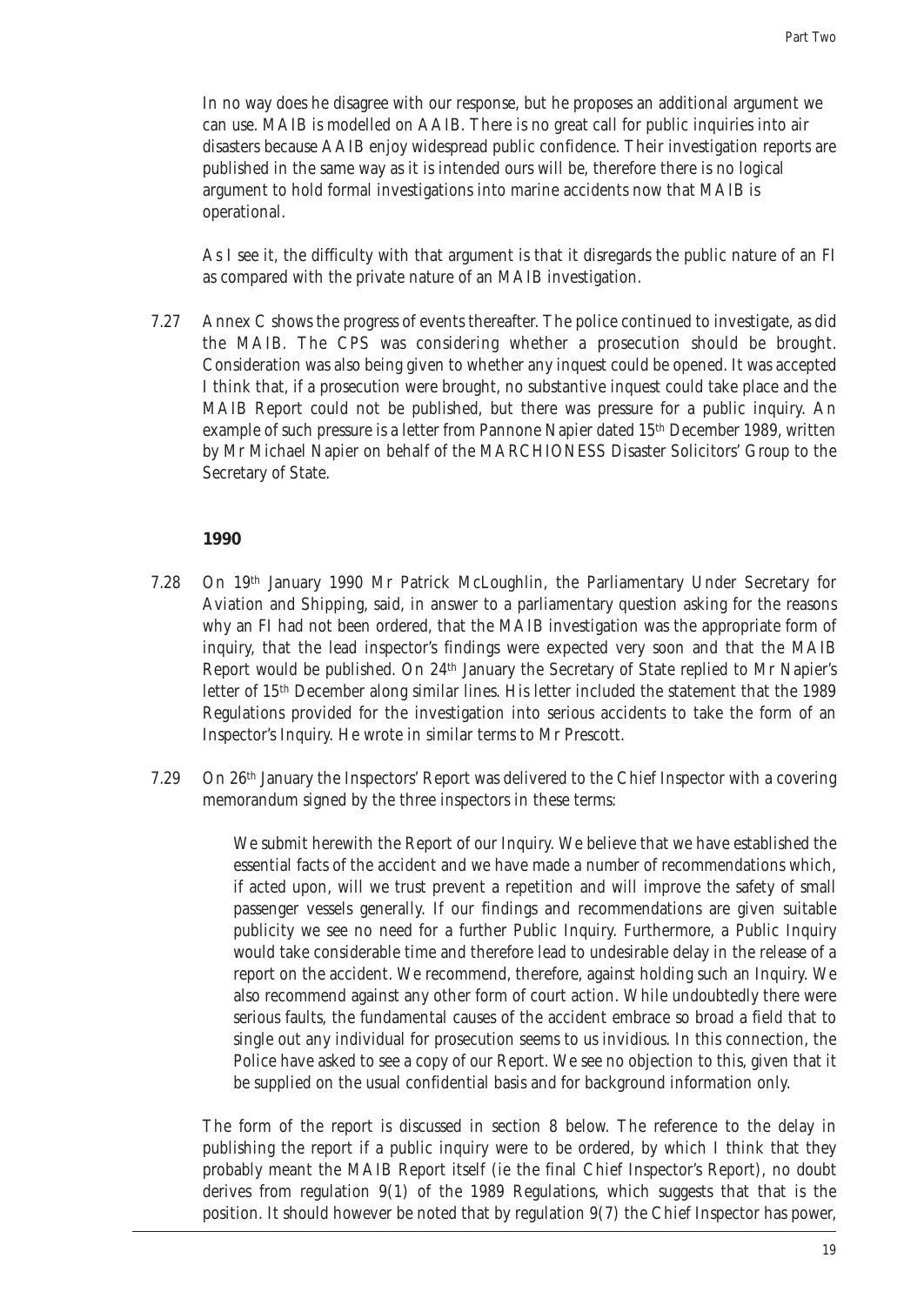In no way does he disagree with our response, but he proposes an additional argument we can use. MAIB is modelled on AAIB. There is no great call for public inquiries into air disasters because AAIB enjoy widespread public confidence. Their investigation reports are published in the same way as it is intended ours will be, therefore there is no logical argument to hold formal investigations into marine accidents now that MAIB is operational.

As I see it, the difficulty with that argument is that it disregards the public nature of an FI as compared with the private nature of an MAIB investigation.

7.27 Annex C shows the progress of events thereafter. The police continued to investigate, as did the MAIB. The CPS was considering whether a prosecution should be brought. Consideration was also being given to whether any inquest could be opened. It was accepted I think that, if a prosecution were brought, no substantive inquest could take place and the MAIB Report could not be published, but there was pressure for a public inquiry. An example of such pressure is a letter from Pannone Napier dated 15th December 1989, written by Mr Michael Napier on behalf of the MARCHIONESS Disaster Solicitors' Group to the Secretary of State.

### 1990

7.28 On 19th January 1990 Mr Patrick McLoughlin, the Parliamentary Under Secretary for Aviation and Shipping, said, in answer to a parliamentary question asking for the reasons why an FI had not been ordered, that the MAIB investigation was the appropriate form of inquiry, that the lead inspector's findings were expected very soon and that the MAIB Report would be published. On 24th January the Secretary of State replied to Mr Napier's letter of 15th December along similar lines. His letter included the statement that the 1989 Regulations provided for the investigation into serious accidents to take the form of an Inspector's Inquiry. He wrote in similar terms to Mr Prescott.

7.29 On 26th January the Inspectors' Report was delivered to the Chief Inspector with a covering memorandum signed by the three inspectors in these terms:

> We submit herewith the Report of our Inquiry. We believe that we have established the essential facts of the accident and we have made a number of recommendations which, if acted upon, will we trust prevent a repetition and will improve the safety of small passenger vessels generally. If our findings and recommendations are given suitable publicity we see no need for a further Public Inquiry. Furthermore, a Public Inquiry would take considerable time and therefore lead to undesirable delay in the release of a report on the accident. We recommend, therefore, against holding such an Inquiry. We also recommend against any other form of court action. While undoubtedly there were serious faults, the fundamental causes of the accident embrace so broad a field that to single out any individual for prosecution seems to us invidious. In this connection, the Police have asked to see a copy of our Report. We see no objection to this, given that it be supplied on the usual confidential basis and for background information only.

The form of the report is discussed in section 8 below. The reference to the delay in publishing the report if a public inquiry were to be ordered, by which I think that they probably meant the MAIB Report itself (ie the final Chief Inspector's Report), no doubt derives from regulation 9(1) of the 1989 Regulations, which suggests that that is the position. It should however be noted that by regulation 9(7) the Chief Inspector has power,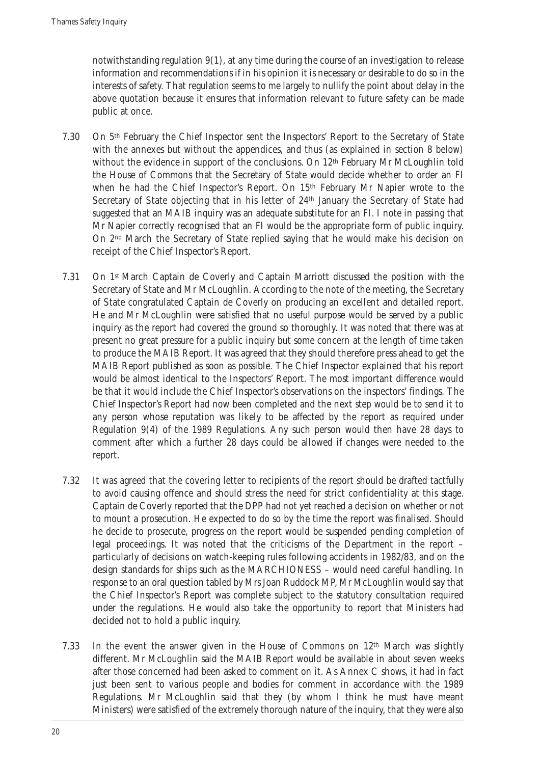notwithstanding regulation 9(1), at any time during the course of an investigation to release information and recommendations if in his opinion it is necessary or desirable to do so in the interests of safety. That regulation seems to me largely to nullify the point about delay in the above quotation because it ensures that information relevant to future safety can be made public at once.

7.30 On 5th February the Chief Inspector sent the Inspectors' Report to the Secretary of State with the annexes but without the appendices, and thus (as explained in section 8 below) without the evidence in support of the conclusions. On 12th February Mr McLoughlin told the House of Commons that the Secretary of State would decide whether to order an FI when he had the Chief Inspector's Report. On 15th February Mr Napier wrote to the Secretary of State objecting that in his letter of 24th January the Secretary of State had suggested that an MAIB inquiry was an adequate substitute for an FI. I note in passing that Mr Napier correctly recognised that an FI would be the appropriate form of public inquiry. On 2nd March the Secretary of State replied saying that he would make his decision on receipt of the Chief Inspector's Report.

7.31 On 1st March Captain de Coverly and Captain Marriott discussed the position with the Secretary of State and Mr McLoughlin. According to the note of the meeting, the Secretary of State congratulated Captain de Coverly on producing an excellent and detailed report. He and Mr McLoughlin were satisfied that no useful purpose would be served by a public inquiry as the report had covered the ground so thoroughly. It was noted that there was at present no great pressure for a public inquiry but some concern at the length of time taken to produce the MAIB Report. It was agreed that they should therefore press ahead to get the MAIB Report published as soon as possible. The Chief Inspector explained that his report would be almost identical to the Inspectors' Report. The most important difference would be that it would include the Chief Inspector's observations on the inspectors' findings. The Chief Inspector's Report had now been completed and the next step would be to send it to any person whose reputation was likely to be affected by the report as required under Regulation 9(4) of the 1989 Regulations. Any such person would then have 28 days to comment after which a further 28 days could be allowed if changes were needed to the report.

7.32 It was agreed that the covering letter to recipients of the report should be drafted tactfully to avoid causing offence and should stress the need for strict confidentiality at this stage. Captain de Coverly reported that the DPP had not yet reached a decision on whether or not to mount a prosecution. He expected to do so by the time the report was finalised. Should he decide to prosecute, progress on the report would be suspended pending completion of legal proceedings. It was noted that the criticisms of the Department in the report – particularly of decisions on watch-keeping rules following accidents in 1982/83, and on the design standards for ships such as the MARCHIONESS – would need careful handling. In response to an oral question tabled by Mrs Joan Ruddock MP, Mr McLoughlin would say that the Chief Inspector's Report was complete subject to the statutory consultation required under the regulations. He would also take the opportunity to report that Ministers had decided not to hold a public inquiry.

7.33 In the event the answer given in the House of Commons on 12th March was slightly different. Mr McLoughlin said the MAIB Report would be available in about seven weeks after those concerned had been asked to comment on it. As Annex C shows, it had in fact just been sent to various people and bodies for comment in accordance with the 1989 Regulations. Mr McLoughlin said that they (by whom I think he must have meant Ministers) were satisfied of the extremely thorough nature of the inquiry, that they were also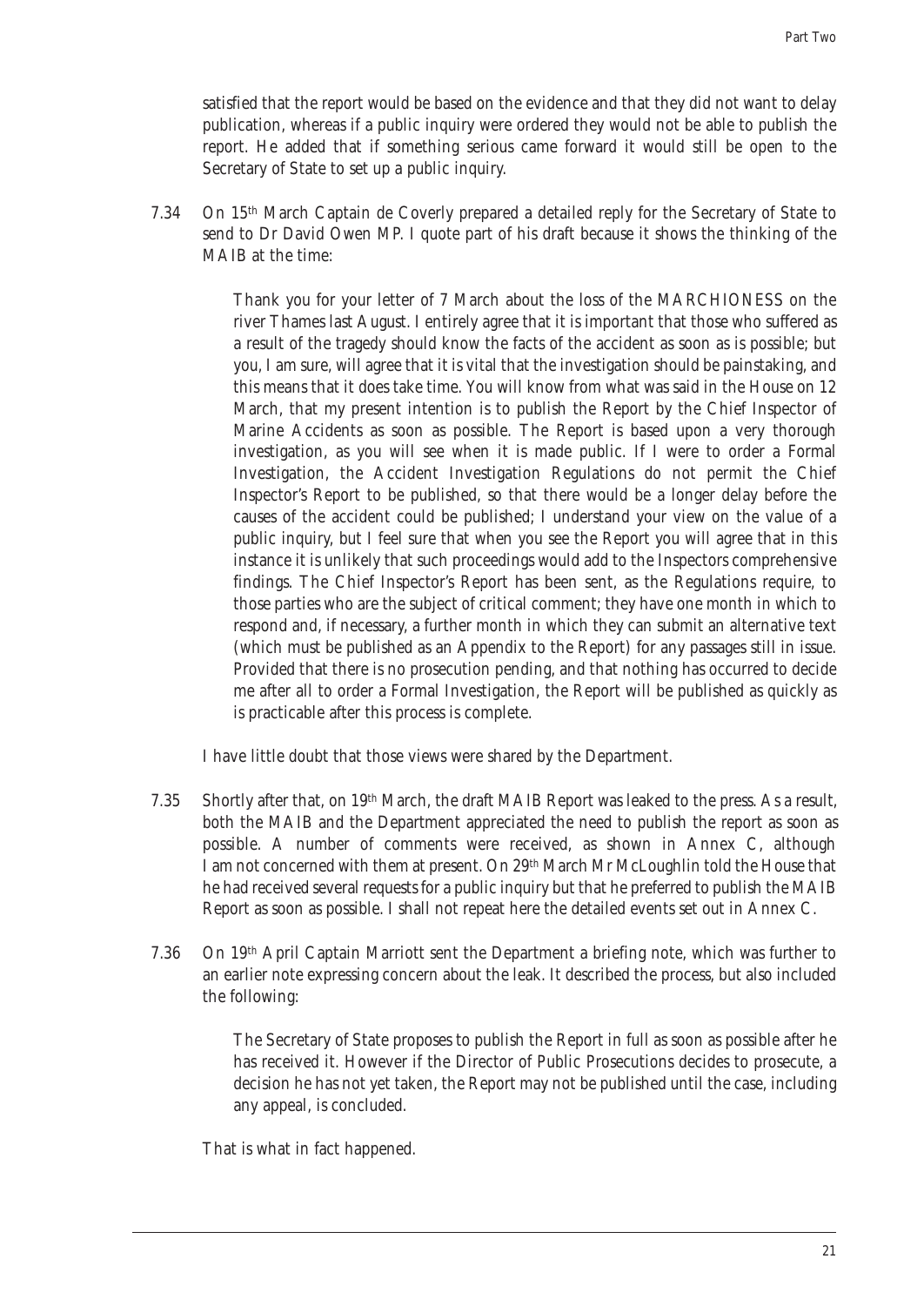satisfied that the report would be based on the evidence and that they did not want to delay publication, whereas if a public inquiry were ordered they would not be able to publish the report. He added that if something serious came forward it would still be open to the Secretary of State to set up a public inquiry.

7.34 On 15th March Captain de Coverly prepared a detailed reply for the Secretary of State to send to Dr David Owen MP. I quote part of his draft because it shows the thinking of the MAIB at the time:

> Thank you for your letter of 7 March about the loss of the MARCHIONESS on the river Thames last August. I entirely agree that it is important that those who suffered as a result of the tragedy should know the facts of the accident as soon as is possible; but you, I am sure, will agree that it is vital that the investigation should be painstaking, and this means that it does take time. You will know from what was said in the House on 12 March, that my present intention is to publish the Report by the Chief Inspector of Marine Accidents as soon as possible. The Report is based upon a very thorough investigation, as you will see when it is made public. If I were to order a Formal Investigation, the Accident Investigation Regulations do not permit the Chief Inspector's Report to be published, so that there would be a longer delay before the causes of the accident could be published; I understand your view on the value of a public inquiry, but I feel sure that when you see the Report you will agree that in this instance it is unlikely that such proceedings would add to the Inspectors comprehensive findings. The Chief Inspector's Report has been sent, as the Regulations require, to those parties who are the subject of critical comment; they have one month in which to respond and, if necessary, a further month in which they can submit an alternative text (which must be published as an Appendix to the Report) for any passages still in issue. Provided that there is no prosecution pending, and that nothing has occurred to decide me after all to order a Formal Investigation, the Report will be published as quickly as is practicable after this process is complete.

I have little doubt that those views were shared by the Department.

7.35 Shortly after that, on 19th March, the draft MAIB Report was leaked to the press. As a result, both the MAIB and the Department appreciated the need to publish the report as soon as possible. A number of comments were received, as shown in Annex C, although I am not concerned with them at present. On 29th March Mr McLoughlin told the House that he had received several requests for a public inquiry but that he preferred to publish the MAIB Report as soon as possible. I shall not repeat here the detailed events set out in Annex C.

7.36 On 19th April Captain Marriott sent the Department a briefing note, which was further to an earlier note expressing concern about the leak. It described the process, but also included the following:

> The Secretary of State proposes to publish the Report in full as soon as possible after he has received it. However if the Director of Public Prosecutions decides to prosecute, a decision he has not yet taken, the Report may not be published until the case, including any appeal, is concluded.

That is what in fact happened.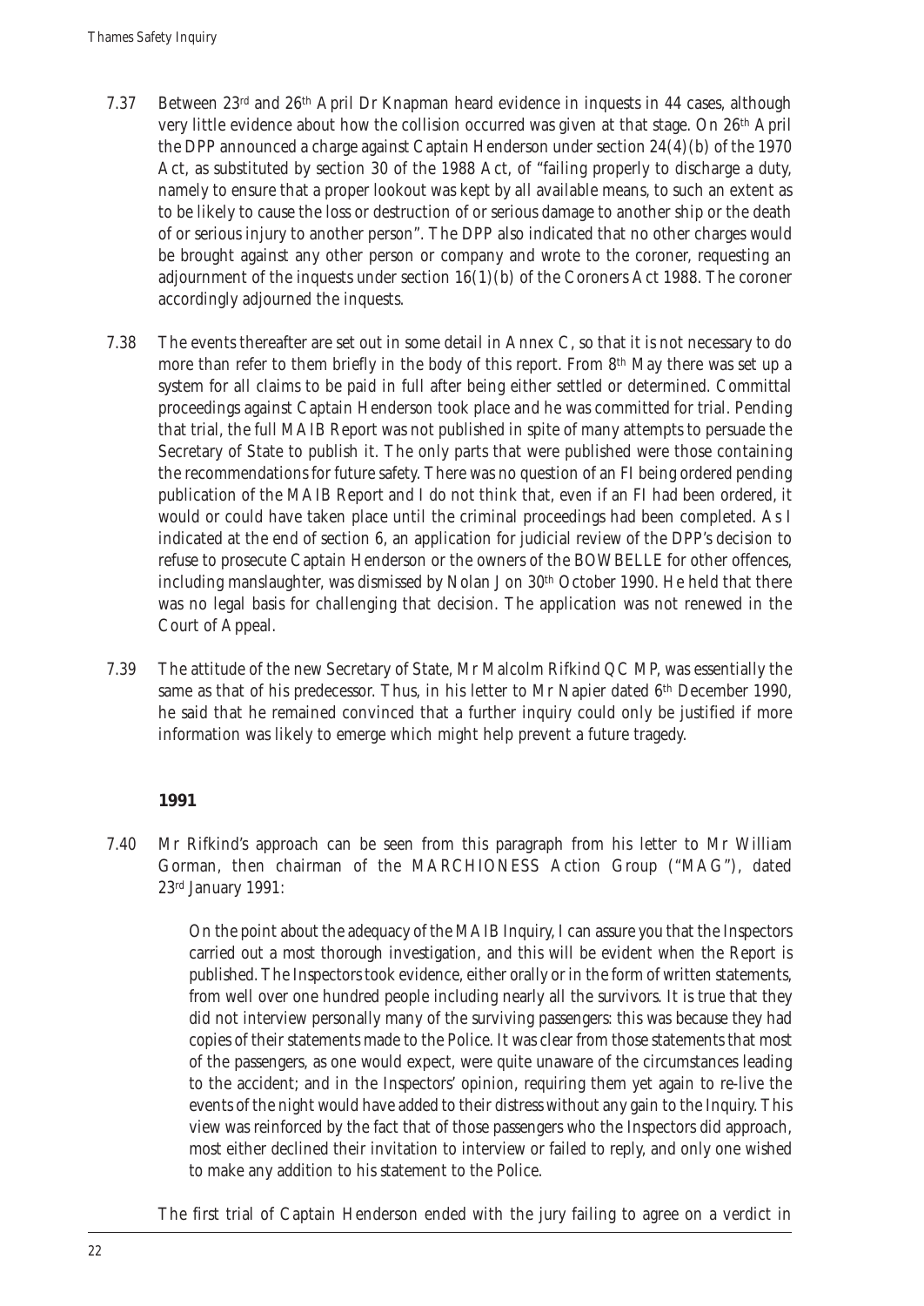7.37 Between 23rd and 26th April Dr Knapman heard evidence in inquests in 44 cases, although very little evidence about how the collision occurred was given at that stage. On 26th April the DPP announced a charge against Captain Henderson under section 24(4)(b) of the 1970 Act, as substituted by section 30 of the 1988 Act, of "failing properly to discharge a duty, namely to ensure that a proper lookout was kept by all available means, to such an extent as to be likely to cause the loss or destruction of or serious damage to another ship or the death of or serious injury to another person". The DPP also indicated that no other charges would be brought against any other person or company and wrote to the coroner, requesting an adjournment of the inquests under section 16(1)(b) of the Coroners Act 1988. The coroner accordingly adjourned the inquests.

7.38 The events thereafter are set out in some detail in Annex C, so that it is not necessary to do more than refer to them briefly in the body of this report. From 8th May there was set up a system for all claims to be paid in full after being either settled or determined. Committal proceedings against Captain Henderson took place and he was committed for trial. Pending that trial, the full MAIB Report was not published in spite of many attempts to persuade the Secretary of State to publish it. The only parts that were published were those containing the recommendations for future safety. There was no question of an FI being ordered pending publication of the MAIB Report and I do not think that, even if an FI had been ordered, it would or could have taken place until the criminal proceedings had been completed. As I indicated at the end of section 6, an application for judicial review of the DPP's decision to refuse to prosecute Captain Henderson or the owners of the BOWBELLE for other offences, including manslaughter, was dismissed by Nolan J on 30th October 1990. He held that there was no legal basis for challenging that decision. The application was not renewed in the Court of Appeal.

7.39 The attitude of the new Secretary of State, Mr Malcolm Rifkind QC MP, was essentially the same as that of his predecessor. Thus, in his letter to Mr Napier dated 6th December 1990, he said that he remained convinced that a further inquiry could only be justified if more information was likely to emerge which might help prevent a future tragedy.

### 1991

7.40 Mr Rifkind's approach can be seen from this paragraph from his letter to Mr William Gorman, then chairman of the MARCHIONESS Action Group ("MAG"), dated 23rd January 1991:

> On the point about the adequacy of the MAIB Inquiry, I can assure you that the Inspectors carried out a most thorough investigation, and this will be evident when the Report is published. The Inspectors took evidence, either orally or in the form of written statements, from well over one hundred people including nearly all the survivors. It is true that they did not interview personally many of the surviving passengers: this was because they had copies of their statements made to the Police. It was clear from those statements that most of the passengers, as one would expect, were quite unaware of the circumstances leading to the accident; and in the Inspectors' opinion, requiring them yet again to re-live the events of the night would have added to their distress without any gain to the Inquiry. This view was reinforced by the fact that of those passengers who the Inspectors did approach, most either declined their invitation to interview or failed to reply, and only one wished to make any addition to his statement to the Police.

The first trial of Captain Henderson ended with the jury failing to agree on a verdict in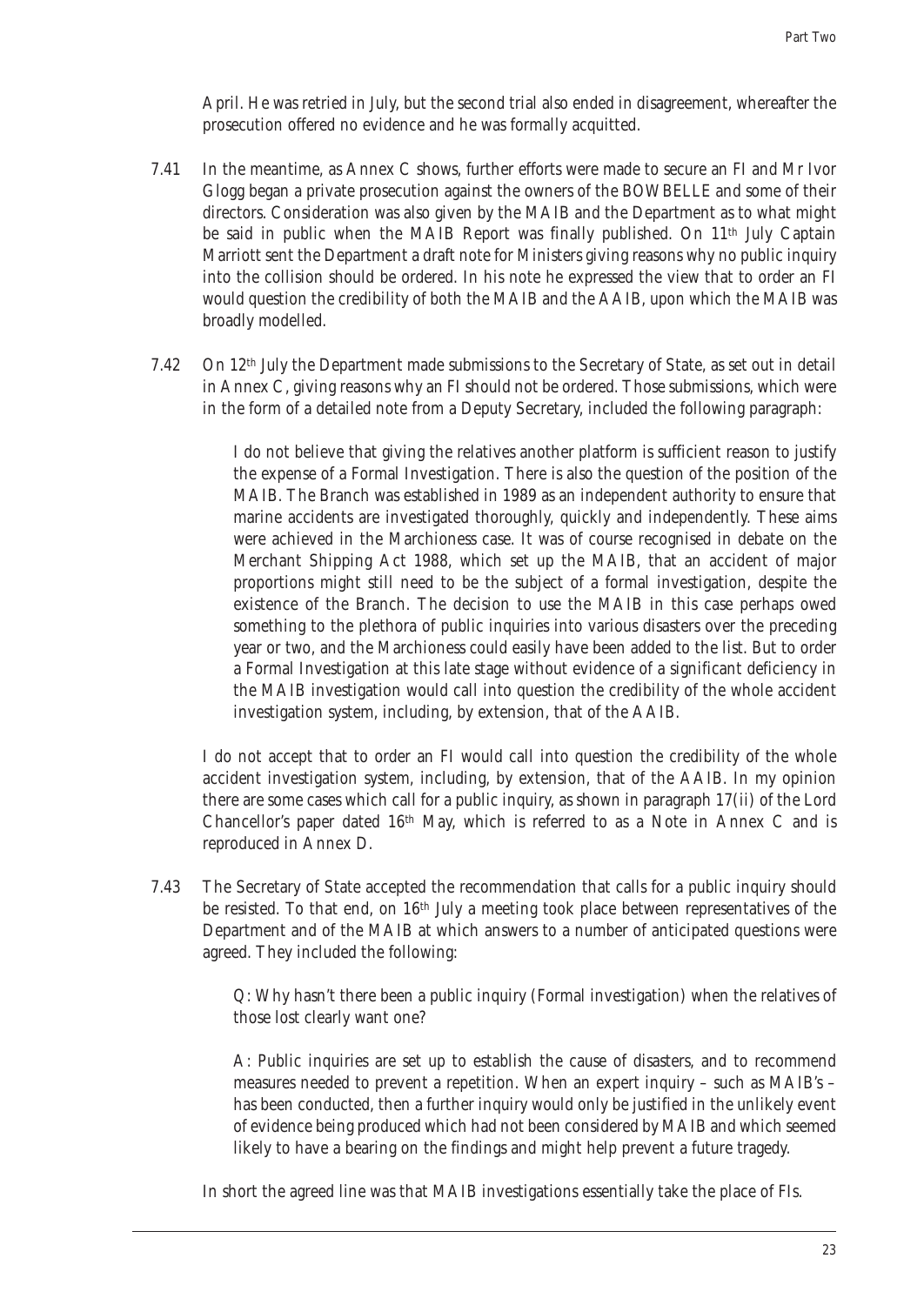April. He was retried in July, but the second trial also ended in disagreement, whereafter the prosecution offered no evidence and he was formally acquitted.

7.41 In the meantime, as Annex C shows, further efforts were made to secure an FI and Mr Ivor Glogg began a private prosecution against the owners of the BOWBELLE and some of their directors. Consideration was also given by the MAIB and the Department as to what might be said in public when the MAIB Report was finally published. On 11th July Captain Marriott sent the Department a draft note for Ministers giving reasons why no public inquiry into the collision should be ordered. In his note he expressed the view that to order an FI would question the credibility of both the MAIB and the AAIB, upon which the MAIB was broadly modelled.

7.42 On 12th July the Department made submissions to the Secretary of State, as set out in detail in Annex C, giving reasons why an FI should not be ordered. Those submissions, which were in the form of a detailed note from a Deputy Secretary, included the following paragraph:

> I do not believe that giving the relatives another platform is sufficient reason to justify the expense of a Formal Investigation. There is also the question of the position of the MAIB. The Branch was established in 1989 as an independent authority to ensure that marine accidents are investigated thoroughly, quickly and independently. These aims were achieved in the Marchioness case. It was of course recognised in debate on the Merchant Shipping Act 1988, which set up the MAIB, that an accident of major proportions might still need to be the subject of a formal investigation, despite the existence of the Branch. The decision to use the MAIB in this case perhaps owed something to the plethora of public inquiries into various disasters over the preceding year or two, and the Marchioness could easily have been added to the list. But to order a Formal Investigation at this late stage without evidence of a significant deficiency in the MAIB investigation would call into question the credibility of the whole accident investigation system, including, by extension, that of the AAIB.

I do not accept that to order an FI would call into question the credibility of the whole accident investigation system, including, by extension, that of the AAIB. In my opinion there are some cases which call for a public inquiry, as shown in paragraph 17(ii) of the Lord Chancellor's paper dated 16th May, which is referred to as a Note in Annex C and is reproduced in Annex D.

7.43 The Secretary of State accepted the recommendation that calls for a public inquiry should be resisted. To that end, on 16th July a meeting took place between representatives of the Department and of the MAIB at which answers to a number of anticipated questions were agreed. They included the following:

> Q: Why hasn't there been a public inquiry (Formal investigation) when the relatives of those lost clearly want one?
>
> A: Public inquiries are set up to establish the cause of disasters, and to recommend measures needed to prevent a repetition. When an expert inquiry – such as MAIB's – has been conducted, then a further inquiry would only be justified in the unlikely event of evidence being produced which had not been considered by MAIB and which seemed likely to have a bearing on the findings and might help prevent a future tragedy.

In short the agreed line was that MAIB investigations essentially take the place of FIs.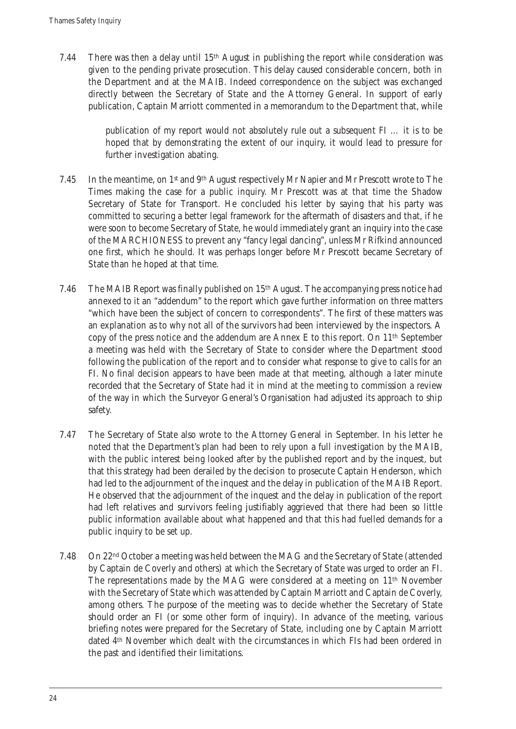7.44 There was then a delay until 15th August in publishing the report while consideration was given to the pending private prosecution. This delay caused considerable concern, both in the Department and at the MAIB. Indeed correspondence on the subject was exchanged directly between the Secretary of State and the Attorney General. In support of early publication, Captain Marriott commented in a memorandum to the Department that, while

> publication of my report would not absolutely rule out a subsequent FI … it is to be hoped that by demonstrating the extent of our inquiry, it would lead to pressure for further investigation abating.

7.45 In the meantime, on 1st and 9th August respectively Mr Napier and Mr Prescott wrote to The Times making the case for a public inquiry. Mr Prescott was at that time the Shadow Secretary of State for Transport. He concluded his letter by saying that his party was committed to securing a better legal framework for the aftermath of disasters and that, if he were soon to become Secretary of State, he would immediately grant an inquiry into the case of the MARCHIONESS to prevent any "fancy legal dancing", unless Mr Rifkind announced one first, which he should. It was perhaps longer before Mr Prescott became Secretary of State than he hoped at that time.

7.46 The MAIB Report was finally published on 15th August. The accompanying press notice had annexed to it an "addendum" to the report which gave further information on three matters "which have been the subject of concern to correspondents". The first of these matters was an explanation as to why not all of the survivors had been interviewed by the inspectors. A copy of the press notice and the addendum are Annex E to this report. On 11th September a meeting was held with the Secretary of State to consider where the Department stood following the publication of the report and to consider what response to give to calls for an FI. No final decision appears to have been made at that meeting, although a later minute recorded that the Secretary of State had it in mind at the meeting to commission a review of the way in which the Surveyor General's Organisation had adjusted its approach to ship safety.

7.47 The Secretary of State also wrote to the Attorney General in September. In his letter he noted that the Department's plan had been to rely upon a full investigation by the MAIB, with the public interest being looked after by the published report and by the inquest, but that this strategy had been derailed by the decision to prosecute Captain Henderson, which had led to the adjournment of the inquest and the delay in publication of the MAIB Report. He observed that the adjournment of the inquest and the delay in publication of the report had left relatives and survivors feeling justifiably aggrieved that there had been so little public information available about what happened and that this had fuelled demands for a public inquiry to be set up.

7.48 On 22nd October a meeting was held between the MAG and the Secretary of State (attended by Captain de Coverly and others) at which the Secretary of State was urged to order an FI. The representations made by the MAG were considered at a meeting on 11th November with the Secretary of State which was attended by Captain Marriott and Captain de Coverly, among others. The purpose of the meeting was to decide whether the Secretary of State should order an FI (or some other form of inquiry). In advance of the meeting, various briefing notes were prepared for the Secretary of State, including one by Captain Marriott dated 4th November which dealt with the circumstances in which FIs had been ordered in the past and identified their limitations.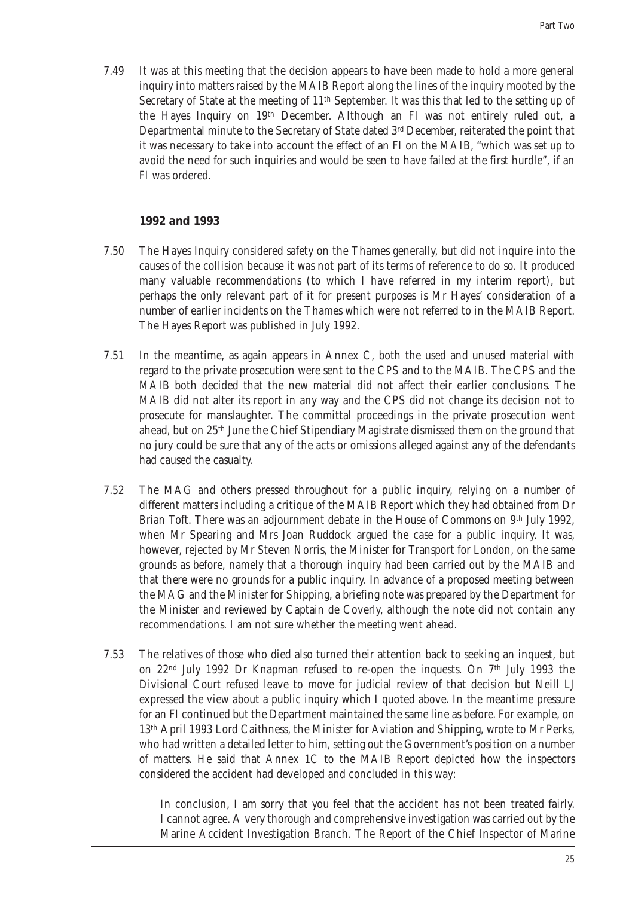7.49 It was at this meeting that the decision appears to have been made to hold a more general inquiry into matters raised by the MAIB Report along the lines of the inquiry mooted by the Secretary of State at the meeting of 11th September. It was this that led to the setting up of the Hayes Inquiry on 19th December. Although an FI was not entirely ruled out, a Departmental minute to the Secretary of State dated 3rd December, reiterated the point that it was necessary to take into account the effect of an FI on the MAIB, "which was set up to avoid the need for such inquiries and would be seen to have failed at the first hurdle", if an FI was ordered.

### 1992 and 1993

7.50 The Hayes Inquiry considered safety on the Thames generally, but did not inquire into the causes of the collision because it was not part of its terms of reference to do so. It produced many valuable recommendations (to which I have referred in my interim report), but perhaps the only relevant part of it for present purposes is Mr Hayes' consideration of a number of earlier incidents on the Thames which were not referred to in the MAIB Report. The Hayes Report was published in July 1992.

7.51 In the meantime, as again appears in Annex C, both the used and unused material with regard to the private prosecution were sent to the CPS and to the MAIB. The CPS and the MAIB both decided that the new material did not affect their earlier conclusions. The MAIB did not alter its report in any way and the CPS did not change its decision not to prosecute for manslaughter. The committal proceedings in the private prosecution went ahead, but on 25th June the Chief Stipendiary Magistrate dismissed them on the ground that no jury could be sure that any of the acts or omissions alleged against any of the defendants had caused the casualty.

7.52 The MAG and others pressed throughout for a public inquiry, relying on a number of different matters including a critique of the MAIB Report which they had obtained from Dr Brian Toft. There was an adjournment debate in the House of Commons on 9th July 1992, when Mr Spearing and Mrs Joan Ruddock argued the case for a public inquiry. It was, however, rejected by Mr Steven Norris, the Minister for Transport for London, on the same grounds as before, namely that a thorough inquiry had been carried out by the MAIB and that there were no grounds for a public inquiry. In advance of a proposed meeting between the MAG and the Minister for Shipping, a briefing note was prepared by the Department for the Minister and reviewed by Captain de Coverly, although the note did not contain any recommendations. I am not sure whether the meeting went ahead.

7.53 The relatives of those who died also turned their attention back to seeking an inquest, but on 22nd July 1992 Dr Knapman refused to re-open the inquests. On 7th July 1993 the Divisional Court refused leave to move for judicial review of that decision but Neill LJ expressed the view about a public inquiry which I quoted above. In the meantime pressure for an FI continued but the Department maintained the same line as before. For example, on 13th April 1993 Lord Caithness, the Minister for Aviation and Shipping, wrote to Mr Perks, who had written a detailed letter to him, setting out the Government's position on a number of matters. He said that Annex 1C to the MAIB Report depicted how the inspectors considered the accident had developed and concluded in this way:

> In conclusion, I am sorry that you feel that the accident has not been treated fairly. I cannot agree. A very thorough and comprehensive investigation was carried out by the Marine Accident Investigation Branch. The Report of the Chief Inspector of Marine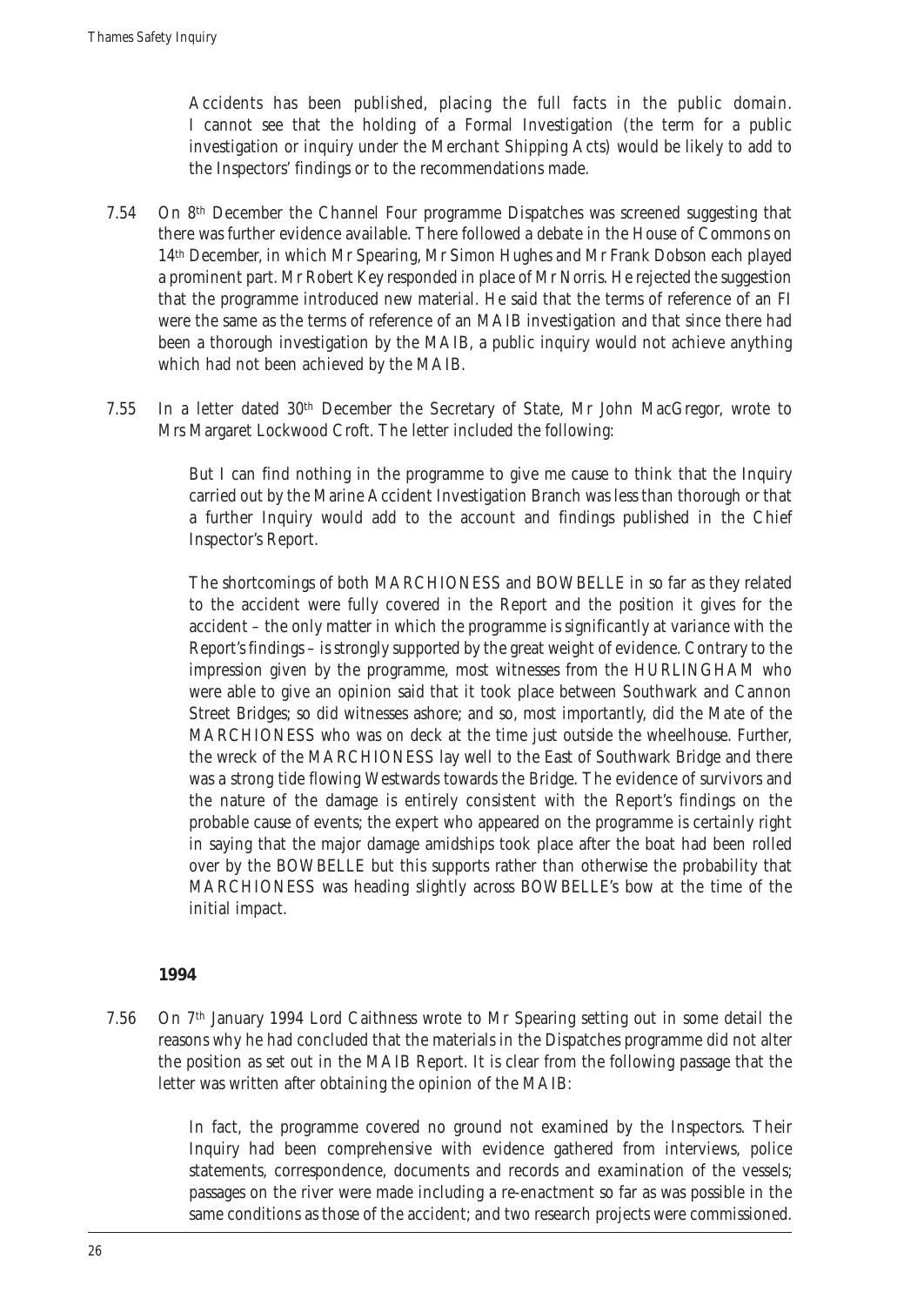Accidents has been published, placing the full facts in the public domain. I cannot see that the holding of a Formal Investigation (the term for a public investigation or inquiry under the Merchant Shipping Acts) would be likely to add to the Inspectors' findings or to the recommendations made.

7.54 On 8th December the Channel Four programme Dispatches was screened suggesting that there was further evidence available. There followed a debate in the House of Commons on 14th December, in which Mr Spearing, Mr Simon Hughes and Mr Frank Dobson each played a prominent part. Mr Robert Key responded in place of Mr Norris. He rejected the suggestion that the programme introduced new material. He said that the terms of reference of an FI were the same as the terms of reference of an MAIB investigation and that since there had been a thorough investigation by the MAIB, a public inquiry would not achieve anything which had not been achieved by the MAIB.

7.55 In a letter dated 30th December the Secretary of State, Mr John MacGregor, wrote to Mrs Margaret Lockwood Croft. The letter included the following:

> But I can find nothing in the programme to give me cause to think that the Inquiry carried out by the Marine Accident Investigation Branch was less than thorough or that a further Inquiry would add to the account and findings published in the Chief Inspector's Report.
>
> The shortcomings of both MARCHIONESS and BOWBELLE in so far as they related to the accident were fully covered in the Report and the position it gives for the accident – the only matter in which the programme is significantly at variance with the Report's findings – is strongly supported by the great weight of evidence. Contrary to the impression given by the programme, most witnesses from the HURLINGHAM who were able to give an opinion said that it took place between Southwark and Cannon Street Bridges; so did witnesses ashore; and so, most importantly, did the Mate of the MARCHIONESS who was on deck at the time just outside the wheelhouse. Further, the wreck of the MARCHIONESS lay well to the East of Southwark Bridge and there was a strong tide flowing Westwards towards the Bridge. The evidence of survivors and the nature of the damage is entirely consistent with the Report's findings on the probable cause of events; the expert who appeared on the programme is certainly right in saying that the major damage amidships took place after the boat had been rolled over by the BOWBELLE but this supports rather than otherwise the probability that MARCHIONESS was heading slightly across BOWBELLE's bow at the time of the initial impact.

**1994**

7.56 On 7th January 1994 Lord Caithness wrote to Mr Spearing setting out in some detail the reasons why he had concluded that the materials in the Dispatches programme did not alter the position as set out in the MAIB Report. It is clear from the following passage that the letter was written after obtaining the opinion of the MAIB:

> In fact, the programme covered no ground not examined by the Inspectors. Their Inquiry had been comprehensive with evidence gathered from interviews, police statements, correspondence, documents and records and examination of the vessels; passages on the river were made including a re-enactment so far as was possible in the same conditions as those of the accident; and two research projects were commissioned.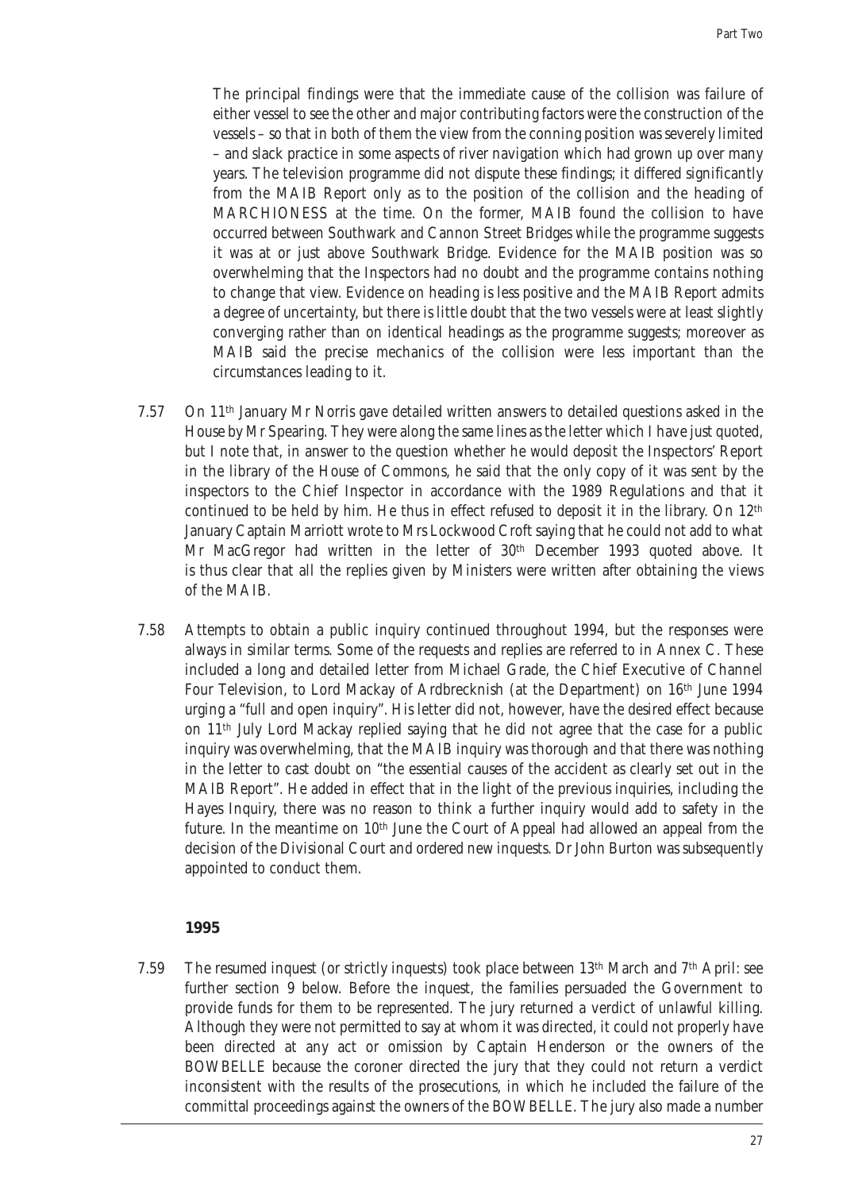The principal findings were that the immediate cause of the collision was failure of either vessel to see the other and major contributing factors were the construction of the vessels – so that in both of them the view from the conning position was severely limited – and slack practice in some aspects of river navigation which had grown up over many years. The television programme did not dispute these findings; it differed significantly from the MAIB Report only as to the position of the collision and the heading of MARCHIONESS at the time. On the former, MAIB found the collision to have occurred between Southwark and Cannon Street Bridges while the programme suggests it was at or just above Southwark Bridge. Evidence for the MAIB position was so overwhelming that the Inspectors had no doubt and the programme contains nothing to change that view. Evidence on heading is less positive and the MAIB Report admits a degree of uncertainty, but there is little doubt that the two vessels were at least slightly converging rather than on identical headings as the programme suggests; moreover as MAIB said the precise mechanics of the collision were less important than the circumstances leading to it.

7.57 On 11th January Mr Norris gave detailed written answers to detailed questions asked in the House by Mr Spearing. They were along the same lines as the letter which I have just quoted, but I note that, in answer to the question whether he would deposit the Inspectors' Report in the library of the House of Commons, he said that the only copy of it was sent by the inspectors to the Chief Inspector in accordance with the 1989 Regulations and that it continued to be held by him. He thus in effect refused to deposit it in the library. On 12th January Captain Marriott wrote to Mrs Lockwood Croft saying that he could not add to what Mr MacGregor had written in the letter of 30th December 1993 quoted above. It is thus clear that all the replies given by Ministers were written after obtaining the views of the MAIB.

7.58 Attempts to obtain a public inquiry continued throughout 1994, but the responses were always in similar terms. Some of the requests and replies are referred to in Annex C. These included a long and detailed letter from Michael Grade, the Chief Executive of Channel Four Television, to Lord Mackay of Ardbrecknish (at the Department) on 16th June 1994 urging a "full and open inquiry". His letter did not, however, have the desired effect because on 11th July Lord Mackay replied saying that he did not agree that the case for a public inquiry was overwhelming, that the MAIB inquiry was thorough and that there was nothing in the letter to cast doubt on "the essential causes of the accident as clearly set out in the MAIB Report". He added in effect that in the light of the previous inquiries, including the Hayes Inquiry, there was no reason to think a further inquiry would add to safety in the future. In the meantime on 10th June the Court of Appeal had allowed an appeal from the decision of the Divisional Court and ordered new inquests. Dr John Burton was subsequently appointed to conduct them.

**1995**

7.59 The resumed inquest (or strictly inquests) took place between 13th March and 7th April: see further section 9 below. Before the inquest, the families persuaded the Government to provide funds for them to be represented. The jury returned a verdict of unlawful killing. Although they were not permitted to say at whom it was directed, it could not properly have been directed at any act or omission by Captain Henderson or the owners of the BOWBELLE because the coroner directed the jury that they could not return a verdict inconsistent with the results of the prosecutions, in which he included the failure of the committal proceedings against the owners of the BOWBELLE. The jury also made a number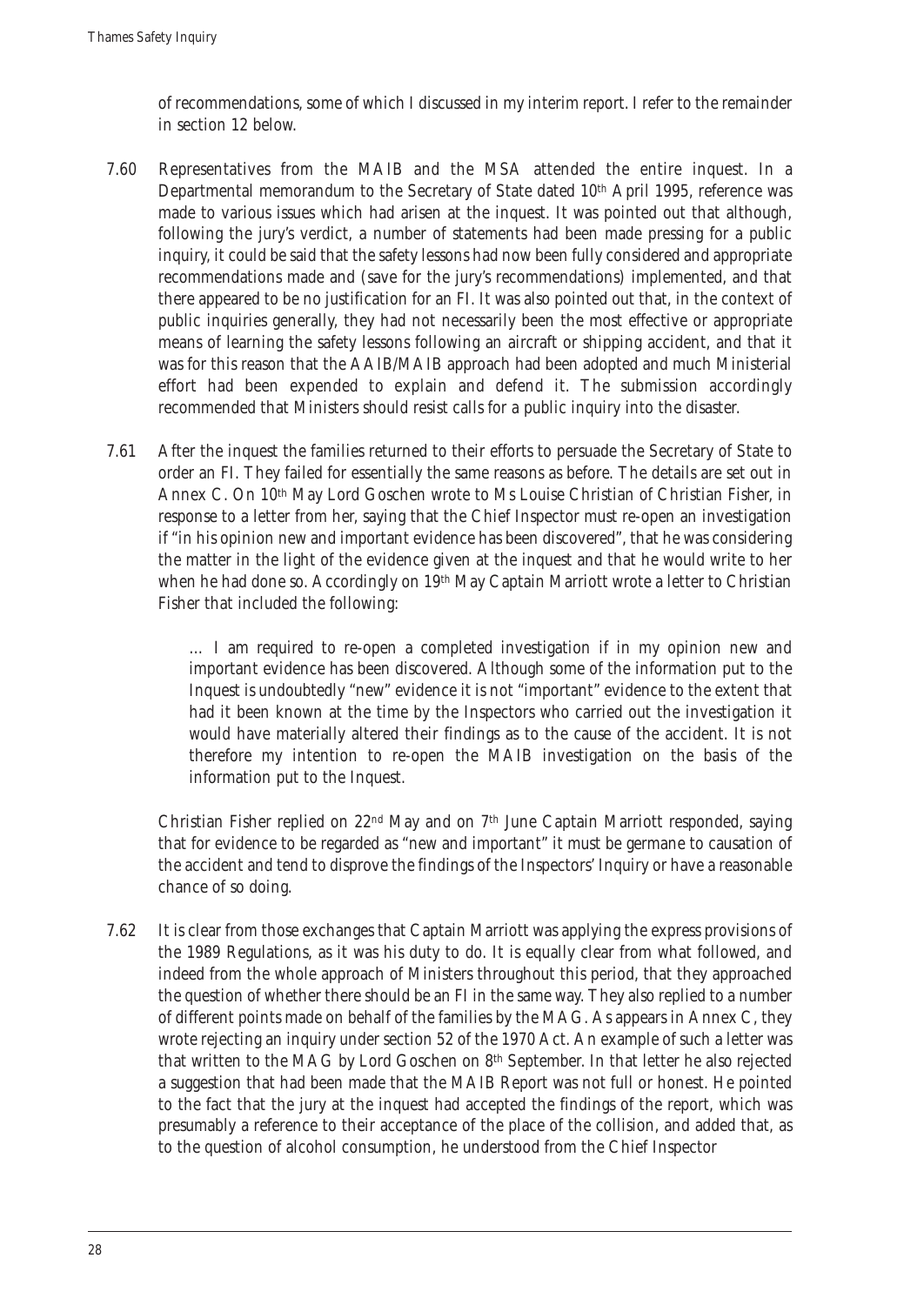of recommendations, some of which I discussed in my interim report. I refer to the remainder in section 12 below.

7.60 Representatives from the MAIB and the MSA attended the entire inquest. In a Departmental memorandum to the Secretary of State dated 10th April 1995, reference was made to various issues which had arisen at the inquest. It was pointed out that although, following the jury's verdict, a number of statements had been made pressing for a public inquiry, it could be said that the safety lessons had now been fully considered and appropriate recommendations made and (save for the jury's recommendations) implemented, and that there appeared to be no justification for an FI. It was also pointed out that, in the context of public inquiries generally, they had not necessarily been the most effective or appropriate means of learning the safety lessons following an aircraft or shipping accident, and that it was for this reason that the AAIB/MAIB approach had been adopted and much Ministerial effort had been expended to explain and defend it. The submission accordingly recommended that Ministers should resist calls for a public inquiry into the disaster.

7.61 After the inquest the families returned to their efforts to persuade the Secretary of State to order an FI. They failed for essentially the same reasons as before. The details are set out in Annex C. On 10th May Lord Goschen wrote to Ms Louise Christian of Christian Fisher, in response to a letter from her, saying that the Chief Inspector must re-open an investigation if "in his opinion new and important evidence has been discovered", that he was considering the matter in the light of the evidence given at the inquest and that he would write to her when he had done so. Accordingly on 19th May Captain Marriott wrote a letter to Christian Fisher that included the following:

> … I am required to re-open a completed investigation if in my opinion new and important evidence has been discovered. Although some of the information put to the Inquest is undoubtedly "new" evidence it is not "important" evidence to the extent that had it been known at the time by the Inspectors who carried out the investigation it would have materially altered their findings as to the cause of the accident. It is not therefore my intention to re-open the MAIB investigation on the basis of the information put to the Inquest.

Christian Fisher replied on 22nd May and on 7th June Captain Marriott responded, saying that for evidence to be regarded as "new and important" it must be germane to causation of the accident and tend to disprove the findings of the Inspectors' Inquiry or have a reasonable chance of so doing.

7.62 It is clear from those exchanges that Captain Marriott was applying the express provisions of the 1989 Regulations, as it was his duty to do. It is equally clear from what followed, and indeed from the whole approach of Ministers throughout this period, that they approached the question of whether there should be an FI in the same way. They also replied to a number of different points made on behalf of the families by the MAG. As appears in Annex C, they wrote rejecting an inquiry under section 52 of the 1970 Act. An example of such a letter was that written to the MAG by Lord Goschen on 8th September. In that letter he also rejected a suggestion that had been made that the MAIB Report was not full or honest. He pointed to the fact that the jury at the inquest had accepted the findings of the report, which was presumably a reference to their acceptance of the place of the collision, and added that, as to the question of alcohol consumption, he understood from the Chief Inspector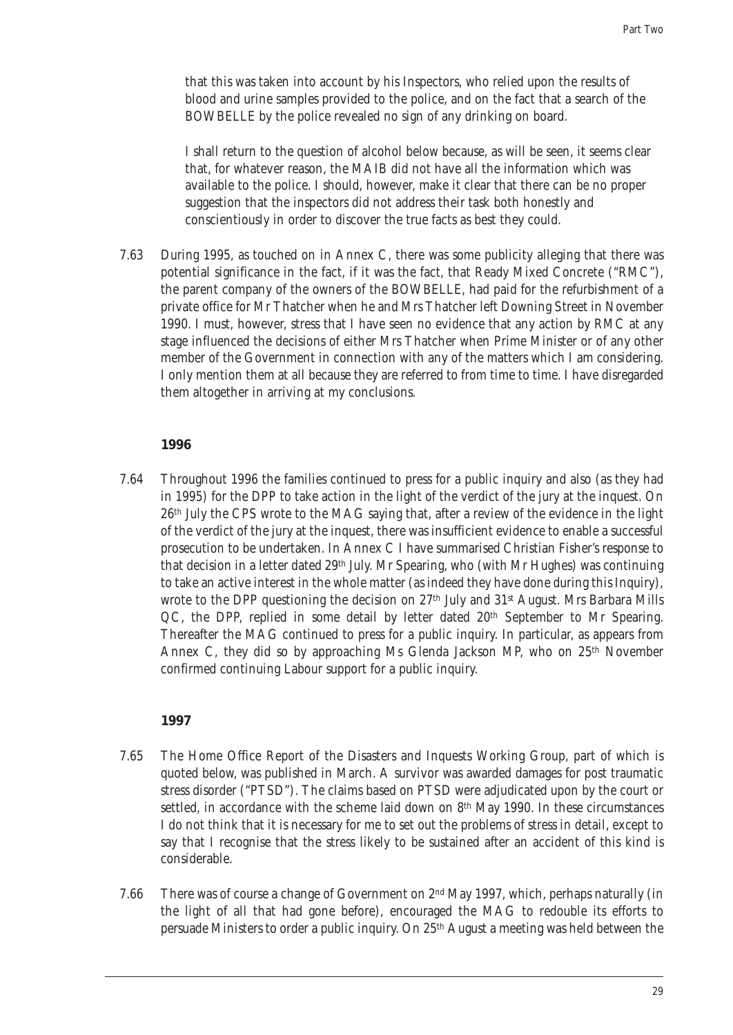that this was taken into account by his Inspectors, who relied upon the results of blood and urine samples provided to the police, and on the fact that a search of the BOWBELLE by the police revealed no sign of any drinking on board.

I shall return to the question of alcohol below because, as will be seen, it seems clear that, for whatever reason, the MAIB did not have all the information which was available to the police. I should, however, make it clear that there can be no proper suggestion that the inspectors did not address their task both honestly and conscientiously in order to discover the true facts as best they could.

7.63 During 1995, as touched on in Annex C, there was some publicity alleging that there was potential significance in the fact, if it was the fact, that Ready Mixed Concrete ("RMC"), the parent company of the owners of the BOWBELLE, had paid for the refurbishment of a private office for Mr Thatcher when he and Mrs Thatcher left Downing Street in November 1990. I must, however, stress that I have seen no evidence that any action by RMC at any stage influenced the decisions of either Mrs Thatcher when Prime Minister or of any other member of the Government in connection with any of the matters which I am considering. I only mention them at all because they are referred to from time to time. I have disregarded them altogether in arriving at my conclusions.

### 1996

7.64 Throughout 1996 the families continued to press for a public inquiry and also (as they had in 1995) for the DPP to take action in the light of the verdict of the jury at the inquest. On 26th July the CPS wrote to the MAG saying that, after a review of the evidence in the light of the verdict of the jury at the inquest, there was insufficient evidence to enable a successful prosecution to be undertaken. In Annex C I have summarised Christian Fisher's response to that decision in a letter dated 29th July. Mr Spearing, who (with Mr Hughes) was continuing to take an active interest in the whole matter (as indeed they have done during this Inquiry), wrote to the DPP questioning the decision on 27th July and 31st August. Mrs Barbara Mills QC, the DPP, replied in some detail by letter dated 20th September to Mr Spearing. Thereafter the MAG continued to press for a public inquiry. In particular, as appears from Annex C, they did so by approaching Ms Glenda Jackson MP, who on 25th November confirmed continuing Labour support for a public inquiry.

### 1997

7.65 The Home Office Report of the Disasters and Inquests Working Group, part of which is quoted below, was published in March. A survivor was awarded damages for post traumatic stress disorder ("PTSD"). The claims based on PTSD were adjudicated upon by the court or settled, in accordance with the scheme laid down on 8th May 1990. In these circumstances I do not think that it is necessary for me to set out the problems of stress in detail, except to say that I recognise that the stress likely to be sustained after an accident of this kind is considerable.

7.66 There was of course a change of Government on 2nd May 1997, which, perhaps naturally (in the light of all that had gone before), encouraged the MAG to redouble its efforts to persuade Ministers to order a public inquiry. On 25th August a meeting was held between the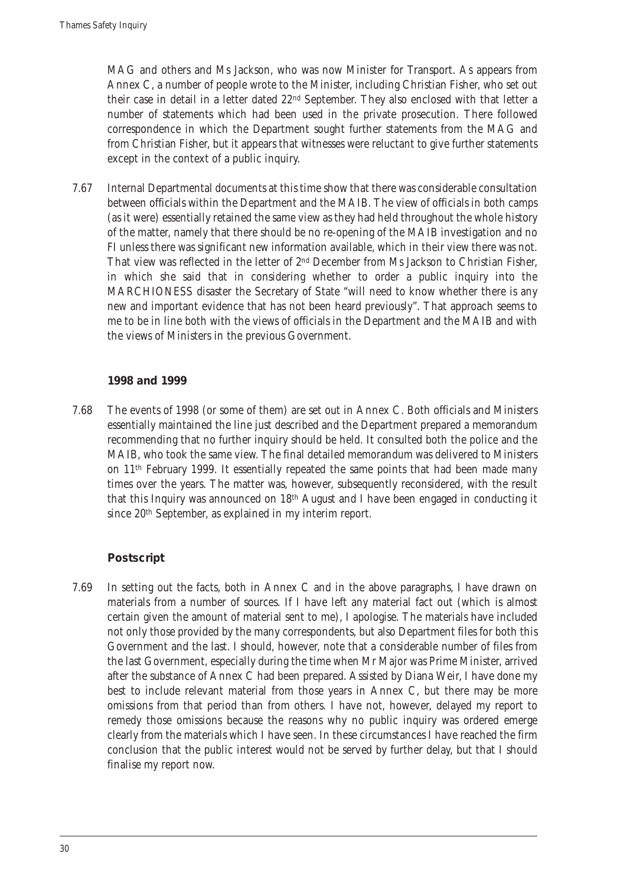MAG and others and Ms Jackson, who was now Minister for Transport. As appears from Annex C, a number of people wrote to the Minister, including Christian Fisher, who set out their case in detail in a letter dated 22nd September. They also enclosed with that letter a number of statements which had been used in the private prosecution. There followed correspondence in which the Department sought further statements from the MAG and from Christian Fisher, but it appears that witnesses were reluctant to give further statements except in the context of a public inquiry.

7.67 Internal Departmental documents at this time show that there was considerable consultation between officials within the Department and the MAIB. The view of officials in both camps (as it were) essentially retained the same view as they had held throughout the whole history of the matter, namely that there should be no re-opening of the MAIB investigation and no FI unless there was significant new information available, which in their view there was not. That view was reflected in the letter of 2nd December from Ms Jackson to Christian Fisher, in which she said that in considering whether to order a public inquiry into the MARCHIONESS disaster the Secretary of State "will need to know whether there is any new and important evidence that has not been heard previously". That approach seems to me to be in line both with the views of officials in the Department and the MAIB and with the views of Ministers in the previous Government.

### 1998 and 1999

7.68 The events of 1998 (or some of them) are set out in Annex C. Both officials and Ministers essentially maintained the line just described and the Department prepared a memorandum recommending that no further inquiry should be held. It consulted both the police and the MAIB, who took the same view. The final detailed memorandum was delivered to Ministers on 11th February 1999. It essentially repeated the same points that had been made many times over the years. The matter was, however, subsequently reconsidered, with the result that this Inquiry was announced on 18th August and I have been engaged in conducting it since 20th September, as explained in my interim report.

### Postscript

7.69 In setting out the facts, both in Annex C and in the above paragraphs, I have drawn on materials from a number of sources. If I have left any material fact out (which is almost certain given the amount of material sent to me), I apologise. The materials have included not only those provided by the many correspondents, but also Department files for both this Government and the last. I should, however, note that a considerable number of files from the last Government, especially during the time when Mr Major was Prime Minister, arrived after the substance of Annex C had been prepared. Assisted by Diana Weir, I have done my best to include relevant material from those years in Annex C, but there may be more omissions from that period than from others. I have not, however, delayed my report to remedy those omissions because the reasons why no public inquiry was ordered emerge clearly from the materials which I have seen. In these circumstances I have reached the firm conclusion that the public interest would not be served by further delay, but that I should finalise my report now.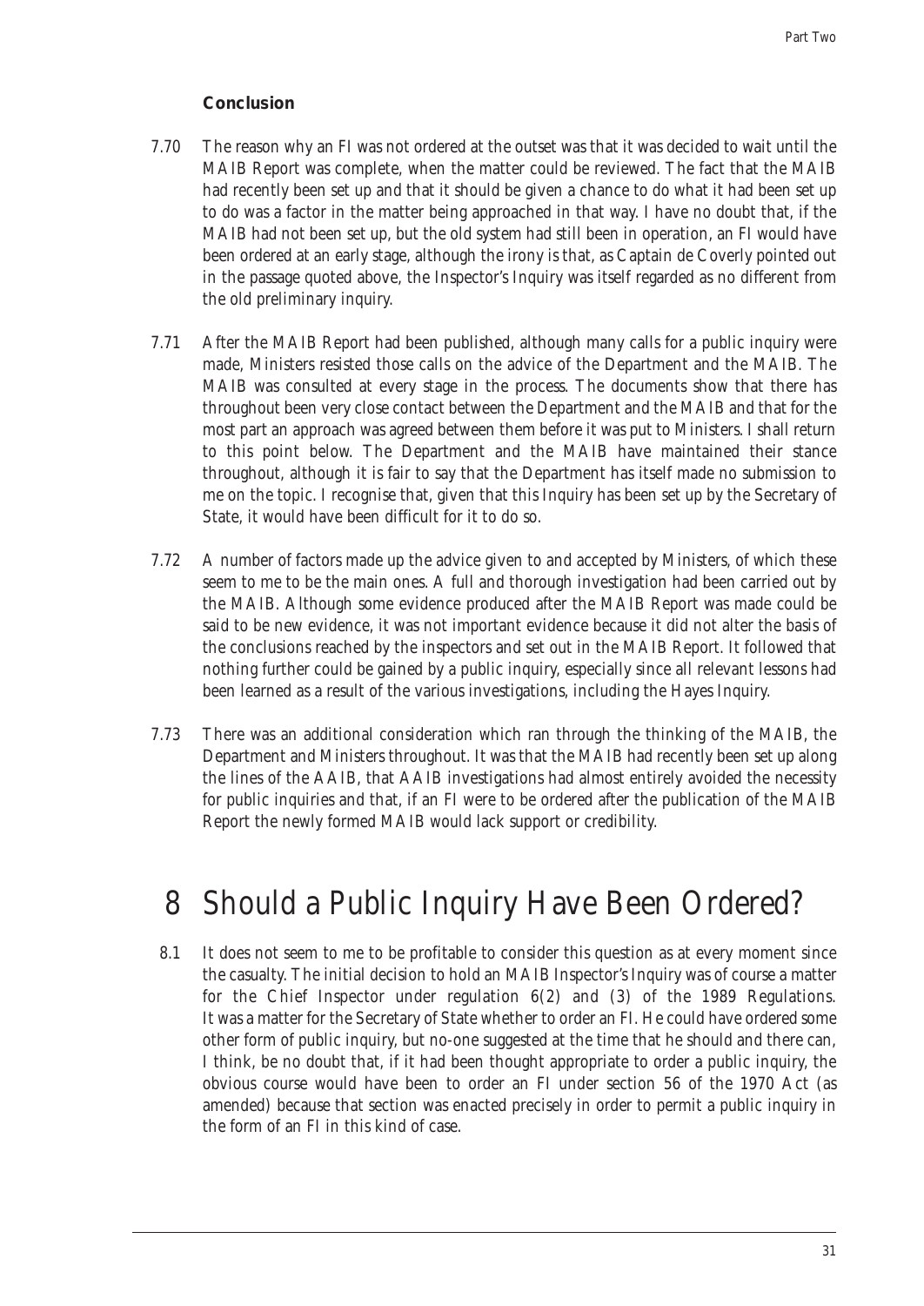### Conclusion

7.70 The reason why an FI was not ordered at the outset was that it was decided to wait until the MAIB Report was complete, when the matter could be reviewed. The fact that the MAIB had recently been set up and that it should be given a chance to do what it had been set up to do was a factor in the matter being approached in that way. I have no doubt that, if the MAIB had not been set up, but the old system had still been in operation, an FI would have been ordered at an early stage, although the irony is that, as Captain de Coverly pointed out in the passage quoted above, the Inspector's Inquiry was itself regarded as no different from the old preliminary inquiry.

7.71 After the MAIB Report had been published, although many calls for a public inquiry were made, Ministers resisted those calls on the advice of the Department and the MAIB. The MAIB was consulted at every stage in the process. The documents show that there has throughout been very close contact between the Department and the MAIB and that for the most part an approach was agreed between them before it was put to Ministers. I shall return to this point below. The Department and the MAIB have maintained their stance throughout, although it is fair to say that the Department has itself made no submission to me on the topic. I recognise that, given that this Inquiry has been set up by the Secretary of State, it would have been difficult for it to do so.

7.72 A number of factors made up the advice given to and accepted by Ministers, of which these seem to me to be the main ones. A full and thorough investigation had been carried out by the MAIB. Although some evidence produced after the MAIB Report was made could be said to be new evidence, it was not important evidence because it did not alter the basis of the conclusions reached by the inspectors and set out in the MAIB Report. It followed that nothing further could be gained by a public inquiry, especially since all relevant lessons had been learned as a result of the various investigations, including the Hayes Inquiry.

7.73 There was an additional consideration which ran through the thinking of the MAIB, the Department and Ministers throughout. It was that the MAIB had recently been set up along the lines of the AAIB, that AAIB investigations had almost entirely avoided the necessity for public inquiries and that, if an FI were to be ordered after the publication of the MAIB Report the newly formed MAIB would lack support or credibility.

# 8 Should a Public Inquiry Have Been Ordered?

8.1 It does not seem to me to be profitable to consider this question as at every moment since the casualty. The initial decision to hold an MAIB Inspector's Inquiry was of course a matter for the Chief Inspector under regulation 6(2) and (3) of the 1989 Regulations. It was a matter for the Secretary of State whether to order an FI. He could have ordered some other form of public inquiry, but no-one suggested at the time that he should and there can, I think, be no doubt that, if it had been thought appropriate to order a public inquiry, the obvious course would have been to order an FI under section 56 of the 1970 Act (as amended) because that section was enacted precisely in order to permit a public inquiry in the form of an FI in this kind of case.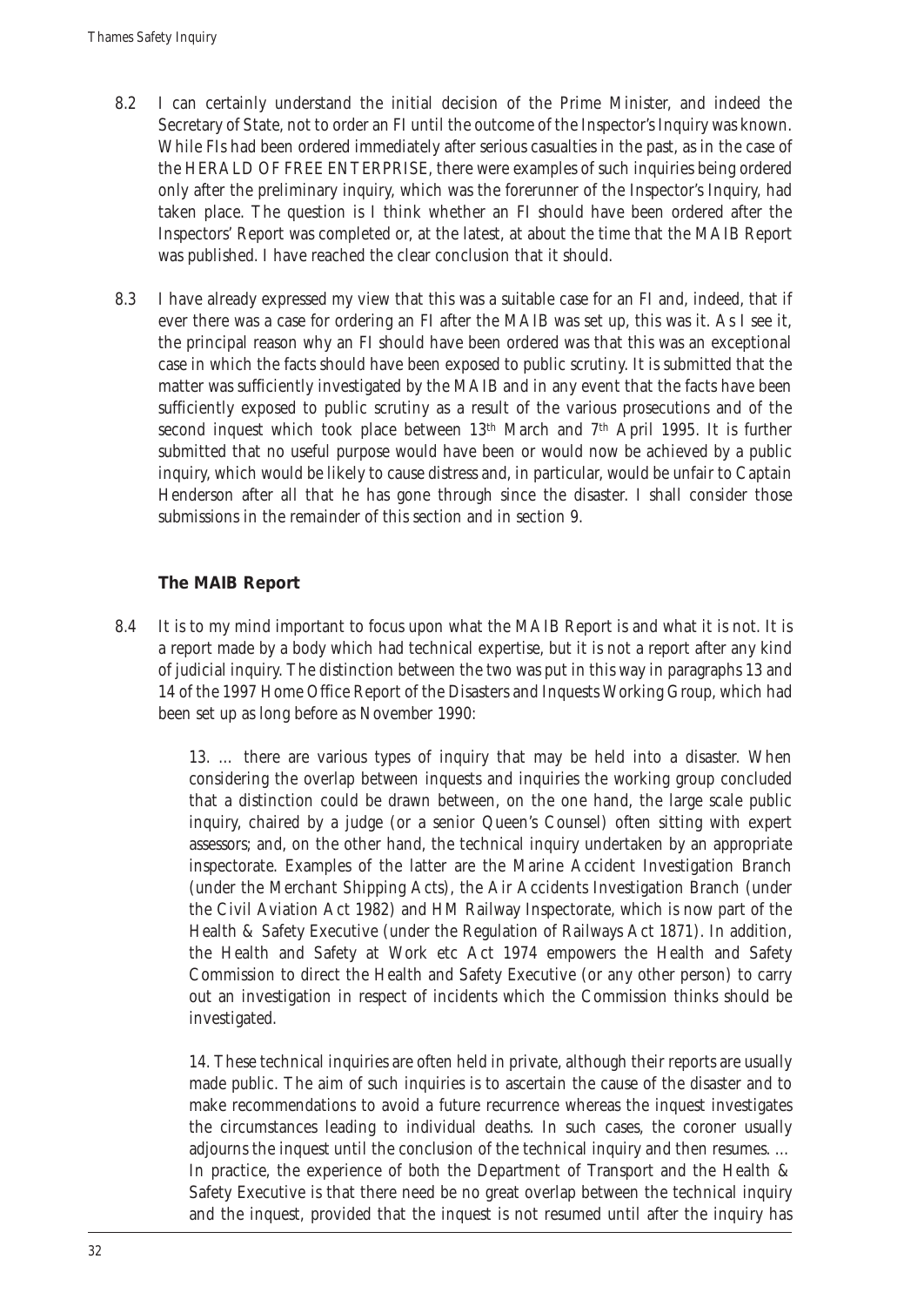8.2 I can certainly understand the initial decision of the Prime Minister, and indeed the Secretary of State, not to order an FI until the outcome of the Inspector's Inquiry was known. While FIs had been ordered immediately after serious casualties in the past, as in the case of the HERALD OF FREE ENTERPRISE, there were examples of such inquiries being ordered only after the preliminary inquiry, which was the forerunner of the Inspector's Inquiry, had taken place. The question is I think whether an FI should have been ordered after the Inspectors' Report was completed or, at the latest, at about the time that the MAIB Report was published. I have reached the clear conclusion that it should.

8.3 I have already expressed my view that this was a suitable case for an FI and, indeed, that if ever there was a case for ordering an FI after the MAIB was set up, this was it. As I see it, the principal reason why an FI should have been ordered was that this was an exceptional case in which the facts should have been exposed to public scrutiny. It is submitted that the matter was sufficiently investigated by the MAIB and in any event that the facts have been sufficiently exposed to public scrutiny as a result of the various prosecutions and of the second inquest which took place between 13th March and 7th April 1995. It is further submitted that no useful purpose would have been or would now be achieved by a public inquiry, which would be likely to cause distress and, in particular, would be unfair to Captain Henderson after all that he has gone through since the disaster. I shall consider those submissions in the remainder of this section and in section 9.

### The MAIB Report

8.4 It is to my mind important to focus upon what the MAIB Report is and what it is not. It is a report made by a body which had technical expertise, but it is not a report after any kind of judicial inquiry. The distinction between the two was put in this way in paragraphs 13 and 14 of the 1997 Home Office Report of the Disasters and Inquests Working Group, which had been set up as long before as November 1990:

> 13. … there are various types of inquiry that may be held into a disaster. When considering the overlap between inquests and inquiries the working group concluded that a distinction could be drawn between, on the one hand, the large scale public inquiry, chaired by a judge (or a senior Queen's Counsel) often sitting with expert assessors; and, on the other hand, the technical inquiry undertaken by an appropriate inspectorate. Examples of the latter are the Marine Accident Investigation Branch (under the Merchant Shipping Acts), the Air Accidents Investigation Branch (under the Civil Aviation Act 1982) and HM Railway Inspectorate, which is now part of the Health & Safety Executive (under the Regulation of Railways Act 1871). In addition, the Health and Safety at Work etc Act 1974 empowers the Health and Safety Commission to direct the Health and Safety Executive (or any other person) to carry out an investigation in respect of incidents which the Commission thinks should be investigated.
>
> 14. These technical inquiries are often held in private, although their reports are usually made public. The aim of such inquiries is to ascertain the cause of the disaster and to make recommendations to avoid a future recurrence whereas the inquest investigates the circumstances leading to individual deaths. In such cases, the coroner usually adjourns the inquest until the conclusion of the technical inquiry and then resumes. … In practice, the experience of both the Department of Transport and the Health & Safety Executive is that there need be no great overlap between the technical inquiry and the inquest, provided that the inquest is not resumed until after the inquiry has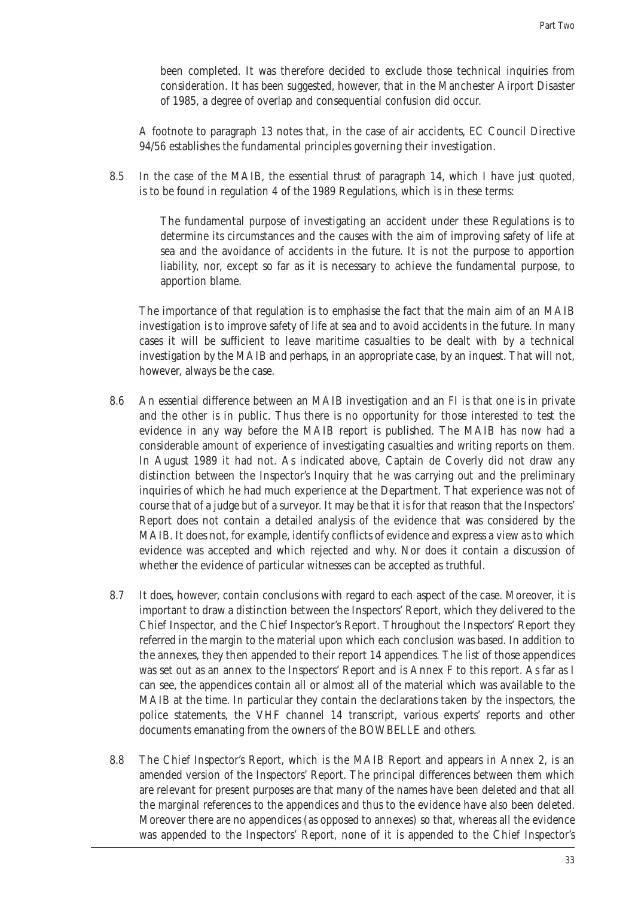been completed. It was therefore decided to exclude those technical inquiries from consideration. It has been suggested, however, that in the Manchester Airport Disaster of 1985, a degree of overlap and consequential confusion did occur.

A footnote to paragraph 13 notes that, in the case of air accidents, EC Council Directive 94/56 establishes the fundamental principles governing their investigation.

8.5 In the case of the MAIB, the essential thrust of paragraph 14, which I have just quoted, is to be found in regulation 4 of the 1989 Regulations, which is in these terms:

> The fundamental purpose of investigating an accident under these Regulations is to determine its circumstances and the causes with the aim of improving safety of life at sea and the avoidance of accidents in the future. It is not the purpose to apportion liability, nor, except so far as it is necessary to achieve the fundamental purpose, to apportion blame.

The importance of that regulation is to emphasise the fact that the main aim of an MAIB investigation is to improve safety of life at sea and to avoid accidents in the future. In many cases it will be sufficient to leave maritime casualties to be dealt with by a technical investigation by the MAIB and perhaps, in an appropriate case, by an inquest. That will not, however, always be the case.

8.6 An essential difference between an MAIB investigation and an FI is that one is in private and the other is in public. Thus there is no opportunity for those interested to test the evidence in any way before the MAIB report is published. The MAIB has now had a considerable amount of experience of investigating casualties and writing reports on them. In August 1989 it had not. As indicated above, Captain de Coverly did not draw any distinction between the Inspector's Inquiry that he was carrying out and the preliminary inquiries of which he had much experience at the Department. That experience was not of course that of a judge but of a surveyor. It may be that it is for that reason that the Inspectors' Report does not contain a detailed analysis of the evidence that was considered by the MAIB. It does not, for example, identify conflicts of evidence and express a view as to which evidence was accepted and which rejected and why. Nor does it contain a discussion of whether the evidence of particular witnesses can be accepted as truthful.

8.7 It does, however, contain conclusions with regard to each aspect of the case. Moreover, it is important to draw a distinction between the Inspectors' Report, which they delivered to the Chief Inspector, and the Chief Inspector's Report. Throughout the Inspectors' Report they referred in the margin to the material upon which each conclusion was based. In addition to the annexes, they then appended to their report 14 appendices. The list of those appendices was set out as an annex to the Inspectors' Report and is Annex F to this report. As far as I can see, the appendices contain all or almost all of the material which was available to the MAIB at the time. In particular they contain the declarations taken by the inspectors, the police statements, the VHF channel 14 transcript, various experts' reports and other documents emanating from the owners of the BOWBELLE and others.

8.8 The Chief Inspector's Report, which is the MAIB Report and appears in Annex 2, is an amended version of the Inspectors' Report. The principal differences between them which are relevant for present purposes are that many of the names have been deleted and that all the marginal references to the appendices and thus to the evidence have also been deleted. Moreover there are no appendices (as opposed to annexes) so that, whereas all the evidence was appended to the Inspectors' Report, none of it is appended to the Chief Inspector's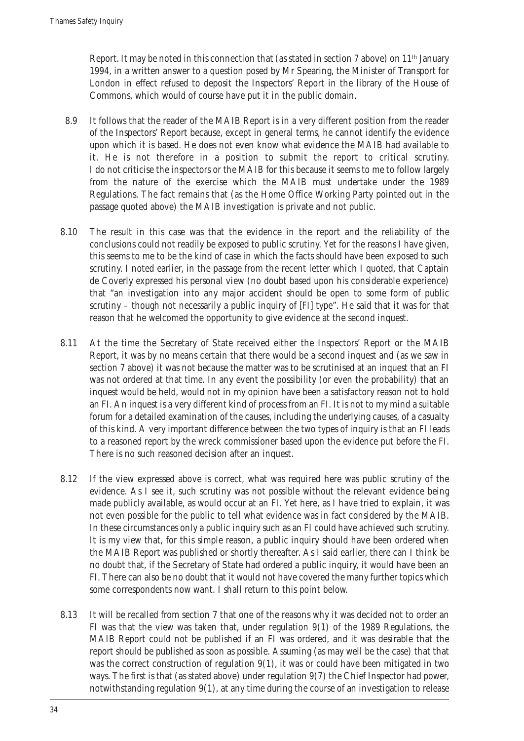Report. It may be noted in this connection that (as stated in section 7 above) on 11th January 1994, in a written answer to a question posed by Mr Spearing, the Minister of Transport for London in effect refused to deposit the Inspectors' Report in the library of the House of Commons, which would of course have put it in the public domain.

8.9 It follows that the reader of the MAIB Report is in a very different position from the reader of the Inspectors' Report because, except in general terms, he cannot identify the evidence upon which it is based. He does not even know what evidence the MAIB had available to it. He is not therefore in a position to submit the report to critical scrutiny. I do not criticise the inspectors or the MAIB for this because it seems to me to follow largely from the nature of the exercise which the MAIB must undertake under the 1989 Regulations. The fact remains that (as the Home Office Working Party pointed out in the passage quoted above) the MAIB investigation is private and not public.

8.10 The result in this case was that the evidence in the report and the reliability of the conclusions could not readily be exposed to public scrutiny. Yet for the reasons I have given, this seems to me to be the kind of case in which the facts should have been exposed to such scrutiny. I noted earlier, in the passage from the recent letter which I quoted, that Captain de Coverly expressed his personal view (no doubt based upon his considerable experience) that "an investigation into any major accident should be open to some form of public scrutiny – though not necessarily a public inquiry of [FI] type". He said that it was for that reason that he welcomed the opportunity to give evidence at the second inquest.

8.11 At the time the Secretary of State received either the Inspectors' Report or the MAIB Report, it was by no means certain that there would be a second inquest and (as we saw in section 7 above) it was not because the matter was to be scrutinised at an inquest that an FI was not ordered at that time. In any event the possibility (or even the probability) that an inquest would be held, would not in my opinion have been a satisfactory reason not to hold an FI. An inquest is a very different kind of process from an FI. It is not to my mind a suitable forum for a detailed examination of the causes, including the underlying causes, of a casualty of this kind. A very important difference between the two types of inquiry is that an FI leads to a reasoned report by the wreck commissioner based upon the evidence put before the FI. There is no such reasoned decision after an inquest.

8.12 If the view expressed above is correct, what was required here was public scrutiny of the evidence. As I see it, such scrutiny was not possible without the relevant evidence being made publicly available, as would occur at an FI. Yet here, as I have tried to explain, it was not even possible for the public to tell what evidence was in fact considered by the MAIB. In these circumstances only a public inquiry such as an FI could have achieved such scrutiny. It is my view that, for this simple reason, a public inquiry should have been ordered when the MAIB Report was published or shortly thereafter. As I said earlier, there can I think be no doubt that, if the Secretary of State had ordered a public inquiry, it would have been an FI. There can also be no doubt that it would not have covered the many further topics which some correspondents now want. I shall return to this point below.

8.13 It will be recalled from section 7 that one of the reasons why it was decided not to order an FI was that the view was taken that, under regulation 9(1) of the 1989 Regulations, the MAIB Report could not be published if an FI was ordered, and it was desirable that the report should be published as soon as possible. Assuming (as may well be the case) that that was the correct construction of regulation 9(1), it was or could have been mitigated in two ways. The first is that (as stated above) under regulation 9(7) the Chief Inspector had power, notwithstanding regulation 9(1), at any time during the course of an investigation to release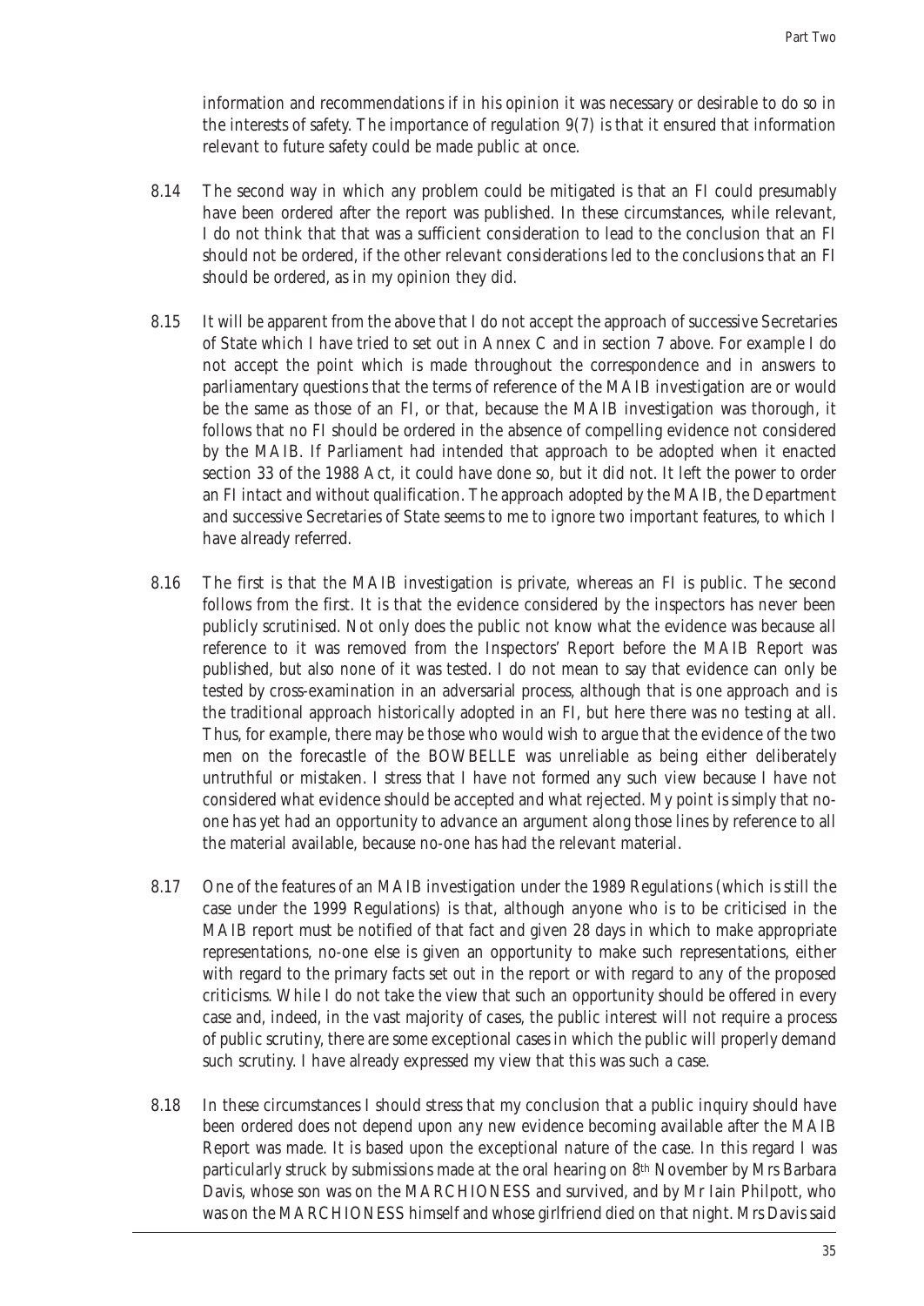information and recommendations if in his opinion it was necessary or desirable to do so in the interests of safety. The importance of regulation 9(7) is that it ensured that information relevant to future safety could be made public at once.

8.14 The second way in which any problem could be mitigated is that an FI could presumably have been ordered after the report was published. In these circumstances, while relevant, I do not think that that was a sufficient consideration to lead to the conclusion that an FI should not be ordered, if the other relevant considerations led to the conclusions that an FI should be ordered, as in my opinion they did.

8.15 It will be apparent from the above that I do not accept the approach of successive Secretaries of State which I have tried to set out in Annex C and in section 7 above. For example I do not accept the point which is made throughout the correspondence and in answers to parliamentary questions that the terms of reference of the MAIB investigation are or would be the same as those of an FI, or that, because the MAIB investigation was thorough, it follows that no FI should be ordered in the absence of compelling evidence not considered by the MAIB. If Parliament had intended that approach to be adopted when it enacted section 33 of the 1988 Act, it could have done so, but it did not. It left the power to order an FI intact and without qualification. The approach adopted by the MAIB, the Department and successive Secretaries of State seems to me to ignore two important features, to which I have already referred.

8.16 The first is that the MAIB investigation is private, whereas an FI is public. The second follows from the first. It is that the evidence considered by the inspectors has never been publicly scrutinised. Not only does the public not know what the evidence was because all reference to it was removed from the Inspectors' Report before the MAIB Report was published, but also none of it was tested. I do not mean to say that evidence can only be tested by cross-examination in an adversarial process, although that is one approach and is the traditional approach historically adopted in an FI, but here there was no testing at all. Thus, for example, there may be those who would wish to argue that the evidence of the two men on the forecastle of the BOWBELLE was unreliable as being either deliberately untruthful or mistaken. I stress that I have not formed any such view because I have not considered what evidence should be accepted and what rejected. My point is simply that no-one has yet had an opportunity to advance an argument along those lines by reference to all the material available, because no-one has had the relevant material.

8.17 One of the features of an MAIB investigation under the 1989 Regulations (which is still the case under the 1999 Regulations) is that, although anyone who is to be criticised in the MAIB report must be notified of that fact and given 28 days in which to make appropriate representations, no-one else is given an opportunity to make such representations, either with regard to the primary facts set out in the report or with regard to any of the proposed criticisms. While I do not take the view that such an opportunity should be offered in every case and, indeed, in the vast majority of cases, the public interest will not require a process of public scrutiny, there are some exceptional cases in which the public will properly demand such scrutiny. I have already expressed my view that this was such a case.

8.18 In these circumstances I should stress that my conclusion that a public inquiry should have been ordered does not depend upon any new evidence becoming available after the MAIB Report was made. It is based upon the exceptional nature of the case. In this regard I was particularly struck by submissions made at the oral hearing on 8th November by Mrs Barbara Davis, whose son was on the MARCHIONESS and survived, and by Mr Iain Philpott, who was on the MARCHIONESS himself and whose girlfriend died on that night. Mrs Davis said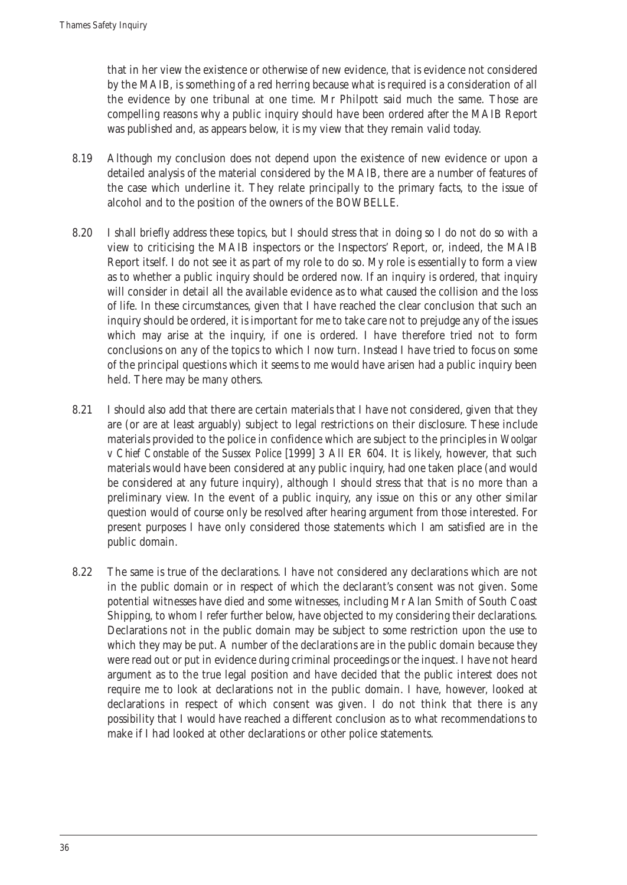that in her view the existence or otherwise of new evidence, that is evidence not considered by the MAIB, is something of a red herring because what is required is a consideration of all the evidence by one tribunal at one time. Mr Philpott said much the same. Those are compelling reasons why a public inquiry should have been ordered after the MAIB Report was published and, as appears below, it is my view that they remain valid today.

8.19 Although my conclusion does not depend upon the existence of new evidence or upon a detailed analysis of the material considered by the MAIB, there are a number of features of the case which underline it. They relate principally to the primary facts, to the issue of alcohol and to the position of the owners of the BOWBELLE.

8.20 I shall briefly address these topics, but I should stress that in doing so I do not do so with a view to criticising the MAIB inspectors or the Inspectors' Report, or, indeed, the MAIB Report itself. I do not see it as part of my role to do so. My role is essentially to form a view as to whether a public inquiry should be ordered now. If an inquiry is ordered, that inquiry will consider in detail all the available evidence as to what caused the collision and the loss of life. In these circumstances, given that I have reached the clear conclusion that such an inquiry should be ordered, it is important for me to take care not to prejudge any of the issues which may arise at the inquiry, if one is ordered. I have therefore tried not to form conclusions on any of the topics to which I now turn. Instead I have tried to focus on some of the principal questions which it seems to me would have arisen had a public inquiry been held. There may be many others.

8.21 I should also add that there are certain materials that I have not considered, given that they are (or are at least arguably) subject to legal restrictions on their disclosure. These include materials provided to the police in confidence which are subject to the principles in *Woolgar v Chief Constable of the Sussex Police* [1999] 3 All ER 604. It is likely, however, that such materials would have been considered at any public inquiry, had one taken place (and would be considered at any future inquiry), although I should stress that that is no more than a preliminary view. In the event of a public inquiry, any issue on this or any other similar question would of course only be resolved after hearing argument from those interested. For present purposes I have only considered those statements which I am satisfied are in the public domain.

8.22 The same is true of the declarations. I have not considered any declarations which are not in the public domain or in respect of which the declarant's consent was not given. Some potential witnesses have died and some witnesses, including Mr Alan Smith of South Coast Shipping, to whom I refer further below, have objected to my considering their declarations. Declarations not in the public domain may be subject to some restriction upon the use to which they may be put. A number of the declarations are in the public domain because they were read out or put in evidence during criminal proceedings or the inquest. I have not heard argument as to the true legal position and have decided that the public interest does not require me to look at declarations not in the public domain. I have, however, looked at declarations in respect of which consent was given. I do not think that there is any possibility that I would have reached a different conclusion as to what recommendations to make if I had looked at other declarations or other police statements.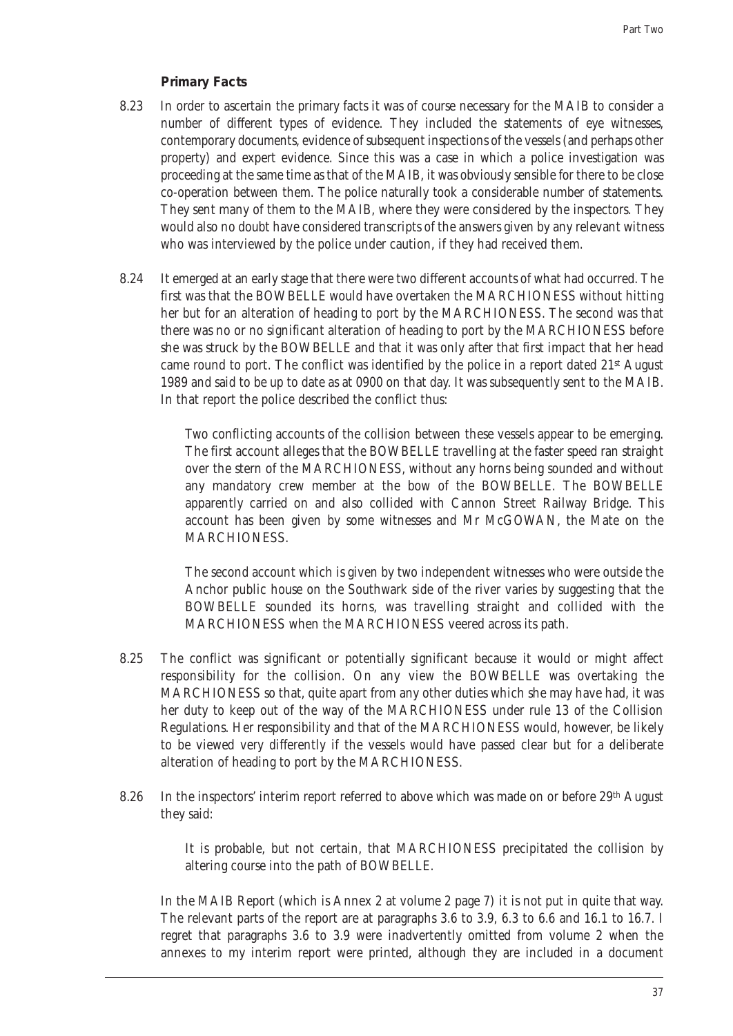### Primary Facts

8.23 In order to ascertain the primary facts it was of course necessary for the MAIB to consider a number of different types of evidence. They included the statements of eye witnesses, contemporary documents, evidence of subsequent inspections of the vessels (and perhaps other property) and expert evidence. Since this was a case in which a police investigation was proceeding at the same time as that of the MAIB, it was obviously sensible for there to be close co-operation between them. The police naturally took a considerable number of statements. They sent many of them to the MAIB, where they were considered by the inspectors. They would also no doubt have considered transcripts of the answers given by any relevant witness who was interviewed by the police under caution, if they had received them.

8.24 It emerged at an early stage that there were two different accounts of what had occurred. The first was that the BOWBELLE would have overtaken the MARCHIONESS without hitting her but for an alteration of heading to port by the MARCHIONESS. The second was that there was no or no significant alteration of heading to port by the MARCHIONESS before she was struck by the BOWBELLE and that it was only after that first impact that her head came round to port. The conflict was identified by the police in a report dated 21st August 1989 and said to be up to date as at 0900 on that day. It was subsequently sent to the MAIB. In that report the police described the conflict thus:

> Two conflicting accounts of the collision between these vessels appear to be emerging. The first account alleges that the BOWBELLE travelling at the faster speed ran straight over the stern of the MARCHIONESS, without any horns being sounded and without any mandatory crew member at the bow of the BOWBELLE. The BOWBELLE apparently carried on and also collided with Cannon Street Railway Bridge. This account has been given by some witnesses and Mr McGOWAN, the Mate on the MARCHIONESS.
>
> The second account which is given by two independent witnesses who were outside the Anchor public house on the Southwark side of the river varies by suggesting that the BOWBELLE sounded its horns, was travelling straight and collided with the MARCHIONESS when the MARCHIONESS veered across its path.

8.25 The conflict was significant or potentially significant because it would or might affect responsibility for the collision. On any view the BOWBELLE was overtaking the MARCHIONESS so that, quite apart from any other duties which she may have had, it was her duty to keep out of the way of the MARCHIONESS under rule 13 of the Collision Regulations. Her responsibility and that of the MARCHIONESS would, however, be likely to be viewed very differently if the vessels would have passed clear but for a deliberate alteration of heading to port by the MARCHIONESS.

8.26 In the inspectors' interim report referred to above which was made on or before 29th August they said:

> It is probable, but not certain, that MARCHIONESS precipitated the collision by altering course into the path of BOWBELLE.

In the MAIB Report (which is Annex 2 at volume 2 page 7) it is not put in quite that way. The relevant parts of the report are at paragraphs 3.6 to 3.9, 6.3 to 6.6 and 16.1 to 16.7. I regret that paragraphs 3.6 to 3.9 were inadvertently omitted from volume 2 when the annexes to my interim report were printed, although they are included in a document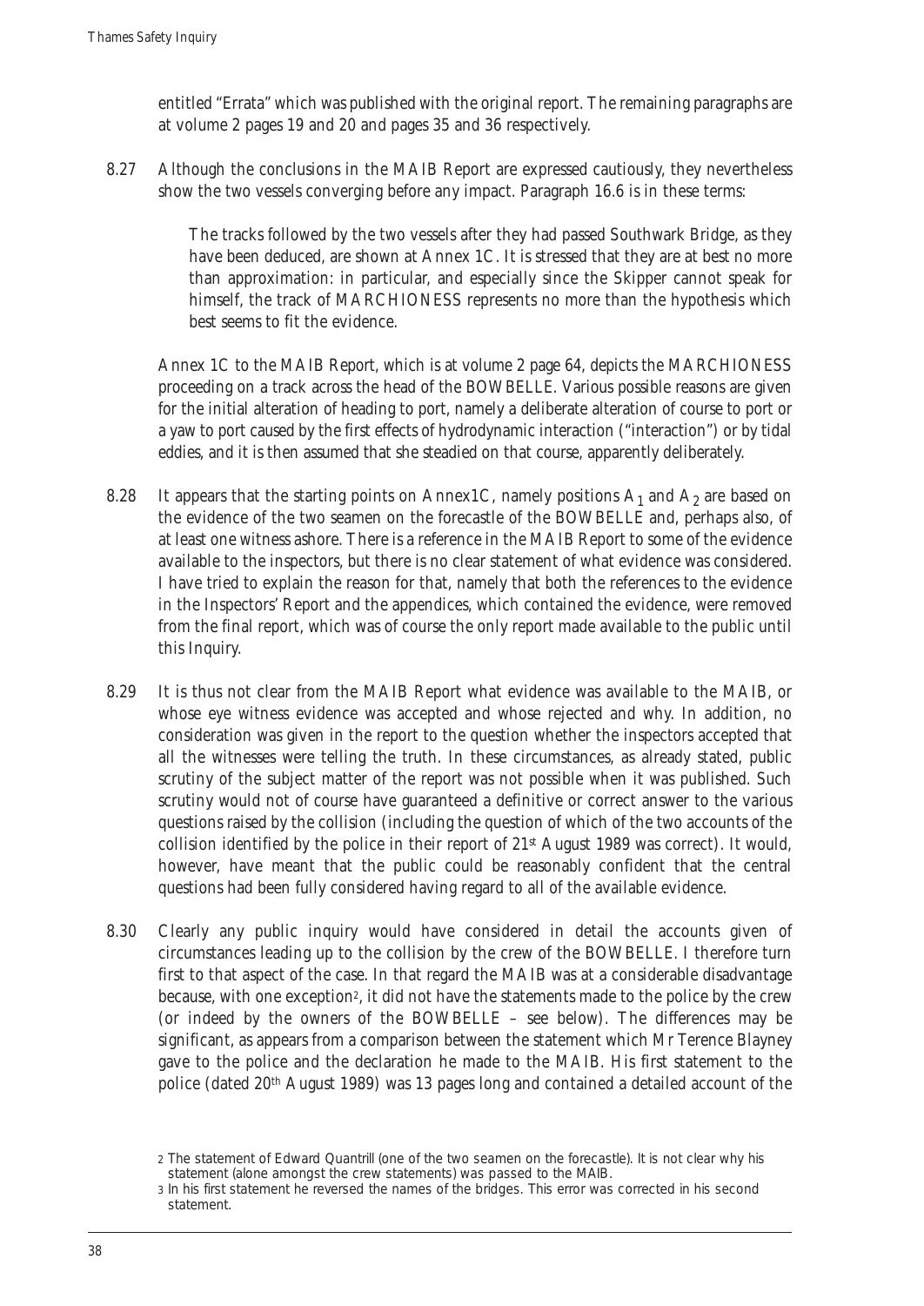entitled "Errata" which was published with the original report. The remaining paragraphs are at volume 2 pages 19 and 20 and pages 35 and 36 respectively.

8.27 Although the conclusions in the MAIB Report are expressed cautiously, they nevertheless show the two vessels converging before any impact. Paragraph 16.6 is in these terms:

> The tracks followed by the two vessels after they had passed Southwark Bridge, as they have been deduced, are shown at Annex 1C. It is stressed that they are at best no more than approximation: in particular, and especially since the Skipper cannot speak for himself, the track of MARCHIONESS represents no more than the hypothesis which best seems to fit the evidence.

Annex 1C to the MAIB Report, which is at volume 2 page 64, depicts the MARCHIONESS proceeding on a track across the head of the BOWBELLE. Various possible reasons are given for the initial alteration of heading to port, namely a deliberate alteration of course to port or a yaw to port caused by the first effects of hydrodynamic interaction ("interaction") or by tidal eddies, and it is then assumed that she steadied on that course, apparently deliberately.

8.28 It appears that the starting points on Annex1C, namely positions $A_1$ and $A_2$ are based on the evidence of the two seamen on the forecastle of the BOWBELLE and, perhaps also, of at least one witness ashore. There is a reference in the MAIB Report to some of the evidence available to the inspectors, but there is no clear statement of what evidence was considered. I have tried to explain the reason for that, namely that both the references to the evidence in the Inspectors' Report and the appendices, which contained the evidence, were removed from the final report, which was of course the only report made available to the public until this Inquiry.

8.29 It is thus not clear from the MAIB Report what evidence was available to the MAIB, or whose eye witness evidence was accepted and whose rejected and why. In addition, no consideration was given in the report to the question whether the inspectors accepted that all the witnesses were telling the truth. In these circumstances, as already stated, public scrutiny of the subject matter of the report was not possible when it was published. Such scrutiny would not of course have guaranteed a definitive or correct answer to the various questions raised by the collision (including the question of which of the two accounts of the collision identified by the police in their report of 21st August 1989 was correct). It would, however, have meant that the public could be reasonably confident that the central questions had been fully considered having regard to all of the available evidence.

8.30 Clearly any public inquiry would have considered in detail the accounts given of circumstances leading up to the collision by the crew of the BOWBELLE. I therefore turn first to that aspect of the case. In that regard the MAIB was at a considerable disadvantage because, with one exception[2], it did not have the statements made to the police by the crew (or indeed by the owners of the BOWBELLE – see below). The differences may be significant, as appears from a comparison between the statement which Mr Terence Blayney gave to the police and the declaration he made to the MAIB. His first statement to the police (dated 20th August 1989) was 13 pages long and contained a detailed account of the

---

[2] The statement of Edward Quantrill (one of the two seamen on the forecastle). It is not clear why his statement (alone amongst the crew statements) was passed to the MAIB.

[3] In his first statement he reversed the names of the bridges. This error was corrected in his second statement.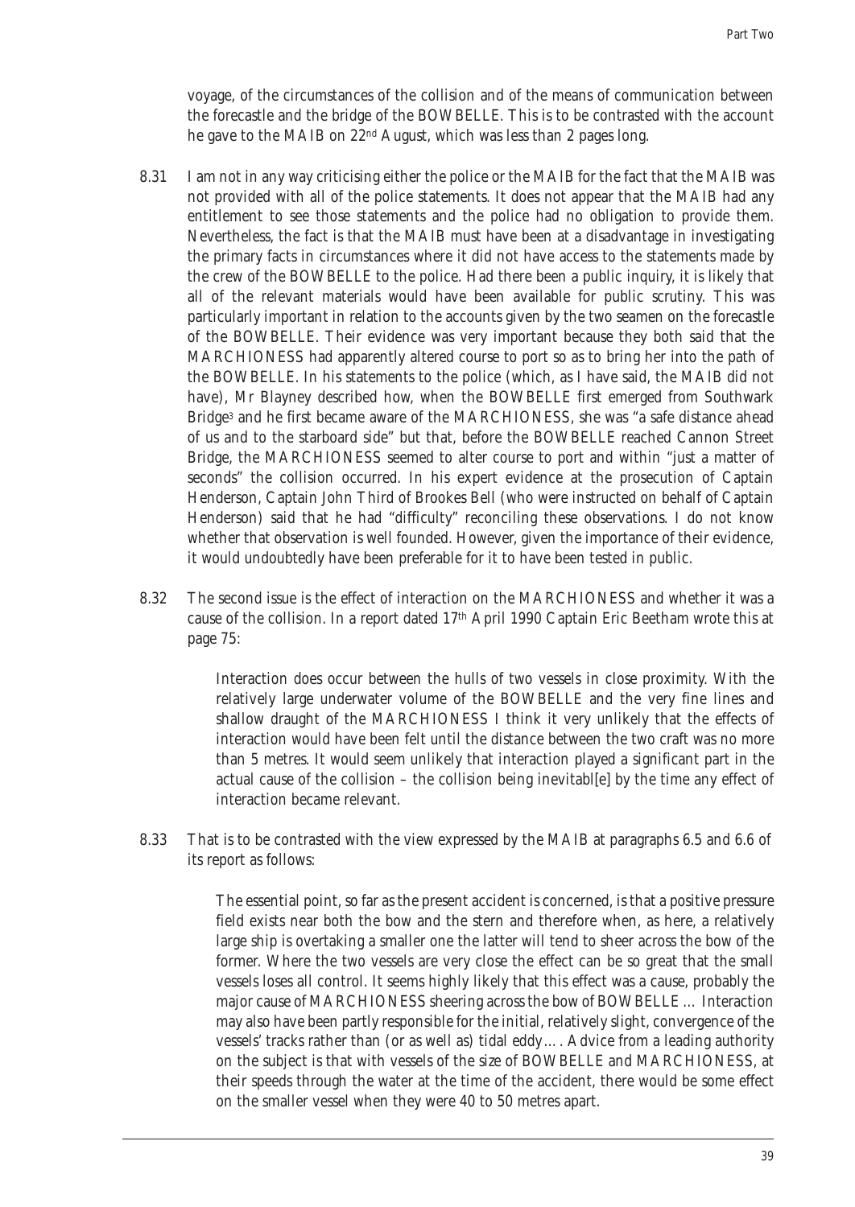voyage, of the circumstances of the collision and of the means of communication between the forecastle and the bridge of the BOWBELLE. This is to be contrasted with the account he gave to the MAIB on 22nd August, which was less than 2 pages long.

8.31 I am not in any way criticising either the police or the MAIB for the fact that the MAIB was not provided with all of the police statements. It does not appear that the MAIB had any entitlement to see those statements and the police had no obligation to provide them. Nevertheless, the fact is that the MAIB must have been at a disadvantage in investigating the primary facts in circumstances where it did not have access to the statements made by the crew of the BOWBELLE to the police. Had there been a public inquiry, it is likely that all of the relevant materials would have been available for public scrutiny. This was particularly important in relation to the accounts given by the two seamen on the forecastle of the BOWBELLE. Their evidence was very important because they both said that the MARCHIONESS had apparently altered course to port so as to bring her into the path of the BOWBELLE. In his statements to the police (which, as I have said, the MAIB did not have), Mr Blayney described how, when the BOWBELLE first emerged from Southwark Bridge[3] and he first became aware of the MARCHIONESS, she was "a safe distance ahead of us and to the starboard side" but that, before the BOWBELLE reached Cannon Street Bridge, the MARCHIONESS seemed to alter course to port and within "just a matter of seconds" the collision occurred. In his expert evidence at the prosecution of Captain Henderson, Captain John Third of Brookes Bell (who were instructed on behalf of Captain Henderson) said that he had "difficulty" reconciling these observations. I do not know whether that observation is well founded. However, given the importance of their evidence, it would undoubtedly have been preferable for it to have been tested in public.

8.32 The second issue is the effect of interaction on the MARCHIONESS and whether it was a cause of the collision. In a report dated 17th April 1990 Captain Eric Beetham wrote this at page 75:

> Interaction does occur between the hulls of two vessels in close proximity. With the relatively large underwater volume of the BOWBELLE and the very fine lines and shallow draught of the MARCHIONESS I think it very unlikely that the effects of interaction would have been felt until the distance between the two craft was no more than 5 metres. It would seem unlikely that interaction played a significant part in the actual cause of the collision – the collision being inevitabl[e] by the time any effect of interaction became relevant.

8.33 That is to be contrasted with the view expressed by the MAIB at paragraphs 6.5 and 6.6 of its report as follows:

> The essential point, so far as the present accident is concerned, is that a positive pressure field exists near both the bow and the stern and therefore when, as here, a relatively large ship is overtaking a smaller one the latter will tend to sheer across the bow of the former. Where the two vessels are very close the effect can be so great that the small vessels loses all control. It seems highly likely that this effect was a cause, probably the major cause of MARCHIONESS sheering across the bow of BOWBELLE ... Interaction may also have been partly responsible for the initial, relatively slight, convergence of the vessels' tracks rather than (or as well as) tidal eddy…. Advice from a leading authority on the subject is that with vessels of the size of BOWBELLE and MARCHIONESS, at their speeds through the water at the time of the accident, there would be some effect on the smaller vessel when they were 40 to 50 metres apart.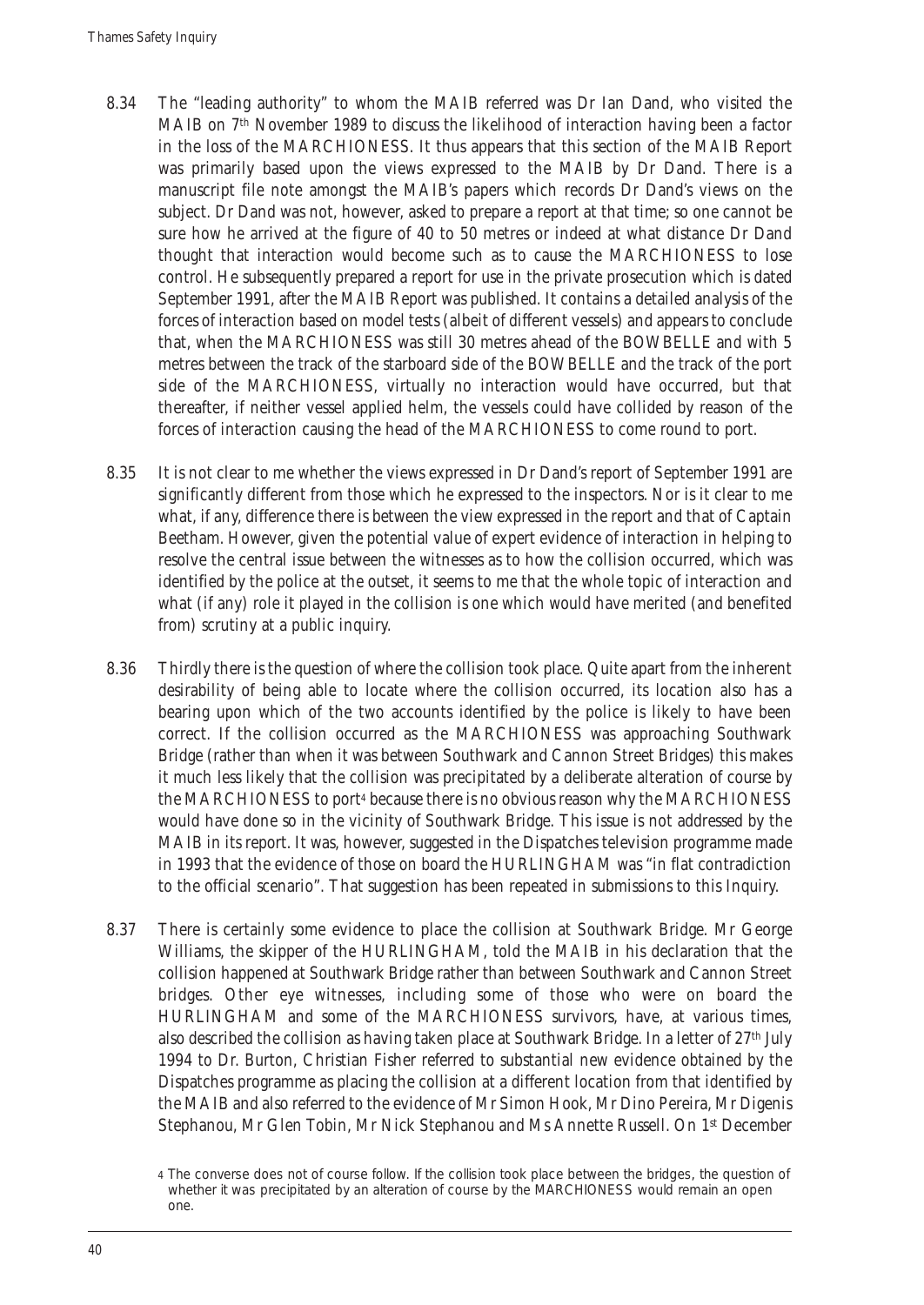8.34 The "leading authority" to whom the MAIB referred was Dr Ian Dand, who visited the MAIB on 7th November 1989 to discuss the likelihood of interaction having been a factor in the loss of the MARCHIONESS. It thus appears that this section of the MAIB Report was primarily based upon the views expressed to the MAIB by Dr Dand. There is a manuscript file note amongst the MAIB's papers which records Dr Dand's views on the subject. Dr Dand was not, however, asked to prepare a report at that time; so one cannot be sure how he arrived at the figure of 40 to 50 metres or indeed at what distance Dr Dand thought that interaction would become such as to cause the MARCHIONESS to lose control. He subsequently prepared a report for use in the private prosecution which is dated September 1991, after the MAIB Report was published. It contains a detailed analysis of the forces of interaction based on model tests (albeit of different vessels) and appears to conclude that, when the MARCHIONESS was still 30 metres ahead of the BOWBELLE and with 5 metres between the track of the starboard side of the BOWBELLE and the track of the port side of the MARCHIONESS, virtually no interaction would have occurred, but that thereafter, if neither vessel applied helm, the vessels could have collided by reason of the forces of interaction causing the head of the MARCHIONESS to come round to port.

8.35 It is not clear to me whether the views expressed in Dr Dand's report of September 1991 are significantly different from those which he expressed to the inspectors. Nor is it clear to me what, if any, difference there is between the view expressed in the report and that of Captain Beetham. However, given the potential value of expert evidence of interaction in helping to resolve the central issue between the witnesses as to how the collision occurred, which was identified by the police at the outset, it seems to me that the whole topic of interaction and what (if any) role it played in the collision is one which would have merited (and benefited from) scrutiny at a public inquiry.

8.36 Thirdly there is the question of where the collision took place. Quite apart from the inherent desirability of being able to locate where the collision occurred, its location also has a bearing upon which of the two accounts identified by the police is likely to have been correct. If the collision occurred as the MARCHIONESS was approaching Southwark Bridge (rather than when it was between Southwark and Cannon Street Bridges) this makes it much less likely that the collision was precipitated by a deliberate alteration of course by the MARCHIONESS to port[4] because there is no obvious reason why the MARCHIONESS would have done so in the vicinity of Southwark Bridge. This issue is not addressed by the MAIB in its report. It was, however, suggested in the Dispatches television programme made in 1993 that the evidence of those on board the HURLINGHAM was "in flat contradiction to the official scenario". That suggestion has been repeated in submissions to this Inquiry.

8.37 There is certainly some evidence to place the collision at Southwark Bridge. Mr George Williams, the skipper of the HURLINGHAM, told the MAIB in his declaration that the collision happened at Southwark Bridge rather than between Southwark and Cannon Street bridges. Other eye witnesses, including some of those who were on board the HURLINGHAM and some of the MARCHIONESS survivors, have, at various times, also described the collision as having taken place at Southwark Bridge. In a letter of 27th July 1994 to Dr. Burton, Christian Fisher referred to substantial new evidence obtained by the Dispatches programme as placing the collision at a different location from that identified by the MAIB and also referred to the evidence of Mr Simon Hook, Mr Dino Pereira, Mr Digenis Stephanou, Mr Glen Tobin, Mr Nick Stephanou and Ms Annette Russell. On 1st December

[4] The converse does not of course follow. If the collision took place between the bridges, the question of whether it was precipitated by an alteration of course by the MARCHIONESS would remain an open one.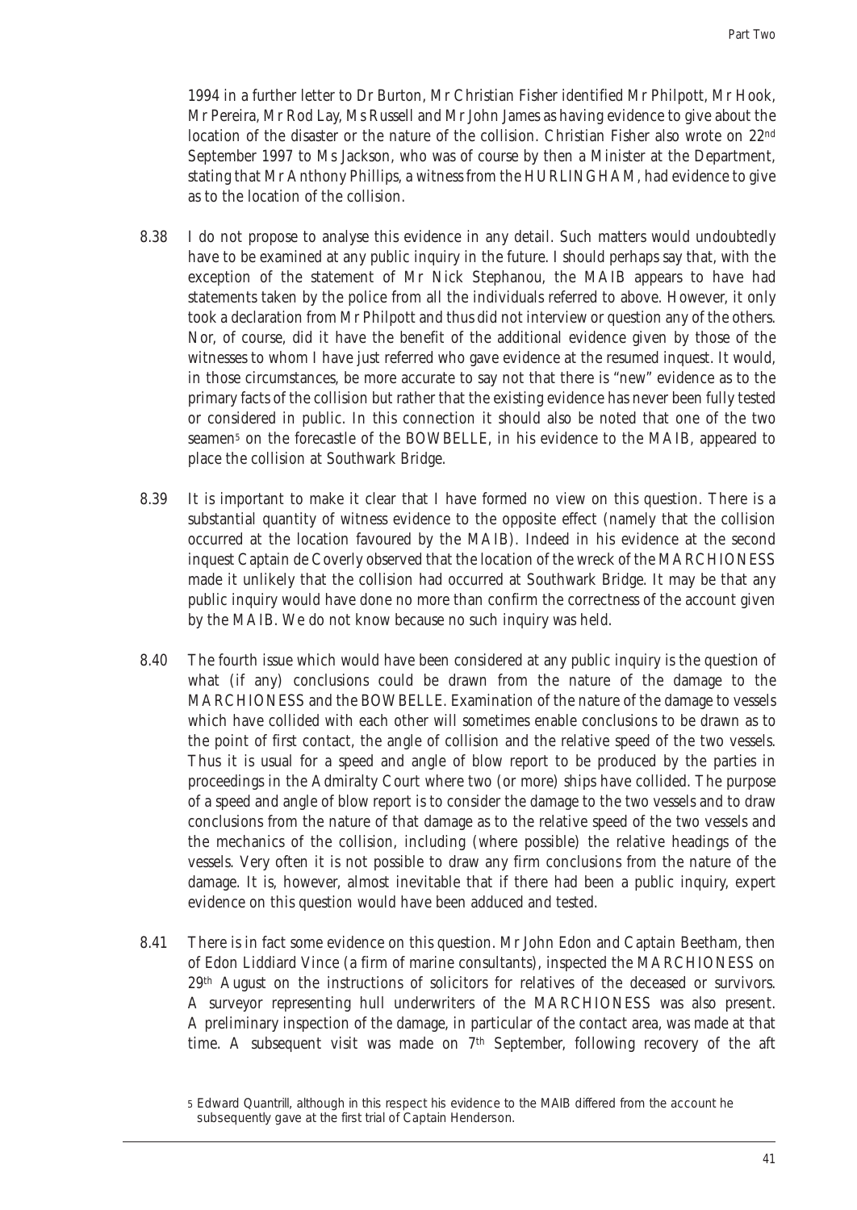1994 in a further letter to Dr Burton, Mr Christian Fisher identified Mr Philpott, Mr Hook, Mr Pereira, Mr Rod Lay, Ms Russell and Mr John James as having evidence to give about the location of the disaster or the nature of the collision. Christian Fisher also wrote on 22nd September 1997 to Ms Jackson, who was of course by then a Minister at the Department, stating that Mr Anthony Phillips, a witness from the HURLINGHAM, had evidence to give as to the location of the collision.

8.38 I do not propose to analyse this evidence in any detail. Such matters would undoubtedly have to be examined at any public inquiry in the future. I should perhaps say that, with the exception of the statement of Mr Nick Stephanou, the MAIB appears to have had statements taken by the police from all the individuals referred to above. However, it only took a declaration from Mr Philpott and thus did not interview or question any of the others. Nor, of course, did it have the benefit of the additional evidence given by those of the witnesses to whom I have just referred who gave evidence at the resumed inquest. It would, in those circumstances, be more accurate to say not that there is "new" evidence as to the primary facts of the collision but rather that the existing evidence has never been fully tested or considered in public. In this connection it should also be noted that one of the two seamen[5] on the forecastle of the BOWBELLE, in his evidence to the MAIB, appeared to place the collision at Southwark Bridge.

8.39 It is important to make it clear that I have formed no view on this question. There is a substantial quantity of witness evidence to the opposite effect (namely that the collision occurred at the location favoured by the MAIB). Indeed in his evidence at the second inquest Captain de Coverly observed that the location of the wreck of the MARCHIONESS made it unlikely that the collision had occurred at Southwark Bridge. It may be that any public inquiry would have done no more than confirm the correctness of the account given by the MAIB. We do not know because no such inquiry was held.

8.40 The fourth issue which would have been considered at any public inquiry is the question of what (if any) conclusions could be drawn from the nature of the damage to the MARCHIONESS and the BOWBELLE. Examination of the nature of the damage to vessels which have collided with each other will sometimes enable conclusions to be drawn as to the point of first contact, the angle of collision and the relative speed of the two vessels. Thus it is usual for a speed and angle of blow report to be produced by the parties in proceedings in the Admiralty Court where two (or more) ships have collided. The purpose of a speed and angle of blow report is to consider the damage to the two vessels and to draw conclusions from the nature of that damage as to the relative speed of the two vessels and the mechanics of the collision, including (where possible) the relative headings of the vessels. Very often it is not possible to draw any firm conclusions from the nature of the damage. It is, however, almost inevitable that if there had been a public inquiry, expert evidence on this question would have been adduced and tested.

8.41 There is in fact some evidence on this question. Mr John Edon and Captain Beetham, then of Edon Liddiard Vince (a firm of marine consultants), inspected the MARCHIONESS on 29th August on the instructions of solicitors for relatives of the deceased or survivors. A surveyor representing hull underwriters of the MARCHIONESS was also present. A preliminary inspection of the damage, in particular of the contact area, was made at that time. A subsequent visit was made on 7th September, following recovery of the aft

[5] Edward Quantrill, although in this respect his evidence to the MAIB differed from the account he subsequently gave at the first trial of Captain Henderson.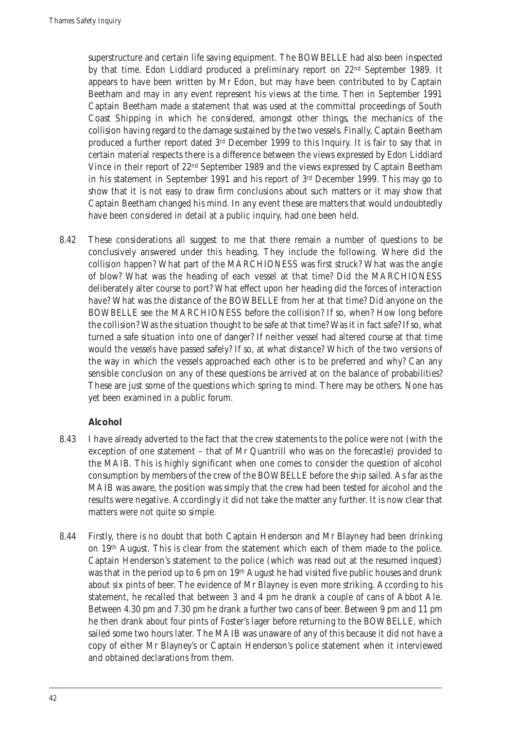superstructure and certain life saving equipment. The BOWBELLE had also been inspected by that time. Edon Liddiard produced a preliminary report on 22nd September 1989. It appears to have been written by Mr Edon, but may have been contributed to by Captain Beetham and may in any event represent his views at the time. Then in September 1991 Captain Beetham made a statement that was used at the committal proceedings of South Coast Shipping in which he considered, amongst other things, the mechanics of the collision having regard to the damage sustained by the two vessels. Finally, Captain Beetham produced a further report dated 3rd December 1999 to this Inquiry. It is fair to say that in certain material respects there is a difference between the views expressed by Edon Liddiard Vince in their report of 22nd September 1989 and the views expressed by Captain Beetham in his statement in September 1991 and his report of 3rd December 1999. This may go to show that it is not easy to draw firm conclusions about such matters or it may show that Captain Beetham changed his mind. In any event these are matters that would undoubtedly have been considered in detail at a public inquiry, had one been held.

8.42 These considerations all suggest to me that there remain a number of questions to be conclusively answered under this heading. They include the following. Where did the collision happen? What part of the MARCHIONESS was first struck? What was the angle of blow? What was the heading of each vessel at that time? Did the MARCHIONESS deliberately alter course to port? What effect upon her heading did the forces of interaction have? What was the distance of the BOWBELLE from her at that time? Did anyone on the BOWBELLE see the MARCHIONESS before the collision? If so, when? How long before the collision? Was the situation thought to be safe at that time? Was it in fact safe? If so, what turned a safe situation into one of danger? If neither vessel had altered course at that time would the vessels have passed safely? If so, at what distance? Which of the two versions of the way in which the vessels approached each other is to be preferred and why? Can any sensible conclusion on any of these questions be arrived at on the balance of probabilities? These are just some of the questions which spring to mind. There may be others. None has yet been examined in a public forum.

### Alcohol

8.43 I have already adverted to the fact that the crew statements to the police were not (with the exception of one statement – that of Mr Quantrill who was on the forecastle) provided to the MAIB. This is highly significant when one comes to consider the question of alcohol consumption by members of the crew of the BOWBELLE before the ship sailed. As far as the MAIB was aware, the position was simply that the crew had been tested for alcohol and the results were negative. Accordingly it did not take the matter any further. It is now clear that matters were not quite so simple.

8.44 Firstly, there is no doubt that both Captain Henderson and Mr Blayney had been drinking on 19th August. This is clear from the statement which each of them made to the police. Captain Henderson's statement to the police (which was read out at the resumed inquest) was that in the period up to 6 pm on 19th August he had visited five public houses and drunk about six pints of beer. The evidence of Mr Blayney is even more striking. According to his statement, he recalled that between 3 and 4 pm he drank a couple of cans of Abbot Ale. Between 4.30 pm and 7.30 pm he drank a further two cans of beer. Between 9 pm and 11 pm he then drank about four pints of Foster's lager before returning to the BOWBELLE, which sailed some two hours later. The MAIB was unaware of any of this because it did not have a copy of either Mr Blayney's or Captain Henderson's police statement when it interviewed and obtained declarations from them.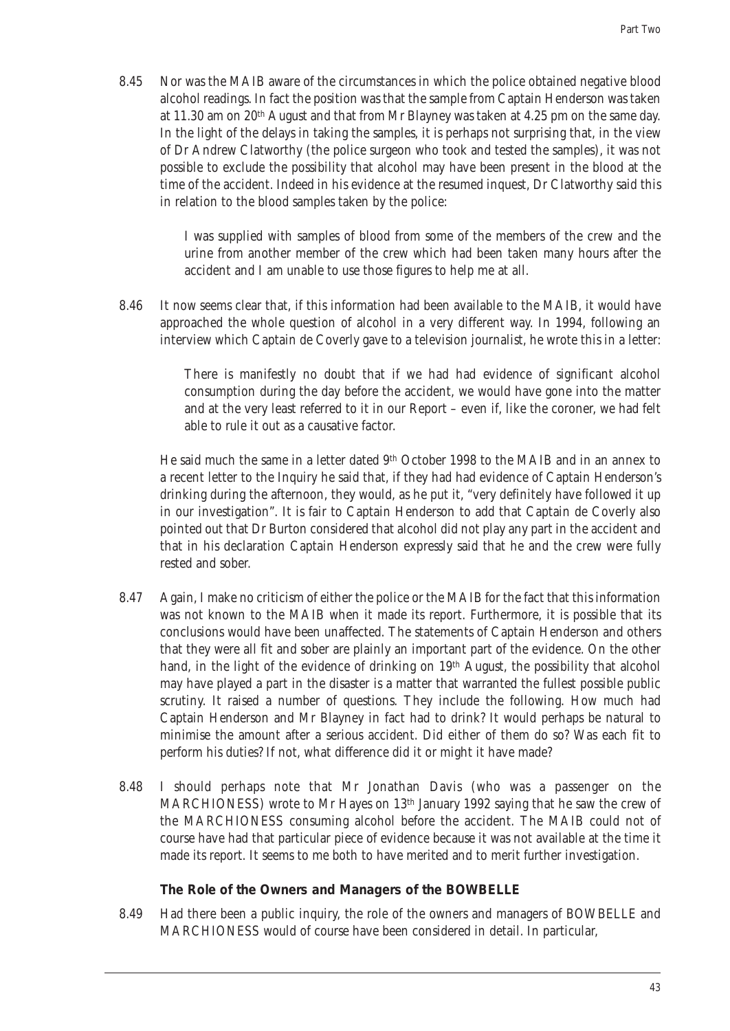8.45 Nor was the MAIB aware of the circumstances in which the police obtained negative blood alcohol readings. In fact the position was that the sample from Captain Henderson was taken at 11.30 am on 20th August and that from Mr Blayney was taken at 4.25 pm on the same day. In the light of the delays in taking the samples, it is perhaps not surprising that, in the view of Dr Andrew Clatworthy (the police surgeon who took and tested the samples), it was not possible to exclude the possibility that alcohol may have been present in the blood at the time of the accident. Indeed in his evidence at the resumed inquest, Dr Clatworthy said this in relation to the blood samples taken by the police:

> I was supplied with samples of blood from some of the members of the crew and the urine from another member of the crew which had been taken many hours after the accident and I am unable to use those figures to help me at all.

8.46 It now seems clear that, if this information had been available to the MAIB, it would have approached the whole question of alcohol in a very different way. In 1994, following an interview which Captain de Coverly gave to a television journalist, he wrote this in a letter:

> There is manifestly no doubt that if we had had evidence of significant alcohol consumption during the day before the accident, we would have gone into the matter and at the very least referred to it in our Report – even if, like the coroner, we had felt able to rule it out as a causative factor.

He said much the same in a letter dated 9th October 1998 to the MAIB and in an annex to a recent letter to the Inquiry he said that, if they had had evidence of Captain Henderson's drinking during the afternoon, they would, as he put it, "very definitely have followed it up in our investigation". It is fair to Captain Henderson to add that Captain de Coverly also pointed out that Dr Burton considered that alcohol did not play any part in the accident and that in his declaration Captain Henderson expressly said that he and the crew were fully rested and sober.

8.47 Again, I make no criticism of either the police or the MAIB for the fact that this information was not known to the MAIB when it made its report. Furthermore, it is possible that its conclusions would have been unaffected. The statements of Captain Henderson and others that they were all fit and sober are plainly an important part of the evidence. On the other hand, in the light of the evidence of drinking on 19th August, the possibility that alcohol may have played a part in the disaster is a matter that warranted the fullest possible public scrutiny. It raised a number of questions. They include the following. How much had Captain Henderson and Mr Blayney in fact had to drink? It would perhaps be natural to minimise the amount after a serious accident. Did either of them do so? Was each fit to perform his duties? If not, what difference did it or might it have made?

8.48 I should perhaps note that Mr Jonathan Davis (who was a passenger on the MARCHIONESS) wrote to Mr Hayes on 13th January 1992 saying that he saw the crew of the MARCHIONESS consuming alcohol before the accident. The MAIB could not of course have had that particular piece of evidence because it was not available at the time it made its report. It seems to me both to have merited and to merit further investigation.

### The Role of the Owners and Managers of the BOWBELLE

8.49 Had there been a public inquiry, the role of the owners and managers of BOWBELLE and MARCHIONESS would of course have been considered in detail. In particular,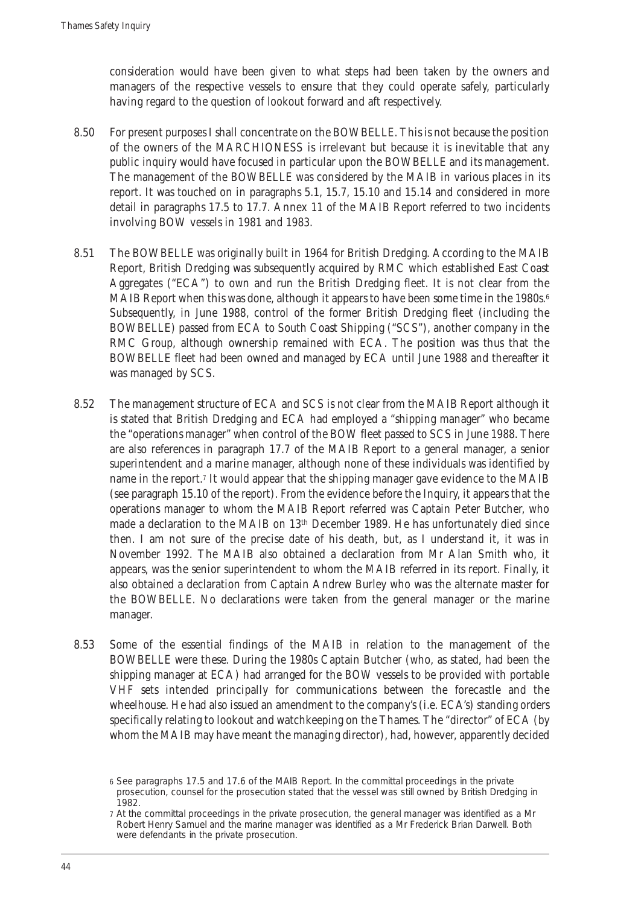consideration would have been given to what steps had been taken by the owners and managers of the respective vessels to ensure that they could operate safely, particularly having regard to the question of lookout forward and aft respectively.

8.50 For present purposes I shall concentrate on the BOWBELLE. This is not because the position of the owners of the MARCHIONESS is irrelevant but because it is inevitable that any public inquiry would have focused in particular upon the BOWBELLE and its management. The management of the BOWBELLE was considered by the MAIB in various places in its report. It was touched on in paragraphs 5.1, 15.7, 15.10 and 15.14 and considered in more detail in paragraphs 17.5 to 17.7. Annex 11 of the MAIB Report referred to two incidents involving BOW vessels in 1981 and 1983.

8.51 The BOWBELLE was originally built in 1964 for British Dredging. According to the MAIB Report, British Dredging was subsequently acquired by RMC which established East Coast Aggregates ("ECA") to own and run the British Dredging fleet. It is not clear from the MAIB Report when this was done, although it appears to have been some time in the 1980s.[6] Subsequently, in June 1988, control of the former British Dredging fleet (including the BOWBELLE) passed from ECA to South Coast Shipping ("SCS"), another company in the RMC Group, although ownership remained with ECA. The position was thus that the BOWBELLE fleet had been owned and managed by ECA until June 1988 and thereafter it was managed by SCS.

8.52 The management structure of ECA and SCS is not clear from the MAIB Report although it is stated that British Dredging and ECA had employed a "shipping manager" who became the "operations manager" when control of the BOW fleet passed to SCS in June 1988. There are also references in paragraph 17.7 of the MAIB Report to a general manager, a senior superintendent and a marine manager, although none of these individuals was identified by name in the report.[7] It would appear that the shipping manager gave evidence to the MAIB (see paragraph 15.10 of the report). From the evidence before the Inquiry, it appears that the operations manager to whom the MAIB Report referred was Captain Peter Butcher, who made a declaration to the MAIB on 13th December 1989. He has unfortunately died since then. I am not sure of the precise date of his death, but, as I understand it, it was in November 1992. The MAIB also obtained a declaration from Mr Alan Smith who, it appears, was the senior superintendent to whom the MAIB referred in its report. Finally, it also obtained a declaration from Captain Andrew Burley who was the alternate master for the BOWBELLE. No declarations were taken from the general manager or the marine manager.

8.53 Some of the essential findings of the MAIB in relation to the management of the BOWBELLE were these. During the 1980s Captain Butcher (who, as stated, had been the shipping manager at ECA) had arranged for the BOW vessels to be provided with portable VHF sets intended principally for communications between the forecastle and the wheelhouse. He had also issued an amendment to the company's (i.e. ECA's) standing orders specifically relating to lookout and watchkeeping on the Thames. The "director" of ECA (by whom the MAIB may have meant the managing director), had, however, apparently decided

---

[6] See paragraphs 17.5 and 17.6 of the MAIB Report. In the committal proceedings in the private prosecution, counsel for the prosecution stated that the vessel was still owned by British Dredging in 1982.

[7] At the committal proceedings in the private prosecution, the general manager was identified as a Mr Robert Henry Samuel and the marine manager was identified as a Mr Frederick Brian Darwell. Both were defendants in the private prosecution.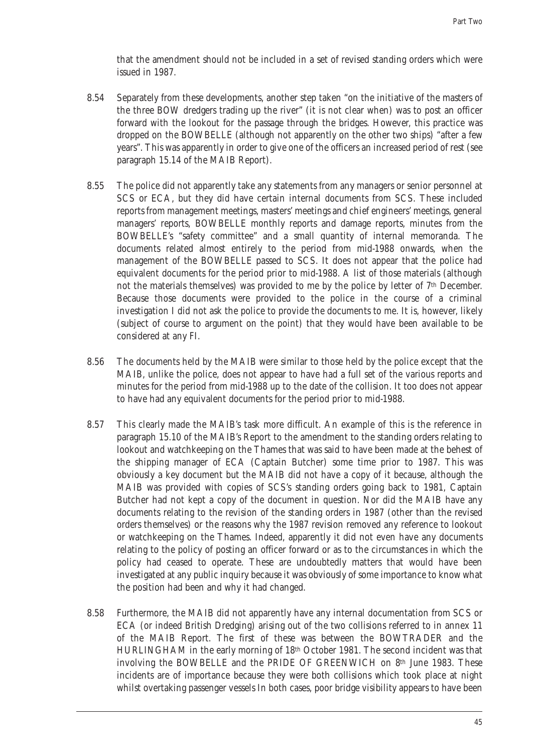that the amendment should not be included in a set of revised standing orders which were issued in 1987.

8.54 Separately from these developments, another step taken "on the initiative of the masters of the three BOW dredgers trading up the river" (it is not clear when) was to post an officer forward with the lookout for the passage through the bridges. However, this practice was dropped on the BOWBELLE (although not apparently on the other two ships) "after a few years". This was apparently in order to give one of the officers an increased period of rest (see paragraph 15.14 of the MAIB Report).

8.55 The police did not apparently take any statements from any managers or senior personnel at SCS or ECA, but they did have certain internal documents from SCS. These included reports from management meetings, masters' meetings and chief engineers' meetings, general managers' reports, BOWBELLE monthly reports and damage reports, minutes from the BOWBELLE's "safety committee" and a small quantity of internal memoranda. The documents related almost entirely to the period from mid-1988 onwards, when the management of the BOWBELLE passed to SCS. It does not appear that the police had equivalent documents for the period prior to mid-1988. A list of those materials (although not the materials themselves) was provided to me by the police by letter of 7th December. Because those documents were provided to the police in the course of a criminal investigation I did not ask the police to provide the documents to me. It is, however, likely (subject of course to argument on the point) that they would have been available to be considered at any FI.

8.56 The documents held by the MAIB were similar to those held by the police except that the MAIB, unlike the police, does not appear to have had a full set of the various reports and minutes for the period from mid-1988 up to the date of the collision. It too does not appear to have had any equivalent documents for the period prior to mid-1988.

8.57 This clearly made the MAIB's task more difficult. An example of this is the reference in paragraph 15.10 of the MAIB's Report to the amendment to the standing orders relating to lookout and watchkeeping on the Thames that was said to have been made at the behest of the shipping manager of ECA (Captain Butcher) some time prior to 1987. This was obviously a key document but the MAIB did not have a copy of it because, although the MAIB was provided with copies of SCS's standing orders going back to 1981, Captain Butcher had not kept a copy of the document in question. Nor did the MAIB have any documents relating to the revision of the standing orders in 1987 (other than the revised orders themselves) or the reasons why the 1987 revision removed any reference to lookout or watchkeeping on the Thames. Indeed, apparently it did not even have any documents relating to the policy of posting an officer forward or as to the circumstances in which the policy had ceased to operate. These are undoubtedly matters that would have been investigated at any public inquiry because it was obviously of some importance to know what the position had been and why it had changed.

8.58 Furthermore, the MAIB did not apparently have any internal documentation from SCS or ECA (or indeed British Dredging) arising out of the two collisions referred to in annex 11 of the MAIB Report. The first of these was between the BOWTRADER and the HURLINGHAM in the early morning of 18th October 1981. The second incident was that involving the BOWBELLE and the PRIDE OF GREENWICH on 8th June 1983. These incidents are of importance because they were both collisions which took place at night whilst overtaking passenger vessels In both cases, poor bridge visibility appears to have been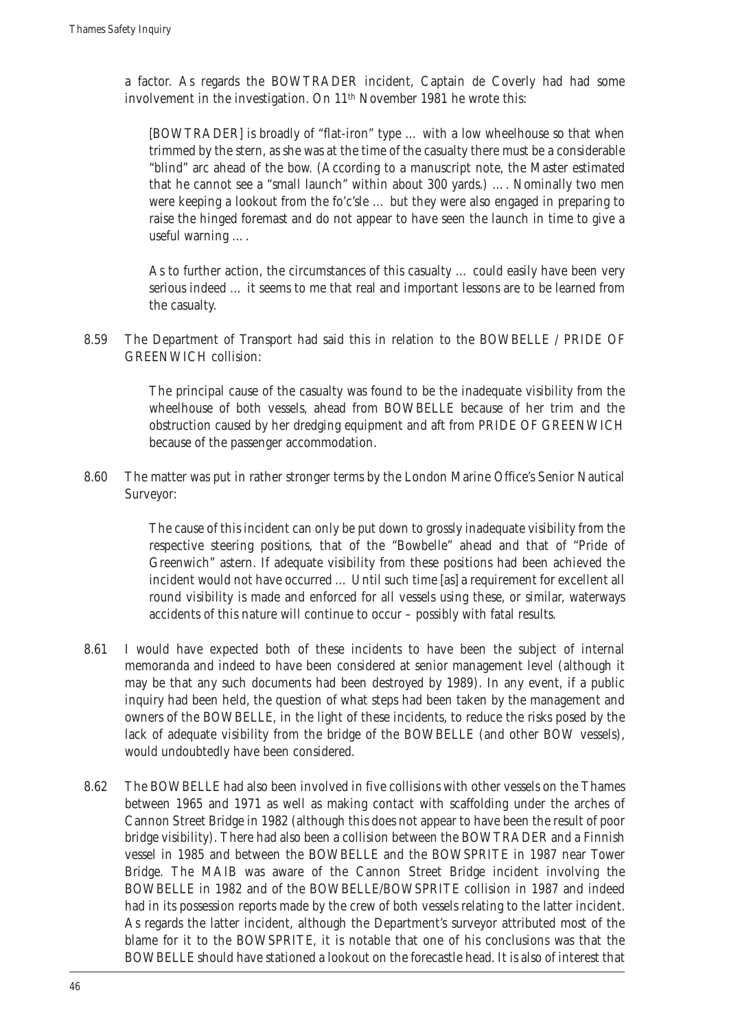a factor. As regards the BOWTRADER incident, Captain de Coverly had had some involvement in the investigation. On 11th November 1981 he wrote this:

> [BOWTRADER] is broadly of "flat-iron" type … with a low wheelhouse so that when trimmed by the stern, as she was at the time of the casualty there must be a considerable "blind" arc ahead of the bow. (According to a manuscript note, the Master estimated that he cannot see a "small launch" within about 300 yards.) …. Nominally two men were keeping a lookout from the fo'c'sle … but they were also engaged in preparing to raise the hinged foremast and do not appear to have seen the launch in time to give a useful warning ….
>
> As to further action, the circumstances of this casualty … could easily have been very serious indeed … it seems to me that real and important lessons are to be learned from the casualty.

8.59 The Department of Transport had said this in relation to the BOWBELLE / PRIDE OF GREENWICH collision:

> The principal cause of the casualty was found to be the inadequate visibility from the wheelhouse of both vessels, ahead from BOWBELLE because of her trim and the obstruction caused by her dredging equipment and aft from PRIDE OF GREENWICH because of the passenger accommodation.

8.60 The matter was put in rather stronger terms by the London Marine Office's Senior Nautical Surveyor:

> The cause of this incident can only be put down to grossly inadequate visibility from the respective steering positions, that of the "Bowbelle" ahead and that of "Pride of Greenwich" astern. If adequate visibility from these positions had been achieved the incident would not have occurred … Until such time [as] a requirement for excellent all round visibility is made and enforced for all vessels using these, or similar, waterways accidents of this nature will continue to occur – possibly with fatal results.

8.61 I would have expected both of these incidents to have been the subject of internal memoranda and indeed to have been considered at senior management level (although it may be that any such documents had been destroyed by 1989). In any event, if a public inquiry had been held, the question of what steps had been taken by the management and owners of the BOWBELLE, in the light of these incidents, to reduce the risks posed by the lack of adequate visibility from the bridge of the BOWBELLE (and other BOW vessels), would undoubtedly have been considered.

8.62 The BOWBELLE had also been involved in five collisions with other vessels on the Thames between 1965 and 1971 as well as making contact with scaffolding under the arches of Cannon Street Bridge in 1982 (although this does not appear to have been the result of poor bridge visibility). There had also been a collision between the BOWTRADER and a Finnish vessel in 1985 and between the BOWBELLE and the BOWSPRITE in 1987 near Tower Bridge. The MAIB was aware of the Cannon Street Bridge incident involving the BOWBELLE in 1982 and of the BOWBELLE/BOWSPRITE collision in 1987 and indeed had in its possession reports made by the crew of both vessels relating to the latter incident. As regards the latter incident, although the Department's surveyor attributed most of the blame for it to the BOWSPRITE, it is notable that one of his conclusions was that the BOWBELLE should have stationed a lookout on the forecastle head. It is also of interest that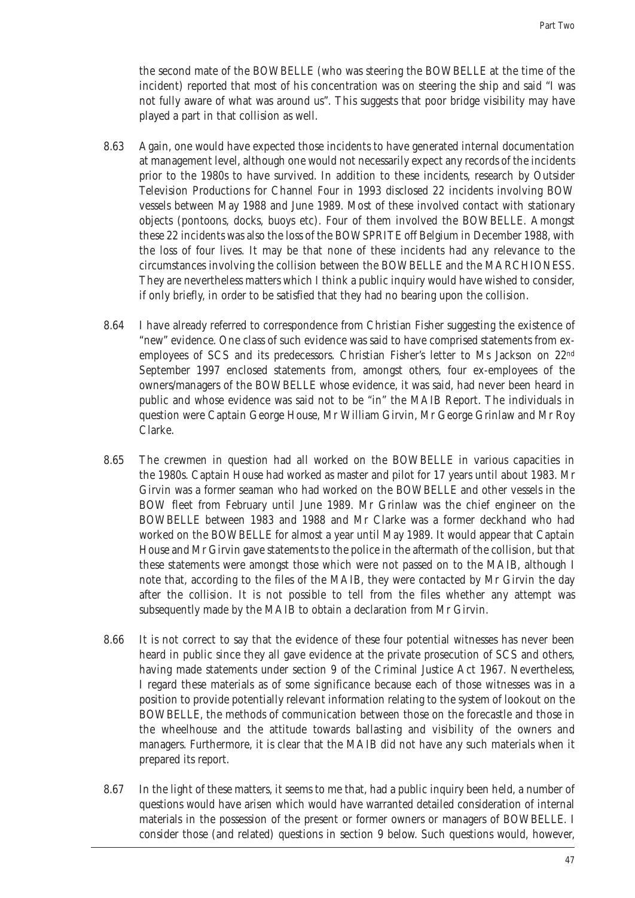the second mate of the BOWBELLE (who was steering the BOWBELLE at the time of the incident) reported that most of his concentration was on steering the ship and said "I was not fully aware of what was around us". This suggests that poor bridge visibility may have played a part in that collision as well.

8.63 Again, one would have expected those incidents to have generated internal documentation at management level, although one would not necessarily expect any records of the incidents prior to the 1980s to have survived. In addition to these incidents, research by Outsider Television Productions for Channel Four in 1993 disclosed 22 incidents involving BOW vessels between May 1988 and June 1989. Most of these involved contact with stationary objects (pontoons, docks, buoys etc). Four of them involved the BOWBELLE. Amongst these 22 incidents was also the loss of the BOWSPRITE off Belgium in December 1988, with the loss of four lives. It may be that none of these incidents had any relevance to the circumstances involving the collision between the BOWBELLE and the MARCHIONESS. They are nevertheless matters which I think a public inquiry would have wished to consider, if only briefly, in order to be satisfied that they had no bearing upon the collision.

8.64 I have already referred to correspondence from Christian Fisher suggesting the existence of "new" evidence. One class of such evidence was said to have comprised statements from ex-employees of SCS and its predecessors. Christian Fisher's letter to Ms Jackson on 22nd September 1997 enclosed statements from, amongst others, four ex-employees of the owners/managers of the BOWBELLE whose evidence, it was said, had never been heard in public and whose evidence was said not to be "in" the MAIB Report. The individuals in question were Captain George House, Mr William Girvin, Mr George Grinlaw and Mr Roy Clarke.

8.65 The crewmen in question had all worked on the BOWBELLE in various capacities in the 1980s. Captain House had worked as master and pilot for 17 years until about 1983. Mr Girvin was a former seaman who had worked on the BOWBELLE and other vessels in the BOW fleet from February until June 1989. Mr Grinlaw was the chief engineer on the BOWBELLE between 1983 and 1988 and Mr Clarke was a former deckhand who had worked on the BOWBELLE for almost a year until May 1989. It would appear that Captain House and Mr Girvin gave statements to the police in the aftermath of the collision, but that these statements were amongst those which were not passed on to the MAIB, although I note that, according to the files of the MAIB, they were contacted by Mr Girvin the day after the collision. It is not possible to tell from the files whether any attempt was subsequently made by the MAIB to obtain a declaration from Mr Girvin.

8.66 It is not correct to say that the evidence of these four potential witnesses has never been heard in public since they all gave evidence at the private prosecution of SCS and others, having made statements under section 9 of the Criminal Justice Act 1967. Nevertheless, I regard these materials as of some significance because each of those witnesses was in a position to provide potentially relevant information relating to the system of lookout on the BOWBELLE, the methods of communication between those on the forecastle and those in the wheelhouse and the attitude towards ballasting and visibility of the owners and managers. Furthermore, it is clear that the MAIB did not have any such materials when it prepared its report.

8.67 In the light of these matters, it seems to me that, had a public inquiry been held, a number of questions would have arisen which would have warranted detailed consideration of internal materials in the possession of the present or former owners or managers of BOWBELLE. I consider those (and related) questions in section 9 below. Such questions would, however,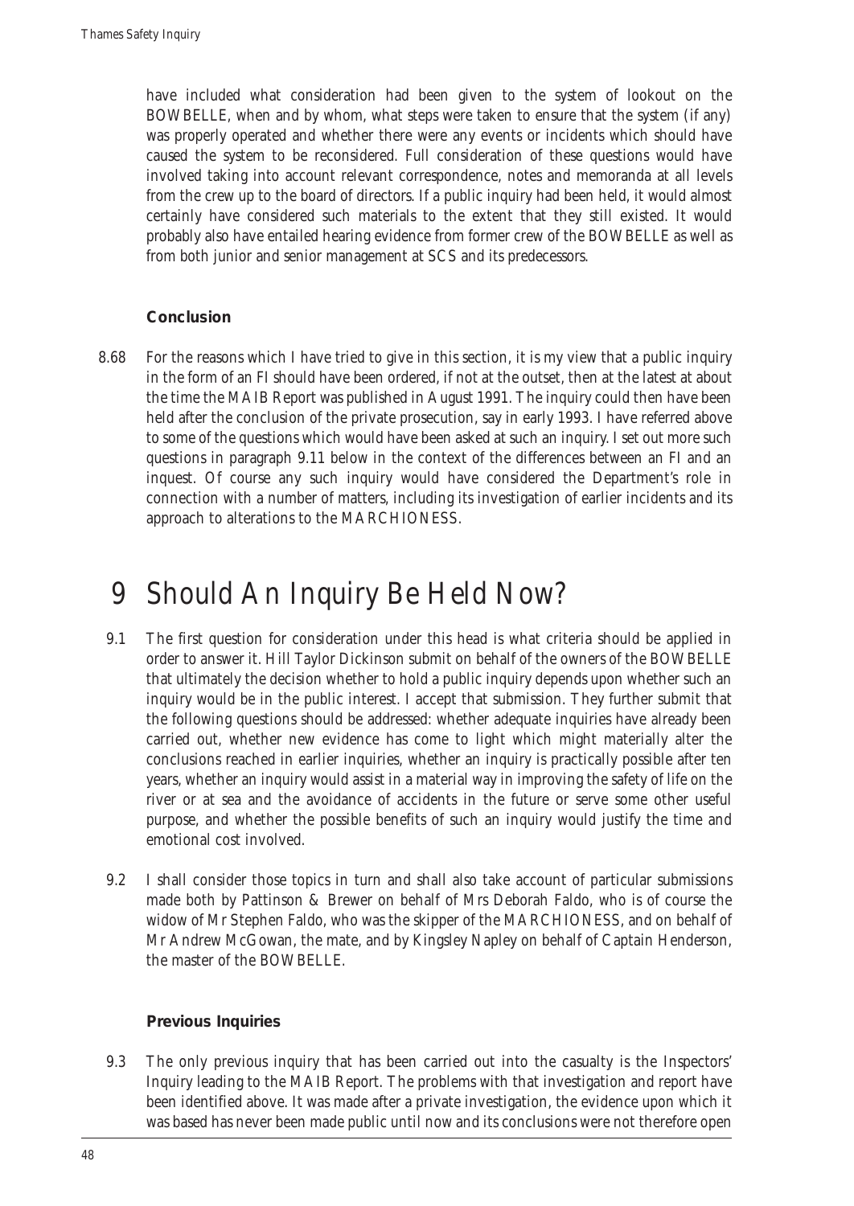have included what consideration had been given to the system of lookout on the BOWBELLE, when and by whom, what steps were taken to ensure that the system (if any) was properly operated and whether there were any events or incidents which should have caused the system to be reconsidered. Full consideration of these questions would have involved taking into account relevant correspondence, notes and memoranda at all levels from the crew up to the board of directors. If a public inquiry had been held, it would almost certainly have considered such materials to the extent that they still existed. It would probably also have entailed hearing evidence from former crew of the BOWBELLE as well as from both junior and senior management at SCS and its predecessors.

### Conclusion

8.68 For the reasons which I have tried to give in this section, it is my view that a public inquiry in the form of an FI should have been ordered, if not at the outset, then at the latest at about the time the MAIB Report was published in August 1991. The inquiry could then have been held after the conclusion of the private prosecution, say in early 1993. I have referred above to some of the questions which would have been asked at such an inquiry. I set out more such questions in paragraph 9.11 below in the context of the differences between an FI and an inquest. Of course any such inquiry would have considered the Department's role in connection with a number of matters, including its investigation of earlier incidents and its approach to alterations to the MARCHIONESS.

# 9 Should An Inquiry Be Held Now?

9.1 The first question for consideration under this head is what criteria should be applied in order to answer it. Hill Taylor Dickinson submit on behalf of the owners of the BOWBELLE that ultimately the decision whether to hold a public inquiry depends upon whether such an inquiry would be in the public interest. I accept that submission. They further submit that the following questions should be addressed: whether adequate inquiries have already been carried out, whether new evidence has come to light which might materially alter the conclusions reached in earlier inquiries, whether an inquiry is practically possible after ten years, whether an inquiry would assist in a material way in improving the safety of life on the river or at sea and the avoidance of accidents in the future or serve some other useful purpose, and whether the possible benefits of such an inquiry would justify the time and emotional cost involved.

9.2 I shall consider those topics in turn and shall also take account of particular submissions made both by Pattinson & Brewer on behalf of Mrs Deborah Faldo, who is of course the widow of Mr Stephen Faldo, who was the skipper of the MARCHIONESS, and on behalf of Mr Andrew McGowan, the mate, and by Kingsley Napley on behalf of Captain Henderson, the master of the BOWBELLE.

### Previous Inquiries

9.3 The only previous inquiry that has been carried out into the casualty is the Inspectors' Inquiry leading to the MAIB Report. The problems with that investigation and report have been identified above. It was made after a private investigation, the evidence upon which it was based has never been made public until now and its conclusions were not therefore open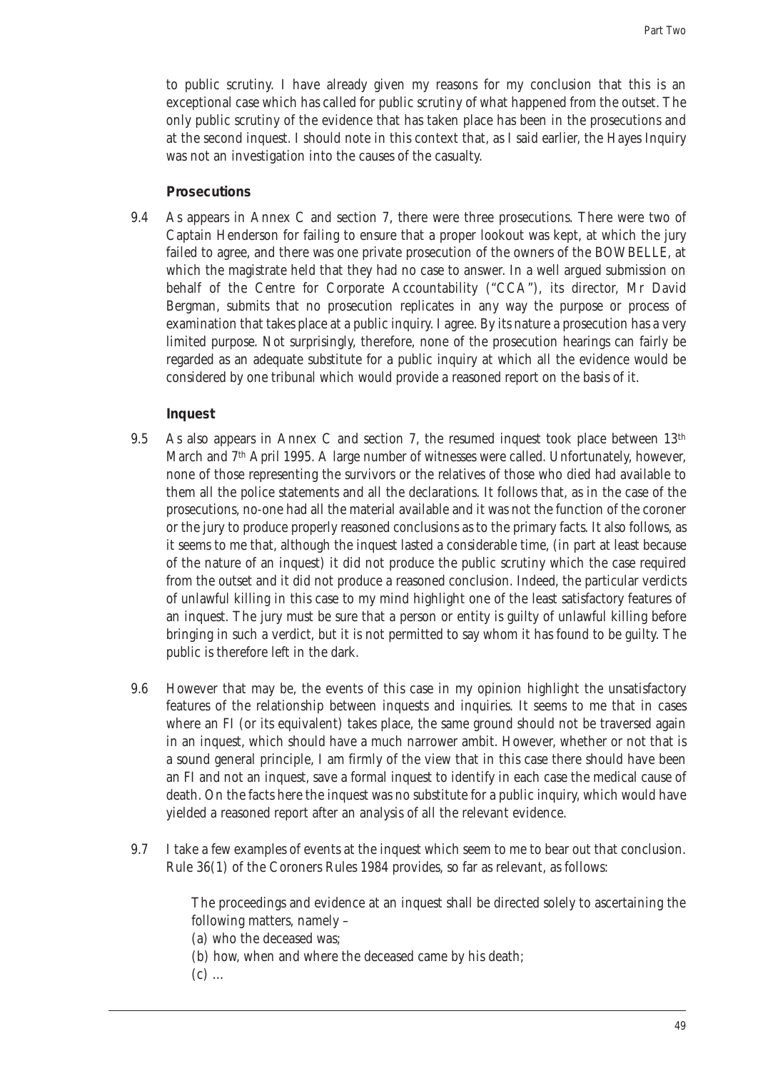to public scrutiny. I have already given my reasons for my conclusion that this is an exceptional case which has called for public scrutiny of what happened from the outset. The only public scrutiny of the evidence that has taken place has been in the prosecutions and at the second inquest. I should note in this context that, as I said earlier, the Hayes Inquiry was not an investigation into the causes of the casualty.

**Prosecutions**

9.4 As appears in Annex C and section 7, there were three prosecutions. There were two of Captain Henderson for failing to ensure that a proper lookout was kept, at which the jury failed to agree, and there was one private prosecution of the owners of the BOWBELLE, at which the magistrate held that they had no case to answer. In a well argued submission on behalf of the Centre for Corporate Accountability ("CCA"), its director, Mr David Bergman, submits that no prosecution replicates in any way the purpose or process of examination that takes place at a public inquiry. I agree. By its nature a prosecution has a very limited purpose. Not surprisingly, therefore, none of the prosecution hearings can fairly be regarded as an adequate substitute for a public inquiry at which all the evidence would be considered by one tribunal which would provide a reasoned report on the basis of it.

**Inquest**

9.5 As also appears in Annex C and section 7, the resumed inquest took place between 13th March and 7th April 1995. A large number of witnesses were called. Unfortunately, however, none of those representing the survivors or the relatives of those who died had available to them all the police statements and all the declarations. It follows that, as in the case of the prosecutions, no-one had all the material available and it was not the function of the coroner or the jury to produce properly reasoned conclusions as to the primary facts. It also follows, as it seems to me that, although the inquest lasted a considerable time, (in part at least because of the nature of an inquest) it did not produce the public scrutiny which the case required from the outset and it did not produce a reasoned conclusion. Indeed, the particular verdicts of unlawful killing in this case to my mind highlight one of the least satisfactory features of an inquest. The jury must be sure that a person or entity is guilty of unlawful killing before bringing in such a verdict, but it is not permitted to say whom it has found to be guilty. The public is therefore left in the dark.

9.6 However that may be, the events of this case in my opinion highlight the unsatisfactory features of the relationship between inquests and inquiries. It seems to me that in cases where an FI (or its equivalent) takes place, the same ground should not be traversed again in an inquest, which should have a much narrower ambit. However, whether or not that is a sound general principle, I am firmly of the view that in this case there should have been an FI and not an inquest, save a formal inquest to identify in each case the medical cause of death. On the facts here the inquest was no substitute for a public inquiry, which would have yielded a reasoned report after an analysis of all the relevant evidence.

9.7 I take a few examples of events at the inquest which seem to me to bear out that conclusion. Rule 36(1) of the Coroners Rules 1984 provides, so far as relevant, as follows:

> The proceedings and evidence at an inquest shall be directed solely to ascertaining the following matters, namely –
>
> (a) who the deceased was;
>
> (b) how, when and where the deceased came by his death;
>
> (c) ...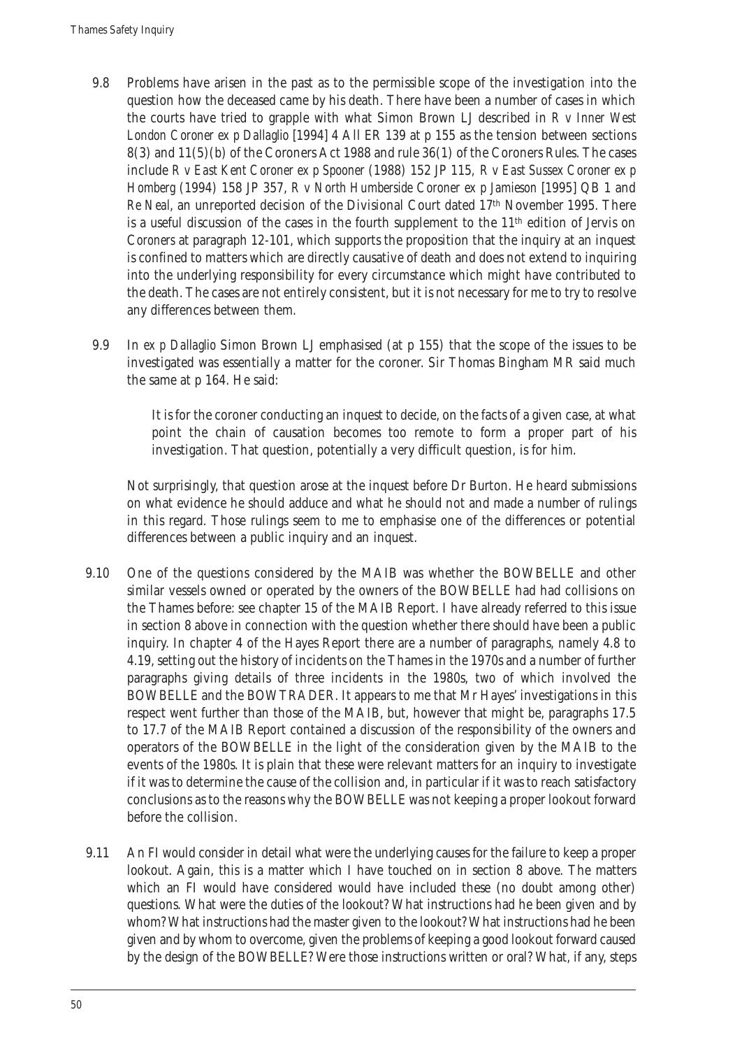9.8 Problems have arisen in the past as to the permissible scope of the investigation into the question how the deceased came by his death. There have been a number of cases in which the courts have tried to grapple with what Simon Brown LJ described in *R v Inner West London Coroner ex p Dallaglio* [1994] 4 All ER 139 at p 155 as the tension between sections 8(3) and 11(5)(b) of the Coroners Act 1988 and rule 36(1) of the Coroners Rules. The cases include *R v East Kent Coroner ex p Spooner* (1988) 152 JP 115, *R v East Sussex Coroner ex p Homberg* (1994) 158 JP 357, *R v North Humberside Coroner ex p Jamieson* [1995] QB 1 and *Re Neal*, an unreported decision of the Divisional Court dated 17th November 1995. There is a useful discussion of the cases in the fourth supplement to the 11th edition of Jervis on *Coroners* at paragraph 12-101, which supports the proposition that the inquiry at an inquest is confined to matters which are directly causative of death and does not extend to inquiring into the underlying responsibility for every circumstance which might have contributed to the death. The cases are not entirely consistent, but it is not necessary for me to try to resolve any differences between them.

9.9 In *ex p Dallaglio* Simon Brown LJ emphasised (at p 155) that the scope of the issues to be investigated was essentially a matter for the coroner. Sir Thomas Bingham MR said much the same at p 164. He said:

> It is for the coroner conducting an inquest to decide, on the facts of a given case, at what point the chain of causation becomes too remote to form a proper part of his investigation. That question, potentially a very difficult question, is for him.

Not surprisingly, that question arose at the inquest before Dr Burton. He heard submissions on what evidence he should adduce and what he should not and made a number of rulings in this regard. Those rulings seem to me to emphasise one of the differences or potential differences between a public inquiry and an inquest.

9.10 One of the questions considered by the MAIB was whether the BOWBELLE and other similar vessels owned or operated by the owners of the BOWBELLE had had collisions on the Thames before: see chapter 15 of the MAIB Report. I have already referred to this issue in section 8 above in connection with the question whether there should have been a public inquiry. In chapter 4 of the Hayes Report there are a number of paragraphs, namely 4.8 to 4.19, setting out the history of incidents on the Thames in the 1970s and a number of further paragraphs giving details of three incidents in the 1980s, two of which involved the BOWBELLE and the BOWTRADER. It appears to me that Mr Hayes' investigations in this respect went further than those of the MAIB, but, however that might be, paragraphs 17.5 to 17.7 of the MAIB Report contained a discussion of the responsibility of the owners and operators of the BOWBELLE in the light of the consideration given by the MAIB to the events of the 1980s. It is plain that these were relevant matters for an inquiry to investigate if it was to determine the cause of the collision and, in particular if it was to reach satisfactory conclusions as to the reasons why the BOWBELLE was not keeping a proper lookout forward before the collision.

9.11 An FI would consider in detail what were the underlying causes for the failure to keep a proper lookout. Again, this is a matter which I have touched on in section 8 above. The matters which an FI would have considered would have included these (no doubt among other) questions. What were the duties of the lookout? What instructions had he been given and by whom? What instructions had the master given to the lookout? What instructions had he been given and by whom to overcome, given the problems of keeping a good lookout forward caused by the design of the BOWBELLE? Were those instructions written or oral? What, if any, steps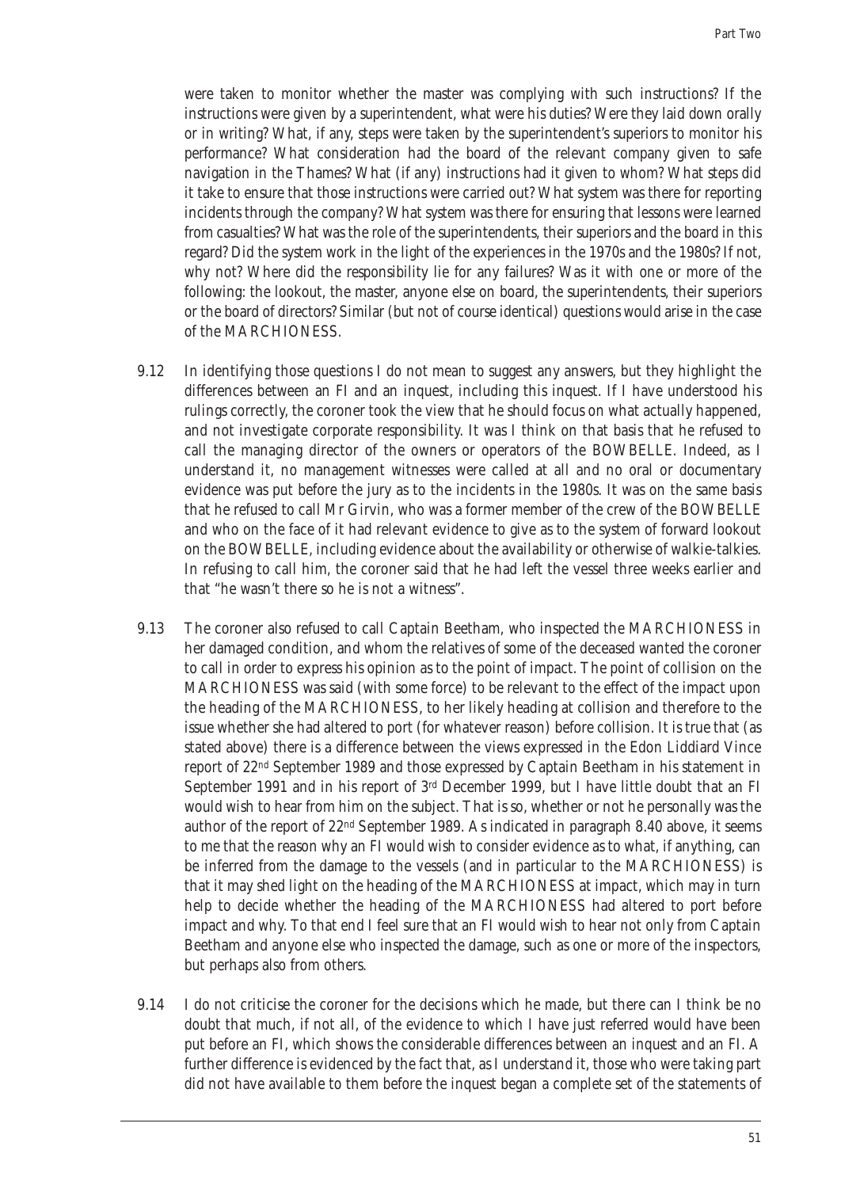were taken to monitor whether the master was complying with such instructions? If the instructions were given by a superintendent, what were his duties? Were they laid down orally or in writing? What, if any, steps were taken by the superintendent's superiors to monitor his performance? What consideration had the board of the relevant company given to safe navigation in the Thames? What (if any) instructions had it given to whom? What steps did it take to ensure that those instructions were carried out? What system was there for reporting incidents through the company? What system was there for ensuring that lessons were learned from casualties? What was the role of the superintendents, their superiors and the board in this regard? Did the system work in the light of the experiences in the 1970s and the 1980s? If not, why not? Where did the responsibility lie for any failures? Was it with one or more of the following: the lookout, the master, anyone else on board, the superintendents, their superiors or the board of directors? Similar (but not of course identical) questions would arise in the case of the MARCHIONESS.

9.12 In identifying those questions I do not mean to suggest any answers, but they highlight the differences between an FI and an inquest, including this inquest. If I have understood his rulings correctly, the coroner took the view that he should focus on what actually happened, and not investigate corporate responsibility. It was I think on that basis that he refused to call the managing director of the owners or operators of the BOWBELLE. Indeed, as I understand it, no management witnesses were called at all and no oral or documentary evidence was put before the jury as to the incidents in the 1980s. It was on the same basis that he refused to call Mr Girvin, who was a former member of the crew of the BOWBELLE and who on the face of it had relevant evidence to give as to the system of forward lookout on the BOWBELLE, including evidence about the availability or otherwise of walkie-talkies. In refusing to call him, the coroner said that he had left the vessel three weeks earlier and that "he wasn't there so he is not a witness".

9.13 The coroner also refused to call Captain Beetham, who inspected the MARCHIONESS in her damaged condition, and whom the relatives of some of the deceased wanted the coroner to call in order to express his opinion as to the point of impact. The point of collision on the MARCHIONESS was said (with some force) to be relevant to the effect of the impact upon the heading of the MARCHIONESS, to her likely heading at collision and therefore to the issue whether she had altered to port (for whatever reason) before collision. It is true that (as stated above) there is a difference between the views expressed in the Edon Liddiard Vince report of 22nd September 1989 and those expressed by Captain Beetham in his statement in September 1991 and in his report of 3rd December 1999, but I have little doubt that an FI would wish to hear from him on the subject. That is so, whether or not he personally was the author of the report of 22nd September 1989. As indicated in paragraph 8.40 above, it seems to me that the reason why an FI would wish to consider evidence as to what, if anything, can be inferred from the damage to the vessels (and in particular to the MARCHIONESS) is that it may shed light on the heading of the MARCHIONESS at impact, which may in turn help to decide whether the heading of the MARCHIONESS had altered to port before impact and why. To that end I feel sure that an FI would wish to hear not only from Captain Beetham and anyone else who inspected the damage, such as one or more of the inspectors, but perhaps also from others.

9.14 I do not criticise the coroner for the decisions which he made, but there can I think be no doubt that much, if not all, of the evidence to which I have just referred would have been put before an FI, which shows the considerable differences between an inquest and an FI. A further difference is evidenced by the fact that, as I understand it, those who were taking part did not have available to them before the inquest began a complete set of the statements of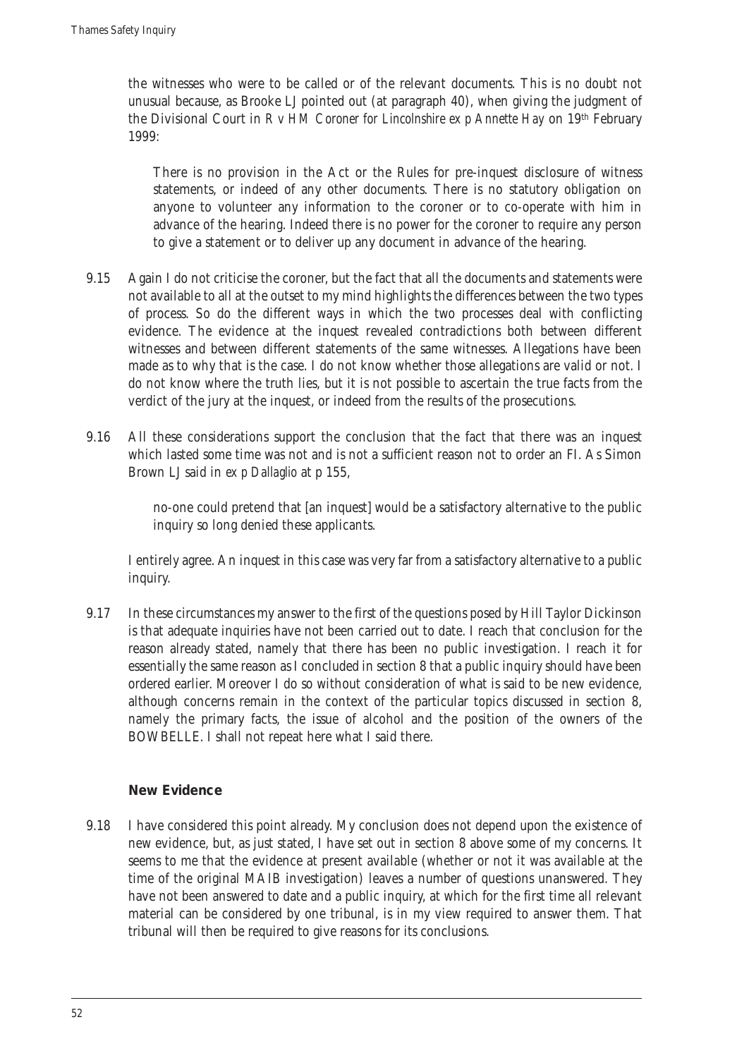the witnesses who were to be called or of the relevant documents. This is no doubt not unusual because, as Brooke LJ pointed out (at paragraph 40), when giving the judgment of the Divisional Court in *R v HM Coroner for Lincolnshire ex p Annette Hay* on 19th February 1999:

> There is no provision in the Act or the Rules for pre-inquest disclosure of witness statements, or indeed of any other documents. There is no statutory obligation on anyone to volunteer any information to the coroner or to co-operate with him in advance of the hearing. Indeed there is no power for the coroner to require any person to give a statement or to deliver up any document in advance of the hearing.

9.15 Again I do not criticise the coroner, but the fact that all the documents and statements were not available to all at the outset to my mind highlights the differences between the two types of process. So do the different ways in which the two processes deal with conflicting evidence. The evidence at the inquest revealed contradictions both between different witnesses and between different statements of the same witnesses. Allegations have been made as to why that is the case. I do not know whether those allegations are valid or not. I do not know where the truth lies, but it is not possible to ascertain the true facts from the verdict of the jury at the inquest, or indeed from the results of the prosecutions.

9.16 All these considerations support the conclusion that the fact that there was an inquest which lasted some time was not and is not a sufficient reason not to order an FI. As Simon Brown LJ said in *ex p Dallaglio* at p 155,

> no-one could pretend that [an inquest] would be a satisfactory alternative to the public inquiry so long denied these applicants.

I entirely agree. An inquest in this case was very far from a satisfactory alternative to a public inquiry.

9.17 In these circumstances my answer to the first of the questions posed by Hill Taylor Dickinson is that adequate inquiries have not been carried out to date. I reach that conclusion for the reason already stated, namely that there has been no public investigation. I reach it for essentially the same reason as I concluded in section 8 that a public inquiry should have been ordered earlier. Moreover I do so without consideration of what is said to be new evidence, although concerns remain in the context of the particular topics discussed in section 8, namely the primary facts, the issue of alcohol and the position of the owners of the BOWBELLE. I shall not repeat here what I said there.

### New Evidence

9.18 I have considered this point already. My conclusion does not depend upon the existence of new evidence, but, as just stated, I have set out in section 8 above some of my concerns. It seems to me that the evidence at present available (whether or not it was available at the time of the original MAIB investigation) leaves a number of questions unanswered. They have not been answered to date and a public inquiry, at which for the first time all relevant material can be considered by one tribunal, is in my view required to answer them. That tribunal will then be required to give reasons for its conclusions.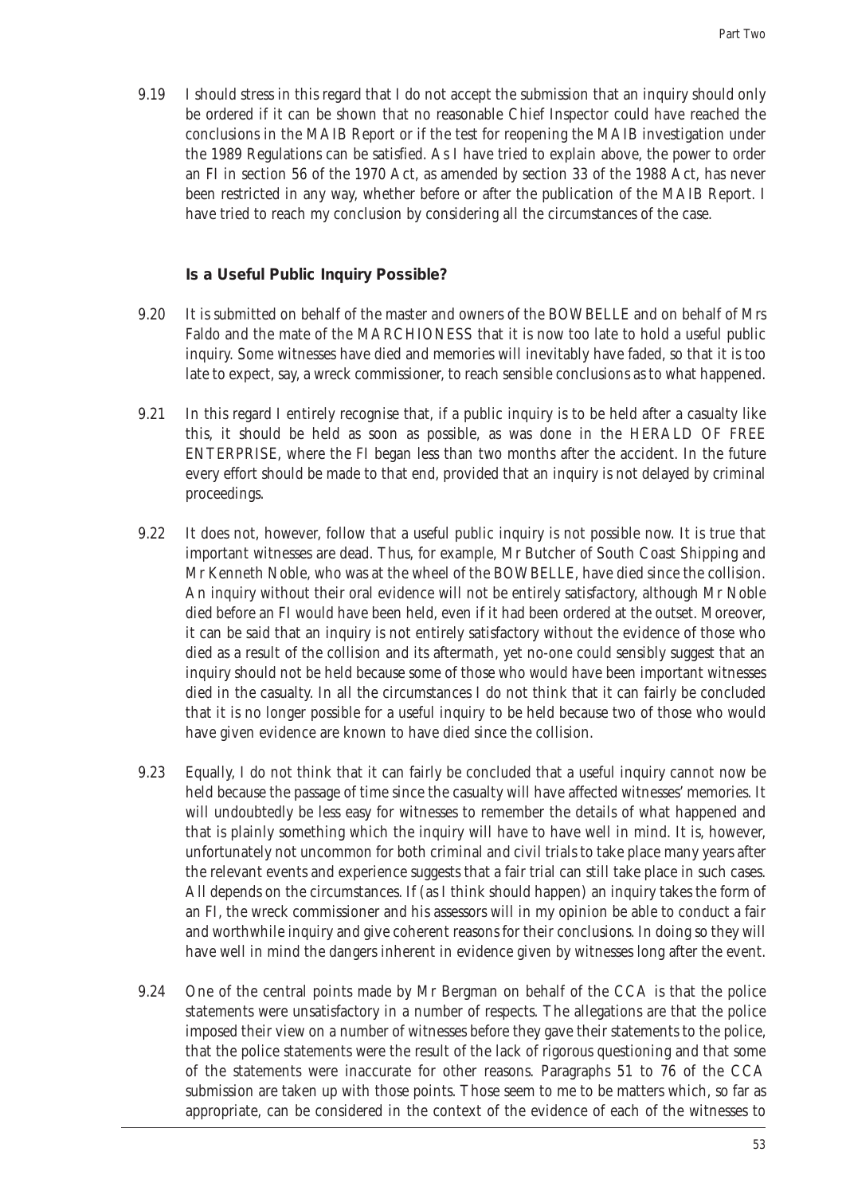9.19 I should stress in this regard that I do not accept the submission that an inquiry should only be ordered if it can be shown that no reasonable Chief Inspector could have reached the conclusions in the MAIB Report or if the test for reopening the MAIB investigation under the 1989 Regulations can be satisfied. As I have tried to explain above, the power to order an FI in section 56 of the 1970 Act, as amended by section 33 of the 1988 Act, has never been restricted in any way, whether before or after the publication of the MAIB Report. I have tried to reach my conclusion by considering all the circumstances of the case.

### Is a Useful Public Inquiry Possible?

9.20 It is submitted on behalf of the master and owners of the BOWBELLE and on behalf of Mrs Faldo and the mate of the MARCHIONESS that it is now too late to hold a useful public inquiry. Some witnesses have died and memories will inevitably have faded, so that it is too late to expect, say, a wreck commissioner, to reach sensible conclusions as to what happened.

9.21 In this regard I entirely recognise that, if a public inquiry is to be held after a casualty like this, it should be held as soon as possible, as was done in the HERALD OF FREE ENTERPRISE, where the FI began less than two months after the accident. In the future every effort should be made to that end, provided that an inquiry is not delayed by criminal proceedings.

9.22 It does not, however, follow that a useful public inquiry is not possible now. It is true that important witnesses are dead. Thus, for example, Mr Butcher of South Coast Shipping and Mr Kenneth Noble, who was at the wheel of the BOWBELLE, have died since the collision. An inquiry without their oral evidence will not be entirely satisfactory, although Mr Noble died before an FI would have been held, even if it had been ordered at the outset. Moreover, it can be said that an inquiry is not entirely satisfactory without the evidence of those who died as a result of the collision and its aftermath, yet no-one could sensibly suggest that an inquiry should not be held because some of those who would have been important witnesses died in the casualty. In all the circumstances I do not think that it can fairly be concluded that it is no longer possible for a useful inquiry to be held because two of those who would have given evidence are known to have died since the collision.

9.23 Equally, I do not think that it can fairly be concluded that a useful inquiry cannot now be held because the passage of time since the casualty will have affected witnesses' memories. It will undoubtedly be less easy for witnesses to remember the details of what happened and that is plainly something which the inquiry will have to have well in mind. It is, however, unfortunately not uncommon for both criminal and civil trials to take place many years after the relevant events and experience suggests that a fair trial can still take place in such cases. All depends on the circumstances. If (as I think should happen) an inquiry takes the form of an FI, the wreck commissioner and his assessors will in my opinion be able to conduct a fair and worthwhile inquiry and give coherent reasons for their conclusions. In doing so they will have well in mind the dangers inherent in evidence given by witnesses long after the event.

9.24 One of the central points made by Mr Bergman on behalf of the CCA is that the police statements were unsatisfactory in a number of respects. The allegations are that the police imposed their view on a number of witnesses before they gave their statements to the police, that the police statements were the result of the lack of rigorous questioning and that some of the statements were inaccurate for other reasons. Paragraphs 51 to 76 of the CCA submission are taken up with those points. Those seem to me to be matters which, so far as appropriate, can be considered in the context of the evidence of each of the witnesses to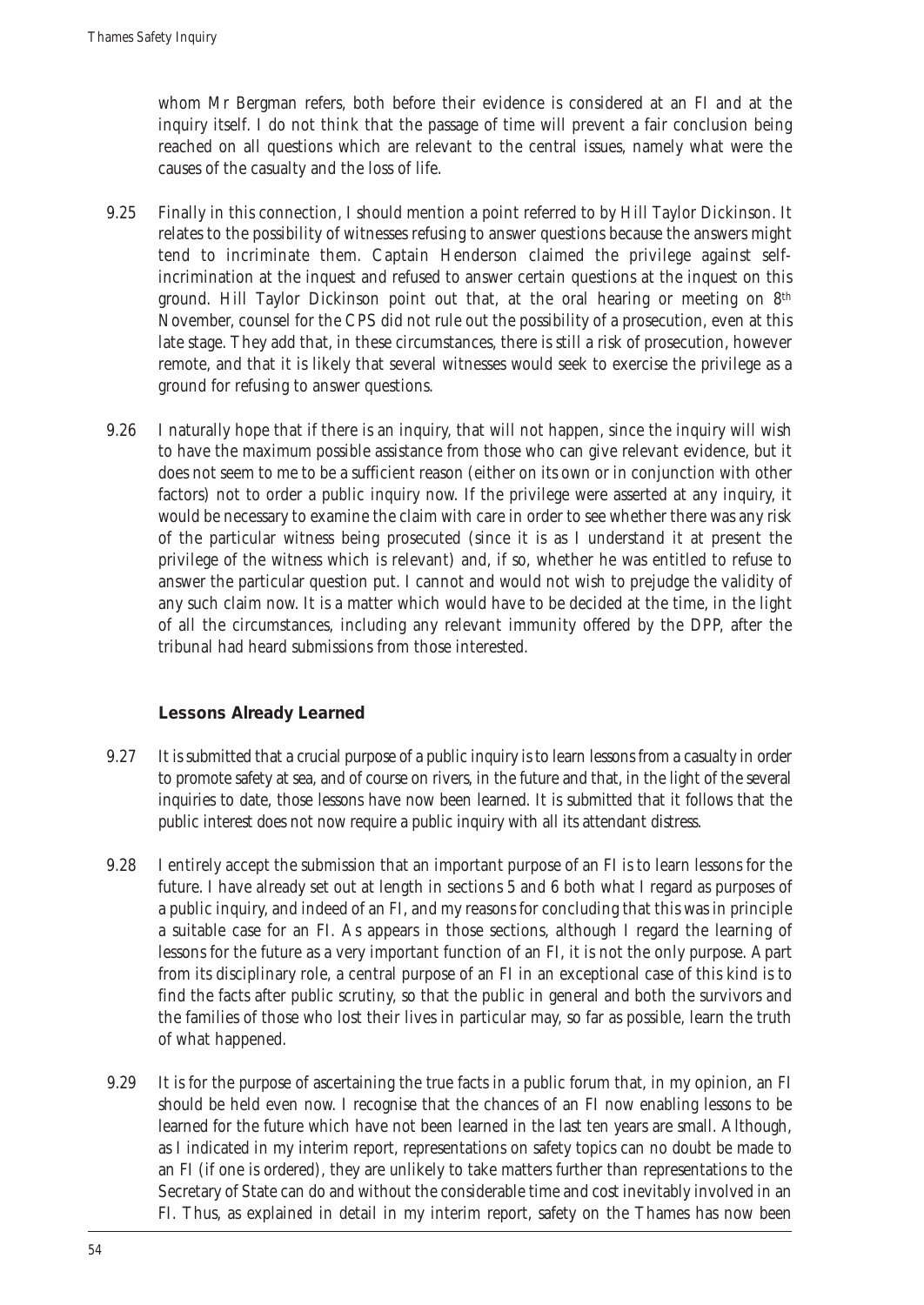whom Mr Bergman refers, both before their evidence is considered at an FI and at the inquiry itself. I do not think that the passage of time will prevent a fair conclusion being reached on all questions which are relevant to the central issues, namely what were the causes of the casualty and the loss of life.

9.25 Finally in this connection, I should mention a point referred to by Hill Taylor Dickinson. It relates to the possibility of witnesses refusing to answer questions because the answers might tend to incriminate them. Captain Henderson claimed the privilege against self-incrimination at the inquest and refused to answer certain questions at the inquest on this ground. Hill Taylor Dickinson point out that, at the oral hearing or meeting on 8th November, counsel for the CPS did not rule out the possibility of a prosecution, even at this late stage. They add that, in these circumstances, there is still a risk of prosecution, however remote, and that it is likely that several witnesses would seek to exercise the privilege as a ground for refusing to answer questions.

9.26 I naturally hope that if there is an inquiry, that will not happen, since the inquiry will wish to have the maximum possible assistance from those who can give relevant evidence, but it does not seem to me to be a sufficient reason (either on its own or in conjunction with other factors) not to order a public inquiry now. If the privilege were asserted at any inquiry, it would be necessary to examine the claim with care in order to see whether there was any risk of the particular witness being prosecuted (since it is as I understand it at present the privilege of the witness which is relevant) and, if so, whether he was entitled to refuse to answer the particular question put. I cannot and would not wish to prejudge the validity of any such claim now. It is a matter which would have to be decided at the time, in the light of all the circumstances, including any relevant immunity offered by the DPP, after the tribunal had heard submissions from those interested.

### Lessons Already Learned

9.27 It is submitted that a crucial purpose of a public inquiry is to learn lessons from a casualty in order to promote safety at sea, and of course on rivers, in the future and that, in the light of the several inquiries to date, those lessons have now been learned. It is submitted that it follows that the public interest does not now require a public inquiry with all its attendant distress.

9.28 I entirely accept the submission that an important purpose of an FI is to learn lessons for the future. I have already set out at length in sections 5 and 6 both what I regard as purposes of a public inquiry, and indeed of an FI, and my reasons for concluding that this was in principle a suitable case for an FI. As appears in those sections, although I regard the learning of lessons for the future as a very important function of an FI, it is not the only purpose. Apart from its disciplinary role, a central purpose of an FI in an exceptional case of this kind is to find the facts after public scrutiny, so that the public in general and both the survivors and the families of those who lost their lives in particular may, so far as possible, learn the truth of what happened.

9.29 It is for the purpose of ascertaining the true facts in a public forum that, in my opinion, an FI should be held even now. I recognise that the chances of an FI now enabling lessons to be learned for the future which have not been learned in the last ten years are small. Although, as I indicated in my interim report, representations on safety topics can no doubt be made to an FI (if one is ordered), they are unlikely to take matters further than representations to the Secretary of State can do and without the considerable time and cost inevitably involved in an FI. Thus, as explained in detail in my interim report, safety on the Thames has now been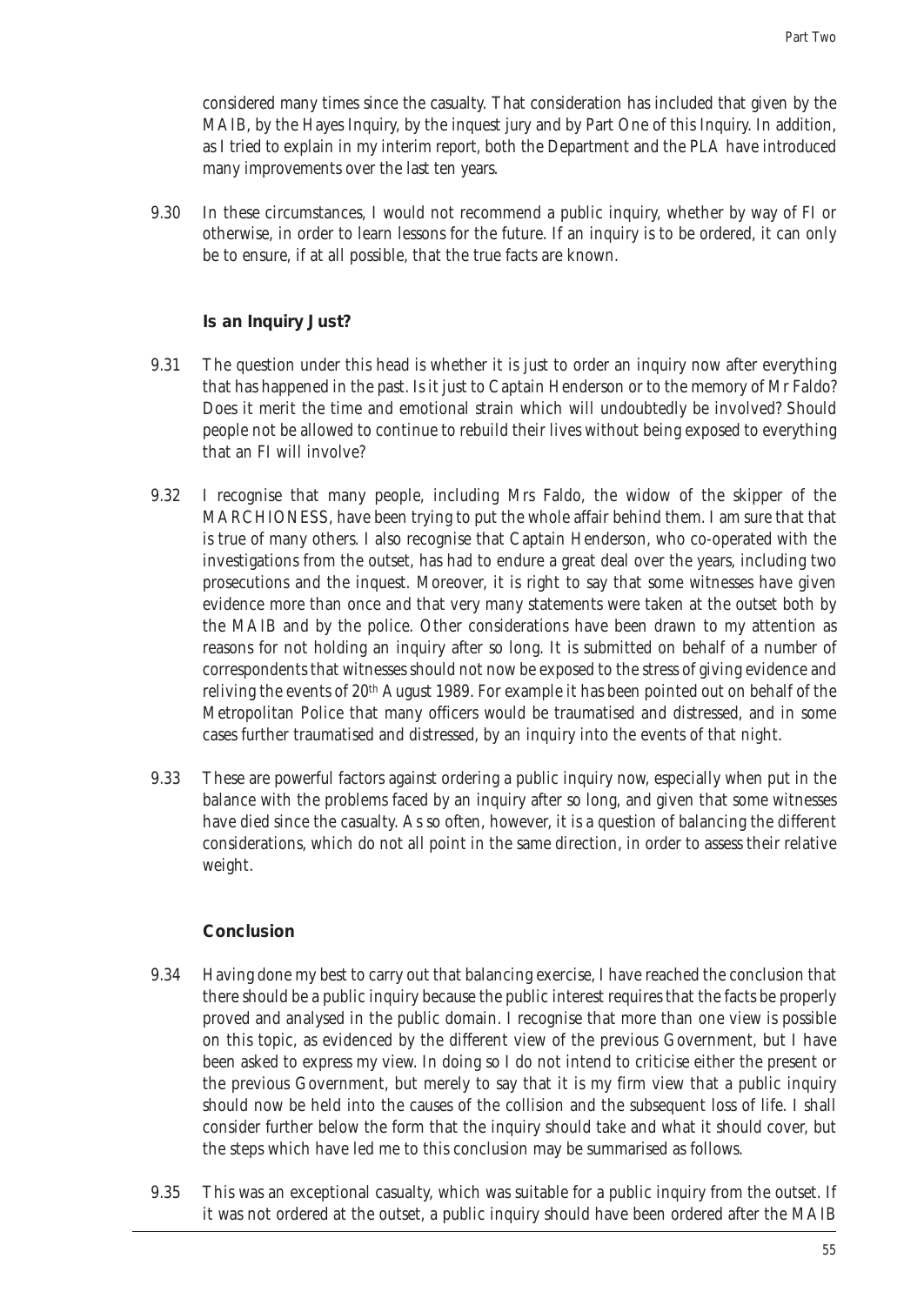considered many times since the casualty. That consideration has included that given by the MAIB, by the Hayes Inquiry, by the inquest jury and by Part One of this Inquiry. In addition, as I tried to explain in my interim report, both the Department and the PLA have introduced many improvements over the last ten years.

9.30 In these circumstances, I would not recommend a public inquiry, whether by way of FI or otherwise, in order to learn lessons for the future. If an inquiry is to be ordered, it can only be to ensure, if at all possible, that the true facts are known.

### Is an Inquiry Just?

9.31 The question under this head is whether it is just to order an inquiry now after everything that has happened in the past. Is it just to Captain Henderson or to the memory of Mr Faldo? Does it merit the time and emotional strain which will undoubtedly be involved? Should people not be allowed to continue to rebuild their lives without being exposed to everything that an FI will involve?

9.32 I recognise that many people, including Mrs Faldo, the widow of the skipper of the MARCHIONESS, have been trying to put the whole affair behind them. I am sure that that is true of many others. I also recognise that Captain Henderson, who co-operated with the investigations from the outset, has had to endure a great deal over the years, including two prosecutions and the inquest. Moreover, it is right to say that some witnesses have given evidence more than once and that very many statements were taken at the outset both by the MAIB and by the police. Other considerations have been drawn to my attention as reasons for not holding an inquiry after so long. It is submitted on behalf of a number of correspondents that witnesses should not now be exposed to the stress of giving evidence and reliving the events of 20th August 1989. For example it has been pointed out on behalf of the Metropolitan Police that many officers would be traumatised and distressed, and in some cases further traumatised and distressed, by an inquiry into the events of that night.

9.33 These are powerful factors against ordering a public inquiry now, especially when put in the balance with the problems faced by an inquiry after so long, and given that some witnesses have died since the casualty. As so often, however, it is a question of balancing the different considerations, which do not all point in the same direction, in order to assess their relative weight.

### Conclusion

9.34 Having done my best to carry out that balancing exercise, I have reached the conclusion that there should be a public inquiry because the public interest requires that the facts be properly proved and analysed in the public domain. I recognise that more than one view is possible on this topic, as evidenced by the different view of the previous Government, but I have been asked to express my view. In doing so I do not intend to criticise either the present or the previous Government, but merely to say that it is my firm view that a public inquiry should now be held into the causes of the collision and the subsequent loss of life. I shall consider further below the form that the inquiry should take and what it should cover, but the steps which have led me to this conclusion may be summarised as follows.

9.35 This was an exceptional casualty, which was suitable for a public inquiry from the outset. If it was not ordered at the outset, a public inquiry should have been ordered after the MAIB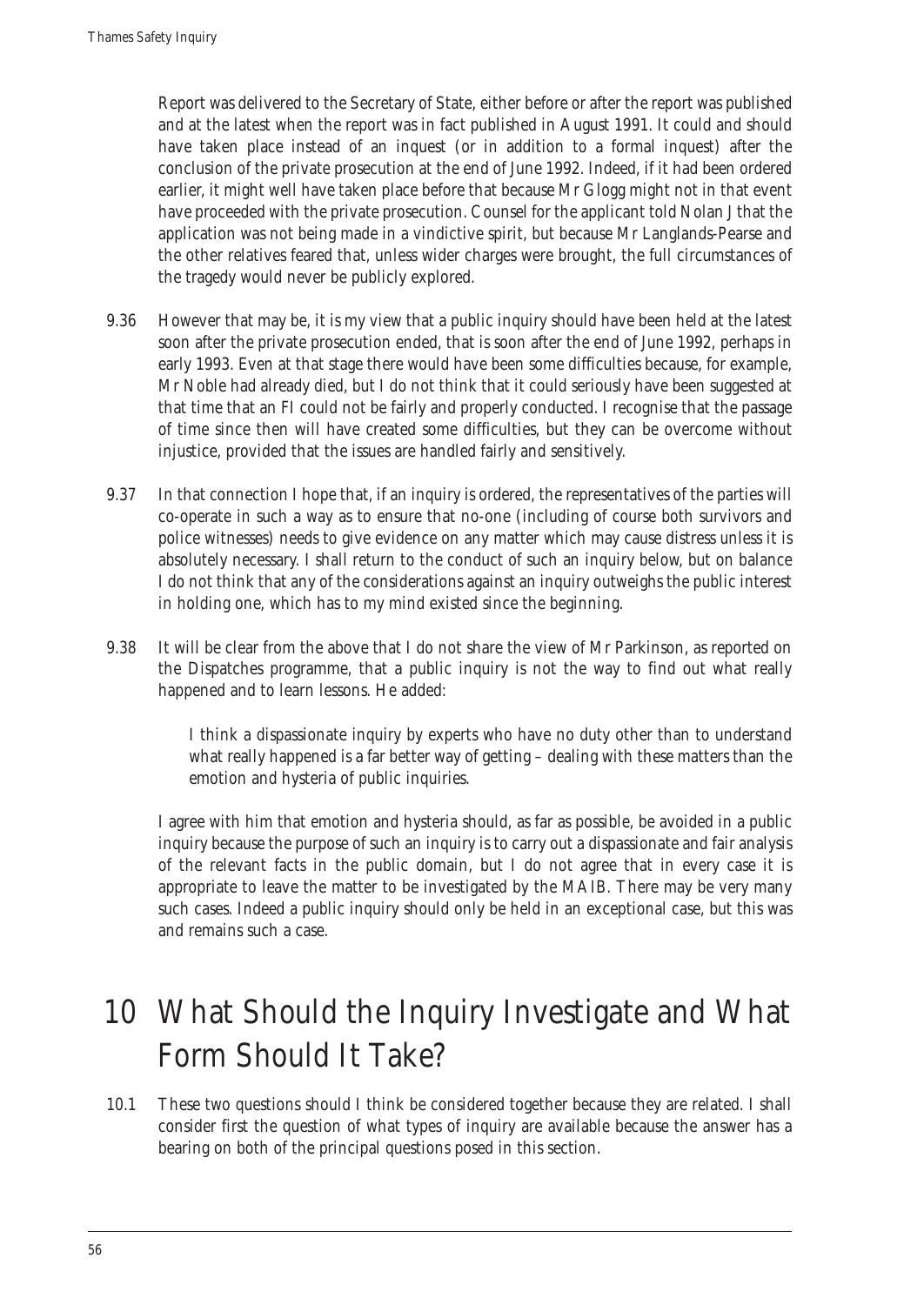Report was delivered to the Secretary of State, either before or after the report was published and at the latest when the report was in fact published in August 1991. It could and should have taken place instead of an inquest (or in addition to a formal inquest) after the conclusion of the private prosecution at the end of June 1992. Indeed, if it had been ordered earlier, it might well have taken place before that because Mr Glogg might not in that event have proceeded with the private prosecution. Counsel for the applicant told Nolan J that the application was not being made in a vindictive spirit, but because Mr Langlands-Pearse and the other relatives feared that, unless wider charges were brought, the full circumstances of the tragedy would never be publicly explored.

9.36 However that may be, it is my view that a public inquiry should have been held at the latest soon after the private prosecution ended, that is soon after the end of June 1992, perhaps in early 1993. Even at that stage there would have been some difficulties because, for example, Mr Noble had already died, but I do not think that it could seriously have been suggested at that time that an FI could not be fairly and properly conducted. I recognise that the passage of time since then will have created some difficulties, but they can be overcome without injustice, provided that the issues are handled fairly and sensitively.

9.37 In that connection I hope that, if an inquiry is ordered, the representatives of the parties will co-operate in such a way as to ensure that no-one (including of course both survivors and police witnesses) needs to give evidence on any matter which may cause distress unless it is absolutely necessary. I shall return to the conduct of such an inquiry below, but on balance I do not think that any of the considerations against an inquiry outweighs the public interest in holding one, which has to my mind existed since the beginning.

9.38 It will be clear from the above that I do not share the view of Mr Parkinson, as reported on the Dispatches programme, that a public inquiry is not the way to find out what really happened and to learn lessons. He added:

> I think a dispassionate inquiry by experts who have no duty other than to understand what really happened is a far better way of getting – dealing with these matters than the emotion and hysteria of public inquiries.

I agree with him that emotion and hysteria should, as far as possible, be avoided in a public inquiry because the purpose of such an inquiry is to carry out a dispassionate and fair analysis of the relevant facts in the public domain, but I do not agree that in every case it is appropriate to leave the matter to be investigated by the MAIB. There may be very many such cases. Indeed a public inquiry should only be held in an exceptional case, but this was and remains such a case.

# 10 What Should the Inquiry Investigate and What Form Should It Take?

10.1 These two questions should I think be considered together because they are related. I shall consider first the question of what types of inquiry are available because the answer has a bearing on both of the principal questions posed in this section.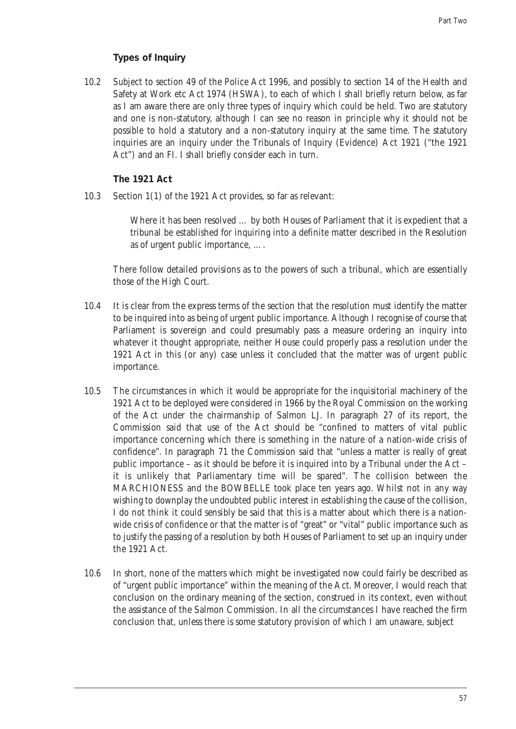### Types of Inquiry

10.2 Subject to section 49 of the Police Act 1996, and possibly to section 14 of the Health and Safety at Work etc Act 1974 (HSWA), to each of which I shall briefly return below, as far as I am aware there are only three types of inquiry which could be held. Two are statutory and one is non-statutory, although I can see no reason in principle why it should not be possible to hold a statutory and a non-statutory inquiry at the same time. The statutory inquiries are an inquiry under the Tribunals of Inquiry (Evidence) Act 1921 ("the 1921 Act") and an FI. I shall briefly consider each in turn.

### The 1921 Act

10.3 Section 1(1) of the 1921 Act provides, so far as relevant:

> Where it has been resolved … by both Houses of Parliament that it is expedient that a tribunal be established for inquiring into a definite matter described in the Resolution as of urgent public importance, ….

There follow detailed provisions as to the powers of such a tribunal, which are essentially those of the High Court.

10.4 It is clear from the express terms of the section that the resolution must identify the matter to be inquired into as being of urgent public importance. Although I recognise of course that Parliament is sovereign and could presumably pass a measure ordering an inquiry into whatever it thought appropriate, neither House could properly pass a resolution under the 1921 Act in this (or any) case unless it concluded that the matter was of urgent public importance.

10.5 The circumstances in which it would be appropriate for the inquisitorial machinery of the 1921 Act to be deployed were considered in 1966 by the Royal Commission on the working of the Act under the chairmanship of Salmon LJ. In paragraph 27 of its report, the Commission said that use of the Act should be "confined to matters of vital public importance concerning which there is something in the nature of a nation-wide crisis of confidence". In paragraph 71 the Commission said that "unless a matter is really of great public importance – as it should be before it is inquired into by a Tribunal under the Act – it is unlikely that Parliamentary time will be spared". The collision between the MARCHIONESS and the BOWBELLE took place ten years ago. Whilst not in any way wishing to downplay the undoubted public interest in establishing the cause of the collision, I do not think it could sensibly be said that this is a matter about which there is a nation-wide crisis of confidence or that the matter is of "great" or "vital" public importance such as to justify the passing of a resolution by both Houses of Parliament to set up an inquiry under the 1921 Act.

10.6 In short, none of the matters which might be investigated now could fairly be described as of "urgent public importance" within the meaning of the Act. Moreover, I would reach that conclusion on the ordinary meaning of the section, construed in its context, even without the assistance of the Salmon Commission. In all the circumstances I have reached the firm conclusion that, unless there is some statutory provision of which I am unaware, subject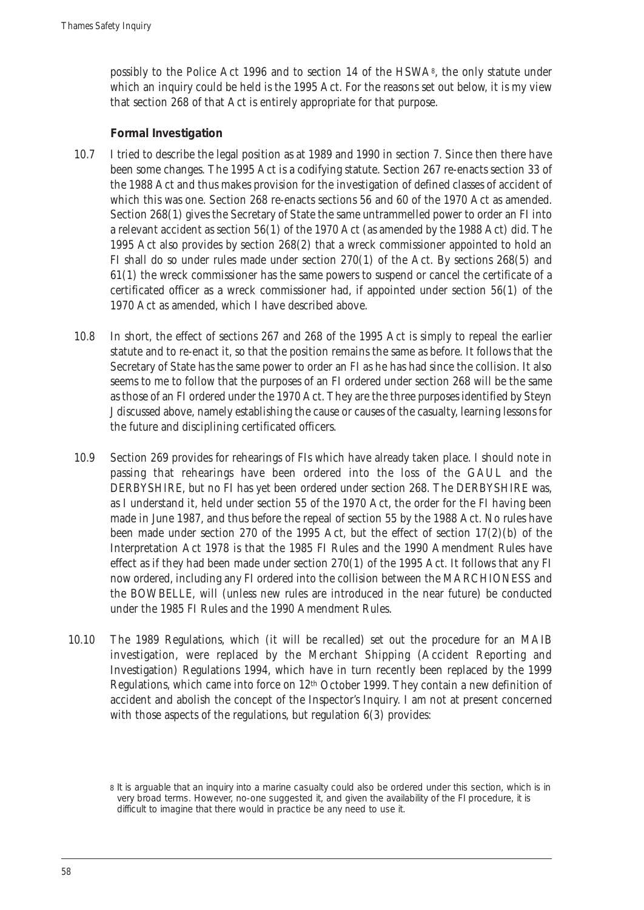possibly to the Police Act 1996 and to section 14 of the HSWA[8], the only statute under which an inquiry could be held is the 1995 Act. For the reasons set out below, it is my view that section 268 of that Act is entirely appropriate for that purpose.

### Formal Investigation

10.7 I tried to describe the legal position as at 1989 and 1990 in section 7. Since then there have been some changes. The 1995 Act is a codifying statute. Section 267 re-enacts section 33 of the 1988 Act and thus makes provision for the investigation of defined classes of accident of which this was one. Section 268 re-enacts sections 56 and 60 of the 1970 Act as amended. Section 268(1) gives the Secretary of State the same untrammelled power to order an FI into a relevant accident as section 56(1) of the 1970 Act (as amended by the 1988 Act) did. The 1995 Act also provides by section 268(2) that a wreck commissioner appointed to hold an FI shall do so under rules made under section 270(1) of the Act. By sections 268(5) and 61(1) the wreck commissioner has the same powers to suspend or cancel the certificate of a certificated officer as a wreck commissioner had, if appointed under section 56(1) of the 1970 Act as amended, which I have described above.

10.8 In short, the effect of sections 267 and 268 of the 1995 Act is simply to repeal the earlier statute and to re-enact it, so that the position remains the same as before. It follows that the Secretary of State has the same power to order an FI as he has had since the collision. It also seems to me to follow that the purposes of an FI ordered under section 268 will be the same as those of an FI ordered under the 1970 Act. They are the three purposes identified by Steyn J discussed above, namely establishing the cause or causes of the casualty, learning lessons for the future and disciplining certificated officers.

10.9 Section 269 provides for rehearings of FIs which have already taken place. I should note in passing that rehearings have been ordered into the loss of the GAUL and the DERBYSHIRE, but no FI has yet been ordered under section 268. The DERBYSHIRE was, as I understand it, held under section 55 of the 1970 Act, the order for the FI having been made in June 1987, and thus before the repeal of section 55 by the 1988 Act. No rules have been made under section 270 of the 1995 Act, but the effect of section 17(2)(b) of the Interpretation Act 1978 is that the 1985 FI Rules and the 1990 Amendment Rules have effect as if they had been made under section 270(1) of the 1995 Act. It follows that any FI now ordered, including any FI ordered into the collision between the MARCHIONESS and the BOWBELLE, will (unless new rules are introduced in the near future) be conducted under the 1985 FI Rules and the 1990 Amendment Rules.

10.10 The 1989 Regulations, which (it will be recalled) set out the procedure for an MAIB investigation, were replaced by the Merchant Shipping (Accident Reporting and Investigation) Regulations 1994, which have in turn recently been replaced by the 1999 Regulations, which came into force on 12th October 1999. They contain a new definition of accident and abolish the concept of the Inspector's Inquiry. I am not at present concerned with those aspects of the regulations, but regulation 6(3) provides:

[8] It is arguable that an inquiry into a marine casualty could also be ordered under this section, which is in very broad terms. However, no-one suggested it, and given the availability of the FI procedure, it is difficult to imagine that there would in practice be any need to use it.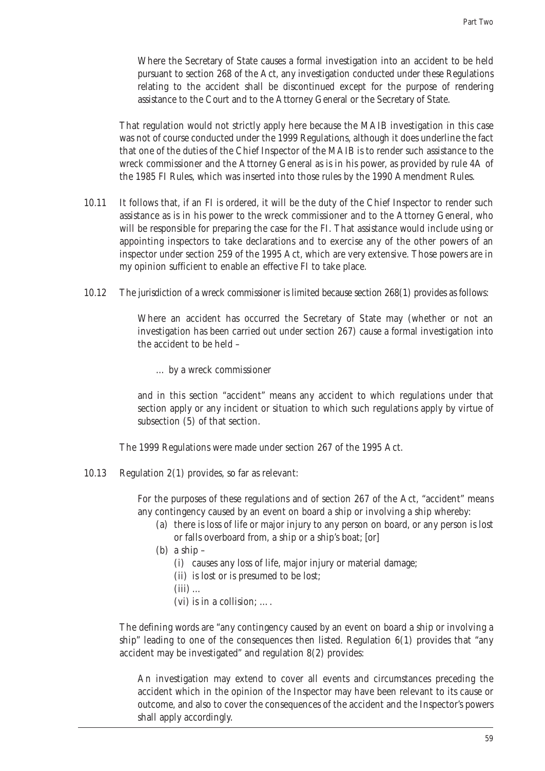> Where the Secretary of State causes a formal investigation into an accident to be held pursuant to section 268 of the Act, any investigation conducted under these Regulations relating to the accident shall be discontinued except for the purpose of rendering assistance to the Court and to the Attorney General or the Secretary of State.

That regulation would not strictly apply here because the MAIB investigation in this case was not of course conducted under the 1999 Regulations, although it does underline the fact that one of the duties of the Chief Inspector of the MAIB is to render such assistance to the wreck commissioner and the Attorney General as is in his power, as provided by rule 4A of the 1985 FI Rules, which was inserted into those rules by the 1990 Amendment Rules.

10.11 It follows that, if an FI is ordered, it will be the duty of the Chief Inspector to render such assistance as is in his power to the wreck commissioner and to the Attorney General, who will be responsible for preparing the case for the FI. That assistance would include using or appointing inspectors to take declarations and to exercise any of the other powers of an inspector under section 259 of the 1995 Act, which are very extensive. Those powers are in my opinion sufficient to enable an effective FI to take place.

10.12 The jurisdiction of a wreck commissioner is limited because section 268(1) provides as follows:

> Where an accident has occurred the Secretary of State may (whether or not an investigation has been carried out under section 267) cause a formal investigation into the accident to be held –
>
> … by a wreck commissioner
>
> and in this section "accident" means any accident to which regulations under that section apply or any incident or situation to which such regulations apply by virtue of subsection (5) of that section.

The 1999 Regulations were made under section 267 of the 1995 Act.

10.13 Regulation 2(1) provides, so far as relevant:

> For the purposes of these regulations and of section 267 of the Act, "accident" means any contingency caused by an event on board a ship or involving a ship whereby:
>
> (a) there is loss of life or major injury to any person on board, or any person is lost or falls overboard from, a ship or a ship's boat; [or]
>
> (b) a ship –
>
> (i) causes any loss of life, major injury or material damage;
>
> (ii) is lost or is presumed to be lost;
>
> (iii) …
>
> (vi) is in a collision; ….

The defining words are "any contingency caused by an event on board a ship or involving a ship" leading to one of the consequences then listed. Regulation 6(1) provides that "any accident may be investigated" and regulation 8(2) provides:

> An investigation may extend to cover all events and circumstances preceding the accident which in the opinion of the Inspector may have been relevant to its cause or outcome, and also to cover the consequences of the accident and the Inspector's powers shall apply accordingly.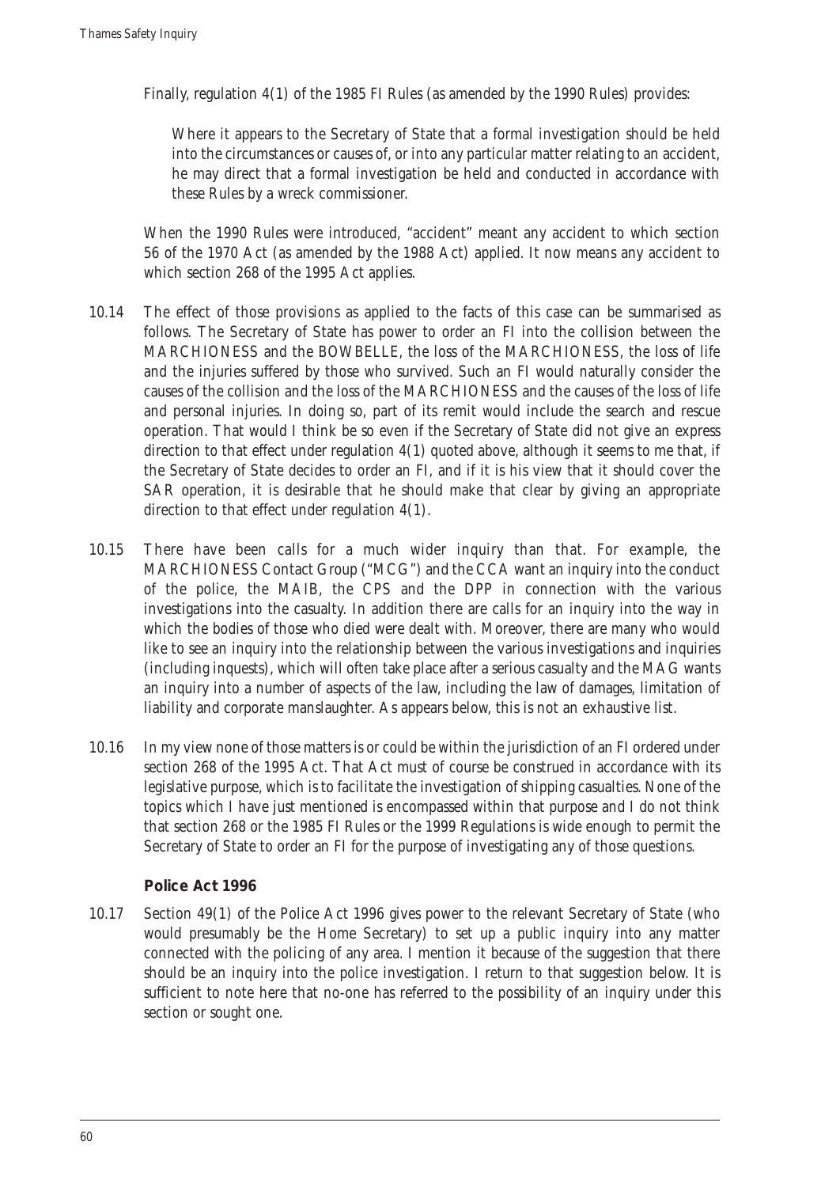Finally, regulation 4(1) of the 1985 FI Rules (as amended by the 1990 Rules) provides:

> Where it appears to the Secretary of State that a formal investigation should be held into the circumstances or causes of, or into any particular matter relating to an accident, he may direct that a formal investigation be held and conducted in accordance with these Rules by a wreck commissioner.

When the 1990 Rules were introduced, "accident" meant any accident to which section 56 of the 1970 Act (as amended by the 1988 Act) applied. It now means any accident to which section 268 of the 1995 Act applies.

10.14 The effect of those provisions as applied to the facts of this case can be summarised as follows. The Secretary of State has power to order an FI into the collision between the MARCHIONESS and the BOWBELLE, the loss of the MARCHIONESS, the loss of life and the injuries suffered by those who survived. Such an FI would naturally consider the causes of the collision and the loss of the MARCHIONESS and the causes of the loss of life and personal injuries. In doing so, part of its remit would include the search and rescue operation. That would I think be so even if the Secretary of State did not give an express direction to that effect under regulation 4(1) quoted above, although it seems to me that, if the Secretary of State decides to order an FI, and if it is his view that it should cover the SAR operation, it is desirable that he should make that clear by giving an appropriate direction to that effect under regulation 4(1).

10.15 There have been calls for a much wider inquiry than that. For example, the MARCHIONESS Contact Group ("MCG") and the CCA want an inquiry into the conduct of the police, the MAIB, the CPS and the DPP in connection with the various investigations into the casualty. In addition there are calls for an inquiry into the way in which the bodies of those who died were dealt with. Moreover, there are many who would like to see an inquiry into the relationship between the various investigations and inquiries (including inquests), which will often take place after a serious casualty and the MAG wants an inquiry into a number of aspects of the law, including the law of damages, limitation of liability and corporate manslaughter. As appears below, this is not an exhaustive list.

10.16 In my view none of those matters is or could be within the jurisdiction of an FI ordered under section 268 of the 1995 Act. That Act must of course be construed in accordance with its legislative purpose, which is to facilitate the investigation of shipping casualties. None of the topics which I have just mentioned is encompassed within that purpose and I do not think that section 268 or the 1985 FI Rules or the 1999 Regulations is wide enough to permit the Secretary of State to order an FI for the purpose of investigating any of those questions.

### Police Act 1996

10.17 Section 49(1) of the Police Act 1996 gives power to the relevant Secretary of State (who would presumably be the Home Secretary) to set up a public inquiry into any matter connected with the policing of any area. I mention it because of the suggestion that there should be an inquiry into the police investigation. I return to that suggestion below. It is sufficient to note here that no-one has referred to the possibility of an inquiry under this section or sought one.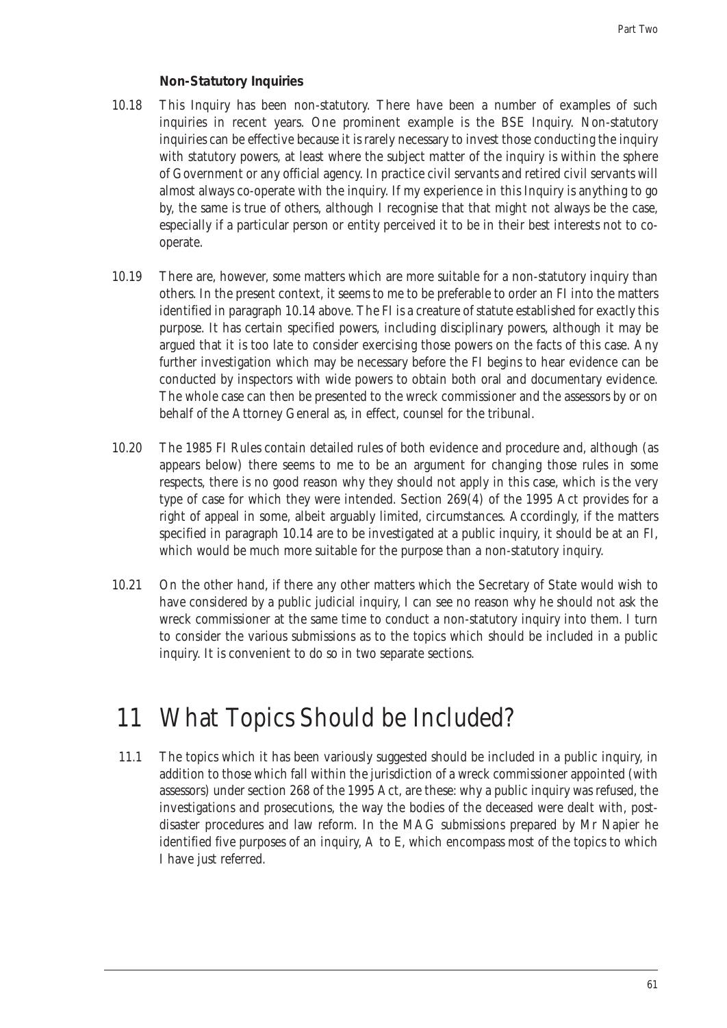### Non-Statutory Inquiries

10.18 This Inquiry has been non-statutory. There have been a number of examples of such inquiries in recent years. One prominent example is the BSE Inquiry. Non-statutory inquiries can be effective because it is rarely necessary to invest those conducting the inquiry with statutory powers, at least where the subject matter of the inquiry is within the sphere of Government or any official agency. In practice civil servants and retired civil servants will almost always co-operate with the inquiry. If my experience in this Inquiry is anything to go by, the same is true of others, although I recognise that that might not always be the case, especially if a particular person or entity perceived it to be in their best interests not to co-operate.

10.19 There are, however, some matters which are more suitable for a non-statutory inquiry than others. In the present context, it seems to me to be preferable to order an FI into the matters identified in paragraph 10.14 above. The FI is a creature of statute established for exactly this purpose. It has certain specified powers, including disciplinary powers, although it may be argued that it is too late to consider exercising those powers on the facts of this case. Any further investigation which may be necessary before the FI begins to hear evidence can be conducted by inspectors with wide powers to obtain both oral and documentary evidence. The whole case can then be presented to the wreck commissioner and the assessors by or on behalf of the Attorney General as, in effect, counsel for the tribunal.

10.20 The 1985 FI Rules contain detailed rules of both evidence and procedure and, although (as appears below) there seems to me to be an argument for changing those rules in some respects, there is no good reason why they should not apply in this case, which is the very type of case for which they were intended. Section 269(4) of the 1995 Act provides for a right of appeal in some, albeit arguably limited, circumstances. Accordingly, if the matters specified in paragraph 10.14 are to be investigated at a public inquiry, it should be at an FI, which would be much more suitable for the purpose than a non-statutory inquiry.

10.21 On the other hand, if there any other matters which the Secretary of State would wish to have considered by a public judicial inquiry, I can see no reason why he should not ask the wreck commissioner at the same time to conduct a non-statutory inquiry into them. I turn to consider the various submissions as to the topics which should be included in a public inquiry. It is convenient to do so in two separate sections.

# 11 What Topics Should be Included?

11.1 The topics which it has been variously suggested should be included in a public inquiry, in addition to those which fall within the jurisdiction of a wreck commissioner appointed (with assessors) under section 268 of the 1995 Act, are these: why a public inquiry was refused, the investigations and prosecutions, the way the bodies of the deceased were dealt with, post-disaster procedures and law reform. In the MAG submissions prepared by Mr Napier he identified five purposes of an inquiry, A to E, which encompass most of the topics to which I have just referred.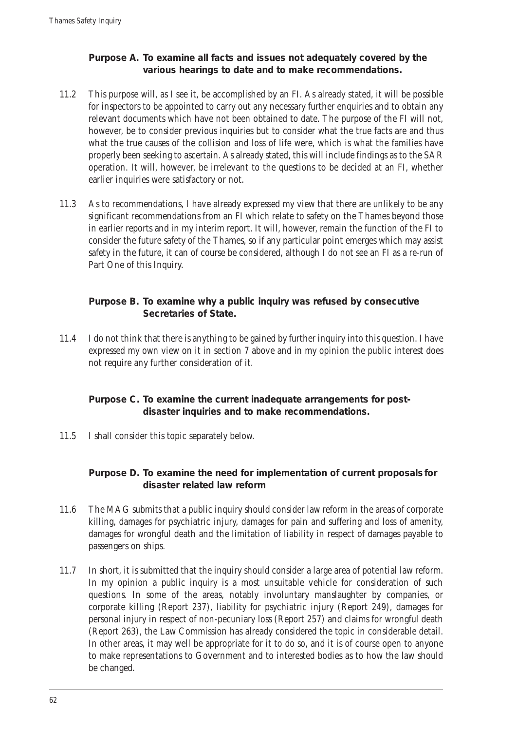**Purpose A. To examine all facts and issues not adequately covered by the various hearings to date and to make recommendations.**

11.2 This purpose will, as I see it, be accomplished by an FI. As already stated, it will be possible for inspectors to be appointed to carry out any necessary further enquiries and to obtain any relevant documents which have not been obtained to date. The purpose of the FI will not, however, be to consider previous inquiries but to consider what the true facts are and thus what the true causes of the collision and loss of life were, which is what the families have properly been seeking to ascertain. As already stated, this will include findings as to the SAR operation. It will, however, be irrelevant to the questions to be decided at an FI, whether earlier inquiries were satisfactory or not.

11.3 As to recommendations, I have already expressed my view that there are unlikely to be any significant recommendations from an FI which relate to safety on the Thames beyond those in earlier reports and in my interim report. It will, however, remain the function of the FI to consider the future safety of the Thames, so if any particular point emerges which may assist safety in the future, it can of course be considered, although I do not see an FI as a re-run of Part One of this Inquiry.

**Purpose B. To examine why a public inquiry was refused by consecutive Secretaries of State.**

11.4 I do not think that there is anything to be gained by further inquiry into this question. I have expressed my own view on it in section 7 above and in my opinion the public interest does not require any further consideration of it.

**Purpose C. To examine the current inadequate arrangements for post-disaster inquiries and to make recommendations.**

11.5 I shall consider this topic separately below.

**Purpose D. To examine the need for implementation of current proposals for disaster related law reform**

11.6 The MAG submits that a public inquiry should consider law reform in the areas of corporate killing, damages for psychiatric injury, damages for pain and suffering and loss of amenity, damages for wrongful death and the limitation of liability in respect of damages payable to passengers on ships.

11.7 In short, it is submitted that the inquiry should consider a large area of potential law reform. In my opinion a public inquiry is a most unsuitable vehicle for consideration of such questions. In some of the areas, notably involuntary manslaughter by companies, or corporate killing (Report 237), liability for psychiatric injury (Report 249), damages for personal injury in respect of non-pecuniary loss (Report 257) and claims for wrongful death (Report 263), the Law Commission has already considered the topic in considerable detail. In other areas, it may well be appropriate for it to do so, and it is of course open to anyone to make representations to Government and to interested bodies as to how the law should be changed.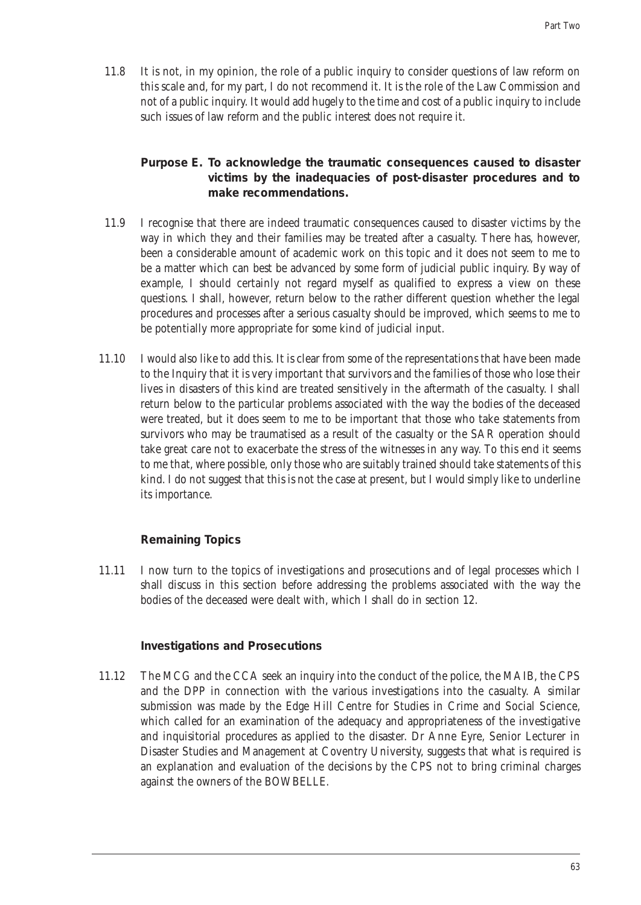11.8 It is not, in my opinion, the role of a public inquiry to consider questions of law reform on this scale and, for my part, I do not recommend it. It is the role of the Law Commission and not of a public inquiry. It would add hugely to the time and cost of a public inquiry to include such issues of law reform and the public interest does not require it.

### Purpose E. To acknowledge the traumatic consequences caused to disaster victims by the inadequacies of post-disaster procedures and to make recommendations.

11.9 I recognise that there are indeed traumatic consequences caused to disaster victims by the way in which they and their families may be treated after a casualty. There has, however, been a considerable amount of academic work on this topic and it does not seem to me to be a matter which can best be advanced by some form of judicial public inquiry. By way of example, I should certainly not regard myself as qualified to express a view on these questions. I shall, however, return below to the rather different question whether the legal procedures and processes after a serious casualty should be improved, which seems to me to be potentially more appropriate for some kind of judicial input.

11.10 I would also like to add this. It is clear from some of the representations that have been made to the Inquiry that it is very important that survivors and the families of those who lose their lives in disasters of this kind are treated sensitively in the aftermath of the casualty. I shall return below to the particular problems associated with the way the bodies of the deceased were treated, but it does seem to me to be important that those who take statements from survivors who may be traumatised as a result of the casualty or the SAR operation should take great care not to exacerbate the stress of the witnesses in any way. To this end it seems to me that, where possible, only those who are suitably trained should take statements of this kind. I do not suggest that this is not the case at present, but I would simply like to underline its importance.

### Remaining Topics

11.11 I now turn to the topics of investigations and prosecutions and of legal processes which I shall discuss in this section before addressing the problems associated with the way the bodies of the deceased were dealt with, which I shall do in section 12.

### Investigations and Prosecutions

11.12 The MCG and the CCA seek an inquiry into the conduct of the police, the MAIB, the CPS and the DPP in connection with the various investigations into the casualty. A similar submission was made by the Edge Hill Centre for Studies in Crime and Social Science, which called for an examination of the adequacy and appropriateness of the investigative and inquisitorial procedures as applied to the disaster. Dr Anne Eyre, Senior Lecturer in Disaster Studies and Management at Coventry University, suggests that what is required is an explanation and evaluation of the decisions by the CPS not to bring criminal charges against the owners of the BOWBELLE.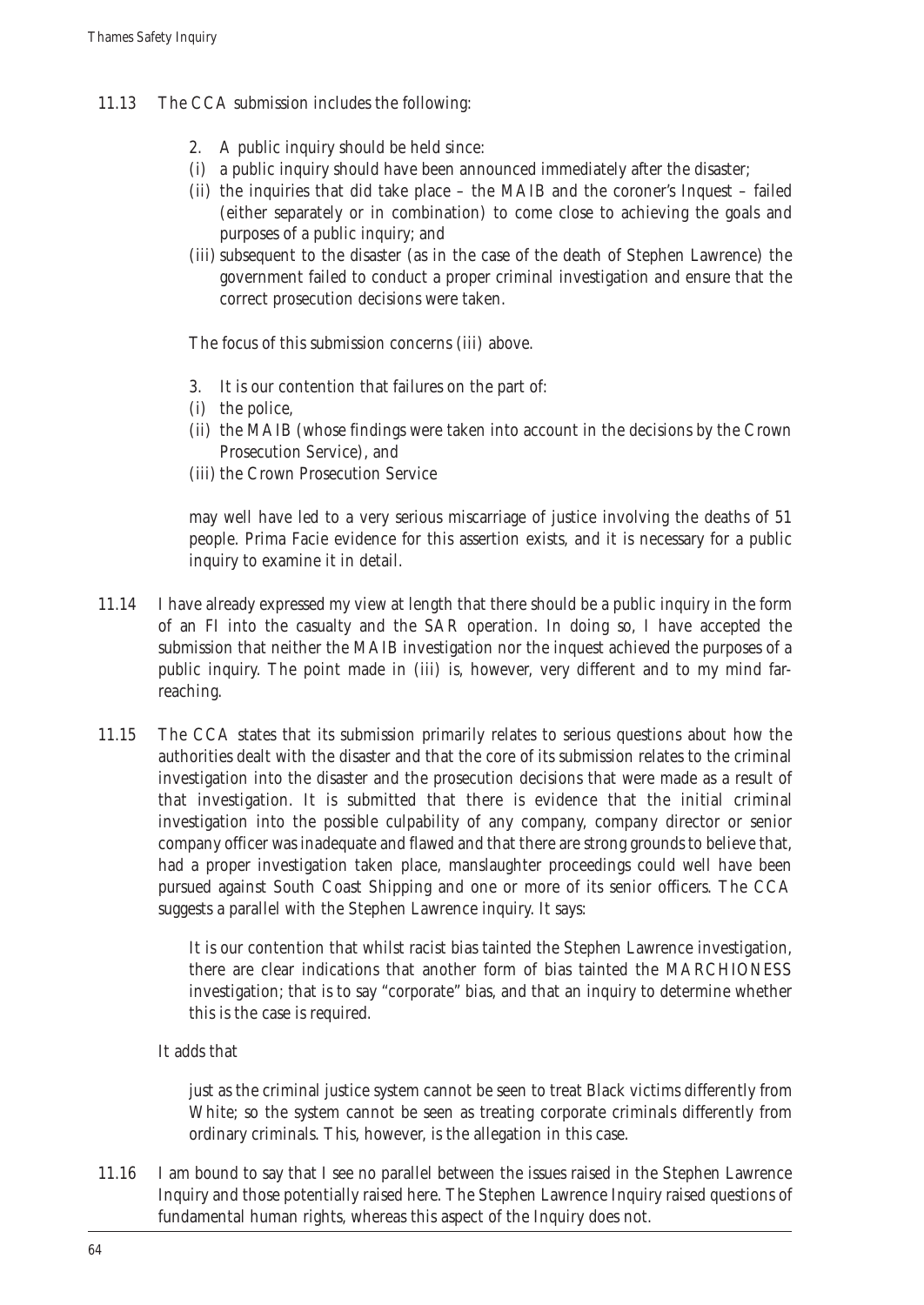11.13 The CCA submission includes the following:

> 2. A public inquiry should be held since:
> (i) a public inquiry should have been announced immediately after the disaster;
> (ii) the inquiries that did take place – the MAIB and the coroner's Inquest – failed (either separately or in combination) to come close to achieving the goals and purposes of a public inquiry; and
> (iii) subsequent to the disaster (as in the case of the death of Stephen Lawrence) the government failed to conduct a proper criminal investigation and ensure that the correct prosecution decisions were taken.
>
> The focus of this submission concerns (iii) above.
>
> 3. It is our contention that failures on the part of:
> (i) the police,
> (ii) the MAIB (whose findings were taken into account in the decisions by the Crown Prosecution Service), and
> (iii) the Crown Prosecution Service
>
> may well have led to a very serious miscarriage of justice involving the deaths of 51 people. Prima Facie evidence for this assertion exists, and it is necessary for a public inquiry to examine it in detail.

11.14 I have already expressed my view at length that there should be a public inquiry in the form of an FI into the casualty and the SAR operation. In doing so, I have accepted the submission that neither the MAIB investigation nor the inquest achieved the purposes of a public inquiry. The point made in (iii) is, however, very different and to my mind far-reaching.

11.15 The CCA states that its submission primarily relates to serious questions about how the authorities dealt with the disaster and that the core of its submission relates to the criminal investigation into the disaster and the prosecution decisions that were made as a result of that investigation. It is submitted that there is evidence that the initial criminal investigation into the possible culpability of any company, company director or senior company officer was inadequate and flawed and that there are strong grounds to believe that, had a proper investigation taken place, manslaughter proceedings could well have been pursued against South Coast Shipping and one or more of its senior officers. The CCA suggests a parallel with the Stephen Lawrence inquiry. It says:

> It is our contention that whilst racist bias tainted the Stephen Lawrence investigation, there are clear indications that another form of bias tainted the MARCHIONESS investigation; that is to say "corporate" bias, and that an inquiry to determine whether this is the case is required.

It adds that

> just as the criminal justice system cannot be seen to treat Black victims differently from White; so the system cannot be seen as treating corporate criminals differently from ordinary criminals. This, however, is the allegation in this case.

11.16 I am bound to say that I see no parallel between the issues raised in the Stephen Lawrence Inquiry and those potentially raised here. The Stephen Lawrence Inquiry raised questions of fundamental human rights, whereas this aspect of the Inquiry does not.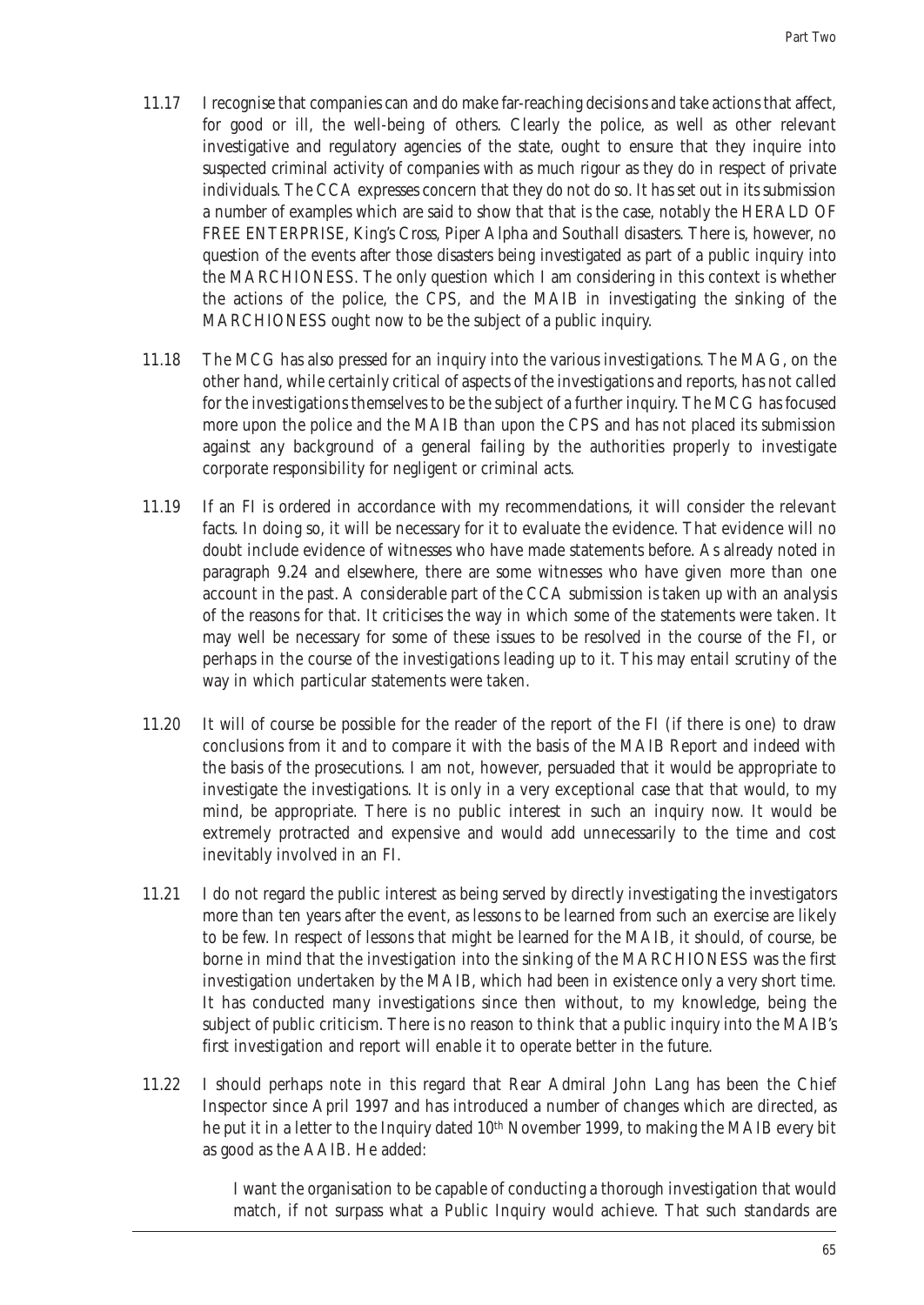11.17 I recognise that companies can and do make far-reaching decisions and take actions that affect, for good or ill, the well-being of others. Clearly the police, as well as other relevant investigative and regulatory agencies of the state, ought to ensure that they inquire into suspected criminal activity of companies with as much rigour as they do in respect of private individuals. The CCA expresses concern that they do not do so. It has set out in its submission a number of examples which are said to show that that is the case, notably the HERALD OF FREE ENTERPRISE, King's Cross, Piper Alpha and Southall disasters. There is, however, no question of the events after those disasters being investigated as part of a public inquiry into the MARCHIONESS. The only question which I am considering in this context is whether the actions of the police, the CPS, and the MAIB in investigating the sinking of the MARCHIONESS ought now to be the subject of a public inquiry.

11.18 The MCG has also pressed for an inquiry into the various investigations. The MAG, on the other hand, while certainly critical of aspects of the investigations and reports, has not called for the investigations themselves to be the subject of a further inquiry. The MCG has focused more upon the police and the MAIB than upon the CPS and has not placed its submission against any background of a general failing by the authorities properly to investigate corporate responsibility for negligent or criminal acts.

11.19 If an FI is ordered in accordance with my recommendations, it will consider the relevant facts. In doing so, it will be necessary for it to evaluate the evidence. That evidence will no doubt include evidence of witnesses who have made statements before. As already noted in paragraph 9.24 and elsewhere, there are some witnesses who have given more than one account in the past. A considerable part of the CCA submission is taken up with an analysis of the reasons for that. It criticises the way in which some of the statements were taken. It may well be necessary for some of these issues to be resolved in the course of the FI, or perhaps in the course of the investigations leading up to it. This may entail scrutiny of the way in which particular statements were taken.

11.20 It will of course be possible for the reader of the report of the FI (if there is one) to draw conclusions from it and to compare it with the basis of the MAIB Report and indeed with the basis of the prosecutions. I am not, however, persuaded that it would be appropriate to investigate the investigations. It is only in a very exceptional case that that would, to my mind, be appropriate. There is no public interest in such an inquiry now. It would be extremely protracted and expensive and would add unnecessarily to the time and cost inevitably involved in an FI.

11.21 I do not regard the public interest as being served by directly investigating the investigators more than ten years after the event, as lessons to be learned from such an exercise are likely to be few. In respect of lessons that might be learned for the MAIB, it should, of course, be borne in mind that the investigation into the sinking of the MARCHIONESS was the first investigation undertaken by the MAIB, which had been in existence only a very short time. It has conducted many investigations since then without, to my knowledge, being the subject of public criticism. There is no reason to think that a public inquiry into the MAIB's first investigation and report will enable it to operate better in the future.

11.22 I should perhaps note in this regard that Rear Admiral John Lang has been the Chief Inspector since April 1997 and has introduced a number of changes which are directed, as he put it in a letter to the Inquiry dated 10th November 1999, to making the MAIB every bit as good as the AAIB. He added:

> I want the organisation to be capable of conducting a thorough investigation that would match, if not surpass what a Public Inquiry would achieve. That such standards are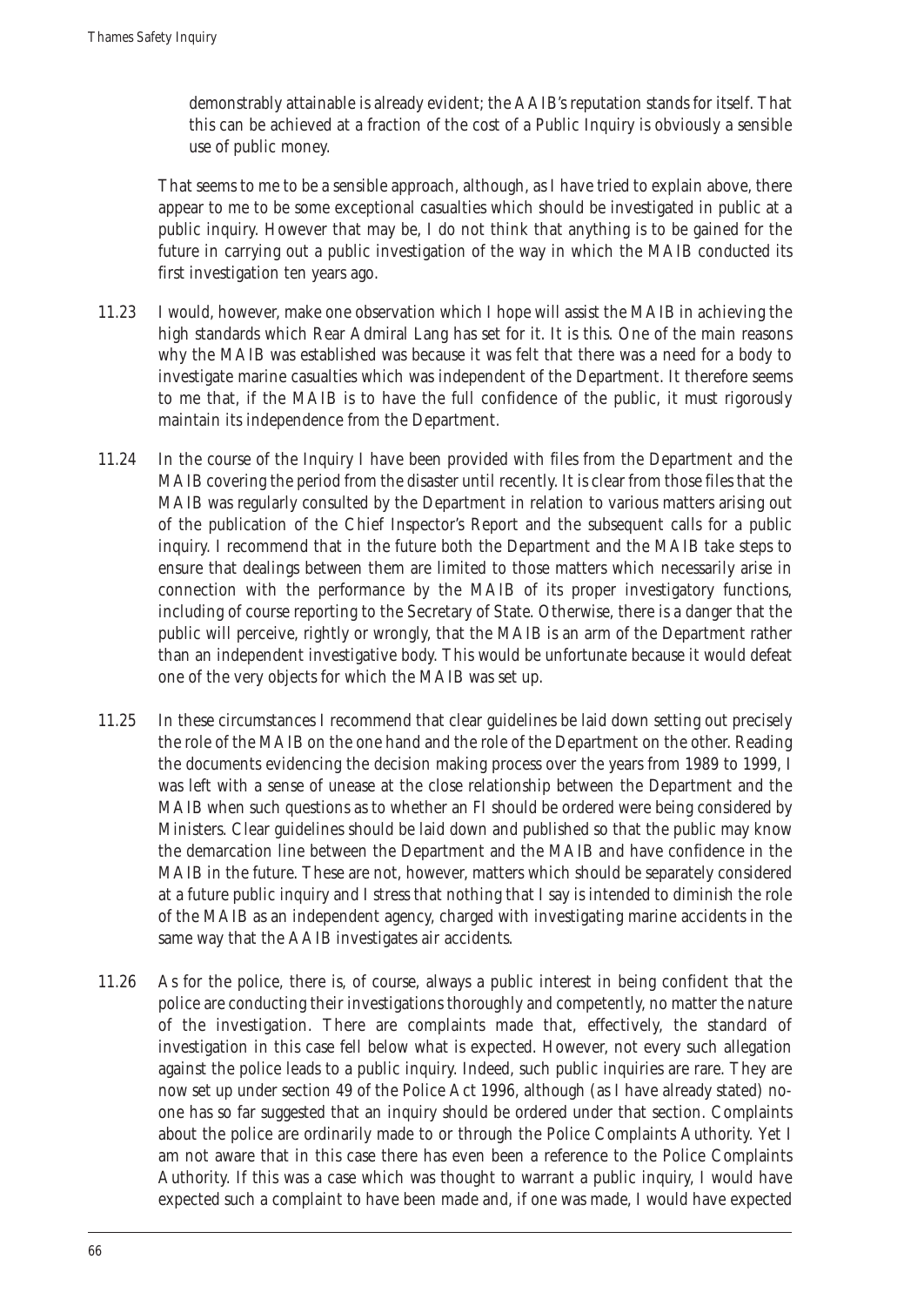demonstrably attainable is already evident; the AAIB's reputation stands for itself. That this can be achieved at a fraction of the cost of a Public Inquiry is obviously a sensible use of public money.

That seems to me to be a sensible approach, although, as I have tried to explain above, there appear to me to be some exceptional casualties which should be investigated in public at a public inquiry. However that may be, I do not think that anything is to be gained for the future in carrying out a public investigation of the way in which the MAIB conducted its first investigation ten years ago.

11.23 I would, however, make one observation which I hope will assist the MAIB in achieving the high standards which Rear Admiral Lang has set for it. It is this. One of the main reasons why the MAIB was established was because it was felt that there was a need for a body to investigate marine casualties which was independent of the Department. It therefore seems to me that, if the MAIB is to have the full confidence of the public, it must rigorously maintain its independence from the Department.

11.24 In the course of the Inquiry I have been provided with files from the Department and the MAIB covering the period from the disaster until recently. It is clear from those files that the MAIB was regularly consulted by the Department in relation to various matters arising out of the publication of the Chief Inspector's Report and the subsequent calls for a public inquiry. I recommend that in the future both the Department and the MAIB take steps to ensure that dealings between them are limited to those matters which necessarily arise in connection with the performance by the MAIB of its proper investigatory functions, including of course reporting to the Secretary of State. Otherwise, there is a danger that the public will perceive, rightly or wrongly, that the MAIB is an arm of the Department rather than an independent investigative body. This would be unfortunate because it would defeat one of the very objects for which the MAIB was set up.

11.25 In these circumstances I recommend that clear guidelines be laid down setting out precisely the role of the MAIB on the one hand and the role of the Department on the other. Reading the documents evidencing the decision making process over the years from 1989 to 1999, I was left with a sense of unease at the close relationship between the Department and the MAIB when such questions as to whether an FI should be ordered were being considered by Ministers. Clear guidelines should be laid down and published so that the public may know the demarcation line between the Department and the MAIB and have confidence in the MAIB in the future. These are not, however, matters which should be separately considered at a future public inquiry and I stress that nothing that I say is intended to diminish the role of the MAIB as an independent agency, charged with investigating marine accidents in the same way that the AAIB investigates air accidents.

11.26 As for the police, there is, of course, always a public interest in being confident that the police are conducting their investigations thoroughly and competently, no matter the nature of the investigation. There are complaints made that, effectively, the standard of investigation in this case fell below what is expected. However, not every such allegation against the police leads to a public inquiry. Indeed, such public inquiries are rare. They are now set up under section 49 of the Police Act 1996, although (as I have already stated) no-one has so far suggested that an inquiry should be ordered under that section. Complaints about the police are ordinarily made to or through the Police Complaints Authority. Yet I am not aware that in this case there has even been a reference to the Police Complaints Authority. If this was a case which was thought to warrant a public inquiry, I would have expected such a complaint to have been made and, if one was made, I would have expected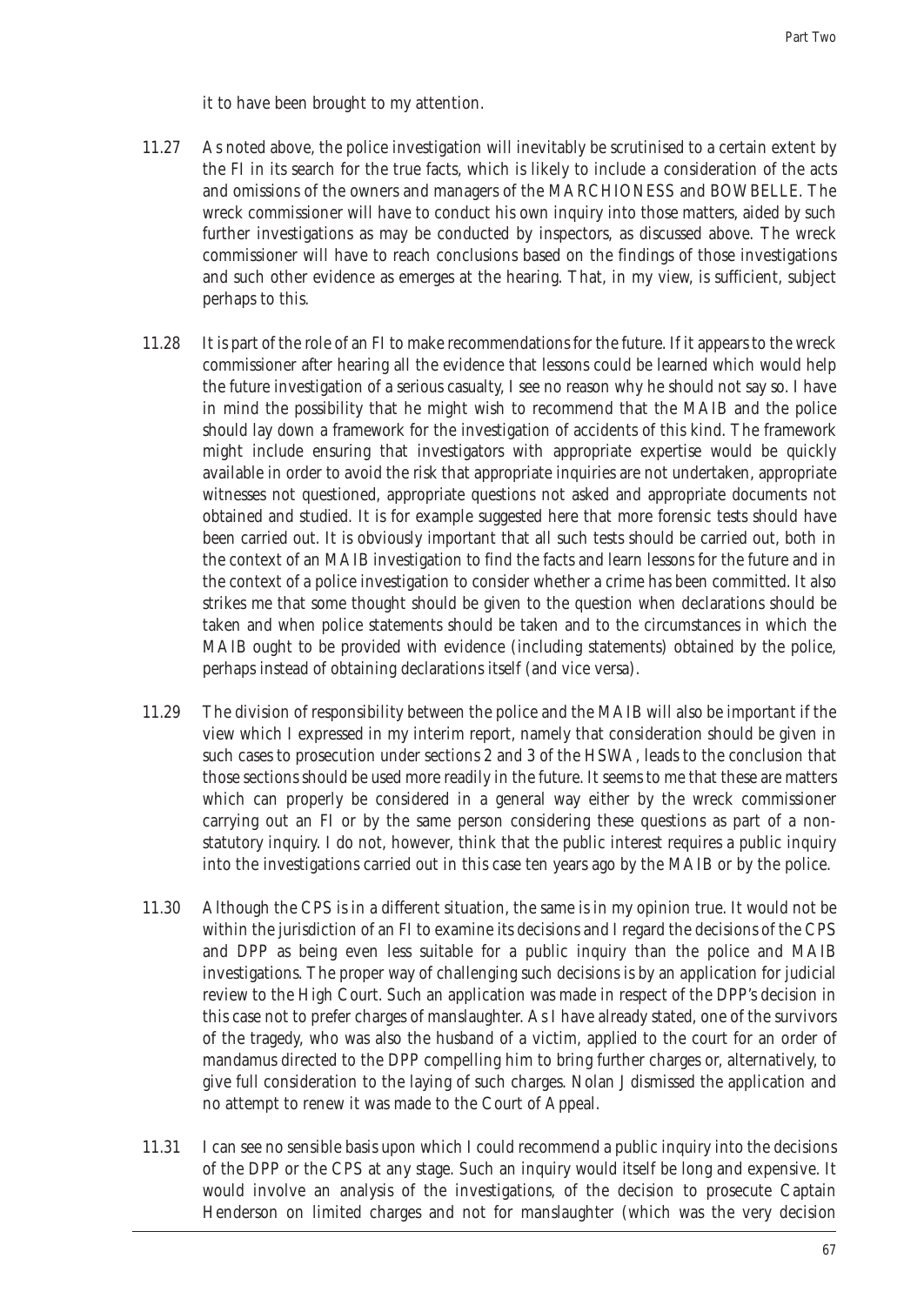it to have been brought to my attention.

11.27 As noted above, the police investigation will inevitably be scrutinised to a certain extent by the FI in its search for the true facts, which is likely to include a consideration of the acts and omissions of the owners and managers of the MARCHIONESS and BOWBELLE. The wreck commissioner will have to conduct his own inquiry into those matters, aided by such further investigations as may be conducted by inspectors, as discussed above. The wreck commissioner will have to reach conclusions based on the findings of those investigations and such other evidence as emerges at the hearing. That, in my view, is sufficient, subject perhaps to this.

11.28 It is part of the role of an FI to make recommendations for the future. If it appears to the wreck commissioner after hearing all the evidence that lessons could be learned which would help the future investigation of a serious casualty, I see no reason why he should not say so. I have in mind the possibility that he might wish to recommend that the MAIB and the police should lay down a framework for the investigation of accidents of this kind. The framework might include ensuring that investigators with appropriate expertise would be quickly available in order to avoid the risk that appropriate inquiries are not undertaken, appropriate witnesses not questioned, appropriate questions not asked and appropriate documents not obtained and studied. It is for example suggested here that more forensic tests should have been carried out. It is obviously important that all such tests should be carried out, both in the context of an MAIB investigation to find the facts and learn lessons for the future and in the context of a police investigation to consider whether a crime has been committed. It also strikes me that some thought should be given to the question when declarations should be taken and when police statements should be taken and to the circumstances in which the MAIB ought to be provided with evidence (including statements) obtained by the police, perhaps instead of obtaining declarations itself (and vice versa).

11.29 The division of responsibility between the police and the MAIB will also be important if the view which I expressed in my interim report, namely that consideration should be given in such cases to prosecution under sections 2 and 3 of the HSWA, leads to the conclusion that those sections should be used more readily in the future. It seems to me that these are matters which can properly be considered in a general way either by the wreck commissioner carrying out an FI or by the same person considering these questions as part of a non-statutory inquiry. I do not, however, think that the public interest requires a public inquiry into the investigations carried out in this case ten years ago by the MAIB or by the police.

11.30 Although the CPS is in a different situation, the same is in my opinion true. It would not be within the jurisdiction of an FI to examine its decisions and I regard the decisions of the CPS and DPP as being even less suitable for a public inquiry than the police and MAIB investigations. The proper way of challenging such decisions is by an application for judicial review to the High Court. Such an application was made in respect of the DPP's decision in this case not to prefer charges of manslaughter. As I have already stated, one of the survivors of the tragedy, who was also the husband of a victim, applied to the court for an order of mandamus directed to the DPP compelling him to bring further charges or, alternatively, to give full consideration to the laying of such charges. Nolan J dismissed the application and no attempt to renew it was made to the Court of Appeal.

11.31 I can see no sensible basis upon which I could recommend a public inquiry into the decisions of the DPP or the CPS at any stage. Such an inquiry would itself be long and expensive. It would involve an analysis of the investigations, of the decision to prosecute Captain Henderson on limited charges and not for manslaughter (which was the very decision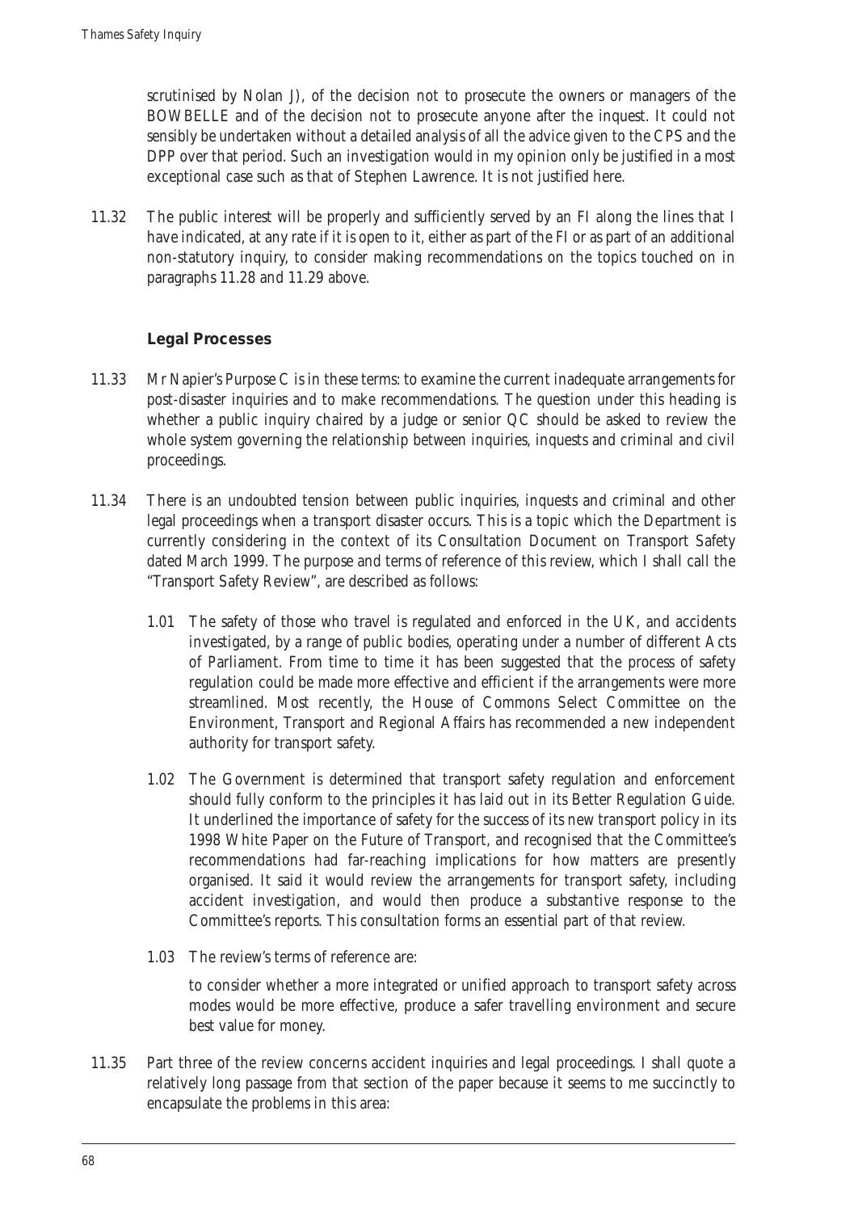scrutinised by Nolan J), of the decision not to prosecute the owners or managers of the BOWBELLE and of the decision not to prosecute anyone after the inquest. It could not sensibly be undertaken without a detailed analysis of all the advice given to the CPS and the DPP over that period. Such an investigation would in my opinion only be justified in a most exceptional case such as that of Stephen Lawrence. It is not justified here.

11.32 The public interest will be properly and sufficiently served by an FI along the lines that I have indicated, at any rate if it is open to it, either as part of the FI or as part of an additional non-statutory inquiry, to consider making recommendations on the topics touched on in paragraphs 11.28 and 11.29 above.

### Legal Processes

11.33 Mr Napier's Purpose C is in these terms: to examine the current inadequate arrangements for post-disaster inquiries and to make recommendations. The question under this heading is whether a public inquiry chaired by a judge or senior QC should be asked to review the whole system governing the relationship between inquiries, inquests and criminal and civil proceedings.

11.34 There is an undoubted tension between public inquiries, inquests and criminal and other legal proceedings when a transport disaster occurs. This is a topic which the Department is currently considering in the context of its Consultation Document on Transport Safety dated March 1999. The purpose and terms of reference of this review, which I shall call the "Transport Safety Review", are described as follows:

> 1.01 The safety of those who travel is regulated and enforced in the UK, and accidents investigated, by a range of public bodies, operating under a number of different Acts of Parliament. From time to time it has been suggested that the process of safety regulation could be made more effective and efficient if the arrangements were more streamlined. Most recently, the House of Commons Select Committee on the Environment, Transport and Regional Affairs has recommended a new independent authority for transport safety.
>
> 1.02 The Government is determined that transport safety regulation and enforcement should fully conform to the principles it has laid out in its Better Regulation Guide. It underlined the importance of safety for the success of its new transport policy in its 1998 White Paper on the Future of Transport, and recognised that the Committee's recommendations had far-reaching implications for how matters are presently organised. It said it would review the arrangements for transport safety, including accident investigation, and would then produce a substantive response to the Committee's reports. This consultation forms an essential part of that review.
>
> 1.03 The review's terms of reference are:
>
> to consider whether a more integrated or unified approach to transport safety across modes would be more effective, produce a safer travelling environment and secure best value for money.

11.35 Part three of the review concerns accident inquiries and legal proceedings. I shall quote a relatively long passage from that section of the paper because it seems to me succinctly to encapsulate the problems in this area: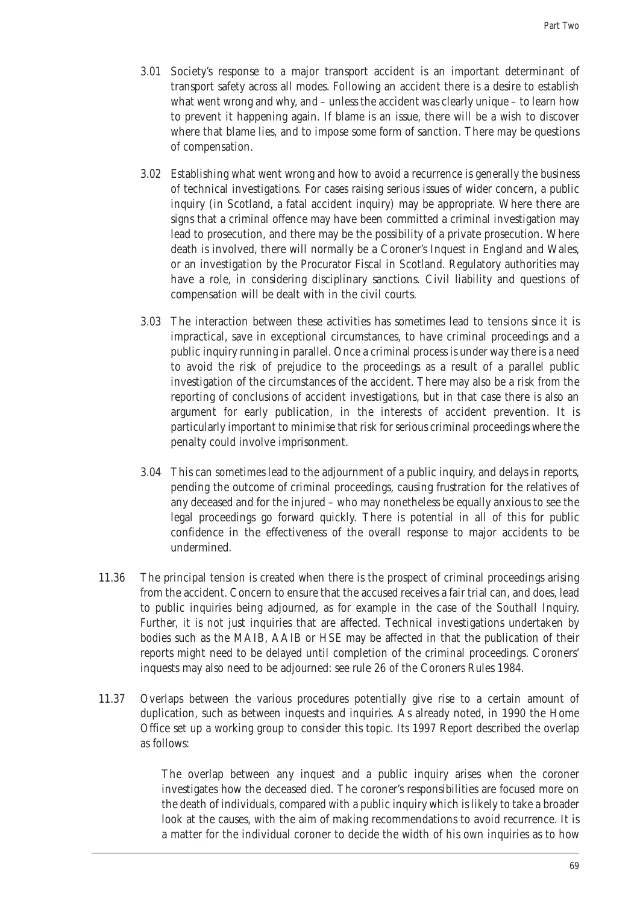3.01 Society's response to a major transport accident is an important determinant of transport safety across all modes. Following an accident there is a desire to establish what went wrong and why, and – unless the accident was clearly unique – to learn how to prevent it happening again. If blame is an issue, there will be a wish to discover where that blame lies, and to impose some form of sanction. There may be questions of compensation.

3.02 Establishing what went wrong and how to avoid a recurrence is generally the business of technical investigations. For cases raising serious issues of wider concern, a public inquiry (in Scotland, a fatal accident inquiry) may be appropriate. Where there are signs that a criminal offence may have been committed a criminal investigation may lead to prosecution, and there may be the possibility of a private prosecution. Where death is involved, there will normally be a Coroner's Inquest in England and Wales, or an investigation by the Procurator Fiscal in Scotland. Regulatory authorities may have a role, in considering disciplinary sanctions. Civil liability and questions of compensation will be dealt with in the civil courts.

3.03 The interaction between these activities has sometimes lead to tensions since it is impractical, save in exceptional circumstances, to have criminal proceedings and a public inquiry running in parallel. Once a criminal process is under way there is a need to avoid the risk of prejudice to the proceedings as a result of a parallel public investigation of the circumstances of the accident. There may also be a risk from the reporting of conclusions of accident investigations, but in that case there is also an argument for early publication, in the interests of accident prevention. It is particularly important to minimise that risk for serious criminal proceedings where the penalty could involve imprisonment.

3.04 This can sometimes lead to the adjournment of a public inquiry, and delays in reports, pending the outcome of criminal proceedings, causing frustration for the relatives of any deceased and for the injured – who may nonetheless be equally anxious to see the legal proceedings go forward quickly. There is potential in all of this for public confidence in the effectiveness of the overall response to major accidents to be undermined.

11.36 The principal tension is created when there is the prospect of criminal proceedings arising from the accident. Concern to ensure that the accused receives a fair trial can, and does, lead to public inquiries being adjourned, as for example in the case of the Southall Inquiry. Further, it is not just inquiries that are affected. Technical investigations undertaken by bodies such as the MAIB, AAIB or HSE may be affected in that the publication of their reports might need to be delayed until completion of the criminal proceedings. Coroners' inquests may also need to be adjourned: see rule 26 of the Coroners Rules 1984.

11.37 Overlaps between the various procedures potentially give rise to a certain amount of duplication, such as between inquests and inquiries. As already noted, in 1990 the Home Office set up a working group to consider this topic. Its 1997 Report described the overlap as follows:

> The overlap between any inquest and a public inquiry arises when the coroner investigates how the deceased died. The coroner's responsibilities are focused more on the death of individuals, compared with a public inquiry which is likely to take a broader look at the causes, with the aim of making recommendations to avoid recurrence. It is a matter for the individual coroner to decide the width of his own inquiries as to how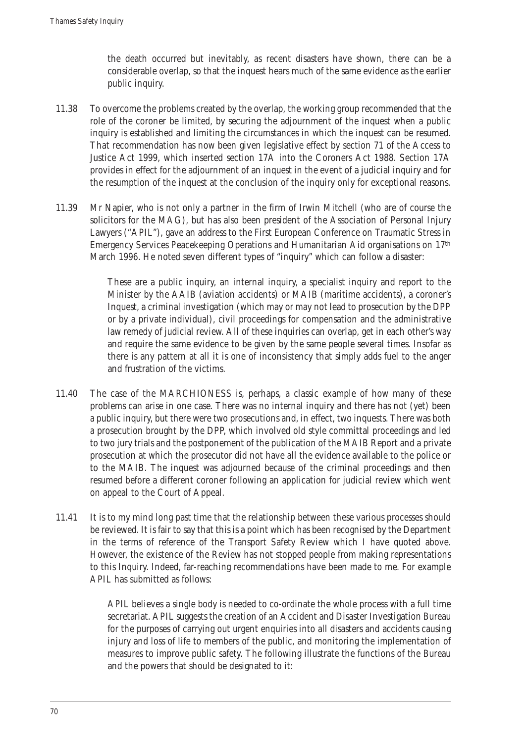the death occurred but inevitably, as recent disasters have shown, there can be a considerable overlap, so that the inquest hears much of the same evidence as the earlier public inquiry.

11.38 To overcome the problems created by the overlap, the working group recommended that the role of the coroner be limited, by securing the adjournment of the inquest when a public inquiry is established and limiting the circumstances in which the inquest can be resumed. That recommendation has now been given legislative effect by section 71 of the Access to Justice Act 1999, which inserted section 17A into the Coroners Act 1988. Section 17A provides in effect for the adjournment of an inquest in the event of a judicial inquiry and for the resumption of the inquest at the conclusion of the inquiry only for exceptional reasons.

11.39 Mr Napier, who is not only a partner in the firm of Irwin Mitchell (who are of course the solicitors for the MAG), but has also been president of the Association of Personal Injury Lawyers ("APIL"), gave an address to the First European Conference on Traumatic Stress in Emergency Services Peacekeeping Operations and Humanitarian Aid organisations on 17th March 1996. He noted seven different types of "inquiry" which can follow a disaster:

> These are a public inquiry, an internal inquiry, a specialist inquiry and report to the Minister by the AAIB (aviation accidents) or MAIB (maritime accidents), a coroner's Inquest, a criminal investigation (which may or may not lead to prosecution by the DPP or by a private individual), civil proceedings for compensation and the administrative law remedy of judicial review. All of these inquiries can overlap, get in each other's way and require the same evidence to be given by the same people several times. Insofar as there is any pattern at all it is one of inconsistency that simply adds fuel to the anger and frustration of the victims.

11.40 The case of the MARCHIONESS is, perhaps, a classic example of how many of these problems can arise in one case. There was no internal inquiry and there has not (yet) been a public inquiry, but there were two prosecutions and, in effect, two inquests. There was both a prosecution brought by the DPP, which involved old style committal proceedings and led to two jury trials and the postponement of the publication of the MAIB Report and a private prosecution at which the prosecutor did not have all the evidence available to the police or to the MAIB. The inquest was adjourned because of the criminal proceedings and then resumed before a different coroner following an application for judicial review which went on appeal to the Court of Appeal.

11.41 It is to my mind long past time that the relationship between these various processes should be reviewed. It is fair to say that this is a point which has been recognised by the Department in the terms of reference of the Transport Safety Review which I have quoted above. However, the existence of the Review has not stopped people from making representations to this Inquiry. Indeed, far-reaching recommendations have been made to me. For example APIL has submitted as follows:

> APIL believes a single body is needed to co-ordinate the whole process with a full time secretariat. APIL suggests the creation of an Accident and Disaster Investigation Bureau for the purposes of carrying out urgent enquiries into all disasters and accidents causing injury and loss of life to members of the public, and monitoring the implementation of measures to improve public safety. The following illustrate the functions of the Bureau and the powers that should be designated to it: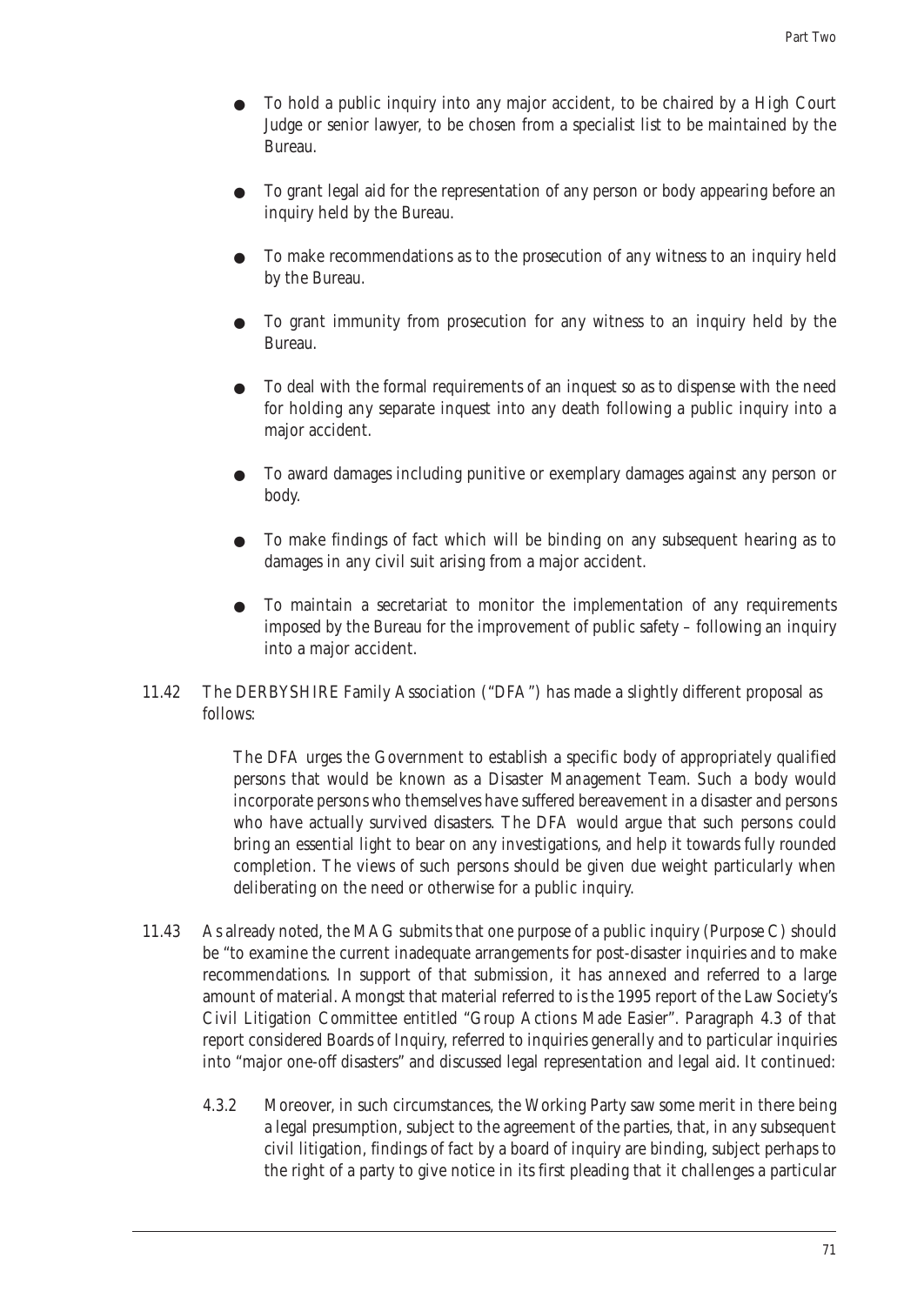- To hold a public inquiry into any major accident, to be chaired by a High Court Judge or senior lawyer, to be chosen from a specialist list to be maintained by the Bureau.
- To grant legal aid for the representation of any person or body appearing before an inquiry held by the Bureau.
- To make recommendations as to the prosecution of any witness to an inquiry held by the Bureau.
- To grant immunity from prosecution for any witness to an inquiry held by the Bureau.
- To deal with the formal requirements of an inquest so as to dispense with the need for holding any separate inquest into any death following a public inquiry into a major accident.
- To award damages including punitive or exemplary damages against any person or body.
- To make findings of fact which will be binding on any subsequent hearing as to damages in any civil suit arising from a major accident.
- To maintain a secretariat to monitor the implementation of any requirements imposed by the Bureau for the improvement of public safety – following an inquiry into a major accident.

11.42 The DERBYSHIRE Family Association ("DFA") has made a slightly different proposal as follows:

> The DFA urges the Government to establish a specific body of appropriately qualified persons that would be known as a Disaster Management Team. Such a body would incorporate persons who themselves have suffered bereavement in a disaster and persons who have actually survived disasters. The DFA would argue that such persons could bring an essential light to bear on any investigations, and help it towards fully rounded completion. The views of such persons should be given due weight particularly when deliberating on the need or otherwise for a public inquiry.

11.43 As already noted, the MAG submits that one purpose of a public inquiry (Purpose C) should be "to examine the current inadequate arrangements for post-disaster inquiries and to make recommendations. In support of that submission, it has annexed and referred to a large amount of material. Amongst that material referred to is the 1995 report of the Law Society's Civil Litigation Committee entitled "Group Actions Made Easier". Paragraph 4.3 of that report considered Boards of Inquiry, referred to inquiries generally and to particular inquiries into "major one-off disasters" and discussed legal representation and legal aid. It continued:

> 4.3.2 Moreover, in such circumstances, the Working Party saw some merit in there being a legal presumption, subject to the agreement of the parties, that, in any subsequent civil litigation, findings of fact by a board of inquiry are binding, subject perhaps to the right of a party to give notice in its first pleading that it challenges a particular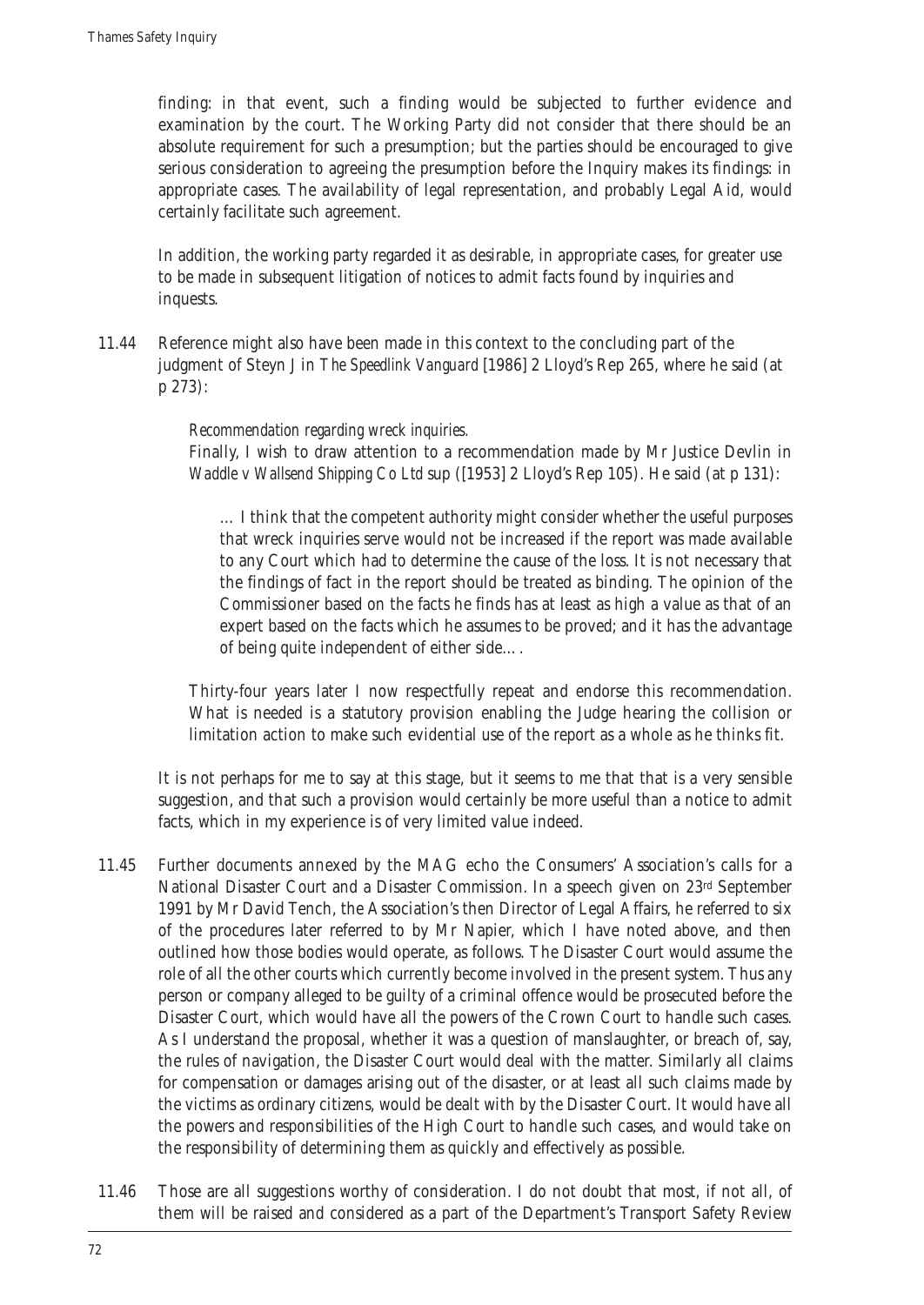finding: in that event, such a finding would be subjected to further evidence and examination by the court. The Working Party did not consider that there should be an absolute requirement for such a presumption; but the parties should be encouraged to give serious consideration to agreeing the presumption before the Inquiry makes its findings: in appropriate cases. The availability of legal representation, and probably Legal Aid, would certainly facilitate such agreement.

In addition, the working party regarded it as desirable, in appropriate cases, for greater use to be made in subsequent litigation of notices to admit facts found by inquiries and inquests.

11.44 Reference might also have been made in this context to the concluding part of the judgment of Steyn J in *The Speedlink Vanguard* [1986] 2 Lloyd's Rep 265, where he said (at p 273):

> *Recommendation regarding wreck inquiries.*
> Finally, I wish to draw attention to a recommendation made by Mr Justice Devlin in *Waddle v Wallsend Shipping Co Ltd* sup ([1953] 2 Lloyd's Rep 105). He said (at p 131):
>
> > … I think that the competent authority might consider whether the useful purposes that wreck inquiries serve would not be increased if the report was made available to any Court which had to determine the cause of the loss. It is not necessary that the findings of fact in the report should be treated as binding. The opinion of the Commissioner based on the facts he finds has at least as high a value as that of an expert based on the facts which he assumes to be proved; and it has the advantage of being quite independent of either side….
>
> Thirty-four years later I now respectfully repeat and endorse this recommendation. What is needed is a statutory provision enabling the Judge hearing the collision or limitation action to make such evidential use of the report as a whole as he thinks fit.

It is not perhaps for me to say at this stage, but it seems to me that that is a very sensible suggestion, and that such a provision would certainly be more useful than a notice to admit facts, which in my experience is of very limited value indeed.

11.45 Further documents annexed by the MAG echo the Consumers' Association's calls for a National Disaster Court and a Disaster Commission. In a speech given on 23rd September 1991 by Mr David Tench, the Association's then Director of Legal Affairs, he referred to six of the procedures later referred to by Mr Napier, which I have noted above, and then outlined how those bodies would operate, as follows. The Disaster Court would assume the role of all the other courts which currently become involved in the present system. Thus any person or company alleged to be guilty of a criminal offence would be prosecuted before the Disaster Court, which would have all the powers of the Crown Court to handle such cases. As I understand the proposal, whether it was a question of manslaughter, or breach of, say, the rules of navigation, the Disaster Court would deal with the matter. Similarly all claims for compensation or damages arising out of the disaster, or at least all such claims made by the victims as ordinary citizens, would be dealt with by the Disaster Court. It would have all the powers and responsibilities of the High Court to handle such cases, and would take on the responsibility of determining them as quickly and effectively as possible.

11.46 Those are all suggestions worthy of consideration. I do not doubt that most, if not all, of them will be raised and considered as a part of the Department's Transport Safety Review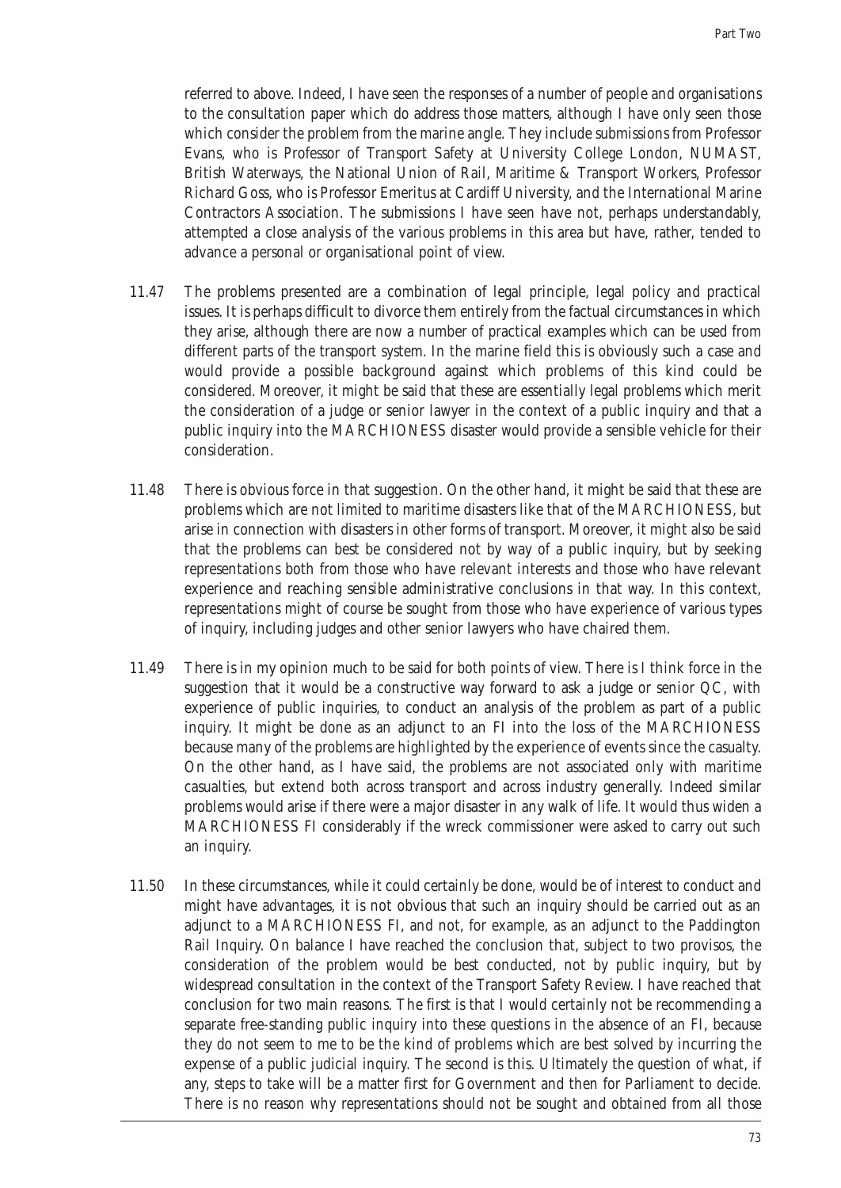referred to above. Indeed, I have seen the responses of a number of people and organisations to the consultation paper which do address those matters, although I have only seen those which consider the problem from the marine angle. They include submissions from Professor Evans, who is Professor of Transport Safety at University College London, NUMAST, British Waterways, the National Union of Rail, Maritime & Transport Workers, Professor Richard Goss, who is Professor Emeritus at Cardiff University, and the International Marine Contractors Association. The submissions I have seen have not, perhaps understandably, attempted a close analysis of the various problems in this area but have, rather, tended to advance a personal or organisational point of view.

11.47 The problems presented are a combination of legal principle, legal policy and practical issues. It is perhaps difficult to divorce them entirely from the factual circumstances in which they arise, although there are now a number of practical examples which can be used from different parts of the transport system. In the marine field this is obviously such a case and would provide a possible background against which problems of this kind could be considered. Moreover, it might be said that these are essentially legal problems which merit the consideration of a judge or senior lawyer in the context of a public inquiry and that a public inquiry into the MARCHIONESS disaster would provide a sensible vehicle for their consideration.

11.48 There is obvious force in that suggestion. On the other hand, it might be said that these are problems which are not limited to maritime disasters like that of the MARCHIONESS, but arise in connection with disasters in other forms of transport. Moreover, it might also be said that the problems can best be considered not by way of a public inquiry, but by seeking representations both from those who have relevant interests and those who have relevant experience and reaching sensible administrative conclusions in that way. In this context, representations might of course be sought from those who have experience of various types of inquiry, including judges and other senior lawyers who have chaired them.

11.49 There is in my opinion much to be said for both points of view. There is I think force in the suggestion that it would be a constructive way forward to ask a judge or senior QC, with experience of public inquiries, to conduct an analysis of the problem as part of a public inquiry. It might be done as an adjunct to an FI into the loss of the MARCHIONESS because many of the problems are highlighted by the experience of events since the casualty. On the other hand, as I have said, the problems are not associated only with maritime casualties, but extend both across transport and across industry generally. Indeed similar problems would arise if there were a major disaster in any walk of life. It would thus widen a MARCHIONESS FI considerably if the wreck commissioner were asked to carry out such an inquiry.

11.50 In these circumstances, while it could certainly be done, would be of interest to conduct and might have advantages, it is not obvious that such an inquiry should be carried out as an adjunct to a MARCHIONESS FI, and not, for example, as an adjunct to the Paddington Rail Inquiry. On balance I have reached the conclusion that, subject to two provisos, the consideration of the problem would be best conducted, not by public inquiry, but by widespread consultation in the context of the Transport Safety Review. I have reached that conclusion for two main reasons. The first is that I would certainly not be recommending a separate free-standing public inquiry into these questions in the absence of an FI, because they do not seem to me to be the kind of problems which are best solved by incurring the expense of a public judicial inquiry. The second is this. Ultimately the question of what, if any, steps to take will be a matter first for Government and then for Parliament to decide. There is no reason why representations should not be sought and obtained from all those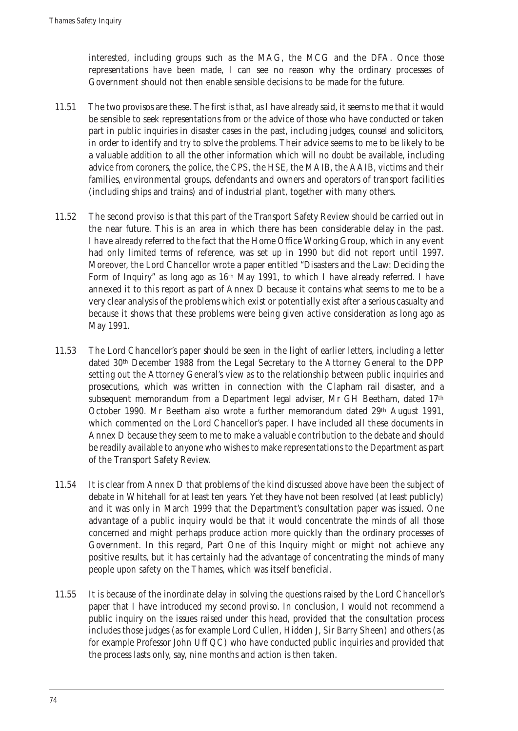interested, including groups such as the MAG, the MCG and the DFA. Once those representations have been made, I can see no reason why the ordinary processes of Government should not then enable sensible decisions to be made for the future.

11.51 The two provisos are these. The first is that, as I have already said, it seems to me that it would be sensible to seek representations from or the advice of those who have conducted or taken part in public inquiries in disaster cases in the past, including judges, counsel and solicitors, in order to identify and try to solve the problems. Their advice seems to me to be likely to be a valuable addition to all the other information which will no doubt be available, including advice from coroners, the police, the CPS, the HSE, the MAIB, the AAIB, victims and their families, environmental groups, defendants and owners and operators of transport facilities (including ships and trains) and of industrial plant, together with many others.

11.52 The second proviso is that this part of the Transport Safety Review should be carried out in the near future. This is an area in which there has been considerable delay in the past. I have already referred to the fact that the Home Office Working Group, which in any event had only limited terms of reference, was set up in 1990 but did not report until 1997. Moreover, the Lord Chancellor wrote a paper entitled "Disasters and the Law: Deciding the Form of Inquiry" as long ago as 16th May 1991, to which I have already referred. I have annexed it to this report as part of Annex D because it contains what seems to me to be a very clear analysis of the problems which exist or potentially exist after a serious casualty and because it shows that these problems were being given active consideration as long ago as May 1991.

11.53 The Lord Chancellor's paper should be seen in the light of earlier letters, including a letter dated 30th December 1988 from the Legal Secretary to the Attorney General to the DPP setting out the Attorney General's view as to the relationship between public inquiries and prosecutions, which was written in connection with the Clapham rail disaster, and a subsequent memorandum from a Department legal adviser, Mr GH Beetham, dated 17th October 1990. Mr Beetham also wrote a further memorandum dated 29th August 1991, which commented on the Lord Chancellor's paper. I have included all these documents in Annex D because they seem to me to make a valuable contribution to the debate and should be readily available to anyone who wishes to make representations to the Department as part of the Transport Safety Review.

11.54 It is clear from Annex D that problems of the kind discussed above have been the subject of debate in Whitehall for at least ten years. Yet they have not been resolved (at least publicly) and it was only in March 1999 that the Department's consultation paper was issued. One advantage of a public inquiry would be that it would concentrate the minds of all those concerned and might perhaps produce action more quickly than the ordinary processes of Government. In this regard, Part One of this Inquiry might or might not achieve any positive results, but it has certainly had the advantage of concentrating the minds of many people upon safety on the Thames, which was itself beneficial.

11.55 It is because of the inordinate delay in solving the questions raised by the Lord Chancellor's paper that I have introduced my second proviso. In conclusion, I would not recommend a public inquiry on the issues raised under this head, provided that the consultation process includes those judges (as for example Lord Cullen, Hidden J, Sir Barry Sheen) and others (as for example Professor John Uff QC) who have conducted public inquiries and provided that the process lasts only, say, nine months and action is then taken.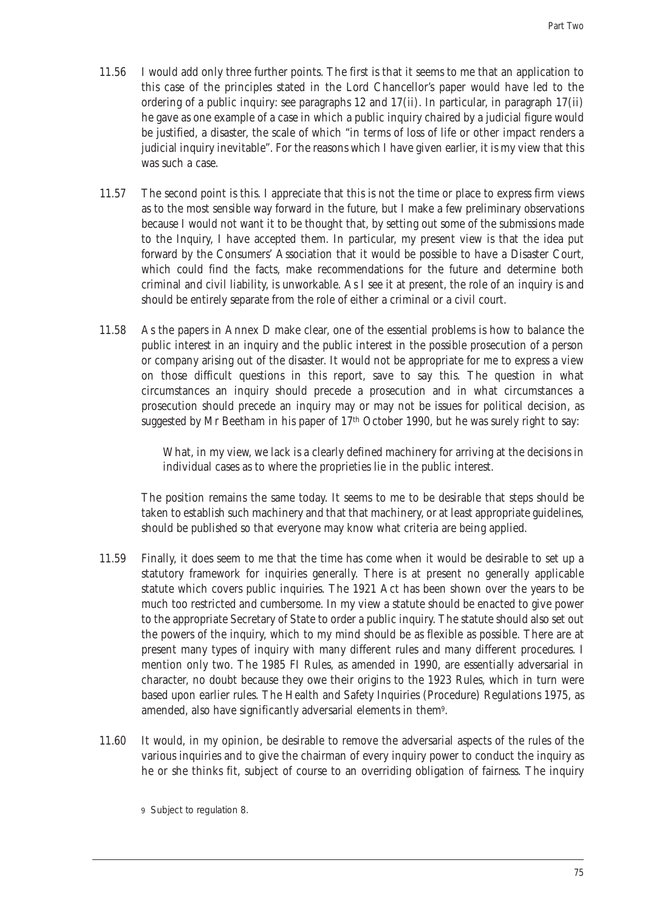11.56 I would add only three further points. The first is that it seems to me that an application to this case of the principles stated in the Lord Chancellor's paper would have led to the ordering of a public inquiry: see paragraphs 12 and 17(ii). In particular, in paragraph 17(ii) he gave as one example of a case in which a public inquiry chaired by a judicial figure would be justified, a disaster, the scale of which "in terms of loss of life or other impact renders a judicial inquiry inevitable". For the reasons which I have given earlier, it is my view that this was such a case.

11.57 The second point is this. I appreciate that this is not the time or place to express firm views as to the most sensible way forward in the future, but I make a few preliminary observations because I would not want it to be thought that, by setting out some of the submissions made to the Inquiry, I have accepted them. In particular, my present view is that the idea put forward by the Consumers' Association that it would be possible to have a Disaster Court, which could find the facts, make recommendations for the future and determine both criminal and civil liability, is unworkable. As I see it at present, the role of an inquiry is and should be entirely separate from the role of either a criminal or a civil court.

11.58 As the papers in Annex D make clear, one of the essential problems is how to balance the public interest in an inquiry and the public interest in the possible prosecution of a person or company arising out of the disaster. It would not be appropriate for me to express a view on those difficult questions in this report, save to say this. The question in what circumstances an inquiry should precede a prosecution and in what circumstances a prosecution should precede an inquiry may or may not be issues for political decision, as suggested by Mr Beetham in his paper of 17th October 1990, but he was surely right to say:

> What, in my view, we lack is a clearly defined machinery for arriving at the decisions in individual cases as to where the proprieties lie in the public interest.

The position remains the same today. It seems to me to be desirable that steps should be taken to establish such machinery and that that machinery, or at least appropriate guidelines, should be published so that everyone may know what criteria are being applied.

11.59 Finally, it does seem to me that the time has come when it would be desirable to set up a statutory framework for inquiries generally. There is at present no generally applicable statute which covers public inquiries. The 1921 Act has been shown over the years to be much too restricted and cumbersome. In my view a statute should be enacted to give power to the appropriate Secretary of State to order a public inquiry. The statute should also set out the powers of the inquiry, which to my mind should be as flexible as possible. There are at present many types of inquiry with many different rules and many different procedures. I mention only two. The 1985 FI Rules, as amended in 1990, are essentially adversarial in character, no doubt because they owe their origins to the 1923 Rules, which in turn were based upon earlier rules. The Health and Safety Inquiries (Procedure) Regulations 1975, as amended, also have significantly adversarial elements in them[9].

11.60 It would, in my opinion, be desirable to remove the adversarial aspects of the rules of the various inquiries and to give the chairman of every inquiry power to conduct the inquiry as he or she thinks fit, subject of course to an overriding obligation of fairness. The inquiry

[9] Subject to regulation 8.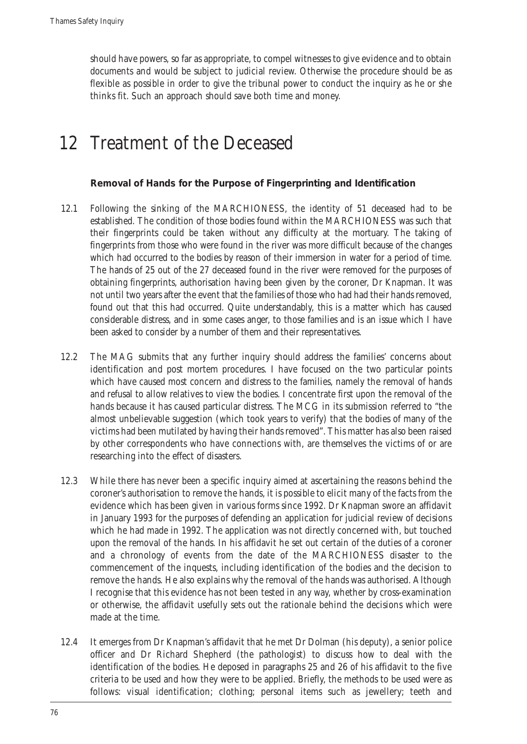should have powers, so far as appropriate, to compel witnesses to give evidence and to obtain documents and would be subject to judicial review. Otherwise the procedure should be as flexible as possible in order to give the tribunal power to conduct the inquiry as he or she thinks fit. Such an approach should save both time and money.

# 12 Treatment of the Deceased

### Removal of Hands for the Purpose of Fingerprinting and Identification

12.1 Following the sinking of the MARCHIONESS, the identity of 51 deceased had to be established. The condition of those bodies found within the MARCHIONESS was such that their fingerprints could be taken without any difficulty at the mortuary. The taking of fingerprints from those who were found in the river was more difficult because of the changes which had occurred to the bodies by reason of their immersion in water for a period of time. The hands of 25 out of the 27 deceased found in the river were removed for the purposes of obtaining fingerprints, authorisation having been given by the coroner, Dr Knapman. It was not until two years after the event that the families of those who had had their hands removed, found out that this had occurred. Quite understandably, this is a matter which has caused considerable distress, and in some cases anger, to those families and is an issue which I have been asked to consider by a number of them and their representatives.

12.2 The MAG submits that any further inquiry should address the families' concerns about identification and post mortem procedures. I have focused on the two particular points which have caused most concern and distress to the families, namely the removal of hands and refusal to allow relatives to view the bodies. I concentrate first upon the removal of the hands because it has caused particular distress. The MCG in its submission referred to "the almost unbelievable suggestion (which took years to verify) that the bodies of many of the victims had been mutilated by having their hands removed". This matter has also been raised by other correspondents who have connections with, are themselves the victims of or are researching into the effect of disasters.

12.3 While there has never been a specific inquiry aimed at ascertaining the reasons behind the coroner's authorisation to remove the hands, it is possible to elicit many of the facts from the evidence which has been given in various forms since 1992. Dr Knapman swore an affidavit in January 1993 for the purposes of defending an application for judicial review of decisions which he had made in 1992. The application was not directly concerned with, but touched upon the removal of the hands. In his affidavit he set out certain of the duties of a coroner and a chronology of events from the date of the MARCHIONESS disaster to the commencement of the inquests, including identification of the bodies and the decision to remove the hands. He also explains why the removal of the hands was authorised. Although I recognise that this evidence has not been tested in any way, whether by cross-examination or otherwise, the affidavit usefully sets out the rationale behind the decisions which were made at the time.

12.4 It emerges from Dr Knapman's affidavit that he met Dr Dolman (his deputy), a senior police officer and Dr Richard Shepherd (the pathologist) to discuss how to deal with the identification of the bodies. He deposed in paragraphs 25 and 26 of his affidavit to the five criteria to be used and how they were to be applied. Briefly, the methods to be used were as follows: visual identification; clothing; personal items such as jewellery; teeth and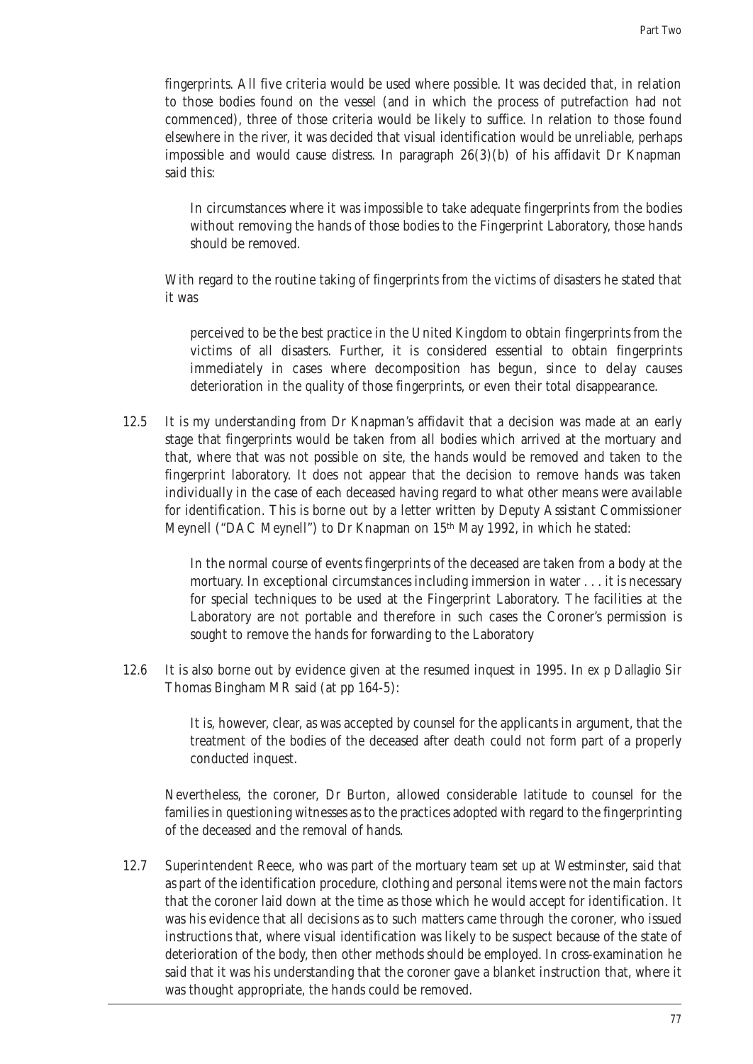fingerprints. All five criteria would be used where possible. It was decided that, in relation to those bodies found on the vessel (and in which the process of putrefaction had not commenced), three of those criteria would be likely to suffice. In relation to those found elsewhere in the river, it was decided that visual identification would be unreliable, perhaps impossible and would cause distress. In paragraph 26(3)(b) of his affidavit Dr Knapman said this:

> In circumstances where it was impossible to take adequate fingerprints from the bodies without removing the hands of those bodies to the Fingerprint Laboratory, those hands should be removed.

With regard to the routine taking of fingerprints from the victims of disasters he stated that it was

> perceived to be the best practice in the United Kingdom to obtain fingerprints from the victims of all disasters. Further, it is considered essential to obtain fingerprints immediately in cases where decomposition has begun, since to delay causes deterioration in the quality of those fingerprints, or even their total disappearance.

12.5 It is my understanding from Dr Knapman's affidavit that a decision was made at an early stage that fingerprints would be taken from all bodies which arrived at the mortuary and that, where that was not possible on site, the hands would be removed and taken to the fingerprint laboratory. It does not appear that the decision to remove hands was taken individually in the case of each deceased having regard to what other means were available for identification. This is borne out by a letter written by Deputy Assistant Commissioner Meynell ("DAC Meynell") to Dr Knapman on 15th May 1992, in which he stated:

> In the normal course of events fingerprints of the deceased are taken from a body at the mortuary. In exceptional circumstances including immersion in water . . . it is necessary for special techniques to be used at the Fingerprint Laboratory. The facilities at the Laboratory are not portable and therefore in such cases the Coroner's permission is sought to remove the hands for forwarding to the Laboratory

12.6 It is also borne out by evidence given at the resumed inquest in 1995. In *ex p Dallaglio* Sir Thomas Bingham MR said (at pp 164-5):

> It is, however, clear, as was accepted by counsel for the applicants in argument, that the treatment of the bodies of the deceased after death could not form part of a properly conducted inquest.

Nevertheless, the coroner, Dr Burton, allowed considerable latitude to counsel for the families in questioning witnesses as to the practices adopted with regard to the fingerprinting of the deceased and the removal of hands.

12.7 Superintendent Reece, who was part of the mortuary team set up at Westminster, said that as part of the identification procedure, clothing and personal items were not the main factors that the coroner laid down at the time as those which he would accept for identification. It was his evidence that all decisions as to such matters came through the coroner, who issued instructions that, where visual identification was likely to be suspect because of the state of deterioration of the body, then other methods should be employed. In cross-examination he said that it was his understanding that the coroner gave a blanket instruction that, where it was thought appropriate, the hands could be removed.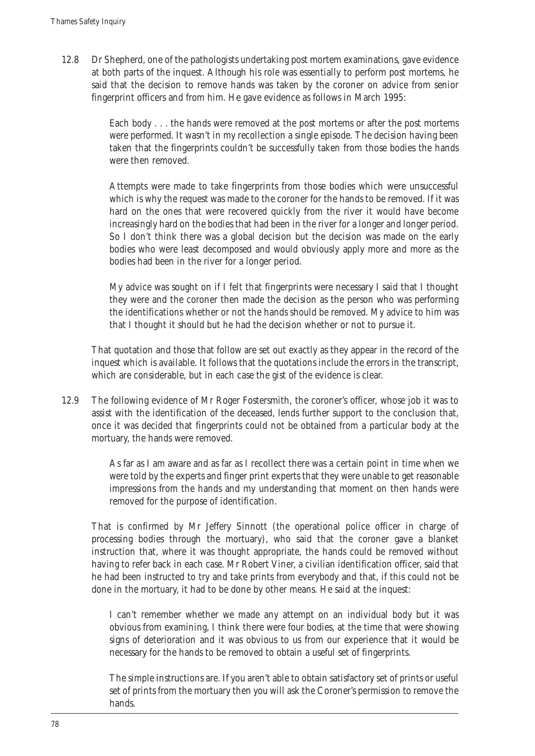12.8 Dr Shepherd, one of the pathologists undertaking post mortem examinations, gave evidence at both parts of the inquest. Although his role was essentially to perform post mortems, he said that the decision to remove hands was taken by the coroner on advice from senior fingerprint officers and from him. He gave evidence as follows in March 1995:

> Each body . . . the hands were removed at the post mortems or after the post mortems were performed. It wasn't in my recollection a single episode. The decision having been taken that the fingerprints couldn't be successfully taken from those bodies the hands were then removed.
>
> Attempts were made to take fingerprints from those bodies which were unsuccessful which is why the request was made to the coroner for the hands to be removed. If it was hard on the ones that were recovered quickly from the river it would have become increasingly hard on the bodies that had been in the river for a longer and longer period. So I don't think there was a global decision but the decision was made on the early bodies who were least decomposed and would obviously apply more and more as the bodies had been in the river for a longer period.
>
> My advice was sought on if I felt that fingerprints were necessary I said that I thought they were and the coroner then made the decision as the person who was performing the identifications whether or not the hands should be removed. My advice to him was that I thought it should but he had the decision whether or not to pursue it.

That quotation and those that follow are set out exactly as they appear in the record of the inquest which is available. It follows that the quotations include the errors in the transcript, which are considerable, but in each case the gist of the evidence is clear.

12.9 The following evidence of Mr Roger Fostersmith, the coroner's officer, whose job it was to assist with the identification of the deceased, lends further support to the conclusion that, once it was decided that fingerprints could not be obtained from a particular body at the mortuary, the hands were removed.

> As far as I am aware and as far as I recollect there was a certain point in time when we were told by the experts and finger print experts that they were unable to get reasonable impressions from the hands and my understanding that moment on then hands were removed for the purpose of identification.

That is confirmed by Mr Jeffery Sinnott (the operational police officer in charge of processing bodies through the mortuary), who said that the coroner gave a blanket instruction that, where it was thought appropriate, the hands could be removed without having to refer back in each case. Mr Robert Viner, a civilian identification officer, said that he had been instructed to try and take prints from everybody and that, if this could not be done in the mortuary, it had to be done by other means. He said at the inquest:

> I can't remember whether we made any attempt on an individual body but it was obvious from examining, I think there were four bodies, at the time that were showing signs of deterioration and it was obvious to us from our experience that it would be necessary for the hands to be removed to obtain a useful set of fingerprints.
>
> The simple instructions are. If you aren't able to obtain satisfactory set of prints or useful set of prints from the mortuary then you will ask the Coroner's permission to remove the hands.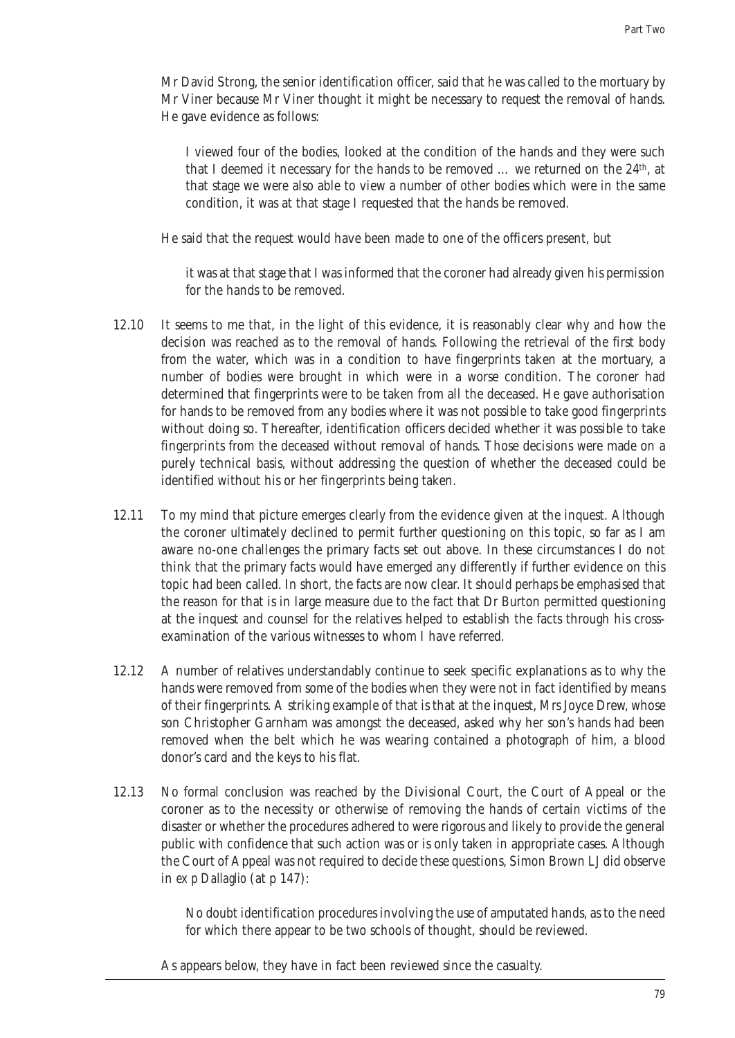Mr David Strong, the senior identification officer, said that he was called to the mortuary by Mr Viner because Mr Viner thought it might be necessary to request the removal of hands. He gave evidence as follows:

> I viewed four of the bodies, looked at the condition of the hands and they were such that I deemed it necessary for the hands to be removed … we returned on the 24th, at that stage we were also able to view a number of other bodies which were in the same condition, it was at that stage I requested that the hands be removed.

He said that the request would have been made to one of the officers present, but

> it was at that stage that I was informed that the coroner had already given his permission for the hands to be removed.

12.10 It seems to me that, in the light of this evidence, it is reasonably clear why and how the decision was reached as to the removal of hands. Following the retrieval of the first body from the water, which was in a condition to have fingerprints taken at the mortuary, a number of bodies were brought in which were in a worse condition. The coroner had determined that fingerprints were to be taken from all the deceased. He gave authorisation for hands to be removed from any bodies where it was not possible to take good fingerprints without doing so. Thereafter, identification officers decided whether it was possible to take fingerprints from the deceased without removal of hands. Those decisions were made on a purely technical basis, without addressing the question of whether the deceased could be identified without his or her fingerprints being taken.

12.11 To my mind that picture emerges clearly from the evidence given at the inquest. Although the coroner ultimately declined to permit further questioning on this topic, so far as I am aware no-one challenges the primary facts set out above. In these circumstances I do not think that the primary facts would have emerged any differently if further evidence on this topic had been called. In short, the facts are now clear. It should perhaps be emphasised that the reason for that is in large measure due to the fact that Dr Burton permitted questioning at the inquest and counsel for the relatives helped to establish the facts through his cross-examination of the various witnesses to whom I have referred.

12.12 A number of relatives understandably continue to seek specific explanations as to why the hands were removed from some of the bodies when they were not in fact identified by means of their fingerprints. A striking example of that is that at the inquest, Mrs Joyce Drew, whose son Christopher Garnham was amongst the deceased, asked why her son's hands had been removed when the belt which he was wearing contained a photograph of him, a blood donor's card and the keys to his flat.

12.13 No formal conclusion was reached by the Divisional Court, the Court of Appeal or the coroner as to the necessity or otherwise of removing the hands of certain victims of the disaster or whether the procedures adhered to were rigorous and likely to provide the general public with confidence that such action was or is only taken in appropriate cases. Although the Court of Appeal was not required to decide these questions, Simon Brown LJ did observe in *ex p Dallaglio* (at p 147):

> No doubt identification procedures involving the use of amputated hands, as to the need for which there appear to be two schools of thought, should be reviewed.

As appears below, they have in fact been reviewed since the casualty.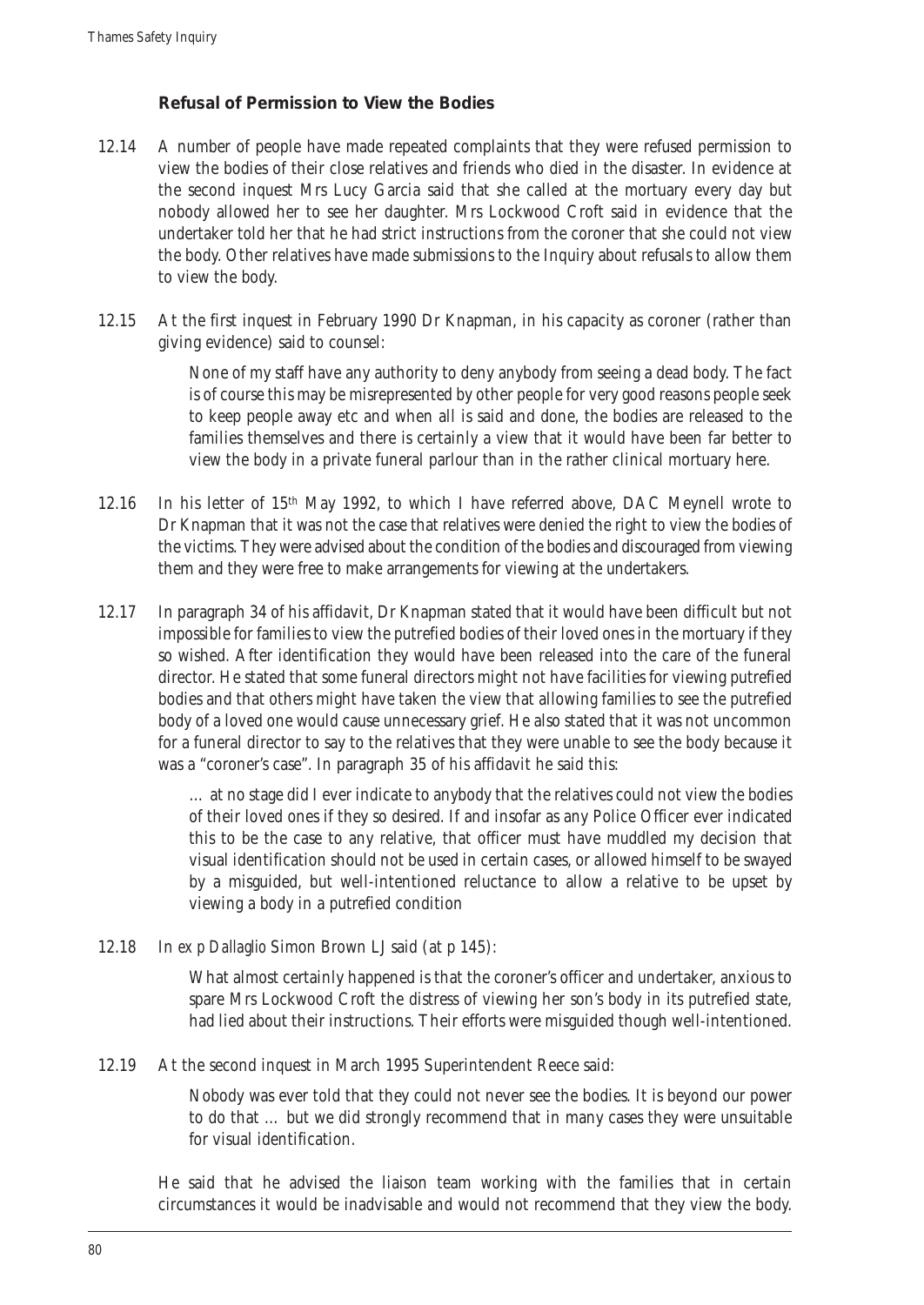### Refusal of Permission to View the Bodies

12.14 A number of people have made repeated complaints that they were refused permission to view the bodies of their close relatives and friends who died in the disaster. In evidence at the second inquest Mrs Lucy Garcia said that she called at the mortuary every day but nobody allowed her to see her daughter. Mrs Lockwood Croft said in evidence that the undertaker told her that he had strict instructions from the coroner that she could not view the body. Other relatives have made submissions to the Inquiry about refusals to allow them to view the body.

12.15 At the first inquest in February 1990 Dr Knapman, in his capacity as coroner (rather than giving evidence) said to counsel:

> None of my staff have any authority to deny anybody from seeing a dead body. The fact is of course this may be misrepresented by other people for very good reasons people seek to keep people away etc and when all is said and done, the bodies are released to the families themselves and there is certainly a view that it would have been far better to view the body in a private funeral parlour than in the rather clinical mortuary here.

12.16 In his letter of 15th May 1992, to which I have referred above, DAC Meynell wrote to Dr Knapman that it was not the case that relatives were denied the right to view the bodies of the victims. They were advised about the condition of the bodies and discouraged from viewing them and they were free to make arrangements for viewing at the undertakers.

12.17 In paragraph 34 of his affidavit, Dr Knapman stated that it would have been difficult but not impossible for families to view the putrefied bodies of their loved ones in the mortuary if they so wished. After identification they would have been released into the care of the funeral director. He stated that some funeral directors might not have facilities for viewing putrefied bodies and that others might have taken the view that allowing families to see the putrefied body of a loved one would cause unnecessary grief. He also stated that it was not uncommon for a funeral director to say to the relatives that they were unable to see the body because it was a "coroner's case". In paragraph 35 of his affidavit he said this:

> … at no stage did I ever indicate to anybody that the relatives could not view the bodies of their loved ones if they so desired. If and insofar as any Police Officer ever indicated this to be the case to any relative, that officer must have muddled my decision that visual identification should not be used in certain cases, or allowed himself to be swayed by a misguided, but well-intentioned reluctance to allow a relative to be upset by viewing a body in a putrefied condition

12.18 In *ex p Dallaglio* Simon Brown LJ said (at p 145):

> What almost certainly happened is that the coroner's officer and undertaker, anxious to spare Mrs Lockwood Croft the distress of viewing her son's body in its putrefied state, had lied about their instructions. Their efforts were misguided though well-intentioned.

12.19 At the second inquest in March 1995 Superintendent Reece said:

> Nobody was ever told that they could not never see the bodies. It is beyond our power to do that … but we did strongly recommend that in many cases they were unsuitable for visual identification.

He said that he advised the liaison team working with the families that in certain circumstances it would be inadvisable and would not recommend that they view the body.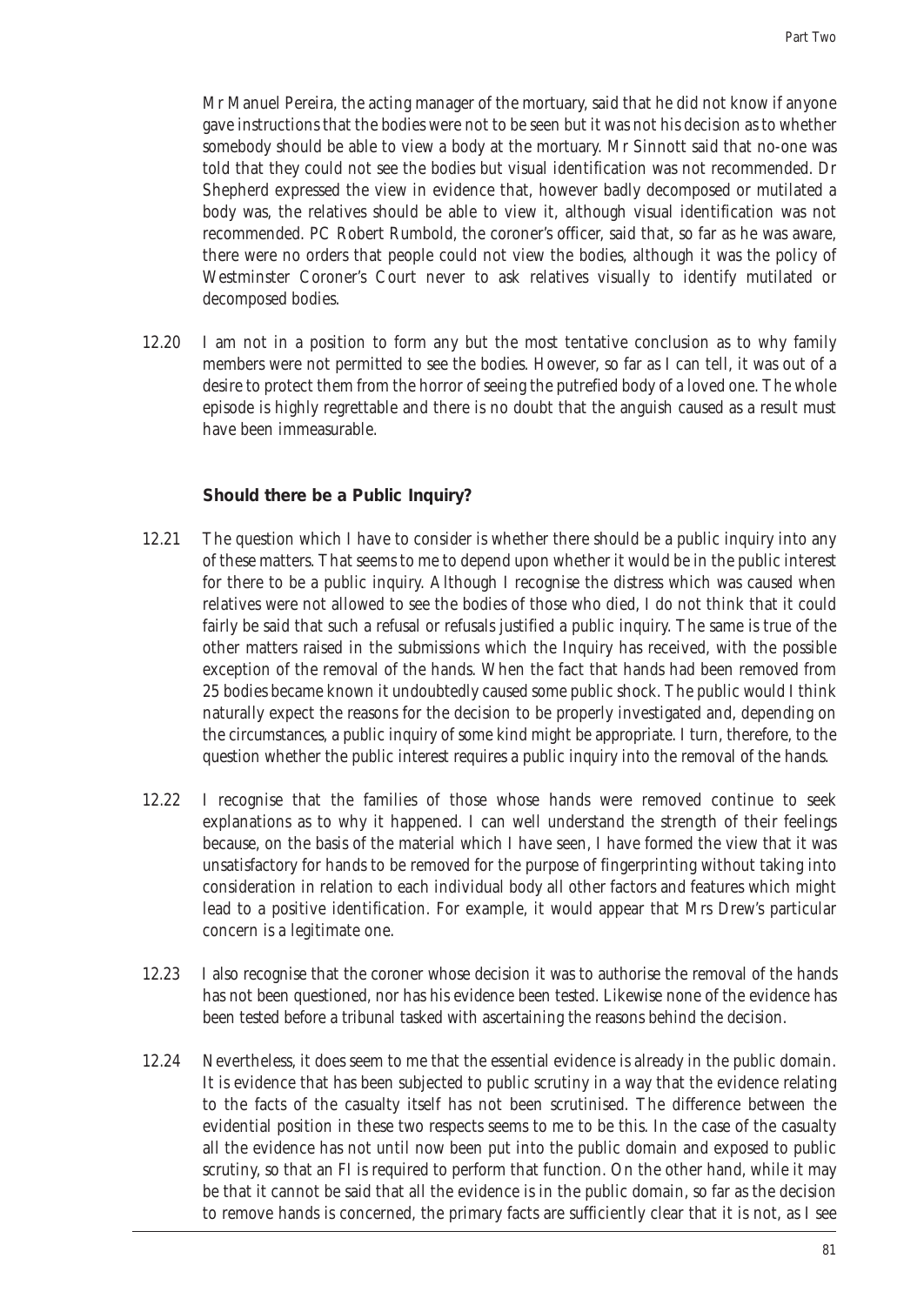Mr Manuel Pereira, the acting manager of the mortuary, said that he did not know if anyone gave instructions that the bodies were not to be seen but it was not his decision as to whether somebody should be able to view a body at the mortuary. Mr Sinnott said that no-one was told that they could not see the bodies but visual identification was not recommended. Dr Shepherd expressed the view in evidence that, however badly decomposed or mutilated a body was, the relatives should be able to view it, although visual identification was not recommended. PC Robert Rumbold, the coroner's officer, said that, so far as he was aware, there were no orders that people could not view the bodies, although it was the policy of Westminster Coroner's Court never to ask relatives visually to identify mutilated or decomposed bodies.

12.20 I am not in a position to form any but the most tentative conclusion as to why family members were not permitted to see the bodies. However, so far as I can tell, it was out of a desire to protect them from the horror of seeing the putrefied body of a loved one. The whole episode is highly regrettable and there is no doubt that the anguish caused as a result must have been immeasurable.

### Should there be a Public Inquiry?

12.21 The question which I have to consider is whether there should be a public inquiry into any of these matters. That seems to me to depend upon whether it would be in the public interest for there to be a public inquiry. Although I recognise the distress which was caused when relatives were not allowed to see the bodies of those who died, I do not think that it could fairly be said that such a refusal or refusals justified a public inquiry. The same is true of the other matters raised in the submissions which the Inquiry has received, with the possible exception of the removal of the hands. When the fact that hands had been removed from 25 bodies became known it undoubtedly caused some public shock. The public would I think naturally expect the reasons for the decision to be properly investigated and, depending on the circumstances, a public inquiry of some kind might be appropriate. I turn, therefore, to the question whether the public interest requires a public inquiry into the removal of the hands.

12.22 I recognise that the families of those whose hands were removed continue to seek explanations as to why it happened. I can well understand the strength of their feelings because, on the basis of the material which I have seen, I have formed the view that it was unsatisfactory for hands to be removed for the purpose of fingerprinting without taking into consideration in relation to each individual body all other factors and features which might lead to a positive identification. For example, it would appear that Mrs Drew's particular concern is a legitimate one.

12.23 I also recognise that the coroner whose decision it was to authorise the removal of the hands has not been questioned, nor has his evidence been tested. Likewise none of the evidence has been tested before a tribunal tasked with ascertaining the reasons behind the decision.

12.24 Nevertheless, it does seem to me that the essential evidence is already in the public domain. It is evidence that has been subjected to public scrutiny in a way that the evidence relating to the facts of the casualty itself has not been scrutinised. The difference between the evidential position in these two respects seems to me to be this. In the case of the casualty all the evidence has not until now been put into the public domain and exposed to public scrutiny, so that an FI is required to perform that function. On the other hand, while it may be that it cannot be said that all the evidence is in the public domain, so far as the decision to remove hands is concerned, the primary facts are sufficiently clear that it is not, as I see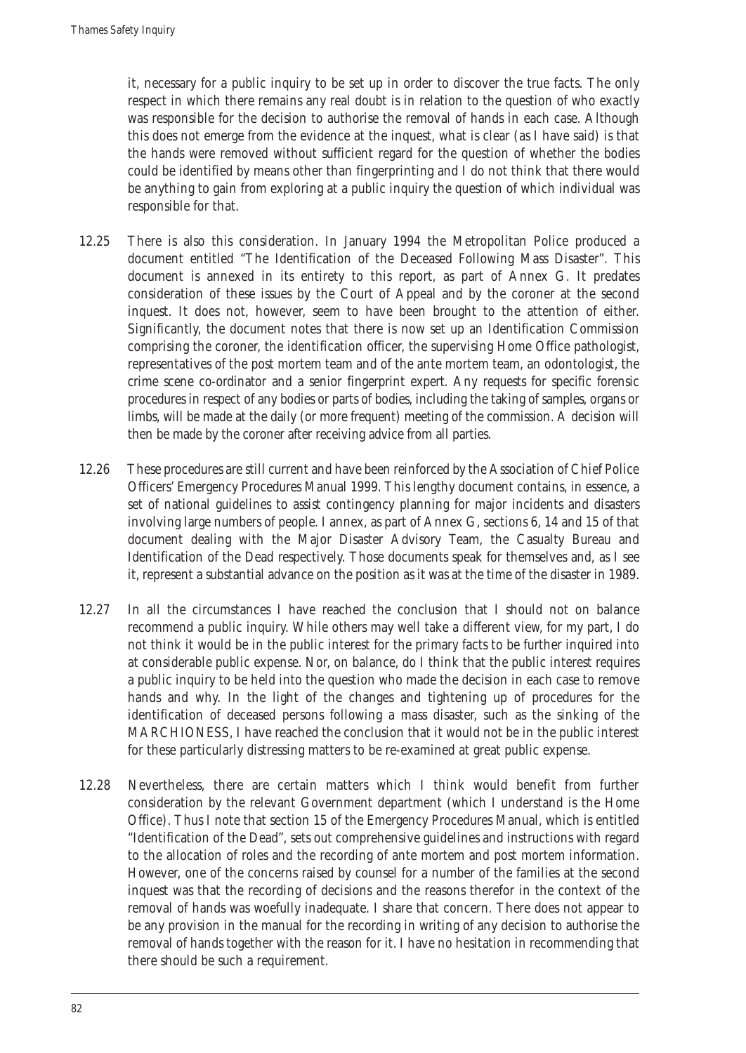it, necessary for a public inquiry to be set up in order to discover the true facts. The only respect in which there remains any real doubt is in relation to the question of who exactly was responsible for the decision to authorise the removal of hands in each case. Although this does not emerge from the evidence at the inquest, what is clear (as I have said) is that the hands were removed without sufficient regard for the question of whether the bodies could be identified by means other than fingerprinting and I do not think that there would be anything to gain from exploring at a public inquiry the question of which individual was responsible for that.

12.25 There is also this consideration. In January 1994 the Metropolitan Police produced a document entitled "The Identification of the Deceased Following Mass Disaster". This document is annexed in its entirety to this report, as part of Annex G. It predates consideration of these issues by the Court of Appeal and by the coroner at the second inquest. It does not, however, seem to have been brought to the attention of either. Significantly, the document notes that there is now set up an Identification Commission comprising the coroner, the identification officer, the supervising Home Office pathologist, representatives of the post mortem team and of the ante mortem team, an odontologist, the crime scene co-ordinator and a senior fingerprint expert. Any requests for specific forensic procedures in respect of any bodies or parts of bodies, including the taking of samples, organs or limbs, will be made at the daily (or more frequent) meeting of the commission. A decision will then be made by the coroner after receiving advice from all parties.

12.26 These procedures are still current and have been reinforced by the Association of Chief Police Officers' Emergency Procedures Manual 1999. This lengthy document contains, in essence, a set of national guidelines to assist contingency planning for major incidents and disasters involving large numbers of people. I annex, as part of Annex G, sections 6, 14 and 15 of that document dealing with the Major Disaster Advisory Team, the Casualty Bureau and Identification of the Dead respectively. Those documents speak for themselves and, as I see it, represent a substantial advance on the position as it was at the time of the disaster in 1989.

12.27 In all the circumstances I have reached the conclusion that I should not on balance recommend a public inquiry. While others may well take a different view, for my part, I do not think it would be in the public interest for the primary facts to be further inquired into at considerable public expense. Nor, on balance, do I think that the public interest requires a public inquiry to be held into the question who made the decision in each case to remove hands and why. In the light of the changes and tightening up of procedures for the identification of deceased persons following a mass disaster, such as the sinking of the MARCHIONESS, I have reached the conclusion that it would not be in the public interest for these particularly distressing matters to be re-examined at great public expense.

12.28 Nevertheless, there are certain matters which I think would benefit from further consideration by the relevant Government department (which I understand is the Home Office). Thus I note that section 15 of the Emergency Procedures Manual, which is entitled "Identification of the Dead", sets out comprehensive guidelines and instructions with regard to the allocation of roles and the recording of ante mortem and post mortem information. However, one of the concerns raised by counsel for a number of the families at the second inquest was that the recording of decisions and the reasons therefor in the context of the removal of hands was woefully inadequate. I share that concern. There does not appear to be any provision in the manual for the recording in writing of any decision to authorise the removal of hands together with the reason for it. I have no hesitation in recommending that there should be such a requirement.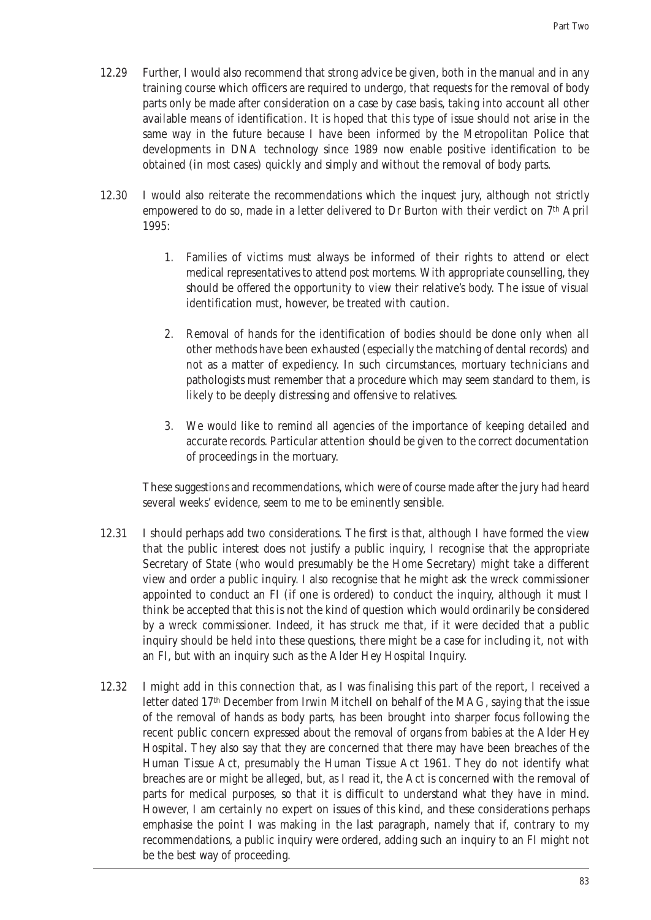12.29 Further, I would also recommend that strong advice be given, both in the manual and in any training course which officers are required to undergo, that requests for the removal of body parts only be made after consideration on a case by case basis, taking into account all other available means of identification. It is hoped that this type of issue should not arise in the same way in the future because I have been informed by the Metropolitan Police that developments in DNA technology since 1989 now enable positive identification to be obtained (in most cases) quickly and simply and without the removal of body parts.

12.30 I would also reiterate the recommendations which the inquest jury, although not strictly empowered to do so, made in a letter delivered to Dr Burton with their verdict on 7th April 1995:

1. Families of victims must always be informed of their rights to attend or elect medical representatives to attend post mortems. With appropriate counselling, they should be offered the opportunity to view their relative's body. The issue of visual identification must, however, be treated with caution.

2. Removal of hands for the identification of bodies should be done only when all other methods have been exhausted (especially the matching of dental records) and not as a matter of expediency. In such circumstances, mortuary technicians and pathologists must remember that a procedure which may seem standard to them, is likely to be deeply distressing and offensive to relatives.

3. We would like to remind all agencies of the importance of keeping detailed and accurate records. Particular attention should be given to the correct documentation of proceedings in the mortuary.

These suggestions and recommendations, which were of course made after the jury had heard several weeks' evidence, seem to me to be eminently sensible.

12.31 I should perhaps add two considerations. The first is that, although I have formed the view that the public interest does not justify a public inquiry, I recognise that the appropriate Secretary of State (who would presumably be the Home Secretary) might take a different view and order a public inquiry. I also recognise that he might ask the wreck commissioner appointed to conduct an FI (if one is ordered) to conduct the inquiry, although it must I think be accepted that this is not the kind of question which would ordinarily be considered by a wreck commissioner. Indeed, it has struck me that, if it were decided that a public inquiry should be held into these questions, there might be a case for including it, not with an FI, but with an inquiry such as the Alder Hey Hospital Inquiry.

12.32 I might add in this connection that, as I was finalising this part of the report, I received a letter dated 17th December from Irwin Mitchell on behalf of the MAG, saying that the issue of the removal of hands as body parts, has been brought into sharper focus following the recent public concern expressed about the removal of organs from babies at the Alder Hey Hospital. They also say that they are concerned that there may have been breaches of the Human Tissue Act, presumably the Human Tissue Act 1961. They do not identify what breaches are or might be alleged, but, as I read it, the Act is concerned with the removal of parts for medical purposes, so that it is difficult to understand what they have in mind. However, I am certainly no expert on issues of this kind, and these considerations perhaps emphasise the point I was making in the last paragraph, namely that if, contrary to my recommendations, a public inquiry were ordered, adding such an inquiry to an FI might not be the best way of proceeding.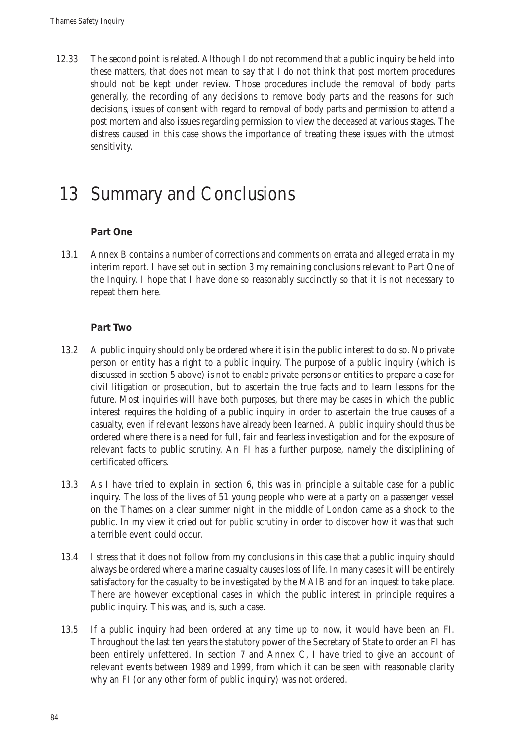12.33 The second point is related. Although I do not recommend that a public inquiry be held into these matters, that does not mean to say that I do not think that post mortem procedures should not be kept under review. Those procedures include the removal of body parts generally, the recording of any decisions to remove body parts and the reasons for such decisions, issues of consent with regard to removal of body parts and permission to attend a post mortem and also issues regarding permission to view the deceased at various stages. The distress caused in this case shows the importance of treating these issues with the utmost sensitivity.

# 13 Summary and Conclusions

### Part One

13.1 Annex B contains a number of corrections and comments on errata and alleged errata in my interim report. I have set out in section 3 my remaining conclusions relevant to Part One of the Inquiry. I hope that I have done so reasonably succinctly so that it is not necessary to repeat them here.

### Part Two

13.2 A public inquiry should only be ordered where it is in the public interest to do so. No private person or entity has a right to a public inquiry. The purpose of a public inquiry (which is discussed in section 5 above) is not to enable private persons or entities to prepare a case for civil litigation or prosecution, but to ascertain the true facts and to learn lessons for the future. Most inquiries will have both purposes, but there may be cases in which the public interest requires the holding of a public inquiry in order to ascertain the true causes of a casualty, even if relevant lessons have already been learned. A public inquiry should thus be ordered where there is a need for full, fair and fearless investigation and for the exposure of relevant facts to public scrutiny. An FI has a further purpose, namely the disciplining of certificated officers.

13.3 As I have tried to explain in section 6, this was in principle a suitable case for a public inquiry. The loss of the lives of 51 young people who were at a party on a passenger vessel on the Thames on a clear summer night in the middle of London came as a shock to the public. In my view it cried out for public scrutiny in order to discover how it was that such a terrible event could occur.

13.4 I stress that it does not follow from my conclusions in this case that a public inquiry should always be ordered where a marine casualty causes loss of life. In many cases it will be entirely satisfactory for the casualty to be investigated by the MAIB and for an inquest to take place. There are however exceptional cases in which the public interest in principle requires a public inquiry. This was, and is, such a case.

13.5 If a public inquiry had been ordered at any time up to now, it would have been an FI. Throughout the last ten years the statutory power of the Secretary of State to order an FI has been entirely unfettered. In section 7 and Annex C, I have tried to give an account of relevant events between 1989 and 1999, from which it can be seen with reasonable clarity why an FI (or any other form of public inquiry) was not ordered.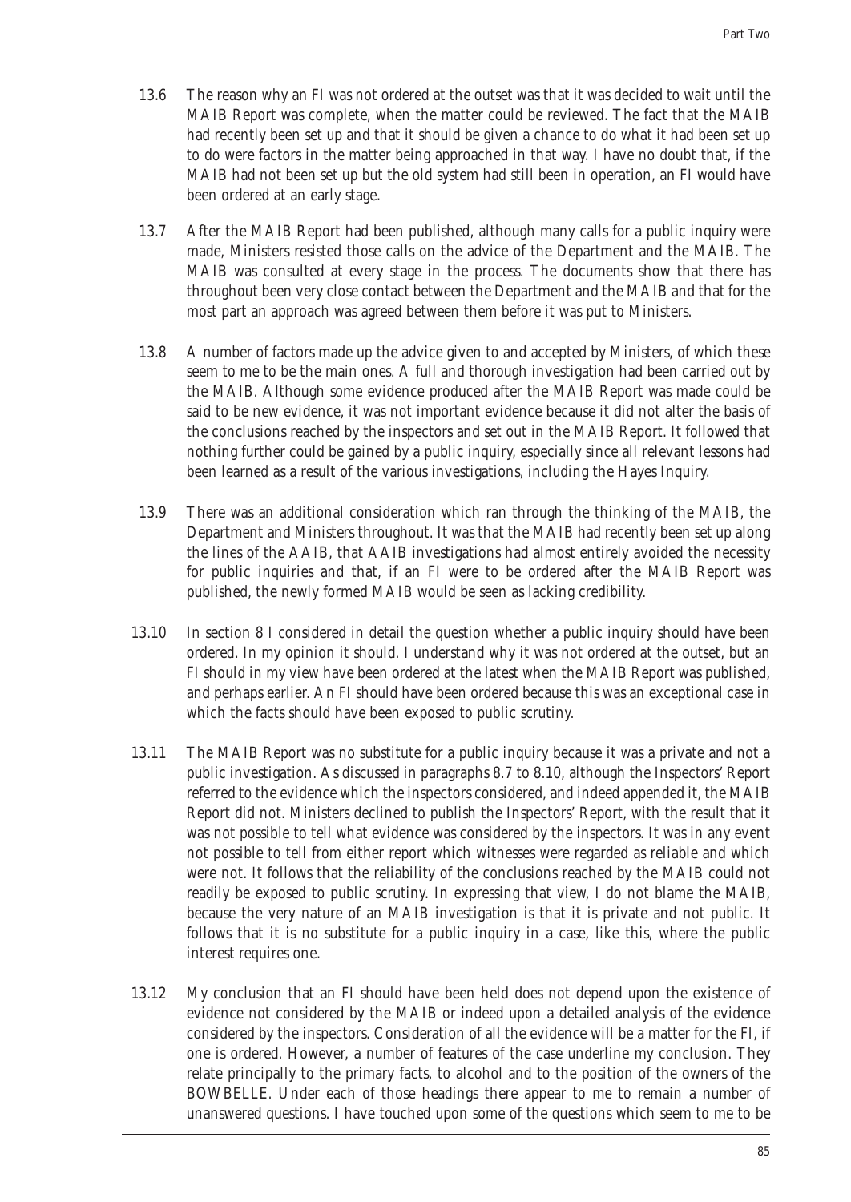13.6 The reason why an FI was not ordered at the outset was that it was decided to wait until the MAIB Report was complete, when the matter could be reviewed. The fact that the MAIB had recently been set up and that it should be given a chance to do what it had been set up to do were factors in the matter being approached in that way. I have no doubt that, if the MAIB had not been set up but the old system had still been in operation, an FI would have been ordered at an early stage.

13.7 After the MAIB Report had been published, although many calls for a public inquiry were made, Ministers resisted those calls on the advice of the Department and the MAIB. The MAIB was consulted at every stage in the process. The documents show that there has throughout been very close contact between the Department and the MAIB and that for the most part an approach was agreed between them before it was put to Ministers.

13.8 A number of factors made up the advice given to and accepted by Ministers, of which these seem to me to be the main ones. A full and thorough investigation had been carried out by the MAIB. Although some evidence produced after the MAIB Report was made could be said to be new evidence, it was not important evidence because it did not alter the basis of the conclusions reached by the inspectors and set out in the MAIB Report. It followed that nothing further could be gained by a public inquiry, especially since all relevant lessons had been learned as a result of the various investigations, including the Hayes Inquiry.

13.9 There was an additional consideration which ran through the thinking of the MAIB, the Department and Ministers throughout. It was that the MAIB had recently been set up along the lines of the AAIB, that AAIB investigations had almost entirely avoided the necessity for public inquiries and that, if an FI were to be ordered after the MAIB Report was published, the newly formed MAIB would be seen as lacking credibility.

13.10 In section 8 I considered in detail the question whether a public inquiry should have been ordered. In my opinion it should. I understand why it was not ordered at the outset, but an FI should in my view have been ordered at the latest when the MAIB Report was published, and perhaps earlier. An FI should have been ordered because this was an exceptional case in which the facts should have been exposed to public scrutiny.

13.11 The MAIB Report was no substitute for a public inquiry because it was a private and not a public investigation. As discussed in paragraphs 8.7 to 8.10, although the Inspectors' Report referred to the evidence which the inspectors considered, and indeed appended it, the MAIB Report did not. Ministers declined to publish the Inspectors' Report, with the result that it was not possible to tell what evidence was considered by the inspectors. It was in any event not possible to tell from either report which witnesses were regarded as reliable and which were not. It follows that the reliability of the conclusions reached by the MAIB could not readily be exposed to public scrutiny. In expressing that view, I do not blame the MAIB, because the very nature of an MAIB investigation is that it is private and not public. It follows that it is no substitute for a public inquiry in a case, like this, where the public interest requires one.

13.12 My conclusion that an FI should have been held does not depend upon the existence of evidence not considered by the MAIB or indeed upon a detailed analysis of the evidence considered by the inspectors. Consideration of all the evidence will be a matter for the FI, if one is ordered. However, a number of features of the case underline my conclusion. They relate principally to the primary facts, to alcohol and to the position of the owners of the BOWBELLE. Under each of those headings there appear to me to remain a number of unanswered questions. I have touched upon some of the questions which seem to me to be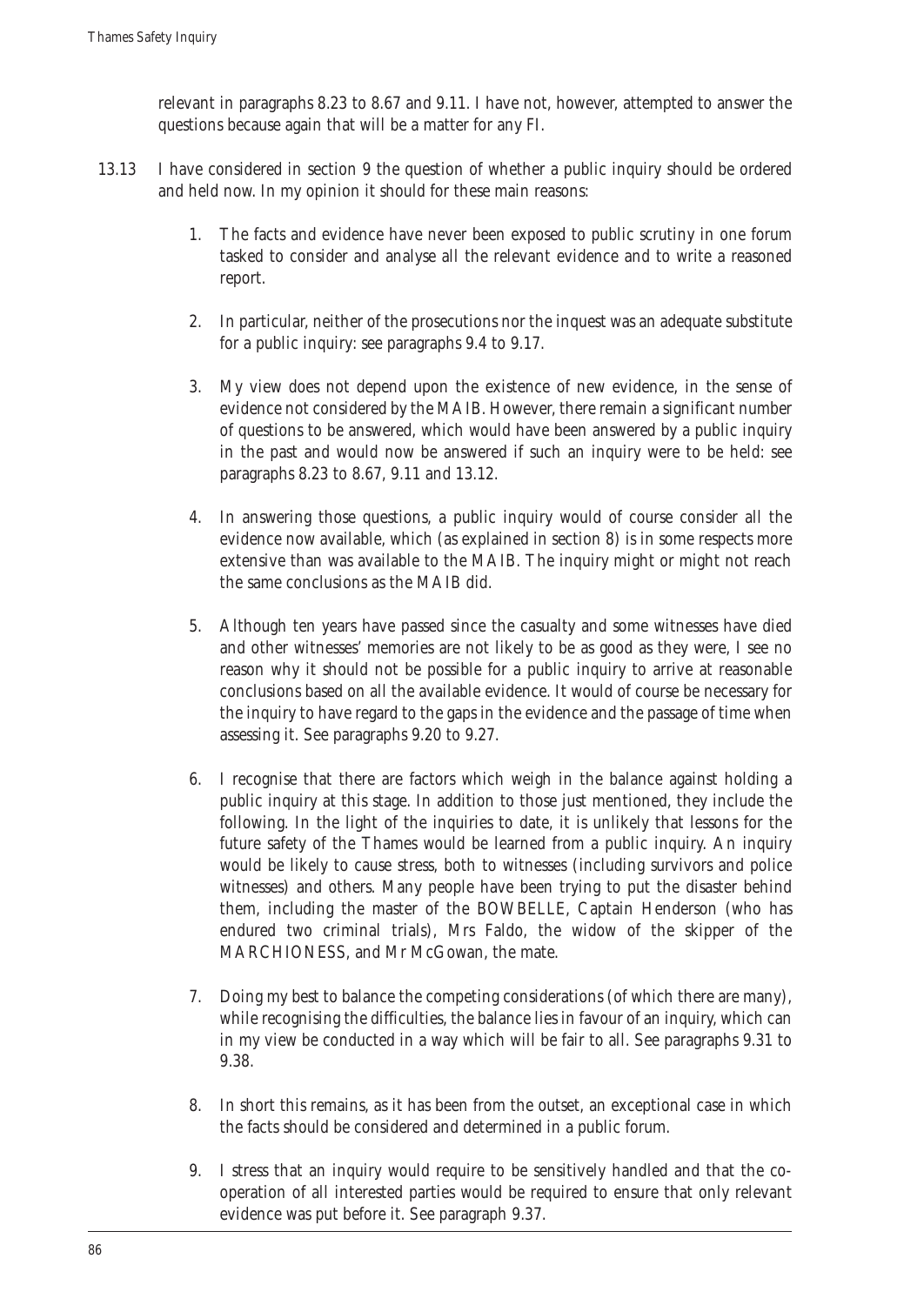relevant in paragraphs 8.23 to 8.67 and 9.11. I have not, however, attempted to answer the questions because again that will be a matter for any FI.

13.13 I have considered in section 9 the question of whether a public inquiry should be ordered and held now. In my opinion it should for these main reasons:

1. The facts and evidence have never been exposed to public scrutiny in one forum tasked to consider and analyse all the relevant evidence and to write a reasoned report.

2. In particular, neither of the prosecutions nor the inquest was an adequate substitute for a public inquiry: see paragraphs 9.4 to 9.17.

3. My view does not depend upon the existence of new evidence, in the sense of evidence not considered by the MAIB. However, there remain a significant number of questions to be answered, which would have been answered by a public inquiry in the past and would now be answered if such an inquiry were to be held: see paragraphs 8.23 to 8.67, 9.11 and 13.12.

4. In answering those questions, a public inquiry would of course consider all the evidence now available, which (as explained in section 8) is in some respects more extensive than was available to the MAIB. The inquiry might or might not reach the same conclusions as the MAIB did.

5. Although ten years have passed since the casualty and some witnesses have died and other witnesses' memories are not likely to be as good as they were, I see no reason why it should not be possible for a public inquiry to arrive at reasonable conclusions based on all the available evidence. It would of course be necessary for the inquiry to have regard to the gaps in the evidence and the passage of time when assessing it. See paragraphs 9.20 to 9.27.

6. I recognise that there are factors which weigh in the balance against holding a public inquiry at this stage. In addition to those just mentioned, they include the following. In the light of the inquiries to date, it is unlikely that lessons for the future safety of the Thames would be learned from a public inquiry. An inquiry would be likely to cause stress, both to witnesses (including survivors and police witnesses) and others. Many people have been trying to put the disaster behind them, including the master of the BOWBELLE, Captain Henderson (who has endured two criminal trials), Mrs Faldo, the widow of the skipper of the MARCHIONESS, and Mr McGowan, the mate.

7. Doing my best to balance the competing considerations (of which there are many), while recognising the difficulties, the balance lies in favour of an inquiry, which can in my view be conducted in a way which will be fair to all. See paragraphs 9.31 to 9.38.

8. In short this remains, as it has been from the outset, an exceptional case in which the facts should be considered and determined in a public forum.

9. I stress that an inquiry would require to be sensitively handled and that the co-operation of all interested parties would be required to ensure that only relevant evidence was put before it. See paragraph 9.37.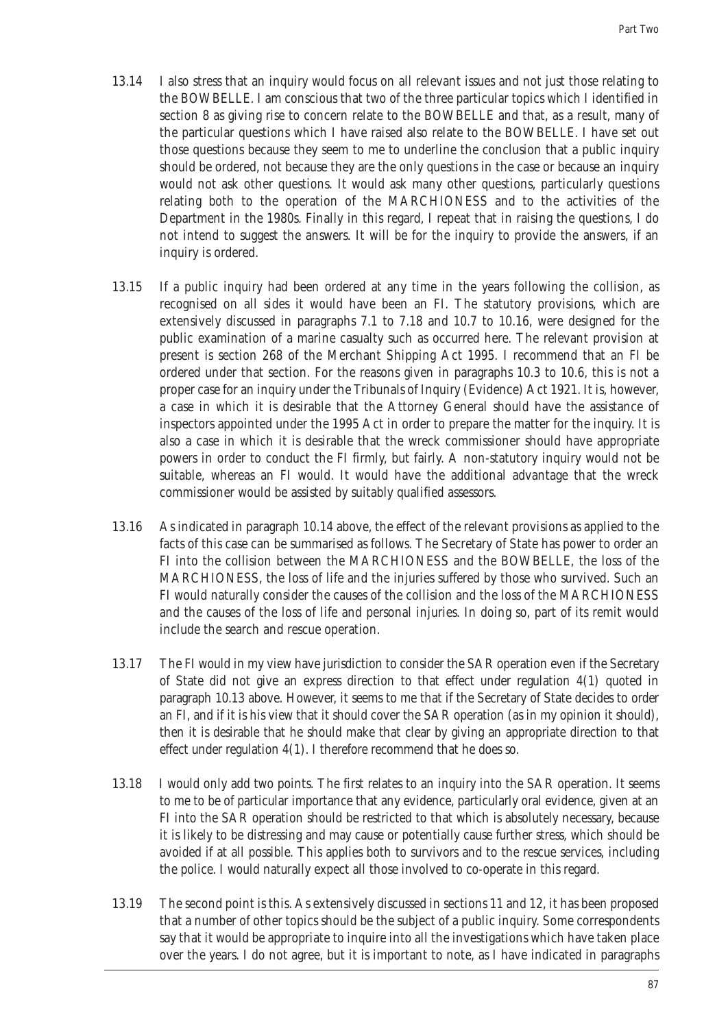13.14 I also stress that an inquiry would focus on all relevant issues and not just those relating to the BOWBELLE. I am conscious that two of the three particular topics which I identified in section 8 as giving rise to concern relate to the BOWBELLE and that, as a result, many of the particular questions which I have raised also relate to the BOWBELLE. I have set out those questions because they seem to me to underline the conclusion that a public inquiry should be ordered, not because they are the only questions in the case or because an inquiry would not ask other questions. It would ask many other questions, particularly questions relating both to the operation of the MARCHIONESS and to the activities of the Department in the 1980s. Finally in this regard, I repeat that in raising the questions, I do not intend to suggest the answers. It will be for the inquiry to provide the answers, if an inquiry is ordered.

13.15 If a public inquiry had been ordered at any time in the years following the collision, as recognised on all sides it would have been an FI. The statutory provisions, which are extensively discussed in paragraphs 7.1 to 7.18 and 10.7 to 10.16, were designed for the public examination of a marine casualty such as occurred here. The relevant provision at present is section 268 of the Merchant Shipping Act 1995. I recommend that an FI be ordered under that section. For the reasons given in paragraphs 10.3 to 10.6, this is not a proper case for an inquiry under the Tribunals of Inquiry (Evidence) Act 1921. It is, however, a case in which it is desirable that the Attorney General should have the assistance of inspectors appointed under the 1995 Act in order to prepare the matter for the inquiry. It is also a case in which it is desirable that the wreck commissioner should have appropriate powers in order to conduct the FI firmly, but fairly. A non-statutory inquiry would not be suitable, whereas an FI would. It would have the additional advantage that the wreck commissioner would be assisted by suitably qualified assessors.

13.16 As indicated in paragraph 10.14 above, the effect of the relevant provisions as applied to the facts of this case can be summarised as follows. The Secretary of State has power to order an FI into the collision between the MARCHIONESS and the BOWBELLE, the loss of the MARCHIONESS, the loss of life and the injuries suffered by those who survived. Such an FI would naturally consider the causes of the collision and the loss of the MARCHIONESS and the causes of the loss of life and personal injuries. In doing so, part of its remit would include the search and rescue operation.

13.17 The FI would in my view have jurisdiction to consider the SAR operation even if the Secretary of State did not give an express direction to that effect under regulation 4(1) quoted in paragraph 10.13 above. However, it seems to me that if the Secretary of State decides to order an FI, and if it is his view that it should cover the SAR operation (as in my opinion it should), then it is desirable that he should make that clear by giving an appropriate direction to that effect under regulation 4(1). I therefore recommend that he does so.

13.18 I would only add two points. The first relates to an inquiry into the SAR operation. It seems to me to be of particular importance that any evidence, particularly oral evidence, given at an FI into the SAR operation should be restricted to that which is absolutely necessary, because it is likely to be distressing and may cause or potentially cause further stress, which should be avoided if at all possible. This applies both to survivors and to the rescue services, including the police. I would naturally expect all those involved to co-operate in this regard.

13.19 The second point is this. As extensively discussed in sections 11 and 12, it has been proposed that a number of other topics should be the subject of a public inquiry. Some correspondents say that it would be appropriate to inquire into all the investigations which have taken place over the years. I do not agree, but it is important to note, as I have indicated in paragraphs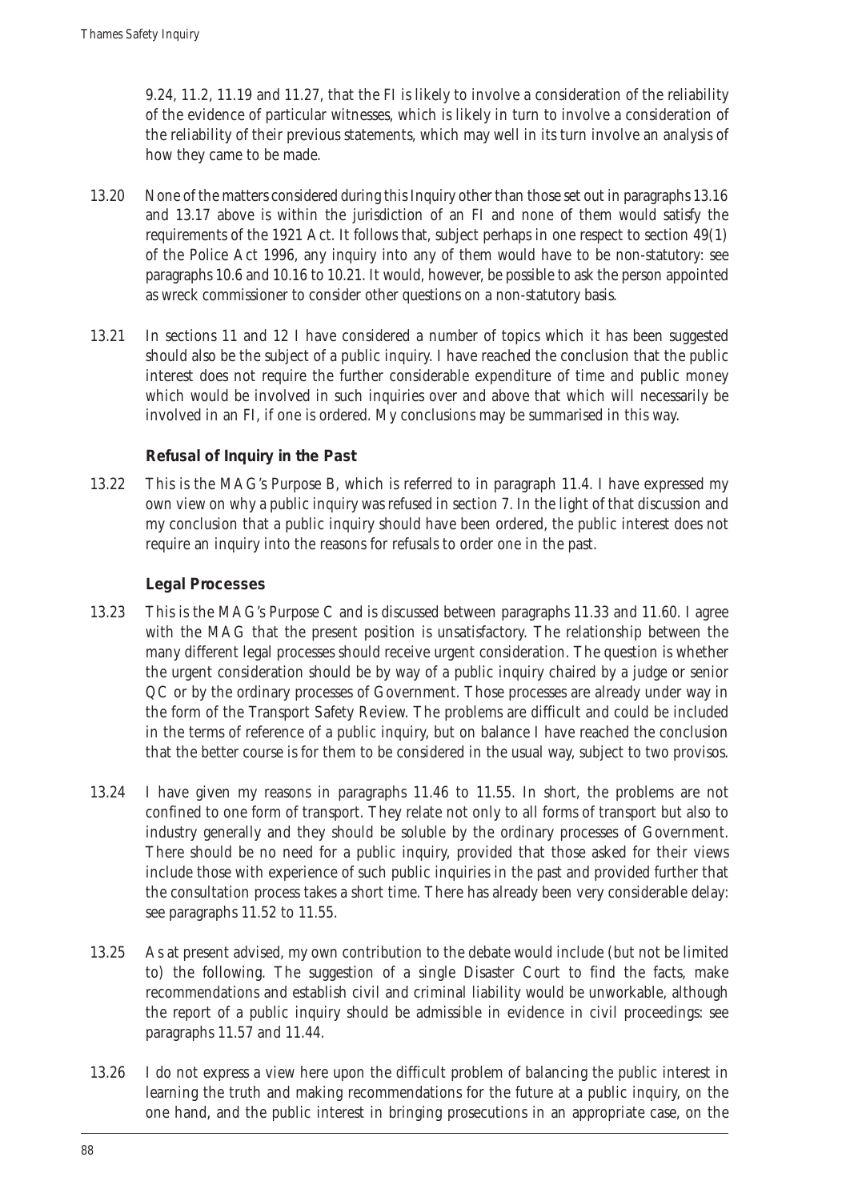9.24, 11.2, 11.19 and 11.27, that the FI is likely to involve a consideration of the reliability of the evidence of particular witnesses, which is likely in turn to involve a consideration of the reliability of their previous statements, which may well in its turn involve an analysis of how they came to be made.

13.20 None of the matters considered during this Inquiry other than those set out in paragraphs 13.16 and 13.17 above is within the jurisdiction of an FI and none of them would satisfy the requirements of the 1921 Act. It follows that, subject perhaps in one respect to section 49(1) of the Police Act 1996, any inquiry into any of them would have to be non-statutory: see paragraphs 10.6 and 10.16 to 10.21. It would, however, be possible to ask the person appointed as wreck commissioner to consider other questions on a non-statutory basis.

13.21 In sections 11 and 12 I have considered a number of topics which it has been suggested should also be the subject of a public inquiry. I have reached the conclusion that the public interest does not require the further considerable expenditure of time and public money which would be involved in such inquiries over and above that which will necessarily be involved in an FI, if one is ordered. My conclusions may be summarised in this way.

### Refusal of Inquiry in the Past

13.22 This is the MAG's Purpose B, which is referred to in paragraph 11.4. I have expressed my own view on why a public inquiry was refused in section 7. In the light of that discussion and my conclusion that a public inquiry should have been ordered, the public interest does not require an inquiry into the reasons for refusals to order one in the past.

### Legal Processes

13.23 This is the MAG's Purpose C and is discussed between paragraphs 11.33 and 11.60. I agree with the MAG that the present position is unsatisfactory. The relationship between the many different legal processes should receive urgent consideration. The question is whether the urgent consideration should be by way of a public inquiry chaired by a judge or senior QC or by the ordinary processes of Government. Those processes are already under way in the form of the Transport Safety Review. The problems are difficult and could be included in the terms of reference of a public inquiry, but on balance I have reached the conclusion that the better course is for them to be considered in the usual way, subject to two provisos.

13.24 I have given my reasons in paragraphs 11.46 to 11.55. In short, the problems are not confined to one form of transport. They relate not only to all forms of transport but also to industry generally and they should be soluble by the ordinary processes of Government. There should be no need for a public inquiry, provided that those asked for their views include those with experience of such public inquiries in the past and provided further that the consultation process takes a short time. There has already been very considerable delay: see paragraphs 11.52 to 11.55.

13.25 As at present advised, my own contribution to the debate would include (but not be limited to) the following. The suggestion of a single Disaster Court to find the facts, make recommendations and establish civil and criminal liability would be unworkable, although the report of a public inquiry should be admissible in evidence in civil proceedings: see paragraphs 11.57 and 11.44.

13.26 I do not express a view here upon the difficult problem of balancing the public interest in learning the truth and making recommendations for the future at a public inquiry, on the one hand, and the public interest in bringing prosecutions in an appropriate case, on the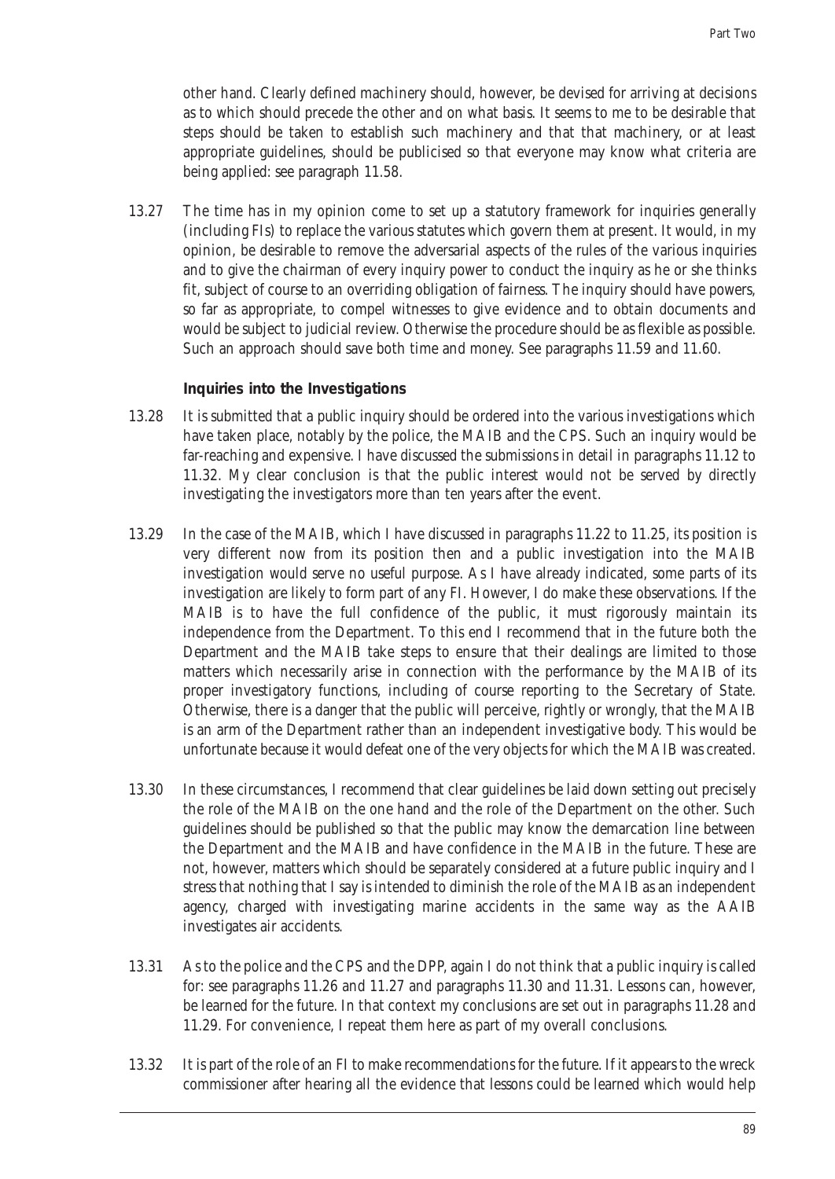other hand. Clearly defined machinery should, however, be devised for arriving at decisions as to which should precede the other and on what basis. It seems to me to be desirable that steps should be taken to establish such machinery and that that machinery, or at least appropriate guidelines, should be publicised so that everyone may know what criteria are being applied: see paragraph 11.58.

13.27 The time has in my opinion come to set up a statutory framework for inquiries generally (including FIs) to replace the various statutes which govern them at present. It would, in my opinion, be desirable to remove the adversarial aspects of the rules of the various inquiries and to give the chairman of every inquiry power to conduct the inquiry as he or she thinks fit, subject of course to an overriding obligation of fairness. The inquiry should have powers, so far as appropriate, to compel witnesses to give evidence and to obtain documents and would be subject to judicial review. Otherwise the procedure should be as flexible as possible. Such an approach should save both time and money. See paragraphs 11.59 and 11.60.

**Inquiries into the Investigations**

13.28 It is submitted that a public inquiry should be ordered into the various investigations which have taken place, notably by the police, the MAIB and the CPS. Such an inquiry would be far-reaching and expensive. I have discussed the submissions in detail in paragraphs 11.12 to 11.32. My clear conclusion is that the public interest would not be served by directly investigating the investigators more than ten years after the event.

13.29 In the case of the MAIB, which I have discussed in paragraphs 11.22 to 11.25, its position is very different now from its position then and a public investigation into the MAIB investigation would serve no useful purpose. As I have already indicated, some parts of its investigation are likely to form part of any FI. However, I do make these observations. If the MAIB is to have the full confidence of the public, it must rigorously maintain its independence from the Department. To this end I recommend that in the future both the Department and the MAIB take steps to ensure that their dealings are limited to those matters which necessarily arise in connection with the performance by the MAIB of its proper investigatory functions, including of course reporting to the Secretary of State. Otherwise, there is a danger that the public will perceive, rightly or wrongly, that the MAIB is an arm of the Department rather than an independent investigative body. This would be unfortunate because it would defeat one of the very objects for which the MAIB was created.

13.30 In these circumstances, I recommend that clear guidelines be laid down setting out precisely the role of the MAIB on the one hand and the role of the Department on the other. Such guidelines should be published so that the public may know the demarcation line between the Department and the MAIB and have confidence in the MAIB in the future. These are not, however, matters which should be separately considered at a future public inquiry and I stress that nothing that I say is intended to diminish the role of the MAIB as an independent agency, charged with investigating marine accidents in the same way as the AAIB investigates air accidents.

13.31 As to the police and the CPS and the DPP, again I do not think that a public inquiry is called for: see paragraphs 11.26 and 11.27 and paragraphs 11.30 and 11.31. Lessons can, however, be learned for the future. In that context my conclusions are set out in paragraphs 11.28 and 11.29. For convenience, I repeat them here as part of my overall conclusions.

13.32 It is part of the role of an FI to make recommendations for the future. If it appears to the wreck commissioner after hearing all the evidence that lessons could be learned which would help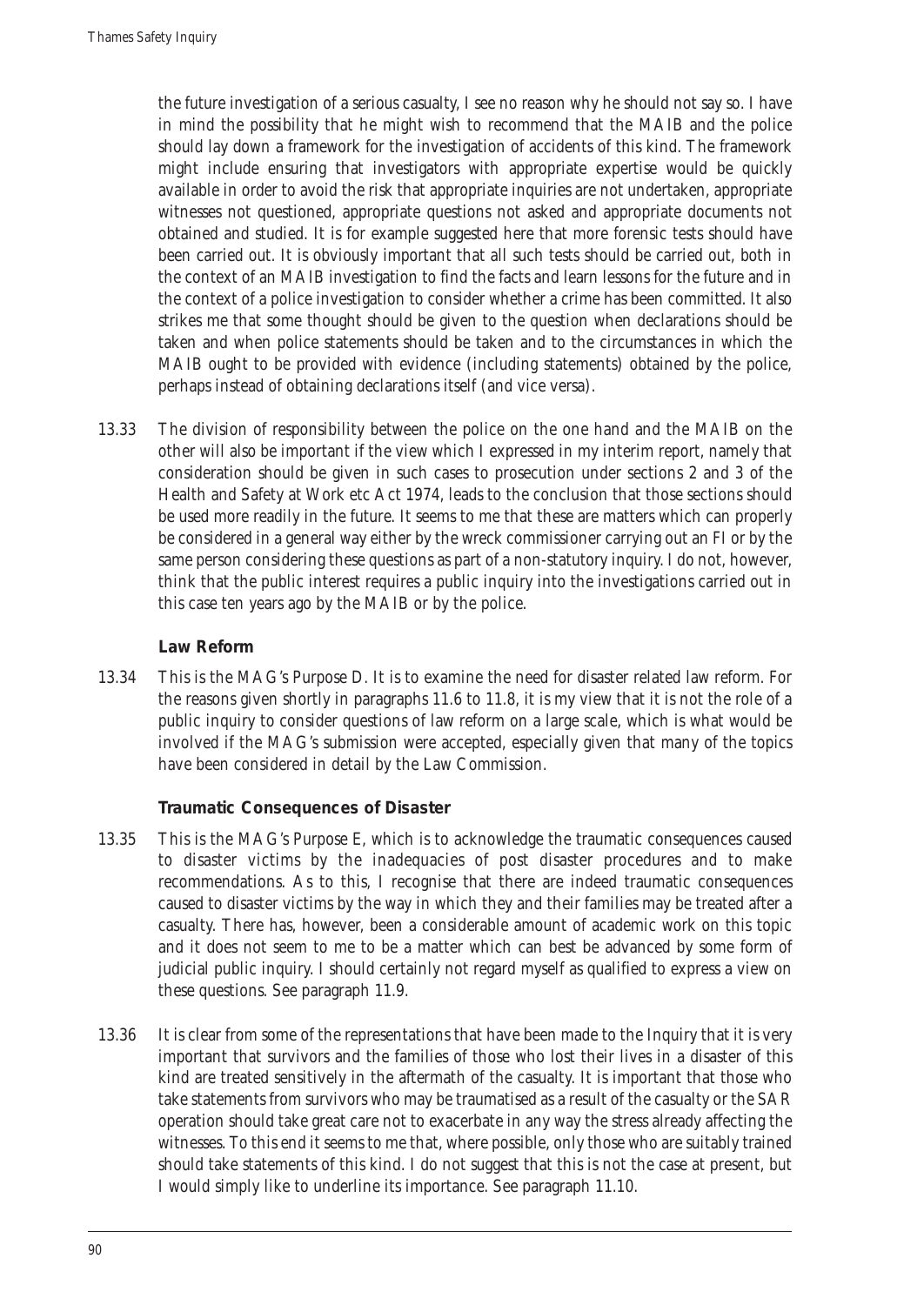the future investigation of a serious casualty, I see no reason why he should not say so. I have in mind the possibility that he might wish to recommend that the MAIB and the police should lay down a framework for the investigation of accidents of this kind. The framework might include ensuring that investigators with appropriate expertise would be quickly available in order to avoid the risk that appropriate inquiries are not undertaken, appropriate witnesses not questioned, appropriate questions not asked and appropriate documents not obtained and studied. It is for example suggested here that more forensic tests should have been carried out. It is obviously important that all such tests should be carried out, both in the context of an MAIB investigation to find the facts and learn lessons for the future and in the context of a police investigation to consider whether a crime has been committed. It also strikes me that some thought should be given to the question when declarations should be taken and when police statements should be taken and to the circumstances in which the MAIB ought to be provided with evidence (including statements) obtained by the police, perhaps instead of obtaining declarations itself (and vice versa).

13.33 The division of responsibility between the police on the one hand and the MAIB on the other will also be important if the view which I expressed in my interim report, namely that consideration should be given in such cases to prosecution under sections 2 and 3 of the Health and Safety at Work etc Act 1974, leads to the conclusion that those sections should be used more readily in the future. It seems to me that these are matters which can properly be considered in a general way either by the wreck commissioner carrying out an FI or by the same person considering these questions as part of a non-statutory inquiry. I do not, however, think that the public interest requires a public inquiry into the investigations carried out in this case ten years ago by the MAIB or by the police.

### Law Reform

13.34 This is the MAG's Purpose D. It is to examine the need for disaster related law reform. For the reasons given shortly in paragraphs 11.6 to 11.8, it is my view that it is not the role of a public inquiry to consider questions of law reform on a large scale, which is what would be involved if the MAG's submission were accepted, especially given that many of the topics have been considered in detail by the Law Commission.

### Traumatic Consequences of Disaster

13.35 This is the MAG's Purpose E, which is to acknowledge the traumatic consequences caused to disaster victims by the inadequacies of post disaster procedures and to make recommendations. As to this, I recognise that there are indeed traumatic consequences caused to disaster victims by the way in which they and their families may be treated after a casualty. There has, however, been a considerable amount of academic work on this topic and it does not seem to me to be a matter which can best be advanced by some form of judicial public inquiry. I should certainly not regard myself as qualified to express a view on these questions. See paragraph 11.9.

13.36 It is clear from some of the representations that have been made to the Inquiry that it is very important that survivors and the families of those who lost their lives in a disaster of this kind are treated sensitively in the aftermath of the casualty. It is important that those who take statements from survivors who may be traumatised as a result of the casualty or the SAR operation should take great care not to exacerbate in any way the stress already affecting the witnesses. To this end it seems to me that, where possible, only those who are suitably trained should take statements of this kind. I do not suggest that this is not the case at present, but I would simply like to underline its importance. See paragraph 11.10.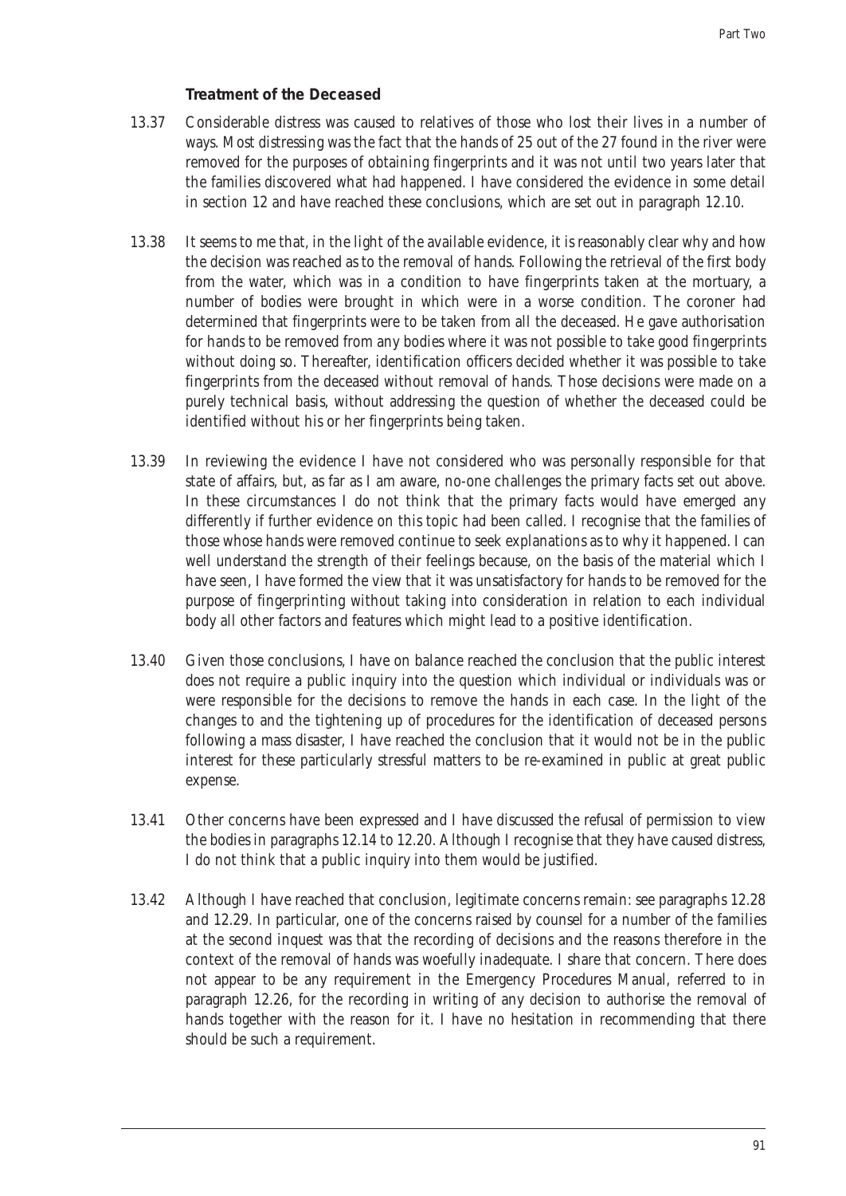### Treatment of the Deceased

13.37 Considerable distress was caused to relatives of those who lost their lives in a number of ways. Most distressing was the fact that the hands of 25 out of the 27 found in the river were removed for the purposes of obtaining fingerprints and it was not until two years later that the families discovered what had happened. I have considered the evidence in some detail in section 12 and have reached these conclusions, which are set out in paragraph 12.10.

13.38 It seems to me that, in the light of the available evidence, it is reasonably clear why and how the decision was reached as to the removal of hands. Following the retrieval of the first body from the water, which was in a condition to have fingerprints taken at the mortuary, a number of bodies were brought in which were in a worse condition. The coroner had determined that fingerprints were to be taken from all the deceased. He gave authorisation for hands to be removed from any bodies where it was not possible to take good fingerprints without doing so. Thereafter, identification officers decided whether it was possible to take fingerprints from the deceased without removal of hands. Those decisions were made on a purely technical basis, without addressing the question of whether the deceased could be identified without his or her fingerprints being taken.

13.39 In reviewing the evidence I have not considered who was personally responsible for that state of affairs, but, as far as I am aware, no-one challenges the primary facts set out above. In these circumstances I do not think that the primary facts would have emerged any differently if further evidence on this topic had been called. I recognise that the families of those whose hands were removed continue to seek explanations as to why it happened. I can well understand the strength of their feelings because, on the basis of the material which I have seen, I have formed the view that it was unsatisfactory for hands to be removed for the purpose of fingerprinting without taking into consideration in relation to each individual body all other factors and features which might lead to a positive identification.

13.40 Given those conclusions, I have on balance reached the conclusion that the public interest does not require a public inquiry into the question which individual or individuals was or were responsible for the decisions to remove the hands in each case. In the light of the changes to and the tightening up of procedures for the identification of deceased persons following a mass disaster, I have reached the conclusion that it would not be in the public interest for these particularly stressful matters to be re-examined in public at great public expense.

13.41 Other concerns have been expressed and I have discussed the refusal of permission to view the bodies in paragraphs 12.14 to 12.20. Although I recognise that they have caused distress, I do not think that a public inquiry into them would be justified.

13.42 Although I have reached that conclusion, legitimate concerns remain: see paragraphs 12.28 and 12.29. In particular, one of the concerns raised by counsel for a number of the families at the second inquest was that the recording of decisions and the reasons therefore in the context of the removal of hands was woefully inadequate. I share that concern. There does not appear to be any requirement in the Emergency Procedures Manual, referred to in paragraph 12.26, for the recording in writing of any decision to authorise the removal of hands together with the reason for it. I have no hesitation in recommending that there should be such a requirement.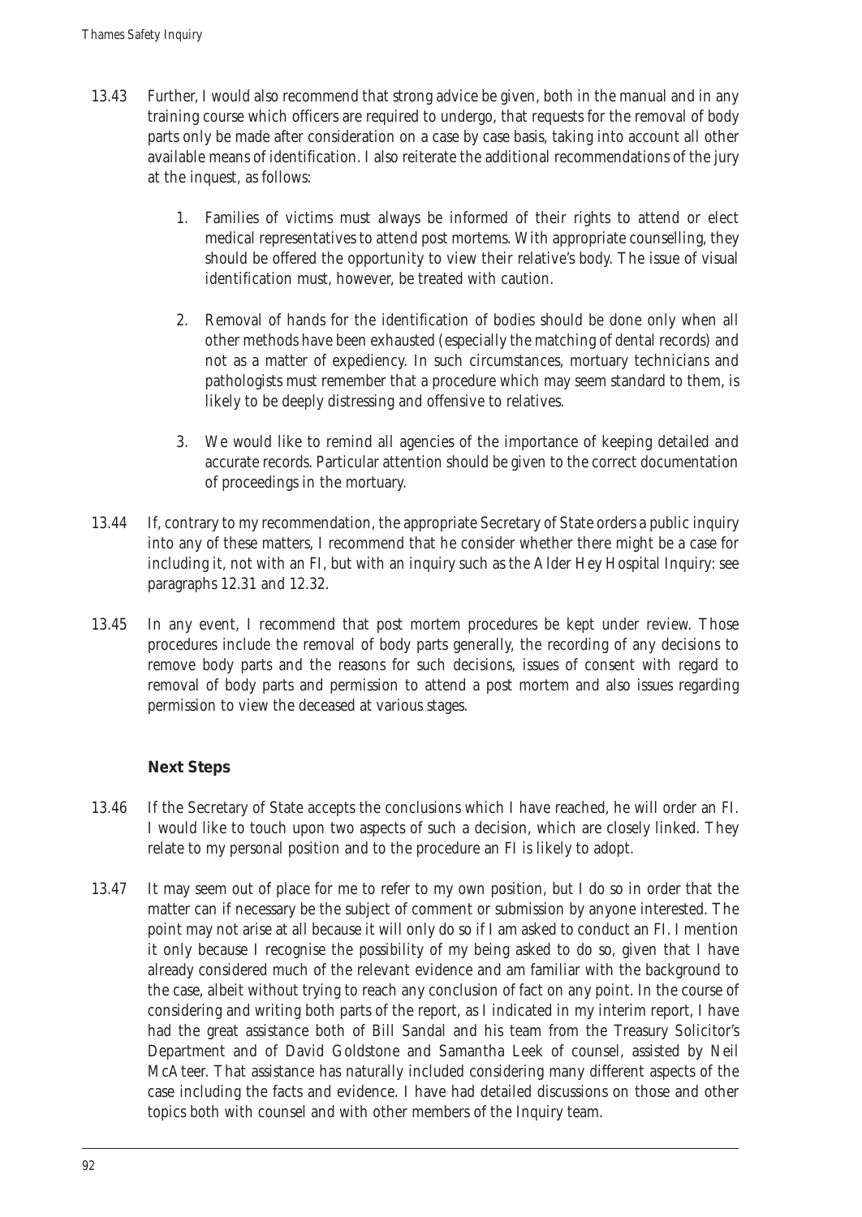13.43 Further, I would also recommend that strong advice be given, both in the manual and in any training course which officers are required to undergo, that requests for the removal of body parts only be made after consideration on a case by case basis, taking into account all other available means of identification. I also reiterate the additional recommendations of the jury at the inquest, as follows:

1. Families of victims must always be informed of their rights to attend or elect medical representatives to attend post mortems. With appropriate counselling, they should be offered the opportunity to view their relative's body. The issue of visual identification must, however, be treated with caution.

2. Removal of hands for the identification of bodies should be done only when all other methods have been exhausted (especially the matching of dental records) and not as a matter of expediency. In such circumstances, mortuary technicians and pathologists must remember that a procedure which may seem standard to them, is likely to be deeply distressing and offensive to relatives.

3. We would like to remind all agencies of the importance of keeping detailed and accurate records. Particular attention should be given to the correct documentation of proceedings in the mortuary.

13.44 If, contrary to my recommendation, the appropriate Secretary of State orders a public inquiry into any of these matters, I recommend that he consider whether there might be a case for including it, not with an FI, but with an inquiry such as the Alder Hey Hospital Inquiry: see paragraphs 12.31 and 12.32.

13.45 In any event, I recommend that post mortem procedures be kept under review. Those procedures include the removal of body parts generally, the recording of any decisions to remove body parts and the reasons for such decisions, issues of consent with regard to removal of body parts and permission to attend a post mortem and also issues regarding permission to view the deceased at various stages.

## Next Steps

13.46 If the Secretary of State accepts the conclusions which I have reached, he will order an FI. I would like to touch upon two aspects of such a decision, which are closely linked. They relate to my personal position and to the procedure an FI is likely to adopt.

13.47 It may seem out of place for me to refer to my own position, but I do so in order that the matter can if necessary be the subject of comment or submission by anyone interested. The point may not arise at all because it will only do so if I am asked to conduct an FI. I mention it only because I recognise the possibility of my being asked to do so, given that I have already considered much of the relevant evidence and am familiar with the background to the case, albeit without trying to reach any conclusion of fact on any point. In the course of considering and writing both parts of the report, as I indicated in my interim report, I have had the great assistance both of Bill Sandal and his team from the Treasury Solicitor's Department and of David Goldstone and Samantha Leek of counsel, assisted by Neil McAteer. That assistance has naturally included considering many different aspects of the case including the facts and evidence. I have had detailed discussions on those and other topics both with counsel and with other members of the Inquiry team.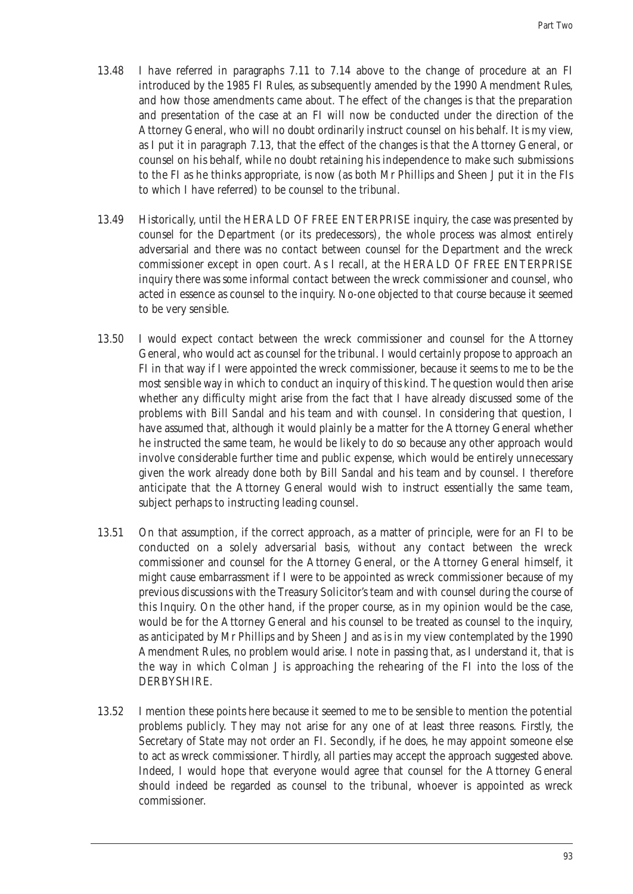13.48 I have referred in paragraphs 7.11 to 7.14 above to the change of procedure at an FI introduced by the 1985 FI Rules, as subsequently amended by the 1990 Amendment Rules, and how those amendments came about. The effect of the changes is that the preparation and presentation of the case at an FI will now be conducted under the direction of the Attorney General, who will no doubt ordinarily instruct counsel on his behalf. It is my view, as I put it in paragraph 7.13, that the effect of the changes is that the Attorney General, or counsel on his behalf, while no doubt retaining his independence to make such submissions to the FI as he thinks appropriate, is now (as both Mr Phillips and Sheen J put it in the FIs to which I have referred) to be counsel to the tribunal.

13.49 Historically, until the HERALD OF FREE ENTERPRISE inquiry, the case was presented by counsel for the Department (or its predecessors), the whole process was almost entirely adversarial and there was no contact between counsel for the Department and the wreck commissioner except in open court. As I recall, at the HERALD OF FREE ENTERPRISE inquiry there was some informal contact between the wreck commissioner and counsel, who acted in essence as counsel to the inquiry. No-one objected to that course because it seemed to be very sensible.

13.50 I would expect contact between the wreck commissioner and counsel for the Attorney General, who would act as counsel for the tribunal. I would certainly propose to approach an FI in that way if I were appointed the wreck commissioner, because it seems to me to be the most sensible way in which to conduct an inquiry of this kind. The question would then arise whether any difficulty might arise from the fact that I have already discussed some of the problems with Bill Sandal and his team and with counsel. In considering that question, I have assumed that, although it would plainly be a matter for the Attorney General whether he instructed the same team, he would be likely to do so because any other approach would involve considerable further time and public expense, which would be entirely unnecessary given the work already done both by Bill Sandal and his team and by counsel. I therefore anticipate that the Attorney General would wish to instruct essentially the same team, subject perhaps to instructing leading counsel.

13.51 On that assumption, if the correct approach, as a matter of principle, were for an FI to be conducted on a solely adversarial basis, without any contact between the wreck commissioner and counsel for the Attorney General, or the Attorney General himself, it might cause embarrassment if I were to be appointed as wreck commissioner because of my previous discussions with the Treasury Solicitor's team and with counsel during the course of this Inquiry. On the other hand, if the proper course, as in my opinion would be the case, would be for the Attorney General and his counsel to be treated as counsel to the inquiry, as anticipated by Mr Phillips and by Sheen J and as is in my view contemplated by the 1990 Amendment Rules, no problem would arise. I note in passing that, as I understand it, that is the way in which Colman J is approaching the rehearing of the FI into the loss of the DERBYSHIRE.

13.52 I mention these points here because it seemed to me to be sensible to mention the potential problems publicly. They may not arise for any one of at least three reasons. Firstly, the Secretary of State may not order an FI. Secondly, if he does, he may appoint someone else to act as wreck commissioner. Thirdly, all parties may accept the approach suggested above. Indeed, I would hope that everyone would agree that counsel for the Attorney General should indeed be regarded as counsel to the tribunal, whoever is appointed as wreck commissioner.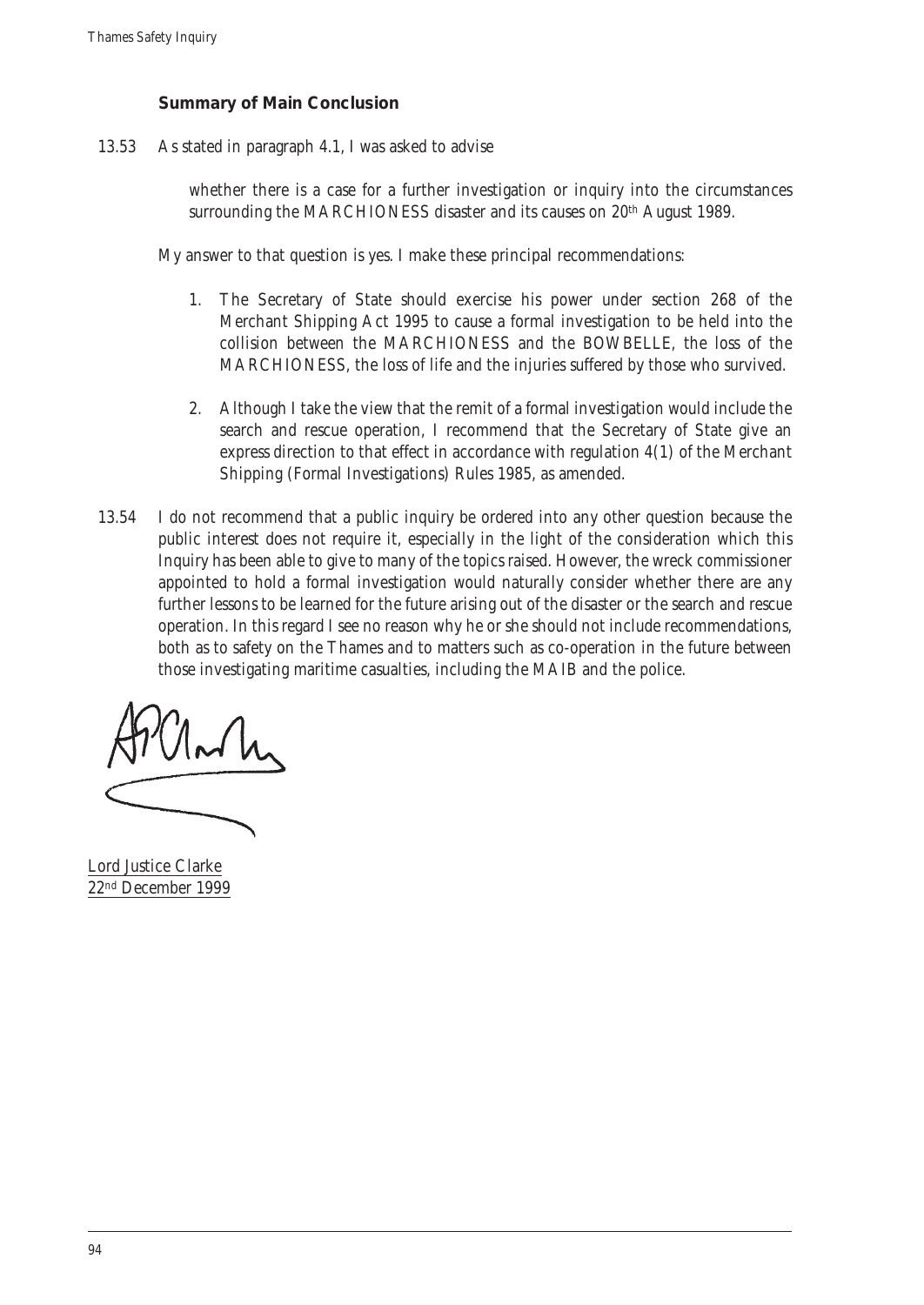### Summary of Main Conclusion

13.53 As stated in paragraph 4.1, I was asked to advise

> whether there is a case for a further investigation or inquiry into the circumstances surrounding the MARCHIONESS disaster and its causes on 20th August 1989.

My answer to that question is yes. I make these principal recommendations:

1. The Secretary of State should exercise his power under section 268 of the Merchant Shipping Act 1995 to cause a formal investigation to be held into the collision between the MARCHIONESS and the BOWBELLE, the loss of the MARCHIONESS, the loss of life and the injuries suffered by those who survived.

2. Although I take the view that the remit of a formal investigation would include the search and rescue operation, I recommend that the Secretary of State give an express direction to that effect in accordance with regulation 4(1) of the Merchant Shipping (Formal Investigations) Rules 1985, as amended.

13.54 I do not recommend that a public inquiry be ordered into any other question because the public interest does not require it, especially in the light of the consideration which this Inquiry has been able to give to many of the topics raised. However, the wreck commissioner appointed to hold a formal investigation would naturally consider whether there are any further lessons to be learned for the future arising out of the disaster or the search and rescue operation. In this regard I see no reason why he or she should not include recommendations, both as to safety on the Thames and to matters such as co-operation in the future between those investigating maritime casualties, including the MAIB and the police.

Lord Justice Clarke
22nd December 1999